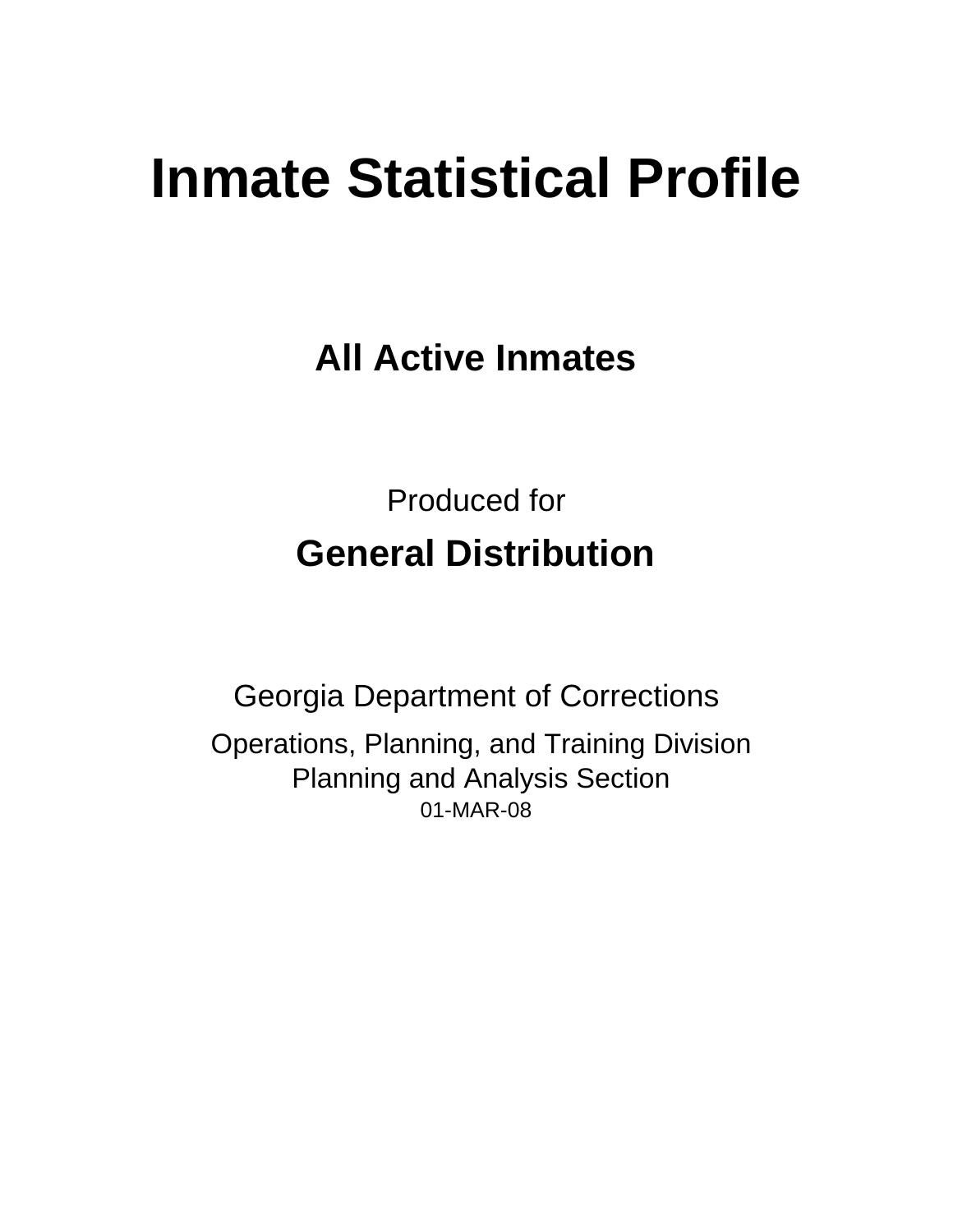# Inmate Statistical Profile

## All Active Inmates

Produced for

**General Distribution**

Georgia Department of Corrections

Operations, Planning, and Training Division
Planning and Analysis Section
01-MAR-08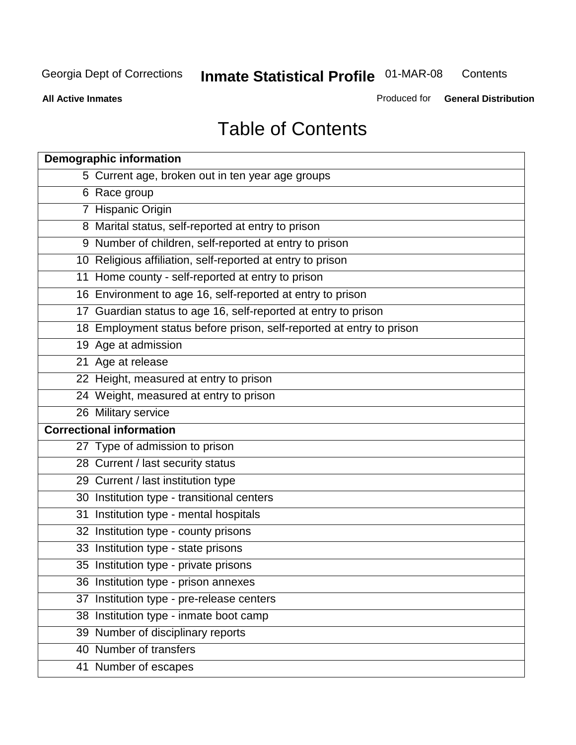# Table of Contents

| Demographic information | |
|---|---|
| 5 | Current age, broken out in ten year age groups |
| 6 | Race group |
| 7 | Hispanic Origin |
| 8 | Marital status, self-reported at entry to prison |
| 9 | Number of children, self-reported at entry to prison |
| 10 | Religious affiliation, self-reported at entry to prison |
| 11 | Home county - self-reported at entry to prison |
| 16 | Environment to age 16, self-reported at entry to prison |
| 17 | Guardian status to age 16, self-reported at entry to prison |
| 18 | Employment status before prison, self-reported at entry to prison |
| 19 | Age at admission |
| 21 | Age at release |
| 22 | Height, measured at entry to prison |
| 24 | Weight, measured at entry to prison |
| 26 | Military service |
| **Correctional information** | |
| 27 | Type of admission to prison |
| 28 | Current / last security status |
| 29 | Current / last institution type |
| 30 | Institution type - transitional centers |
| 31 | Institution type - mental hospitals |
| 32 | Institution type - county prisons |
| 33 | Institution type - state prisons |
| 35 | Institution type - private prisons |
| 36 | Institution type - prison annexes |
| 37 | Institution type - pre-release centers |
| 38 | Institution type - inmate boot camp |
| 39 | Number of disciplinary reports |
| 40 | Number of transfers |
| 41 | Number of escapes |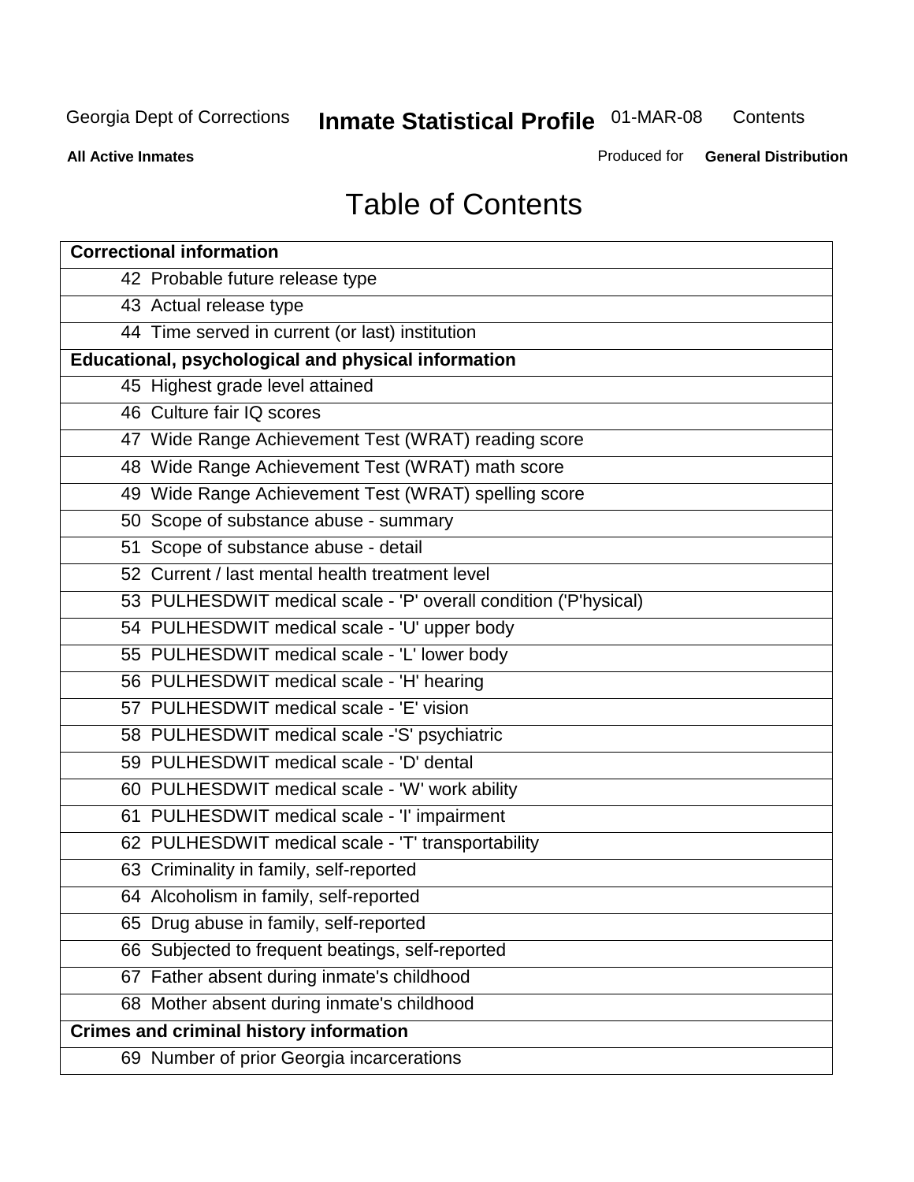# Table of Contents

| Correctional information |
|---|
| 42 Probable future release type |
| 43 Actual release type |
| 44 Time served in current (or last) institution |
| **Educational, psychological and physical information** |
| 45 Highest grade level attained |
| 46 Culture fair IQ scores |
| 47 Wide Range Achievement Test (WRAT) reading score |
| 48 Wide Range Achievement Test (WRAT) math score |
| 49 Wide Range Achievement Test (WRAT) spelling score |
| 50 Scope of substance abuse - summary |
| 51 Scope of substance abuse - detail |
| 52 Current / last mental health treatment level |
| 53 PULHESDWIT medical scale - 'P' overall condition ('P'hysical) |
| 54 PULHESDWIT medical scale - 'U' upper body |
| 55 PULHESDWIT medical scale - 'L' lower body |
| 56 PULHESDWIT medical scale - 'H' hearing |
| 57 PULHESDWIT medical scale - 'E' vision |
| 58 PULHESDWIT medical scale -'S' psychiatric |
| 59 PULHESDWIT medical scale - 'D' dental |
| 60 PULHESDWIT medical scale - 'W' work ability |
| 61 PULHESDWIT medical scale - 'I' impairment |
| 62 PULHESDWIT medical scale - 'T' transportability |
| 63 Criminality in family, self-reported |
| 64 Alcoholism in family, self-reported |
| 65 Drug abuse in family, self-reported |
| 66 Subjected to frequent beatings, self-reported |
| 67 Father absent during inmate's childhood |
| 68 Mother absent during inmate's childhood |
| **Crimes and criminal history information** |
| 69 Number of prior Georgia incarcerations |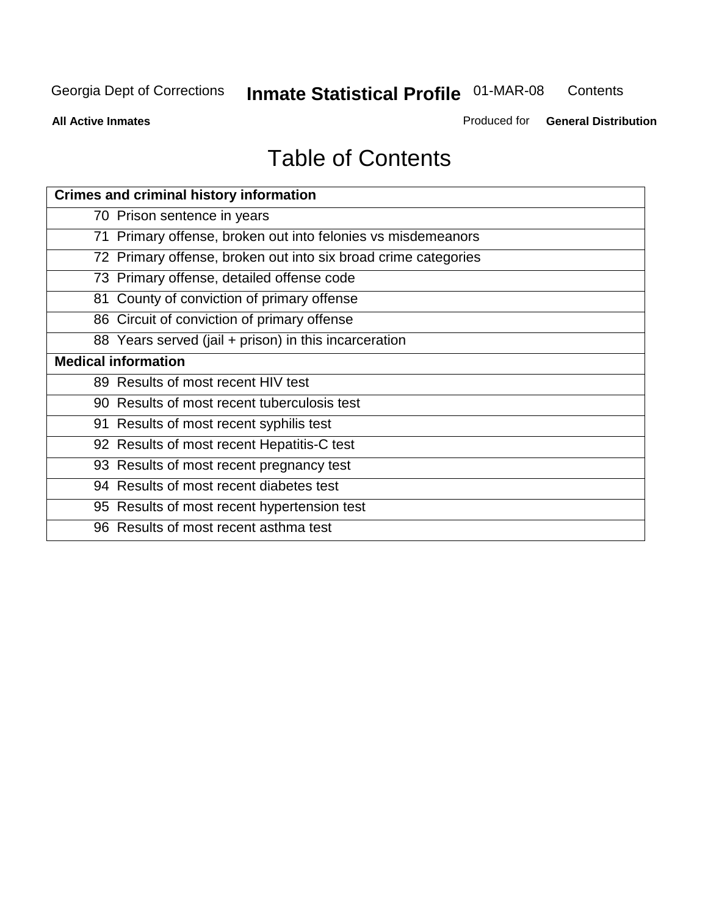Georgia Dept of Corrections **Inmate Statistical Profile** 01-MAR-08 Contents

**All Active Inmates** Produced for **General Distribution**

# Table of Contents

| **Crimes and criminal history information** |
|---|
| 70 Prison sentence in years |
| 71 Primary offense, broken out into felonies vs misdemeanors |
| 72 Primary offense, broken out into six broad crime categories |
| 73 Primary offense, detailed offense code |
| 81 County of conviction of primary offense |
| 86 Circuit of conviction of primary offense |
| 88 Years served (jail + prison) in this incarceration |
| **Medical information** |
| 89 Results of most recent HIV test |
| 90 Results of most recent tuberculosis test |
| 91 Results of most recent syphilis test |
| 92 Results of most recent Hepatitis-C test |
| 93 Results of most recent pregnancy test |
| 94 Results of most recent diabetes test |
| 95 Results of most recent hypertension test |
| 96 Results of most recent asthma test |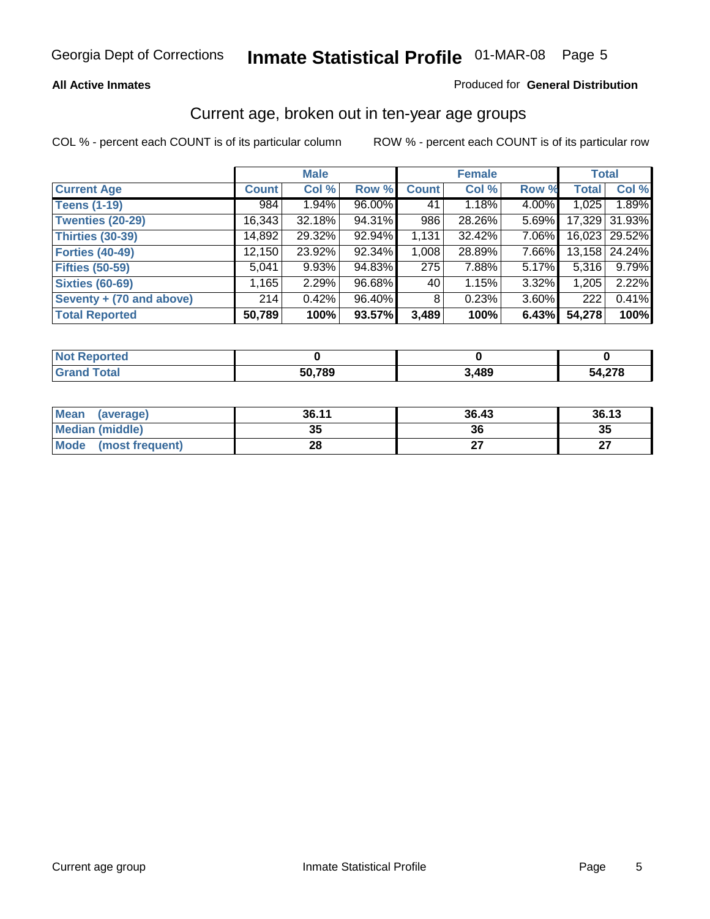**All Active Inmates**

Produced for **General Distribution**

## Current age, broken out in ten-year age groups

COL % - percent each COUNT is of its particular column

ROW % - percent each COUNT is of its particular row

| | Male | | | Female | | | Total | |
|---|---|---|---|---|---|---|---|---|
| **Current Age** | **Count** | **Col %** | **Row %** | **Count** | **Col %** | **Row %** | **Total** | **Col %** |
| **Teens (1-19)** | 984 | 1.94% | 96.00% | 41 | 1.18% | 4.00% | 1,025 | 1.89% |
| **Twenties (20-29)** | 16,343 | 32.18% | 94.31% | 986 | 28.26% | 5.69% | 17,329 | 31.93% |
| **Thirties (30-39)** | 14,892 | 29.32% | 92.94% | 1,131 | 32.42% | 7.06% | 16,023 | 29.52% |
| **Forties (40-49)** | 12,150 | 23.92% | 92.34% | 1,008 | 28.89% | 7.66% | 13,158 | 24.24% |
| **Fifties (50-59)** | 5,041 | 9.93% | 94.83% | 275 | 7.88% | 5.17% | 5,316 | 9.79% |
| **Sixties (60-69)** | 1,165 | 2.29% | 96.68% | 40 | 1.15% | 3.32% | 1,205 | 2.22% |
| **Seventy + (70 and above)** | 214 | 0.42% | 96.40% | 8 | 0.23% | 3.60% | 222 | 0.41% |
| **Total Reported** | **50,789** | **100%** | **93.57%** | **3,489** | **100%** | **6.43%** | **54,278** | **100%** |

| | Male | Female | Total |
|---|---|---|---|
| **Not Reported** | **0** | **0** | **0** |
| **Grand Total** | **50,789** | **3,489** | **54,278** |

| | Male | Female | Total |
|---|---|---|---|
| **Mean (average)** | **36.11** | **36.43** | **36.13** |
| **Median (middle)** | **35** | **36** | **35** |
| **Mode (most frequent)** | **28** | **27** | **27** |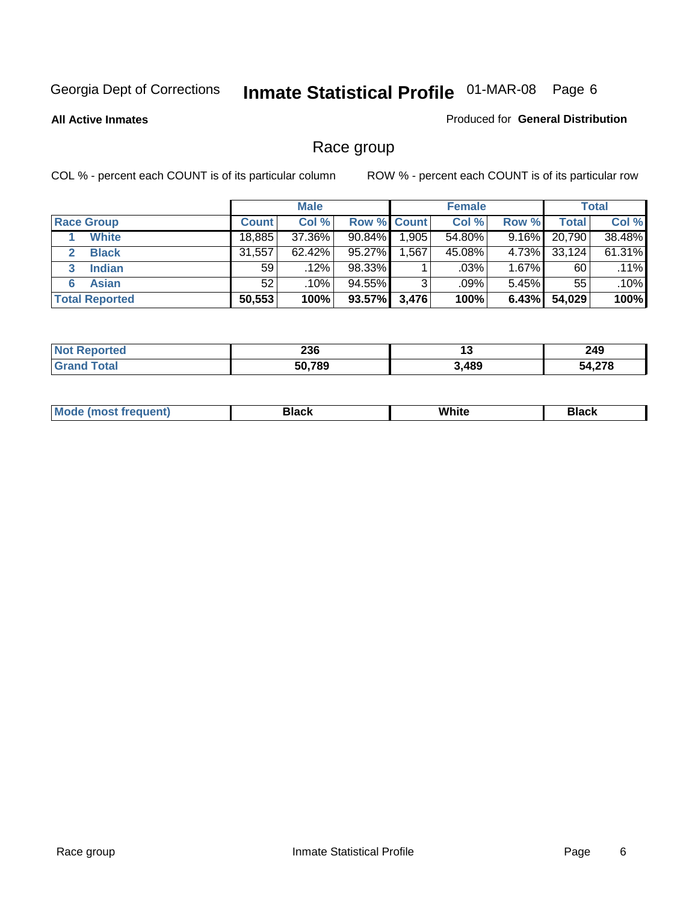Georgia Dept of Corrections **Inmate Statistical Profile** 01-MAR-08

**All Active Inmates**

Produced for **General Distribution**

## Race group

COL % - percent each COUNT is of its particular column

ROW % - percent each COUNT is of its particular row

| | Male | | | Female | | | Total | |
|---|---|---|---|---|---|---|---|---|
| **Race Group** | **Count** | **Col %** | **Row %** | **Count** | **Col %** | **Row %** | **Total** | **Col %** |
| 1 **White** | 18,885 | 37.36% | 90.84% | 1,905 | 54.80% | 9.16% | 20,790 | 38.48% |
| 2 **Black** | 31,557 | 62.42% | 95.27% | 1,567 | 45.08% | 4.73% | 33,124 | 61.31% |
| 3 **Indian** | 59 | .12% | 98.33% | 1 | .03% | 1.67% | 60 | .11% |
| 6 **Asian** | 52 | .10% | 94.55% | 3 | .09% | 5.45% | 55 | .10% |
| **Total Reported** | **50,553** | **100%** | **93.57%** | **3,476** | **100%** | **6.43%** | **54,029** | **100%** |

| | Male | Female | Total |
|---|---|---|---|
| **Not Reported** | **236** | **13** | **249** |
| **Grand Total** | **50,789** | **3,489** | **54,278** |

| | Male | Female | Total |
|---|---|---|---|
| **Mode (most frequent)** | **Black** | **White** | **Black** |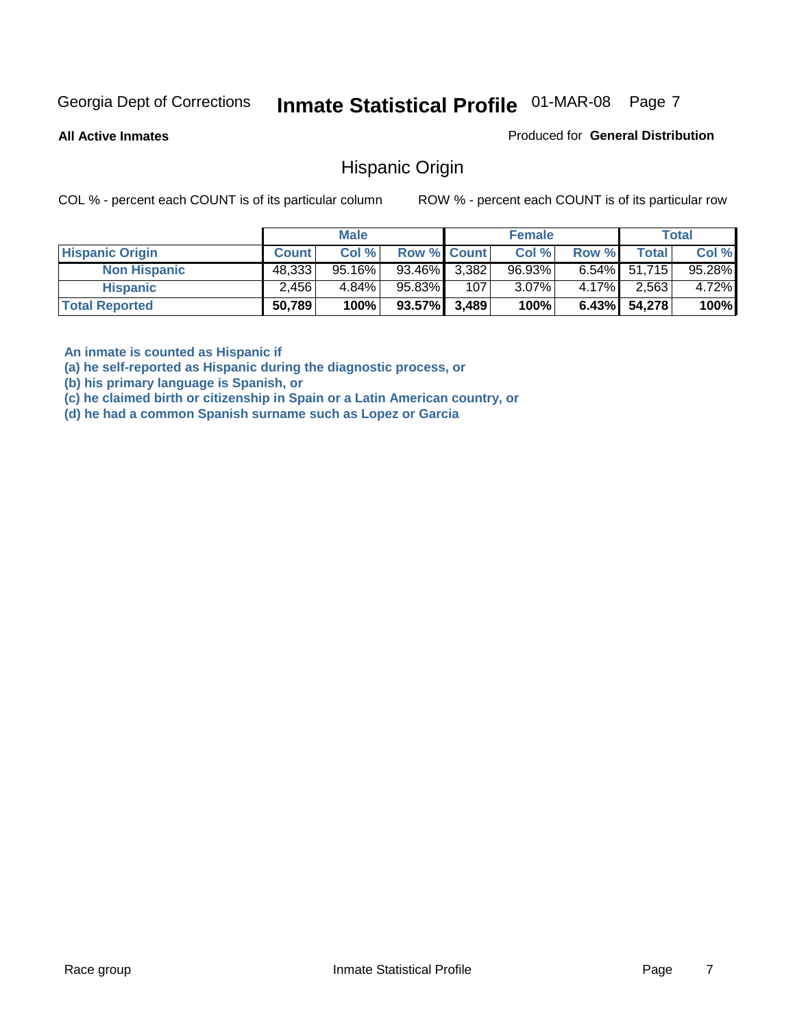Georgia Dept of Corrections **Inmate Statistical Profile** 01-MAR-08

**All Active Inmates**

Produced for **General Distribution**

## Hispanic Origin

COL % - percent each COUNT is of its particular column

ROW % - percent each COUNT is of its particular row

| | Male | | | Female | | | Total | |
|---|---|---|---|---|---|---|---|---|
| **Hispanic Origin** | **Count** | **Col %** | **Row %** | **Count** | **Col %** | **Row %** | **Total** | **Col %** |
| **Non Hispanic** | 48,333 | 95.16% | 93.46% | 3,382 | 96.93% | 6.54% | 51,715 | 95.28% |
| **Hispanic** | 2,456 | 4.84% | 95.83% | 107 | 3.07% | 4.17% | 2,563 | 4.72% |
| **Total Reported** | **50,789** | **100%** | **93.57%** | **3,489** | **100%** | **6.43%** | **54,278** | **100%** |

**An inmate is counted as Hispanic if**

**(a) he self-reported as Hispanic during the diagnostic process, or**

**(b) his primary language is Spanish, or**

**(c) he claimed birth or citizenship in Spain or a Latin American country, or**

**(d) he had a common Spanish surname such as Lopez or Garcia**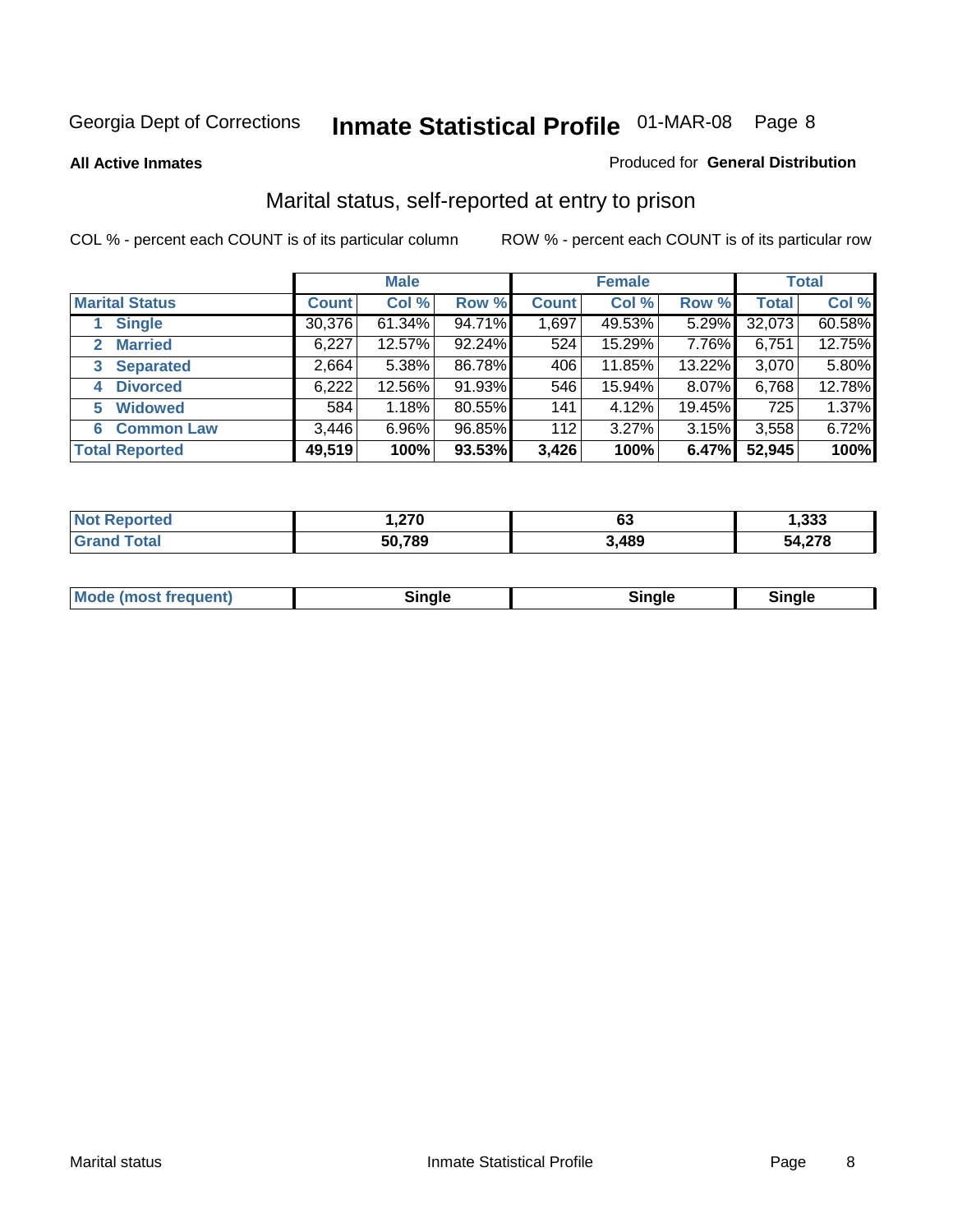Georgia Dept of Corrections **Inmate Statistical Profile** 01-MAR-08

**All Active Inmates**

Produced for **General Distribution**

## Marital status, self-reported at entry to prison

COL % - percent each COUNT is of its particular column

ROW % - percent each COUNT is of its particular row

| | Male | | | Female | | | Total | |
|---|---|---|---|---|---|---|---|---|
| **Marital Status** | **Count** | **Col %** | **Row %** | **Count** | **Col %** | **Row %** | **Total** | **Col %** |
| 1 Single | 30,376 | 61.34% | 94.71% | 1,697 | 49.53% | 5.29% | 32,073 | 60.58% |
| 2 Married | 6,227 | 12.57% | 92.24% | 524 | 15.29% | 7.76% | 6,751 | 12.75% |
| 3 Separated | 2,664 | 5.38% | 86.78% | 406 | 11.85% | 13.22% | 3,070 | 5.80% |
| 4 Divorced | 6,222 | 12.56% | 91.93% | 546 | 15.94% | 8.07% | 6,768 | 12.78% |
| 5 Widowed | 584 | 1.18% | 80.55% | 141 | 4.12% | 19.45% | 725 | 1.37% |
| 6 Common Law | 3,446 | 6.96% | 96.85% | 112 | 3.27% | 3.15% | 3,558 | 6.72% |
| **Total Reported** | **49,519** | **100%** | **93.53%** | **3,426** | **100%** | **6.47%** | **52,945** | **100%** |

| | Male | Female | Total |
|---|---|---|---|
| Not Reported | **1,270** | **63** | **1,333** |
| Grand Total | **50,789** | **3,489** | **54,278** |

| | Male | Female | Total |
|---|---|---|---|
| Mode (most frequent) | **Single** | **Single** | **Single** |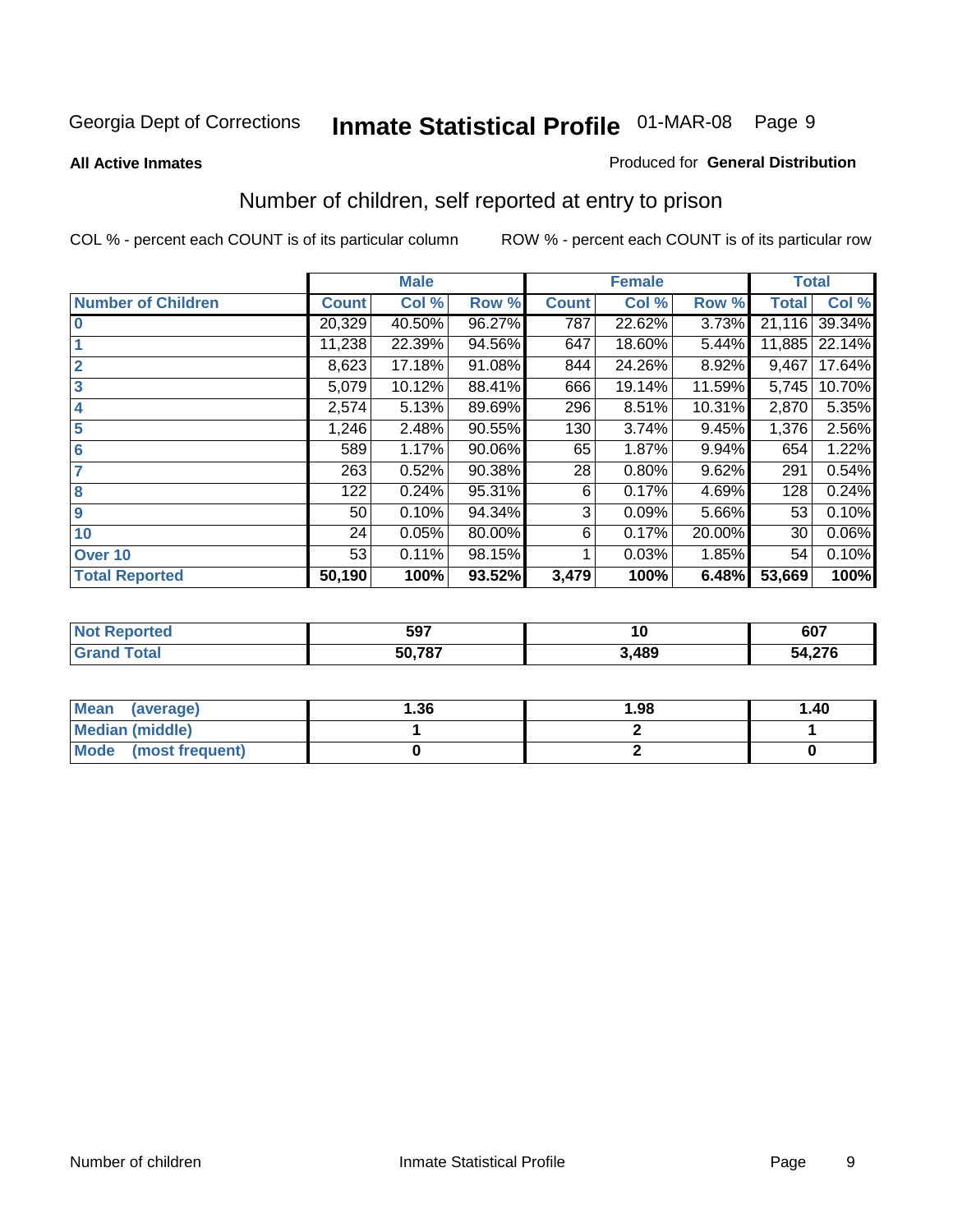Georgia Dept of Corrections **Inmate Statistical Profile** 01-MAR-08

**All Active Inmates**

Produced for **General Distribution**

## Number of children, self reported at entry to prison

COL % - percent each COUNT is of its particular column

ROW % - percent each COUNT is of its particular row

| | Male | | | Female | | | Total | |
|---|---|---|---|---|---|---|---|---|
| **Number of Children** | **Count** | **Col %** | **Row %** | **Count** | **Col %** | **Row %** | **Total** | **Col %** |
| **0** | 20,329 | 40.50% | 96.27% | 787 | 22.62% | 3.73% | 21,116 | 39.34% |
| **1** | 11,238 | 22.39% | 94.56% | 647 | 18.60% | 5.44% | 11,885 | 22.14% |
| **2** | 8,623 | 17.18% | 91.08% | 844 | 24.26% | 8.92% | 9,467 | 17.64% |
| **3** | 5,079 | 10.12% | 88.41% | 666 | 19.14% | 11.59% | 5,745 | 10.70% |
| **4** | 2,574 | 5.13% | 89.69% | 296 | 8.51% | 10.31% | 2,870 | 5.35% |
| **5** | 1,246 | 2.48% | 90.55% | 130 | 3.74% | 9.45% | 1,376 | 2.56% |
| **6** | 589 | 1.17% | 90.06% | 65 | 1.87% | 9.94% | 654 | 1.22% |
| **7** | 263 | 0.52% | 90.38% | 28 | 0.80% | 9.62% | 291 | 0.54% |
| **8** | 122 | 0.24% | 95.31% | 6 | 0.17% | 4.69% | 128 | 0.24% |
| **9** | 50 | 0.10% | 94.34% | 3 | 0.09% | 5.66% | 53 | 0.10% |
| **10** | 24 | 0.05% | 80.00% | 6 | 0.17% | 20.00% | 30 | 0.06% |
| **Over 10** | 53 | 0.11% | 98.15% | 1 | 0.03% | 1.85% | 54 | 0.10% |
| **Total Reported** | **50,190** | **100%** | **93.52%** | **3,479** | **100%** | **6.48%** | **53,669** | **100%** |

| | Male | Female | Total |
|---|---|---|---|
| **Not Reported** | **597** | **10** | **607** |
| **Grand Total** | **50,787** | **3,489** | **54,276** |

| | Male | Female | Total |
|---|---|---|---|
| **Mean (average)** | **1.36** | **1.98** | **1.40** |
| **Median (middle)** | **1** | **2** | **1** |
| **Mode (most frequent)** | **0** | **2** | **0** |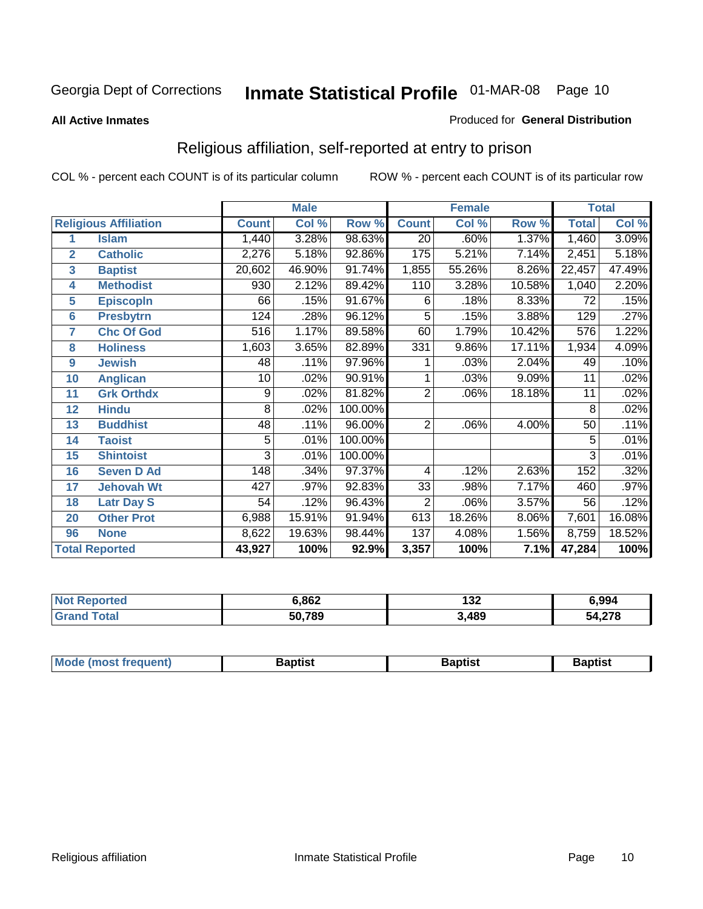Georgia Dept of Corrections **Inmate Statistical Profile** 01-MAR-08

**All Active Inmates** Produced for **General Distribution**

## Religious affiliation, self-reported at entry to prison

COL % - percent each COUNT is of its particular column ROW % - percent each COUNT is of its particular row

| | | Male | | | Female | | | Total | |
|---|---|---|---|---|---|---|---|---|---|
| Religious Affiliation | | Count | Col % | Row % | Count | Col % | Row % | Total | Col % |
| 1 | Islam | 1,440 | 3.28% | 98.63% | 20 | .60% | 1.37% | 1,460 | 3.09% |
| 2 | Catholic | 2,276 | 5.18% | 92.86% | 175 | 5.21% | 7.14% | 2,451 | 5.18% |
| 3 | Baptist | 20,602 | 46.90% | 91.74% | 1,855 | 55.26% | 8.26% | 22,457 | 47.49% |
| 4 | Methodist | 930 | 2.12% | 89.42% | 110 | 3.28% | 10.58% | 1,040 | 2.20% |
| 5 | Episcopln | 66 | .15% | 91.67% | 6 | .18% | 8.33% | 72 | .15% |
| 6 | Presbytrn | 124 | .28% | 96.12% | 5 | .15% | 3.88% | 129 | .27% |
| 7 | Chc Of God | 516 | 1.17% | 89.58% | 60 | 1.79% | 10.42% | 576 | 1.22% |
| 8 | Holiness | 1,603 | 3.65% | 82.89% | 331 | 9.86% | 17.11% | 1,934 | 4.09% |
| 9 | Jewish | 48 | .11% | 97.96% | 1 | .03% | 2.04% | 49 | .10% |
| 10 | Anglican | 10 | .02% | 90.91% | 1 | .03% | 9.09% | 11 | .02% |
| 11 | Grk Orthdx | 9 | .02% | 81.82% | 2 | .06% | 18.18% | 11 | .02% |
| 12 | Hindu | 8 | .02% | 100.00% | | | | 8 | .02% |
| 13 | Buddhist | 48 | .11% | 96.00% | 2 | .06% | 4.00% | 50 | .11% |
| 14 | Taoist | 5 | .01% | 100.00% | | | | 5 | .01% |
| 15 | Shintoist | 3 | .01% | 100.00% | | | | 3 | .01% |
| 16 | Seven D Ad | 148 | .34% | 97.37% | 4 | .12% | 2.63% | 152 | .32% |
| 17 | Jehovah Wt | 427 | .97% | 92.83% | 33 | .98% | 7.17% | 460 | .97% |
| 18 | Latr Day S | 54 | .12% | 96.43% | 2 | .06% | 3.57% | 56 | .12% |
| 20 | Other Prot | 6,988 | 15.91% | 91.94% | 613 | 18.26% | 8.06% | 7,601 | 16.08% |
| 96 | None | 8,622 | 19.63% | 98.44% | 137 | 4.08% | 1.56% | 8,759 | 18.52% |
| **Total Reported** | | **43,927** | **100%** | **92.9%** | **3,357** | **100%** | **7.1%** | **47,284** | **100%** |

| | Male | Female | Total |
|---|---|---|---|
| Not Reported | **6,862** | **132** | **6,994** |
| Grand Total | **50,789** | **3,489** | **54,278** |

| | Male | Female | Total |
|---|---|---|---|
| Mode (most frequent) | **Baptist** | **Baptist** | **Baptist** |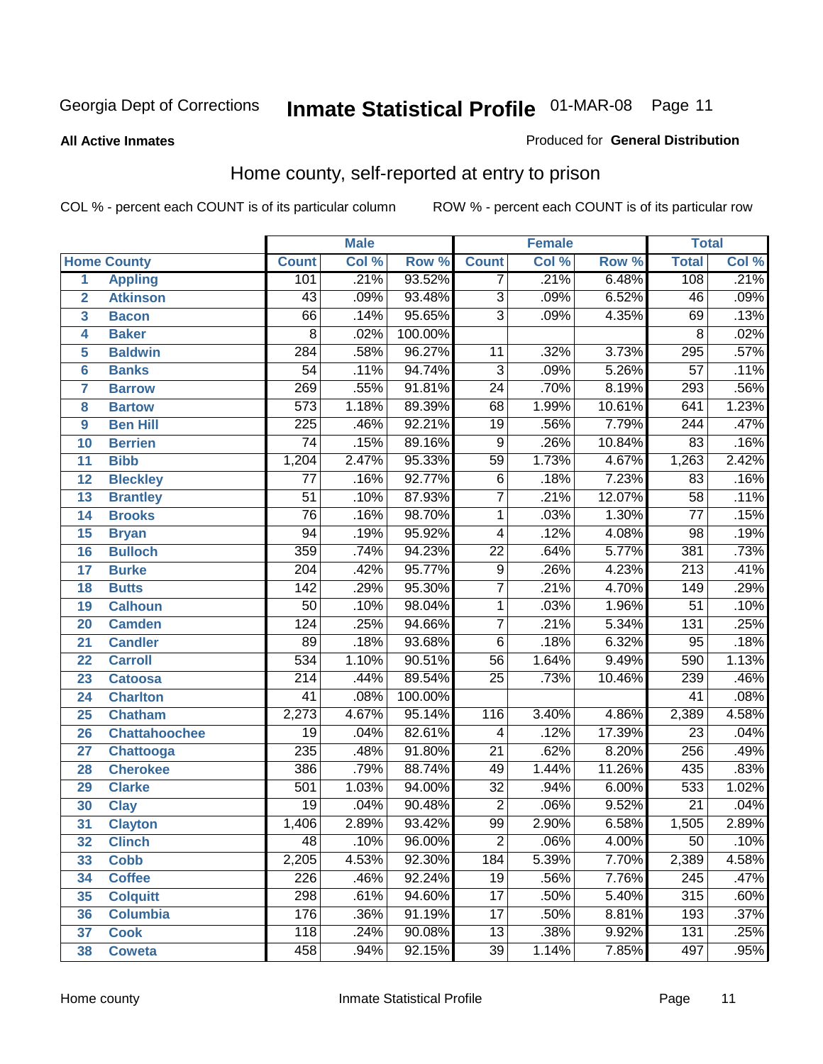# Inmate Statistical Profile

Georgia Dept of Corrections — 01-MAR-08

**All Active Inmates** — Produced for **General Distribution**

## Home county, self-reported at entry to prison

COL % - percent each COUNT is of its particular column

ROW % - percent each COUNT is of its particular row

| | Home County | Male | | | Female | | | Total | |
|---|---|---|---|---|---|---|---|---|---|
| | | Count | Col % | Row % | Count | Col % | Row % | Total | Col % |
| 1 | Appling | 101 | .21% | 93.52% | 7 | .21% | 6.48% | 108 | .21% |
| 2 | Atkinson | 43 | .09% | 93.48% | 3 | .09% | 6.52% | 46 | .09% |
| 3 | Bacon | 66 | .14% | 95.65% | 3 | .09% | 4.35% | 69 | .13% |
| 4 | Baker | 8 | .02% | 100.00% | | | | 8 | .02% |
| 5 | Baldwin | 284 | .58% | 96.27% | 11 | .32% | 3.73% | 295 | .57% |
| 6 | Banks | 54 | .11% | 94.74% | 3 | .09% | 5.26% | 57 | .11% |
| 7 | Barrow | 269 | .55% | 91.81% | 24 | .70% | 8.19% | 293 | .56% |
| 8 | Bartow | 573 | 1.18% | 89.39% | 68 | 1.99% | 10.61% | 641 | 1.23% |
| 9 | Ben Hill | 225 | .46% | 92.21% | 19 | .56% | 7.79% | 244 | .47% |
| 10 | Berrien | 74 | .15% | 89.16% | 9 | .26% | 10.84% | 83 | .16% |
| 11 | Bibb | 1,204 | 2.47% | 95.33% | 59 | 1.73% | 4.67% | 1,263 | 2.42% |
| 12 | Bleckley | 77 | .16% | 92.77% | 6 | .18% | 7.23% | 83 | .16% |
| 13 | Brantley | 51 | .10% | 87.93% | 7 | .21% | 12.07% | 58 | .11% |
| 14 | Brooks | 76 | .16% | 98.70% | 1 | .03% | 1.30% | 77 | .15% |
| 15 | Bryan | 94 | .19% | 95.92% | 4 | .12% | 4.08% | 98 | .19% |
| 16 | Bulloch | 359 | .74% | 94.23% | 22 | .64% | 5.77% | 381 | .73% |
| 17 | Burke | 204 | .42% | 95.77% | 9 | .26% | 4.23% | 213 | .41% |
| 18 | Butts | 142 | .29% | 95.30% | 7 | .21% | 4.70% | 149 | .29% |
| 19 | Calhoun | 50 | .10% | 98.04% | 1 | .03% | 1.96% | 51 | .10% |
| 20 | Camden | 124 | .25% | 94.66% | 7 | .21% | 5.34% | 131 | .25% |
| 21 | Candler | 89 | .18% | 93.68% | 6 | .18% | 6.32% | 95 | .18% |
| 22 | Carroll | 534 | 1.10% | 90.51% | 56 | 1.64% | 9.49% | 590 | 1.13% |
| 23 | Catoosa | 214 | .44% | 89.54% | 25 | .73% | 10.46% | 239 | .46% |
| 24 | Charlton | 41 | .08% | 100.00% | | | | 41 | .08% |
| 25 | Chatham | 2,273 | 4.67% | 95.14% | 116 | 3.40% | 4.86% | 2,389 | 4.58% |
| 26 | Chattahoochee | 19 | .04% | 82.61% | 4 | .12% | 17.39% | 23 | .04% |
| 27 | Chattooga | 235 | .48% | 91.80% | 21 | .62% | 8.20% | 256 | .49% |
| 28 | Cherokee | 386 | .79% | 88.74% | 49 | 1.44% | 11.26% | 435 | .83% |
| 29 | Clarke | 501 | 1.03% | 94.00% | 32 | .94% | 6.00% | 533 | 1.02% |
| 30 | Clay | 19 | .04% | 90.48% | 2 | .06% | 9.52% | 21 | .04% |
| 31 | Clayton | 1,406 | 2.89% | 93.42% | 99 | 2.90% | 6.58% | 1,505 | 2.89% |
| 32 | Clinch | 48 | .10% | 96.00% | 2 | .06% | 4.00% | 50 | .10% |
| 33 | Cobb | 2,205 | 4.53% | 92.30% | 184 | 5.39% | 7.70% | 2,389 | 4.58% |
| 34 | Coffee | 226 | .46% | 92.24% | 19 | .56% | 7.76% | 245 | .47% |
| 35 | Colquitt | 298 | .61% | 94.60% | 17 | .50% | 5.40% | 315 | .60% |
| 36 | Columbia | 176 | .36% | 91.19% | 17 | .50% | 8.81% | 193 | .37% |
| 37 | Cook | 118 | .24% | 90.08% | 13 | .38% | 9.92% | 131 | .25% |
| 38 | Coweta | 458 | .94% | 92.15% | 39 | 1.14% | 7.85% | 497 | .95% |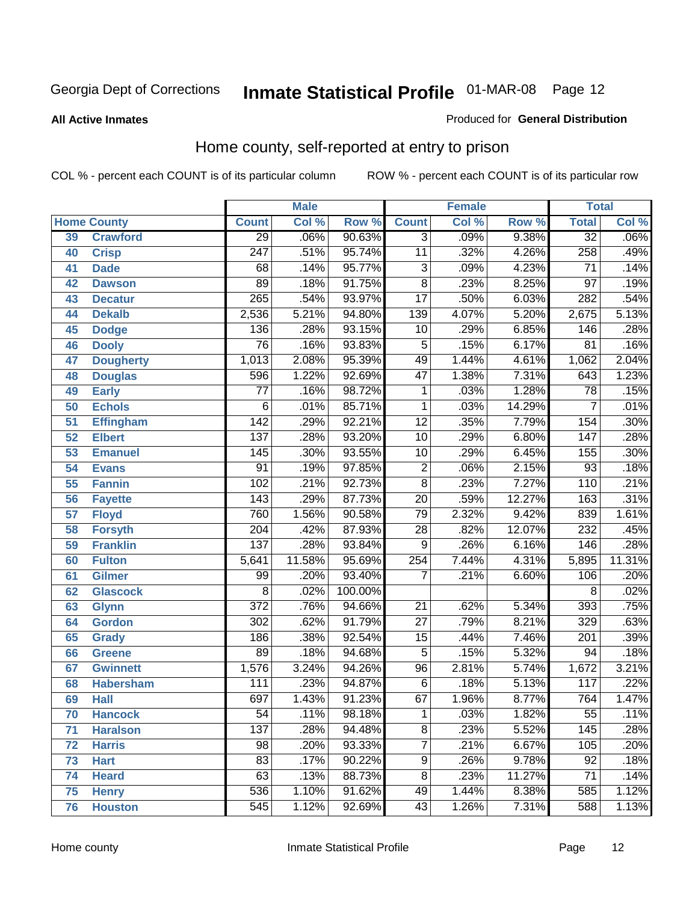Georgia Dept of Corrections **Inmate Statistical Profile** 01-MAR-08 Page 12

**All Active Inmates**

Produced for **General Distribution**

## Home county, self-reported at entry to prison

COL % - percent each COUNT is of its particular column ROW % - percent each COUNT is of its particular row

| Home County | | Male | | | Female | | | Total | |
|---|---|---|---|---|---|---|---|---|---|
| | | Count | Col % | Row % | Count | Col % | Row % | Total | Col % |
| 39 | Crawford | 29 | .06% | 90.63% | 3 | .09% | 9.38% | 32 | .06% |
| 40 | Crisp | 247 | .51% | 95.74% | 11 | .32% | 4.26% | 258 | .49% |
| 41 | Dade | 68 | .14% | 95.77% | 3 | .09% | 4.23% | 71 | .14% |
| 42 | Dawson | 89 | .18% | 91.75% | 8 | .23% | 8.25% | 97 | .19% |
| 43 | Decatur | 265 | .54% | 93.97% | 17 | .50% | 6.03% | 282 | .54% |
| 44 | Dekalb | 2,536 | 5.21% | 94.80% | 139 | 4.07% | 5.20% | 2,675 | 5.13% |
| 45 | Dodge | 136 | .28% | 93.15% | 10 | .29% | 6.85% | 146 | .28% |
| 46 | Dooly | 76 | .16% | 93.83% | 5 | .15% | 6.17% | 81 | .16% |
| 47 | Dougherty | 1,013 | 2.08% | 95.39% | 49 | 1.44% | 4.61% | 1,062 | 2.04% |
| 48 | Douglas | 596 | 1.22% | 92.69% | 47 | 1.38% | 7.31% | 643 | 1.23% |
| 49 | Early | 77 | .16% | 98.72% | 1 | .03% | 1.28% | 78 | .15% |
| 50 | Echols | 6 | .01% | 85.71% | 1 | .03% | 14.29% | 7 | .01% |
| 51 | Effingham | 142 | .29% | 92.21% | 12 | .35% | 7.79% | 154 | .30% |
| 52 | Elbert | 137 | .28% | 93.20% | 10 | .29% | 6.80% | 147 | .28% |
| 53 | Emanuel | 145 | .30% | 93.55% | 10 | .29% | 6.45% | 155 | .30% |
| 54 | Evans | 91 | .19% | 97.85% | 2 | .06% | 2.15% | 93 | .18% |
| 55 | Fannin | 102 | .21% | 92.73% | 8 | .23% | 7.27% | 110 | .21% |
| 56 | Fayette | 143 | .29% | 87.73% | 20 | .59% | 12.27% | 163 | .31% |
| 57 | Floyd | 760 | 1.56% | 90.58% | 79 | 2.32% | 9.42% | 839 | 1.61% |
| 58 | Forsyth | 204 | .42% | 87.93% | 28 | .82% | 12.07% | 232 | .45% |
| 59 | Franklin | 137 | .28% | 93.84% | 9 | .26% | 6.16% | 146 | .28% |
| 60 | Fulton | 5,641 | 11.58% | 95.69% | 254 | 7.44% | 4.31% | 5,895 | 11.31% |
| 61 | Gilmer | 99 | .20% | 93.40% | 7 | .21% | 6.60% | 106 | .20% |
| 62 | Glascock | 8 | .02% | 100.00% | | | | 8 | .02% |
| 63 | Glynn | 372 | .76% | 94.66% | 21 | .62% | 5.34% | 393 | .75% |
| 64 | Gordon | 302 | .62% | 91.79% | 27 | .79% | 8.21% | 329 | .63% |
| 65 | Grady | 186 | .38% | 92.54% | 15 | .44% | 7.46% | 201 | .39% |
| 66 | Greene | 89 | .18% | 94.68% | 5 | .15% | 5.32% | 94 | .18% |
| 67 | Gwinnett | 1,576 | 3.24% | 94.26% | 96 | 2.81% | 5.74% | 1,672 | 3.21% |
| 68 | Habersham | 111 | .23% | 94.87% | 6 | .18% | 5.13% | 117 | .22% |
| 69 | Hall | 697 | 1.43% | 91.23% | 67 | 1.96% | 8.77% | 764 | 1.47% |
| 70 | Hancock | 54 | .11% | 98.18% | 1 | .03% | 1.82% | 55 | .11% |
| 71 | Haralson | 137 | .28% | 94.48% | 8 | .23% | 5.52% | 145 | .28% |
| 72 | Harris | 98 | .20% | 93.33% | 7 | .21% | 6.67% | 105 | .20% |
| 73 | Hart | 83 | .17% | 90.22% | 9 | .26% | 9.78% | 92 | .18% |
| 74 | Heard | 63 | .13% | 88.73% | 8 | .23% | 11.27% | 71 | .14% |
| 75 | Henry | 536 | 1.10% | 91.62% | 49 | 1.44% | 8.38% | 585 | 1.12% |
| 76 | Houston | 545 | 1.12% | 92.69% | 43 | 1.26% | 7.31% | 588 | 1.13% |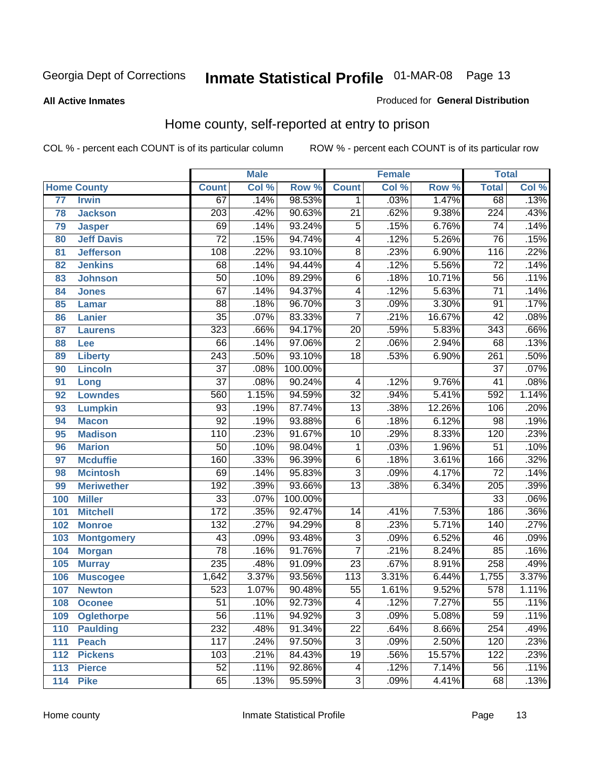Georgia Dept of Corrections

# Inmate Statistical Profile 01-MAR-08

**All Active Inmates**

Produced for **General Distribution**

## Home county, self-reported at entry to prison

COL % - percent each COUNT is of its particular column

ROW % - percent each COUNT is of its particular row

| Home County | | Male | | | Female | | | Total | |
|---|---|---|---|---|---|---|---|---|---|
| | | Count | Col % | Row % | Count | Col % | Row % | Total | Col % |
| 77 | Irwin | 67 | .14% | 98.53% | 1 | .03% | 1.47% | 68 | .13% |
| 78 | Jackson | 203 | .42% | 90.63% | 21 | .62% | 9.38% | 224 | .43% |
| 79 | Jasper | 69 | .14% | 93.24% | 5 | .15% | 6.76% | 74 | .14% |
| 80 | Jeff Davis | 72 | .15% | 94.74% | 4 | .12% | 5.26% | 76 | .15% |
| 81 | Jefferson | 108 | .22% | 93.10% | 8 | .23% | 6.90% | 116 | .22% |
| 82 | Jenkins | 68 | .14% | 94.44% | 4 | .12% | 5.56% | 72 | .14% |
| 83 | Johnson | 50 | .10% | 89.29% | 6 | .18% | 10.71% | 56 | .11% |
| 84 | Jones | 67 | .14% | 94.37% | 4 | .12% | 5.63% | 71 | .14% |
| 85 | Lamar | 88 | .18% | 96.70% | 3 | .09% | 3.30% | 91 | .17% |
| 86 | Lanier | 35 | .07% | 83.33% | 7 | .21% | 16.67% | 42 | .08% |
| 87 | Laurens | 323 | .66% | 94.17% | 20 | .59% | 5.83% | 343 | .66% |
| 88 | Lee | 66 | .14% | 97.06% | 2 | .06% | 2.94% | 68 | .13% |
| 89 | Liberty | 243 | .50% | 93.10% | 18 | .53% | 6.90% | 261 | .50% |
| 90 | Lincoln | 37 | .08% | 100.00% | | | | 37 | .07% |
| 91 | Long | 37 | .08% | 90.24% | 4 | .12% | 9.76% | 41 | .08% |
| 92 | Lowndes | 560 | 1.15% | 94.59% | 32 | .94% | 5.41% | 592 | 1.14% |
| 93 | Lumpkin | 93 | .19% | 87.74% | 13 | .38% | 12.26% | 106 | .20% |
| 94 | Macon | 92 | .19% | 93.88% | 6 | .18% | 6.12% | 98 | .19% |
| 95 | Madison | 110 | .23% | 91.67% | 10 | .29% | 8.33% | 120 | .23% |
| 96 | Marion | 50 | .10% | 98.04% | 1 | .03% | 1.96% | 51 | .10% |
| 97 | Mcduffie | 160 | .33% | 96.39% | 6 | .18% | 3.61% | 166 | .32% |
| 98 | Mcintosh | 69 | .14% | 95.83% | 3 | .09% | 4.17% | 72 | .14% |
| 99 | Meriwether | 192 | .39% | 93.66% | 13 | .38% | 6.34% | 205 | .39% |
| 100 | Miller | 33 | .07% | 100.00% | | | | 33 | .06% |
| 101 | Mitchell | 172 | .35% | 92.47% | 14 | .41% | 7.53% | 186 | .36% |
| 102 | Monroe | 132 | .27% | 94.29% | 8 | .23% | 5.71% | 140 | .27% |
| 103 | Montgomery | 43 | .09% | 93.48% | 3 | .09% | 6.52% | 46 | .09% |
| 104 | Morgan | 78 | .16% | 91.76% | 7 | .21% | 8.24% | 85 | .16% |
| 105 | Murray | 235 | .48% | 91.09% | 23 | .67% | 8.91% | 258 | .49% |
| 106 | Muscogee | 1,642 | 3.37% | 93.56% | 113 | 3.31% | 6.44% | 1,755 | 3.37% |
| 107 | Newton | 523 | 1.07% | 90.48% | 55 | 1.61% | 9.52% | 578 | 1.11% |
| 108 | Oconee | 51 | .10% | 92.73% | 4 | .12% | 7.27% | 55 | .11% |
| 109 | Oglethorpe | 56 | .11% | 94.92% | 3 | .09% | 5.08% | 59 | .11% |
| 110 | Paulding | 232 | .48% | 91.34% | 22 | .64% | 8.66% | 254 | .49% |
| 111 | Peach | 117 | .24% | 97.50% | 3 | .09% | 2.50% | 120 | .23% |
| 112 | Pickens | 103 | .21% | 84.43% | 19 | .56% | 15.57% | 122 | .23% |
| 113 | Pierce | 52 | .11% | 92.86% | 4 | .12% | 7.14% | 56 | .11% |
| 114 | Pike | 65 | .13% | 95.59% | 3 | .09% | 4.41% | 68 | .13% |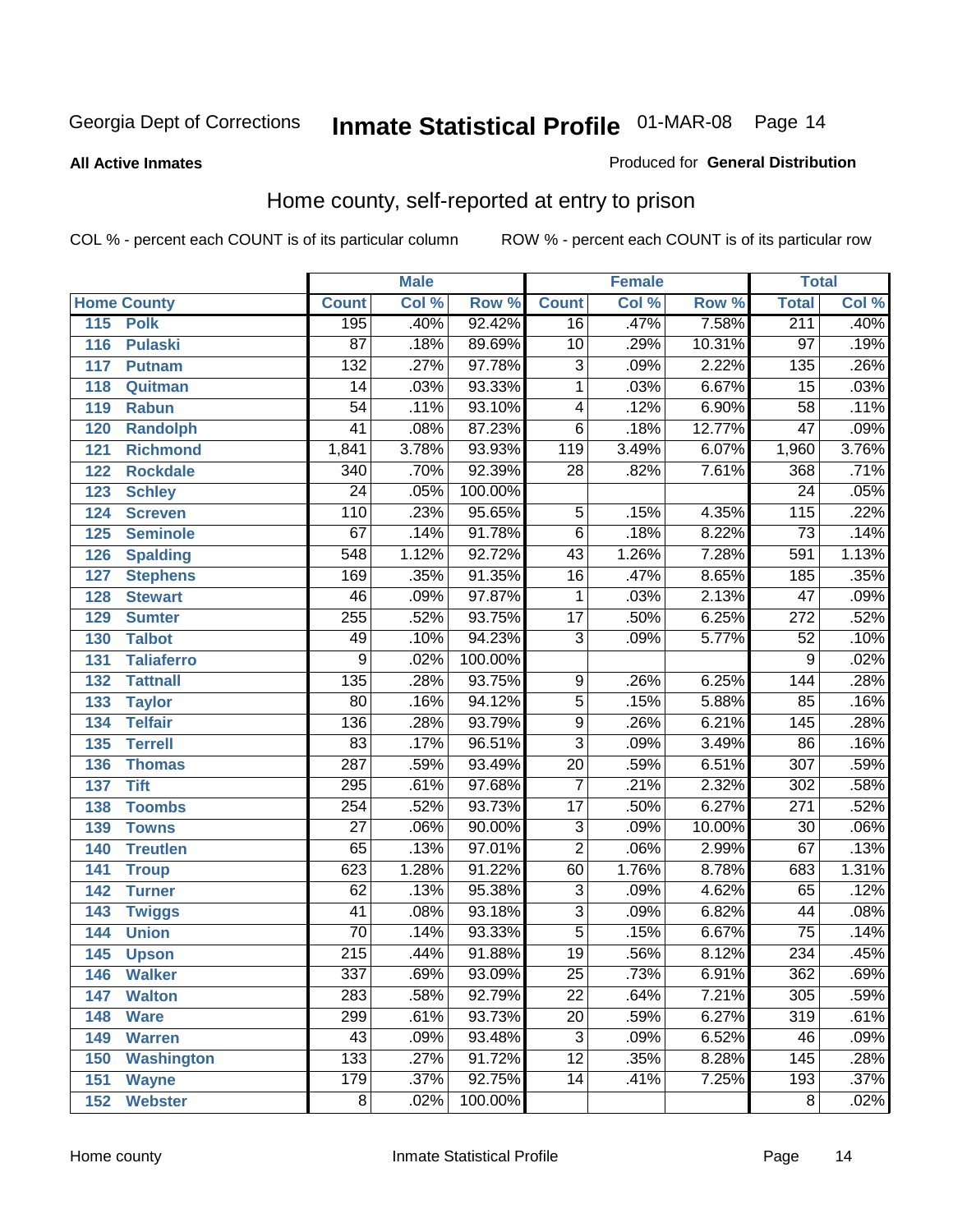Georgia Dept of Corrections **Inmate Statistical Profile** 01-MAR-08

**All Active Inmates** Produced for **General Distribution**

## Home county, self-reported at entry to prison

COL % - percent each COUNT is of its particular column ROW % - percent each COUNT is of its particular row

| Home County | | Male | | | Female | | | Total | |
|---|---|---|---|---|---|---|---|---|---|
| | | Count | Col % | Row % | Count | Col % | Row % | Total | Col % |
| 115 | Polk | 195 | .40% | 92.42% | 16 | .47% | 7.58% | 211 | .40% |
| 116 | Pulaski | 87 | .18% | 89.69% | 10 | .29% | 10.31% | 97 | .19% |
| 117 | Putnam | 132 | .27% | 97.78% | 3 | .09% | 2.22% | 135 | .26% |
| 118 | Quitman | 14 | .03% | 93.33% | 1 | .03% | 6.67% | 15 | .03% |
| 119 | Rabun | 54 | .11% | 93.10% | 4 | .12% | 6.90% | 58 | .11% |
| 120 | Randolph | 41 | .08% | 87.23% | 6 | .18% | 12.77% | 47 | .09% |
| 121 | Richmond | 1,841 | 3.78% | 93.93% | 119 | 3.49% | 6.07% | 1,960 | 3.76% |
| 122 | Rockdale | 340 | .70% | 92.39% | 28 | .82% | 7.61% | 368 | .71% |
| 123 | Schley | 24 | .05% | 100.00% | | | | 24 | .05% |
| 124 | Screven | 110 | .23% | 95.65% | 5 | .15% | 4.35% | 115 | .22% |
| 125 | Seminole | 67 | .14% | 91.78% | 6 | .18% | 8.22% | 73 | .14% |
| 126 | Spalding | 548 | 1.12% | 92.72% | 43 | 1.26% | 7.28% | 591 | 1.13% |
| 127 | Stephens | 169 | .35% | 91.35% | 16 | .47% | 8.65% | 185 | .35% |
| 128 | Stewart | 46 | .09% | 97.87% | 1 | .03% | 2.13% | 47 | .09% |
| 129 | Sumter | 255 | .52% | 93.75% | 17 | .50% | 6.25% | 272 | .52% |
| 130 | Talbot | 49 | .10% | 94.23% | 3 | .09% | 5.77% | 52 | .10% |
| 131 | Taliaferro | 9 | .02% | 100.00% | | | | 9 | .02% |
| 132 | Tattnall | 135 | .28% | 93.75% | 9 | .26% | 6.25% | 144 | .28% |
| 133 | Taylor | 80 | .16% | 94.12% | 5 | .15% | 5.88% | 85 | .16% |
| 134 | Telfair | 136 | .28% | 93.79% | 9 | .26% | 6.21% | 145 | .28% |
| 135 | Terrell | 83 | .17% | 96.51% | 3 | .09% | 3.49% | 86 | .16% |
| 136 | Thomas | 287 | .59% | 93.49% | 20 | .59% | 6.51% | 307 | .59% |
| 137 | Tift | 295 | .61% | 97.68% | 7 | .21% | 2.32% | 302 | .58% |
| 138 | Toombs | 254 | .52% | 93.73% | 17 | .50% | 6.27% | 271 | .52% |
| 139 | Towns | 27 | .06% | 90.00% | 3 | .09% | 10.00% | 30 | .06% |
| 140 | Treutlen | 65 | .13% | 97.01% | 2 | .06% | 2.99% | 67 | .13% |
| 141 | Troup | 623 | 1.28% | 91.22% | 60 | 1.76% | 8.78% | 683 | 1.31% |
| 142 | Turner | 62 | .13% | 95.38% | 3 | .09% | 4.62% | 65 | .12% |
| 143 | Twiggs | 41 | .08% | 93.18% | 3 | .09% | 6.82% | 44 | .08% |
| 144 | Union | 70 | .14% | 93.33% | 5 | .15% | 6.67% | 75 | .14% |
| 145 | Upson | 215 | .44% | 91.88% | 19 | .56% | 8.12% | 234 | .45% |
| 146 | Walker | 337 | .69% | 93.09% | 25 | .73% | 6.91% | 362 | .69% |
| 147 | Walton | 283 | .58% | 92.79% | 22 | .64% | 7.21% | 305 | .59% |
| 148 | Ware | 299 | .61% | 93.73% | 20 | .59% | 6.27% | 319 | .61% |
| 149 | Warren | 43 | .09% | 93.48% | 3 | .09% | 6.52% | 46 | .09% |
| 150 | Washington | 133 | .27% | 91.72% | 12 | .35% | 8.28% | 145 | .28% |
| 151 | Wayne | 179 | .37% | 92.75% | 14 | .41% | 7.25% | 193 | .37% |
| 152 | Webster | 8 | .02% | 100.00% | | | | 8 | .02% |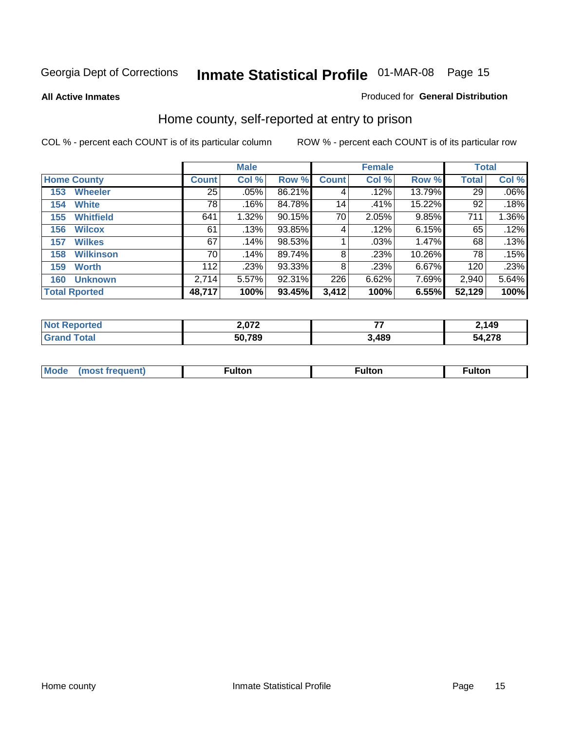Georgia Dept of Corrections **Inmate Statistical Profile** 01-MAR-08

**All Active Inmates**

Produced for **General Distribution**

## Home county, self-reported at entry to prison

COL % - percent each COUNT is of its particular column

ROW % - percent each COUNT is of its particular row

| | Male | | | Female | | | Total | |
|---|---|---|---|---|---|---|---|---|
| **Home County** | **Count** | **Col %** | **Row %** | **Count** | **Col %** | **Row %** | **Total** | **Col %** |
| 153 Wheeler | 25 | .05% | 86.21% | 4 | .12% | 13.79% | 29 | .06% |
| 154 White | 78 | .16% | 84.78% | 14 | .41% | 15.22% | 92 | .18% |
| 155 Whitfield | 641 | 1.32% | 90.15% | 70 | 2.05% | 9.85% | 711 | 1.36% |
| 156 Wilcox | 61 | .13% | 93.85% | 4 | .12% | 6.15% | 65 | .12% |
| 157 Wilkes | 67 | .14% | 98.53% | 1 | .03% | 1.47% | 68 | .13% |
| 158 Wilkinson | 70 | .14% | 89.74% | 8 | .23% | 10.26% | 78 | .15% |
| 159 Worth | 112 | .23% | 93.33% | 8 | .23% | 6.67% | 120 | .23% |
| 160 Unknown | 2,714 | 5.57% | 92.31% | 226 | 6.62% | 7.69% | 2,940 | 5.64% |
| **Total Rported** | **48,717** | **100%** | **93.45%** | **3,412** | **100%** | **6.55%** | **52,129** | **100%** |

| | Male | Female | Total |
|---|---|---|---|
| **Not Reported** | **2,072** | **77** | **2,149** |
| **Grand Total** | **50,789** | **3,489** | **54,278** |

| | Male | Female | Total |
|---|---|---|---|
| **Mode (most frequent)** | **Fulton** | **Fulton** | **Fulton** |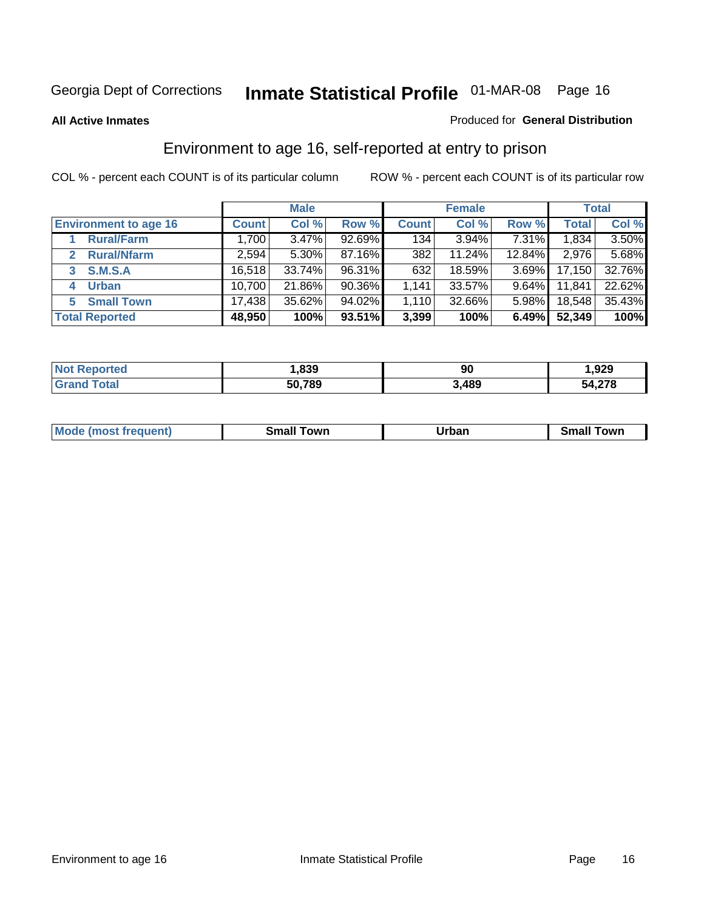Georgia Dept of Corrections **Inmate Statistical Profile** 01-MAR-08

**All Active Inmates**

Produced for **General Distribution**

## Environment to age 16, self-reported at entry to prison

COL % - percent each COUNT is of its particular column

ROW % - percent each COUNT is of its particular row

| | Male | | | Female | | | Total | |
|---|---|---|---|---|---|---|---|---|
| **Environment to age 16** | **Count** | **Col %** | **Row %** | **Count** | **Col %** | **Row %** | **Total** | **Col %** |
| 1 **Rural/Farm** | 1,700 | 3.47% | 92.69% | 134 | 3.94% | 7.31% | 1,834 | 3.50% |
| 2 **Rural/Nfarm** | 2,594 | 5.30% | 87.16% | 382 | 11.24% | 12.84% | 2,976 | 5.68% |
| 3 **S.M.S.A** | 16,518 | 33.74% | 96.31% | 632 | 18.59% | 3.69% | 17,150 | 32.76% |
| 4 **Urban** | 10,700 | 21.86% | 90.36% | 1,141 | 33.57% | 9.64% | 11,841 | 22.62% |
| 5 **Small Town** | 17,438 | 35.62% | 94.02% | 1,110 | 32.66% | 5.98% | 18,548 | 35.43% |
| **Total Reported** | **48,950** | **100%** | **93.51%** | **3,399** | **100%** | **6.49%** | **52,349** | **100%** |

| | Male | Female | Total |
|---|---|---|---|
| **Not Reported** | **1,839** | **90** | **1,929** |
| **Grand Total** | **50,789** | **3,489** | **54,278** |

| | Male | Female | Total |
|---|---|---|---|
| **Mode (most frequent)** | **Small Town** | **Urban** | **Small Town** |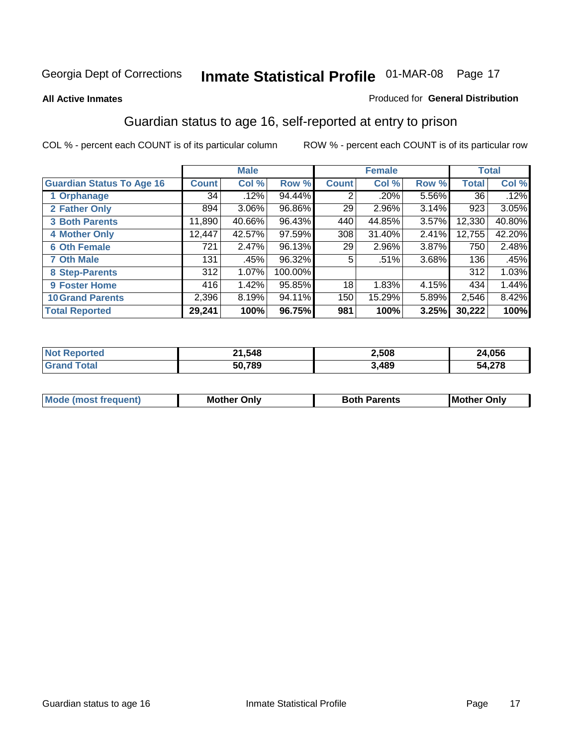Georgia Dept of Corrections **Inmate Statistical Profile** 01-MAR-08

**All Active Inmates**

Produced for **General Distribution**

## Guardian status to age 16, self-reported at entry to prison

COL % - percent each COUNT is of its particular column     ROW % - percent each COUNT is of its particular row

| | Male | | | Female | | | Total | |
|---|---|---|---|---|---|---|---|---|
| **Guardian Status To Age 16** | **Count** | **Col %** | **Row %** | **Count** | **Col %** | **Row %** | **Total** | **Col %** |
| 1 Orphanage | 34 | .12% | 94.44% | 2 | .20% | 5.56% | 36 | .12% |
| 2 Father Only | 894 | 3.06% | 96.86% | 29 | 2.96% | 3.14% | 923 | 3.05% |
| 3 Both Parents | 11,890 | 40.66% | 96.43% | 440 | 44.85% | 3.57% | 12,330 | 40.80% |
| 4 Mother Only | 12,447 | 42.57% | 97.59% | 308 | 31.40% | 2.41% | 12,755 | 42.20% |
| 6 Oth Female | 721 | 2.47% | 96.13% | 29 | 2.96% | 3.87% | 750 | 2.48% |
| 7 Oth Male | 131 | .45% | 96.32% | 5 | .51% | 3.68% | 136 | .45% |
| 8 Step-Parents | 312 | 1.07% | 100.00% | | | | 312 | 1.03% |
| 9 Foster Home | 416 | 1.42% | 95.85% | 18 | 1.83% | 4.15% | 434 | 1.44% |
| 10 Grand Parents | 2,396 | 8.19% | 94.11% | 150 | 15.29% | 5.89% | 2,546 | 8.42% |
| **Total Reported** | **29,241** | **100%** | **96.75%** | **981** | **100%** | **3.25%** | **30,222** | **100%** |

| | Male | Female | Total |
|---|---|---|---|
| Not Reported | 21,548 | 2,508 | 24,056 |
| Grand Total | 50,789 | 3,489 | 54,278 |

| | Male | Female | Total |
|---|---|---|---|
| Mode (most frequent) | Mother Only | Both Parents | Mother Only |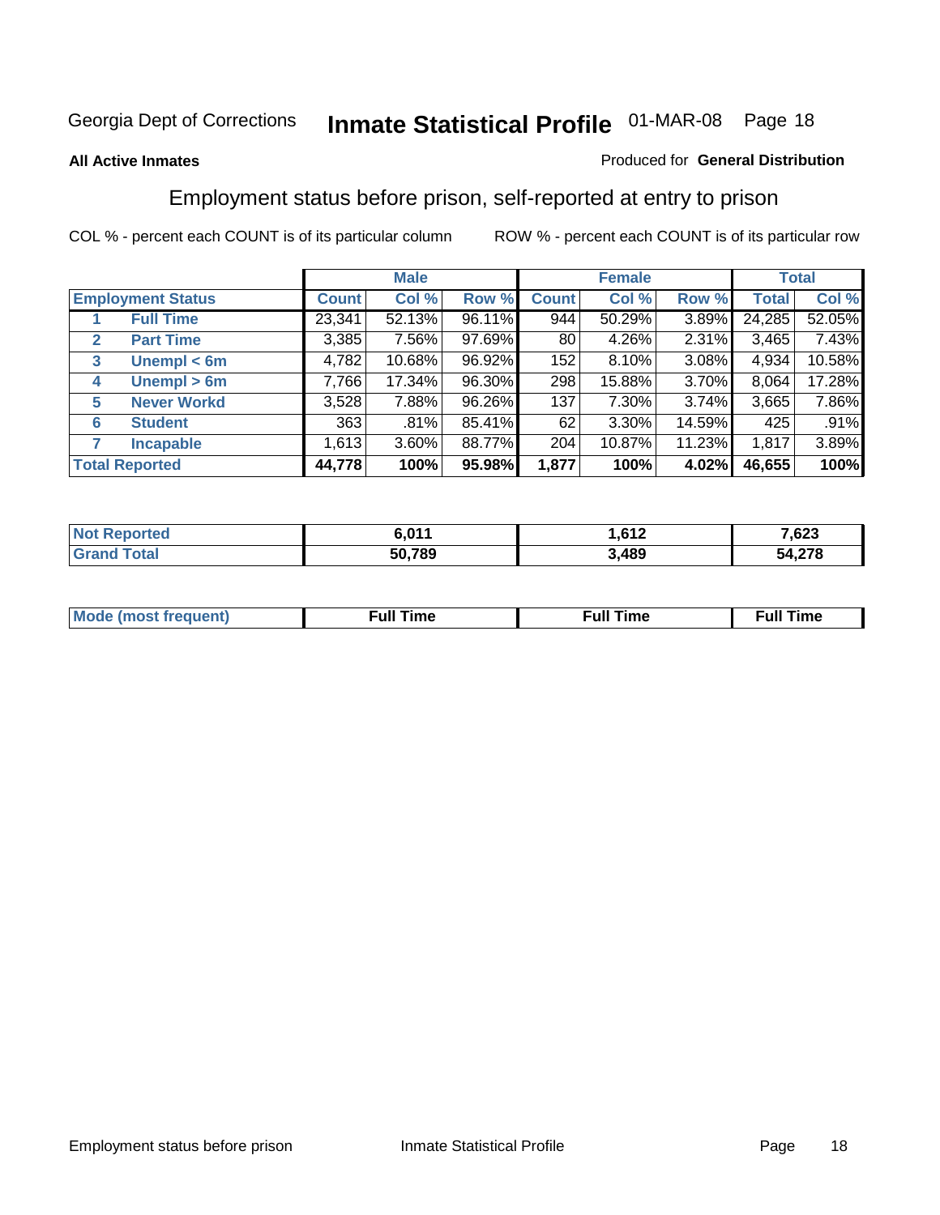Georgia Dept of Corrections **Inmate Statistical Profile** 01-MAR-08

**All Active Inmates**

Produced for **General Distribution**

## Employment status before prison, self-reported at entry to prison

COL % - percent each COUNT is of its particular column    ROW % - percent each COUNT is of its particular row

| Employment Status | | Male | | | Female | | | Total | |
|---|---|---|---|---|---|---|---|---|---|
| | | Count | Col % | Row % | Count | Col % | Row % | Total | Col % |
| 1 | Full Time | 23,341 | 52.13% | 96.11% | 944 | 50.29% | 3.89% | 24,285 | 52.05% |
| 2 | Part Time | 3,385 | 7.56% | 97.69% | 80 | 4.26% | 2.31% | 3,465 | 7.43% |
| 3 | Unempl < 6m | 4,782 | 10.68% | 96.92% | 152 | 8.10% | 3.08% | 4,934 | 10.58% |
| 4 | Unempl > 6m | 7,766 | 17.34% | 96.30% | 298 | 15.88% | 3.70% | 8,064 | 17.28% |
| 5 | Never Workd | 3,528 | 7.88% | 96.26% | 137 | 7.30% | 3.74% | 3,665 | 7.86% |
| 6 | Student | 363 | .81% | 85.41% | 62 | 3.30% | 14.59% | 425 | .91% |
| 7 | Incapable | 1,613 | 3.60% | 88.77% | 204 | 10.87% | 11.23% | 1,817 | 3.89% |
| **Total Reported** | | **44,778** | **100%** | **95.98%** | **1,877** | **100%** | **4.02%** | **46,655** | **100%** |

| | Male | Female | Total |
|---|---|---|---|
| Not Reported | **6,011** | **1,612** | **7,623** |
| Grand Total | **50,789** | **3,489** | **54,278** |

| | Male | Female | Total |
|---|---|---|---|
| Mode (most frequent) | **Full Time** | **Full Time** | **Full Time** |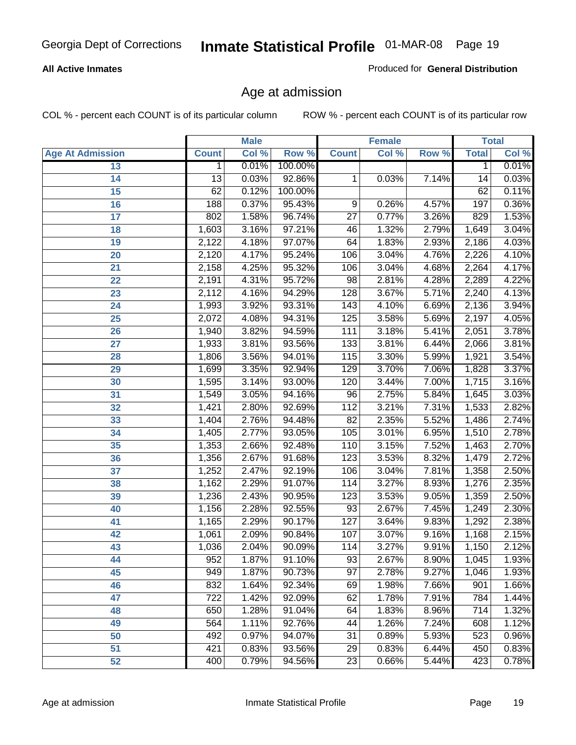Georgia Dept of Corrections **Inmate Statistical Profile** 01-MAR-08

**All Active Inmates**

Produced for **General Distribution**

## Age at admission

COL % - percent each COUNT is of its particular column ROW % - percent each COUNT is of its particular row

| | Male | | | Female | | | Total | |
|---|---|---|---|---|---|---|---|---|
| **Age At Admission** | **Count** | **Col %** | **Row %** | **Count** | **Col %** | **Row %** | **Total** | **Col %** |
| 13 | 1 | 0.01% | 100.00% | | | | 1 | 0.01% |
| 14 | 13 | 0.03% | 92.86% | 1 | 0.03% | 7.14% | 14 | 0.03% |
| 15 | 62 | 0.12% | 100.00% | | | | 62 | 0.11% |
| 16 | 188 | 0.37% | 95.43% | 9 | 0.26% | 4.57% | 197 | 0.36% |
| 17 | 802 | 1.58% | 96.74% | 27 | 0.77% | 3.26% | 829 | 1.53% |
| 18 | 1,603 | 3.16% | 97.21% | 46 | 1.32% | 2.79% | 1,649 | 3.04% |
| 19 | 2,122 | 4.18% | 97.07% | 64 | 1.83% | 2.93% | 2,186 | 4.03% |
| 20 | 2,120 | 4.17% | 95.24% | 106 | 3.04% | 4.76% | 2,226 | 4.10% |
| 21 | 2,158 | 4.25% | 95.32% | 106 | 3.04% | 4.68% | 2,264 | 4.17% |
| 22 | 2,191 | 4.31% | 95.72% | 98 | 2.81% | 4.28% | 2,289 | 4.22% |
| 23 | 2,112 | 4.16% | 94.29% | 128 | 3.67% | 5.71% | 2,240 | 4.13% |
| 24 | 1,993 | 3.92% | 93.31% | 143 | 4.10% | 6.69% | 2,136 | 3.94% |
| 25 | 2,072 | 4.08% | 94.31% | 125 | 3.58% | 5.69% | 2,197 | 4.05% |
| 26 | 1,940 | 3.82% | 94.59% | 111 | 3.18% | 5.41% | 2,051 | 3.78% |
| 27 | 1,933 | 3.81% | 93.56% | 133 | 3.81% | 6.44% | 2,066 | 3.81% |
| 28 | 1,806 | 3.56% | 94.01% | 115 | 3.30% | 5.99% | 1,921 | 3.54% |
| 29 | 1,699 | 3.35% | 92.94% | 129 | 3.70% | 7.06% | 1,828 | 3.37% |
| 30 | 1,595 | 3.14% | 93.00% | 120 | 3.44% | 7.00% | 1,715 | 3.16% |
| 31 | 1,549 | 3.05% | 94.16% | 96 | 2.75% | 5.84% | 1,645 | 3.03% |
| 32 | 1,421 | 2.80% | 92.69% | 112 | 3.21% | 7.31% | 1,533 | 2.82% |
| 33 | 1,404 | 2.76% | 94.48% | 82 | 2.35% | 5.52% | 1,486 | 2.74% |
| 34 | 1,405 | 2.77% | 93.05% | 105 | 3.01% | 6.95% | 1,510 | 2.78% |
| 35 | 1,353 | 2.66% | 92.48% | 110 | 3.15% | 7.52% | 1,463 | 2.70% |
| 36 | 1,356 | 2.67% | 91.68% | 123 | 3.53% | 8.32% | 1,479 | 2.72% |
| 37 | 1,252 | 2.47% | 92.19% | 106 | 3.04% | 7.81% | 1,358 | 2.50% |
| 38 | 1,162 | 2.29% | 91.07% | 114 | 3.27% | 8.93% | 1,276 | 2.35% |
| 39 | 1,236 | 2.43% | 90.95% | 123 | 3.53% | 9.05% | 1,359 | 2.50% |
| 40 | 1,156 | 2.28% | 92.55% | 93 | 2.67% | 7.45% | 1,249 | 2.30% |
| 41 | 1,165 | 2.29% | 90.17% | 127 | 3.64% | 9.83% | 1,292 | 2.38% |
| 42 | 1,061 | 2.09% | 90.84% | 107 | 3.07% | 9.16% | 1,168 | 2.15% |
| 43 | 1,036 | 2.04% | 90.09% | 114 | 3.27% | 9.91% | 1,150 | 2.12% |
| 44 | 952 | 1.87% | 91.10% | 93 | 2.67% | 8.90% | 1,045 | 1.93% |
| 45 | 949 | 1.87% | 90.73% | 97 | 2.78% | 9.27% | 1,046 | 1.93% |
| 46 | 832 | 1.64% | 92.34% | 69 | 1.98% | 7.66% | 901 | 1.66% |
| 47 | 722 | 1.42% | 92.09% | 62 | 1.78% | 7.91% | 784 | 1.44% |
| 48 | 650 | 1.28% | 91.04% | 64 | 1.83% | 8.96% | 714 | 1.32% |
| 49 | 564 | 1.11% | 92.76% | 44 | 1.26% | 7.24% | 608 | 1.12% |
| 50 | 492 | 0.97% | 94.07% | 31 | 0.89% | 5.93% | 523 | 0.96% |
| 51 | 421 | 0.83% | 93.56% | 29 | 0.83% | 6.44% | 450 | 0.83% |
| 52 | 400 | 0.79% | 94.56% | 23 | 0.66% | 5.44% | 423 | 0.78% |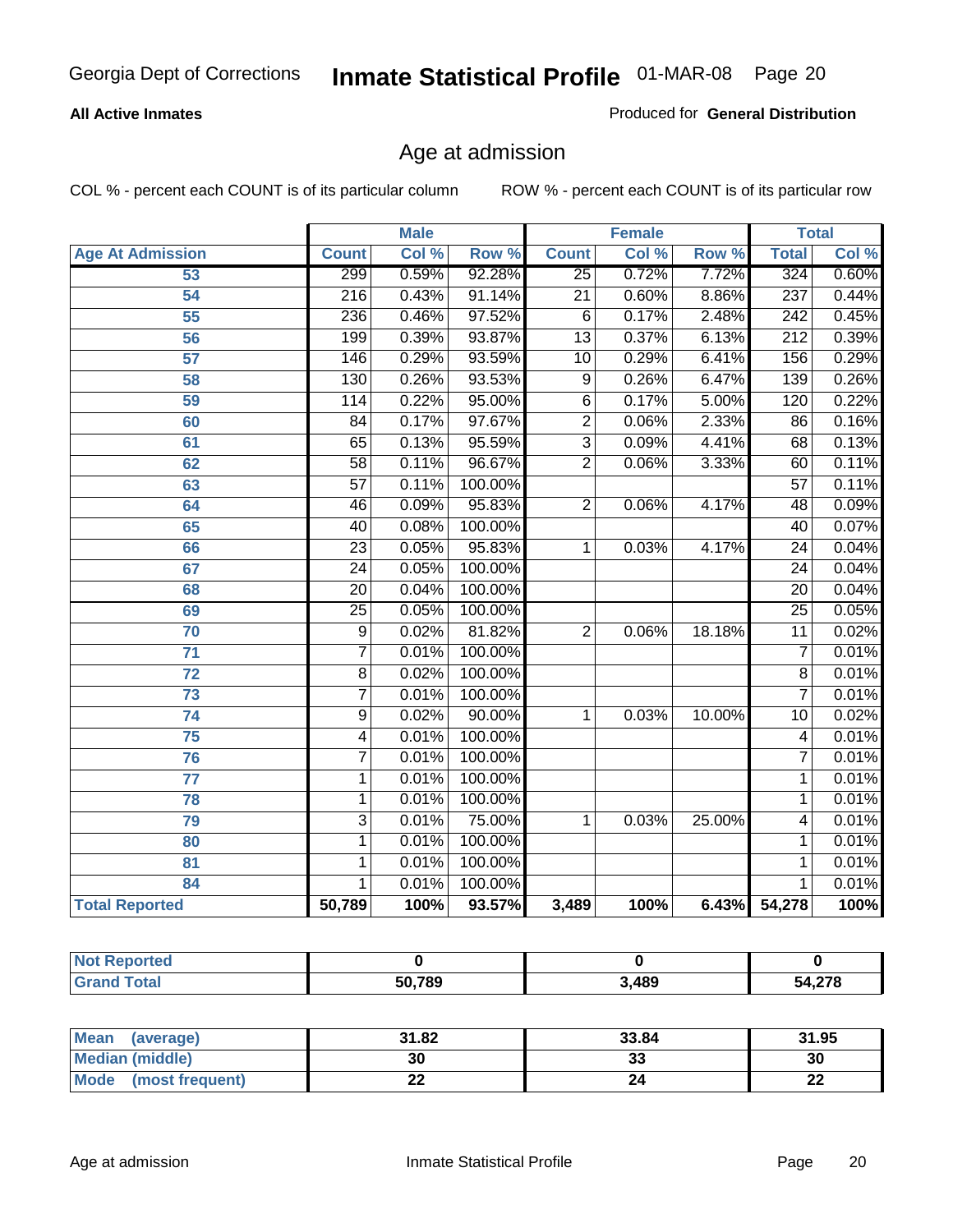Georgia Dept of Corrections **Inmate Statistical Profile** 01-MAR-08

**All Active Inmates**

Produced for **General Distribution**

## Age at admission

COL % - percent each COUNT is of its particular column ROW % - percent each COUNT is of its particular row

| | Male | | | Female | | | Total | |
|---|---|---|---|---|---|---|---|---|
| **Age At Admission** | **Count** | **Col %** | **Row %** | **Count** | **Col %** | **Row %** | **Total** | **Col %** |
| 53 | 299 | 0.59% | 92.28% | 25 | 0.72% | 7.72% | 324 | 0.60% |
| 54 | 216 | 0.43% | 91.14% | 21 | 0.60% | 8.86% | 237 | 0.44% |
| 55 | 236 | 0.46% | 97.52% | 6 | 0.17% | 2.48% | 242 | 0.45% |
| 56 | 199 | 0.39% | 93.87% | 13 | 0.37% | 6.13% | 212 | 0.39% |
| 57 | 146 | 0.29% | 93.59% | 10 | 0.29% | 6.41% | 156 | 0.29% |
| 58 | 130 | 0.26% | 93.53% | 9 | 0.26% | 6.47% | 139 | 0.26% |
| 59 | 114 | 0.22% | 95.00% | 6 | 0.17% | 5.00% | 120 | 0.22% |
| 60 | 84 | 0.17% | 97.67% | 2 | 0.06% | 2.33% | 86 | 0.16% |
| 61 | 65 | 0.13% | 95.59% | 3 | 0.09% | 4.41% | 68 | 0.13% |
| 62 | 58 | 0.11% | 96.67% | 2 | 0.06% | 3.33% | 60 | 0.11% |
| 63 | 57 | 0.11% | 100.00% | | | | 57 | 0.11% |
| 64 | 46 | 0.09% | 95.83% | 2 | 0.06% | 4.17% | 48 | 0.09% |
| 65 | 40 | 0.08% | 100.00% | | | | 40 | 0.07% |
| 66 | 23 | 0.05% | 95.83% | 1 | 0.03% | 4.17% | 24 | 0.04% |
| 67 | 24 | 0.05% | 100.00% | | | | 24 | 0.04% |
| 68 | 20 | 0.04% | 100.00% | | | | 20 | 0.04% |
| 69 | 25 | 0.05% | 100.00% | | | | 25 | 0.05% |
| 70 | 9 | 0.02% | 81.82% | 2 | 0.06% | 18.18% | 11 | 0.02% |
| 71 | 7 | 0.01% | 100.00% | | | | 7 | 0.01% |
| 72 | 8 | 0.02% | 100.00% | | | | 8 | 0.01% |
| 73 | 7 | 0.01% | 100.00% | | | | 7 | 0.01% |
| 74 | 9 | 0.02% | 90.00% | 1 | 0.03% | 10.00% | 10 | 0.02% |
| 75 | 4 | 0.01% | 100.00% | | | | 4 | 0.01% |
| 76 | 7 | 0.01% | 100.00% | | | | 7 | 0.01% |
| 77 | 1 | 0.01% | 100.00% | | | | 1 | 0.01% |
| 78 | 1 | 0.01% | 100.00% | | | | 1 | 0.01% |
| 79 | 3 | 0.01% | 75.00% | 1 | 0.03% | 25.00% | 4 | 0.01% |
| 80 | 1 | 0.01% | 100.00% | | | | 1 | 0.01% |
| 81 | 1 | 0.01% | 100.00% | | | | 1 | 0.01% |
| 84 | 1 | 0.01% | 100.00% | | | | 1 | 0.01% |
| **Total Reported** | **50,789** | **100%** | **93.57%** | **3,489** | **100%** | **6.43%** | **54,278** | **100%** |

| | Male | Female | Total |
|---|---|---|---|
| **Not Reported** | **0** | **0** | **0** |
| **Grand Total** | **50,789** | **3,489** | **54,278** |

| | Male | Female | Total |
|---|---|---|---|
| **Mean (average)** | **31.82** | **33.84** | **31.95** |
| **Median (middle)** | **30** | **33** | **30** |
| **Mode (most frequent)** | **22** | **24** | **22** |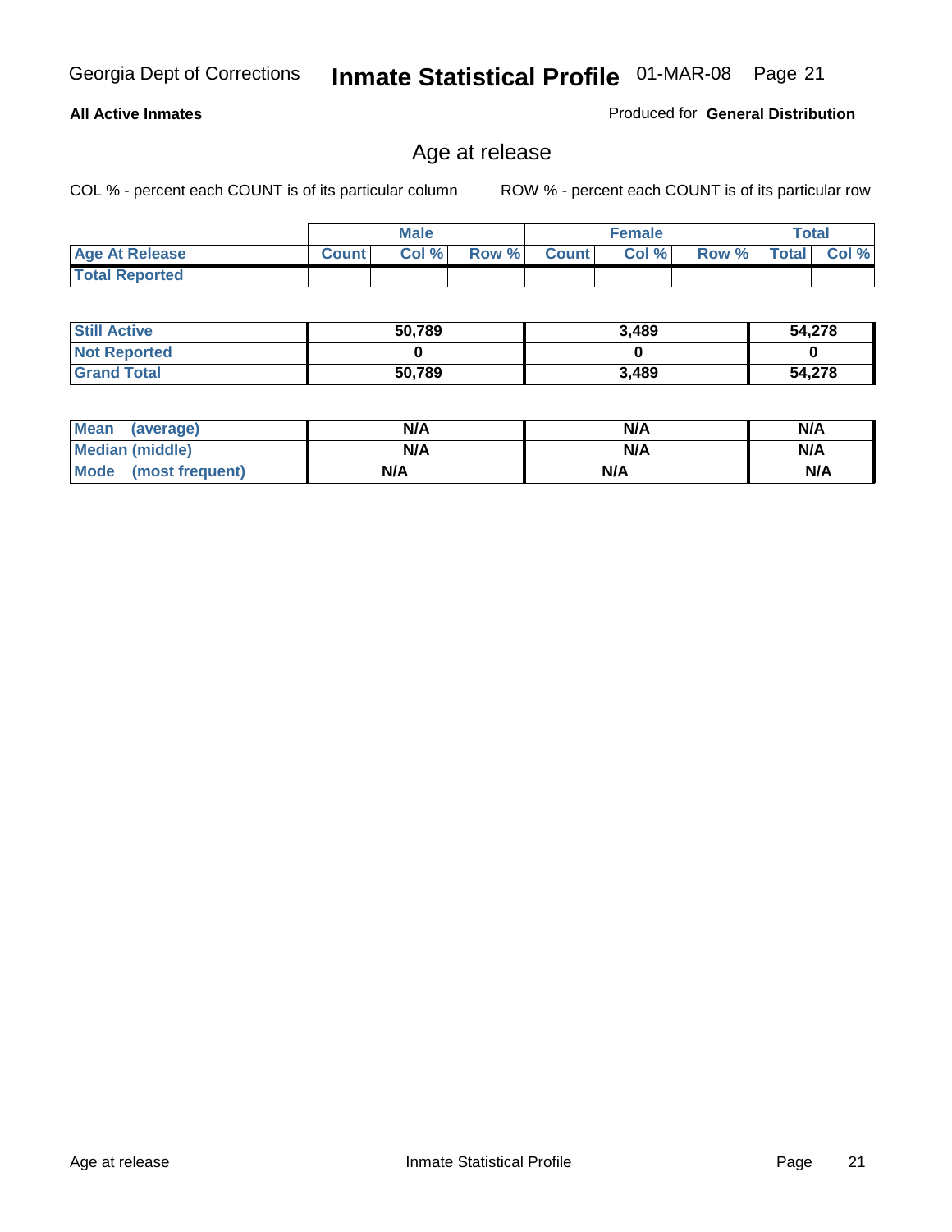**All Active Inmates**

Produced for **General Distribution**

## Age at release

COL % - percent each COUNT is of its particular column

ROW % - percent each COUNT is of its particular row

| | Male | | | Female | | | Total | |
|---|---|---|---|---|---|---|---|---|
| **Age At Release** | **Count** | **Col %** | **Row %** | **Count** | **Col %** | **Row %** | **Total** | **Col %** |
| **Total Reported** | | | | | | | | |

| | Male | Female | Total |
|---|---|---|---|
| **Still Active** | 50,789 | 3,489 | 54,278 |
| **Not Reported** | 0 | 0 | 0 |
| **Grand Total** | 50,789 | 3,489 | 54,278 |

| | Male | Female | Total |
|---|---|---|---|
| **Mean (average)** | N/A | N/A | N/A |
| **Median (middle)** | N/A | N/A | N/A |
| **Mode (most frequent)** | N/A | N/A | N/A |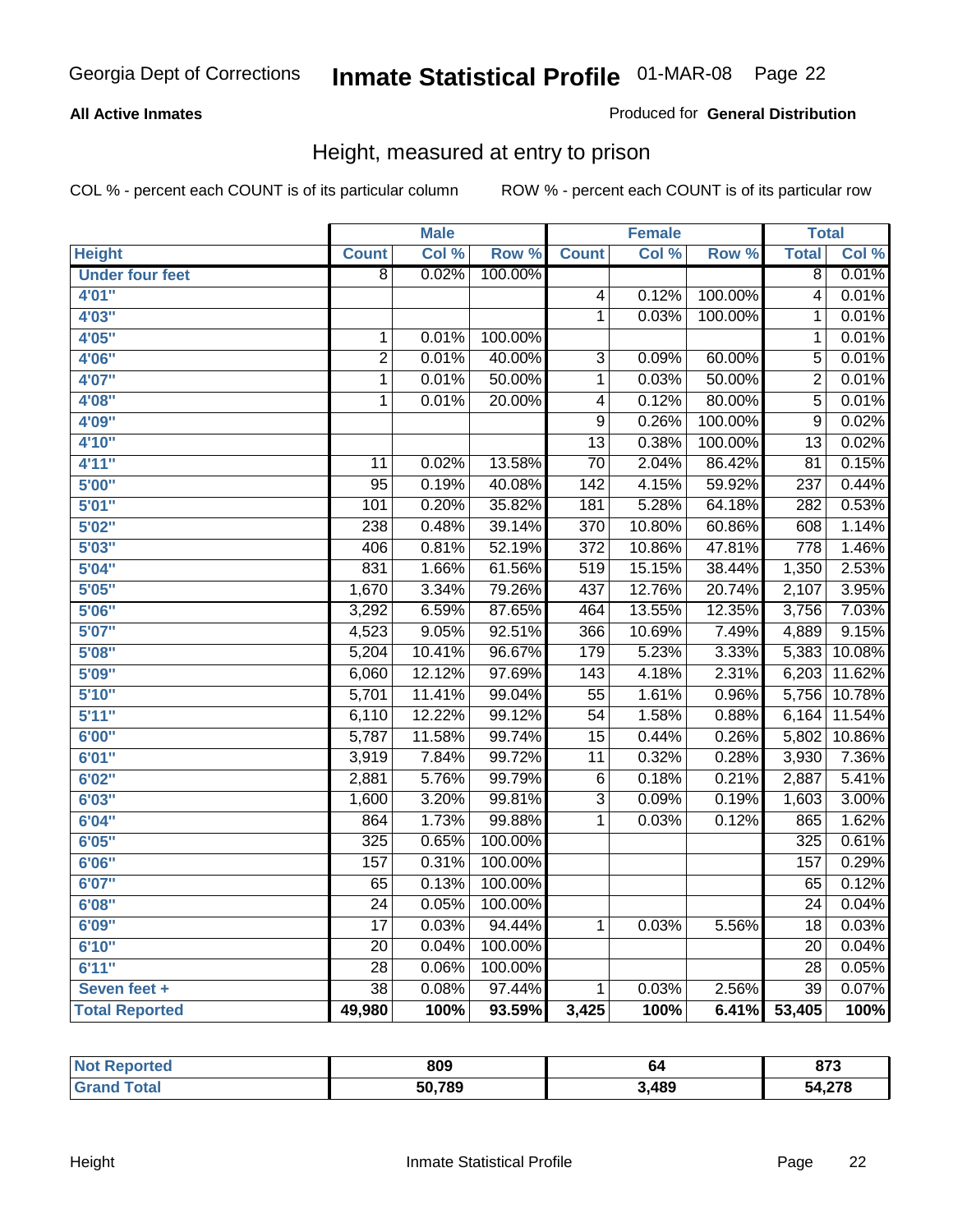# Inmate Statistical Profile

Georgia Dept of Corrections — 01-MAR-08

**All Active Inmates** — Produced for **General Distribution**

## Height, measured at entry to prison

COL % - percent each COUNT is of its particular column — ROW % - percent each COUNT is of its particular row

| | Male | | | Female | | | Total | |
|---|---|---|---|---|---|---|---|---|
| **Height** | **Count** | **Col %** | **Row %** | **Count** | **Col %** | **Row %** | **Total** | **Col %** |
| Under four feet | 8 | 0.02% | 100.00% | | | | 8 | 0.01% |
| 4'01" | | | | 4 | 0.12% | 100.00% | 4 | 0.01% |
| 4'03" | | | | 1 | 0.03% | 100.00% | 1 | 0.01% |
| 4'05" | 1 | 0.01% | 100.00% | | | | 1 | 0.01% |
| 4'06" | 2 | 0.01% | 40.00% | 3 | 0.09% | 60.00% | 5 | 0.01% |
| 4'07" | 1 | 0.01% | 50.00% | 1 | 0.03% | 50.00% | 2 | 0.01% |
| 4'08" | 1 | 0.01% | 20.00% | 4 | 0.12% | 80.00% | 5 | 0.01% |
| 4'09" | | | | 9 | 0.26% | 100.00% | 9 | 0.02% |
| 4'10" | | | | 13 | 0.38% | 100.00% | 13 | 0.02% |
| 4'11" | 11 | 0.02% | 13.58% | 70 | 2.04% | 86.42% | 81 | 0.15% |
| 5'00" | 95 | 0.19% | 40.08% | 142 | 4.15% | 59.92% | 237 | 0.44% |
| 5'01" | 101 | 0.20% | 35.82% | 181 | 5.28% | 64.18% | 282 | 0.53% |
| 5'02" | 238 | 0.48% | 39.14% | 370 | 10.80% | 60.86% | 608 | 1.14% |
| 5'03" | 406 | 0.81% | 52.19% | 372 | 10.86% | 47.81% | 778 | 1.46% |
| 5'04" | 831 | 1.66% | 61.56% | 519 | 15.15% | 38.44% | 1,350 | 2.53% |
| 5'05" | 1,670 | 3.34% | 79.26% | 437 | 12.76% | 20.74% | 2,107 | 3.95% |
| 5'06" | 3,292 | 6.59% | 87.65% | 464 | 13.55% | 12.35% | 3,756 | 7.03% |
| 5'07" | 4,523 | 9.05% | 92.51% | 366 | 10.69% | 7.49% | 4,889 | 9.15% |
| 5'08" | 5,204 | 10.41% | 96.67% | 179 | 5.23% | 3.33% | 5,383 | 10.08% |
| 5'09" | 6,060 | 12.12% | 97.69% | 143 | 4.18% | 2.31% | 6,203 | 11.62% |
| 5'10" | 5,701 | 11.41% | 99.04% | 55 | 1.61% | 0.96% | 5,756 | 10.78% |
| 5'11" | 6,110 | 12.22% | 99.12% | 54 | 1.58% | 0.88% | 6,164 | 11.54% |
| 6'00" | 5,787 | 11.58% | 99.74% | 15 | 0.44% | 0.26% | 5,802 | 10.86% |
| 6'01" | 3,919 | 7.84% | 99.72% | 11 | 0.32% | 0.28% | 3,930 | 7.36% |
| 6'02" | 2,881 | 5.76% | 99.79% | 6 | 0.18% | 0.21% | 2,887 | 5.41% |
| 6'03" | 1,600 | 3.20% | 99.81% | 3 | 0.09% | 0.19% | 1,603 | 3.00% |
| 6'04" | 864 | 1.73% | 99.88% | 1 | 0.03% | 0.12% | 865 | 1.62% |
| 6'05" | 325 | 0.65% | 100.00% | | | | 325 | 0.61% |
| 6'06" | 157 | 0.31% | 100.00% | | | | 157 | 0.29% |
| 6'07" | 65 | 0.13% | 100.00% | | | | 65 | 0.12% |
| 6'08" | 24 | 0.05% | 100.00% | | | | 24 | 0.04% |
| 6'09" | 17 | 0.03% | 94.44% | 1 | 0.03% | 5.56% | 18 | 0.03% |
| 6'10" | 20 | 0.04% | 100.00% | | | | 20 | 0.04% |
| 6'11" | 28 | 0.06% | 100.00% | | | | 28 | 0.05% |
| Seven feet + | 38 | 0.08% | 97.44% | 1 | 0.03% | 2.56% | 39 | 0.07% |
| **Total Reported** | **49,980** | **100%** | **93.59%** | **3,425** | **100%** | **6.41%** | **53,405** | **100%** |

| | Male | Female | Total |
|---|---|---|---|
| **Not Reported** | **809** | **64** | **873** |
| **Grand Total** | **50,789** | **3,489** | **54,278** |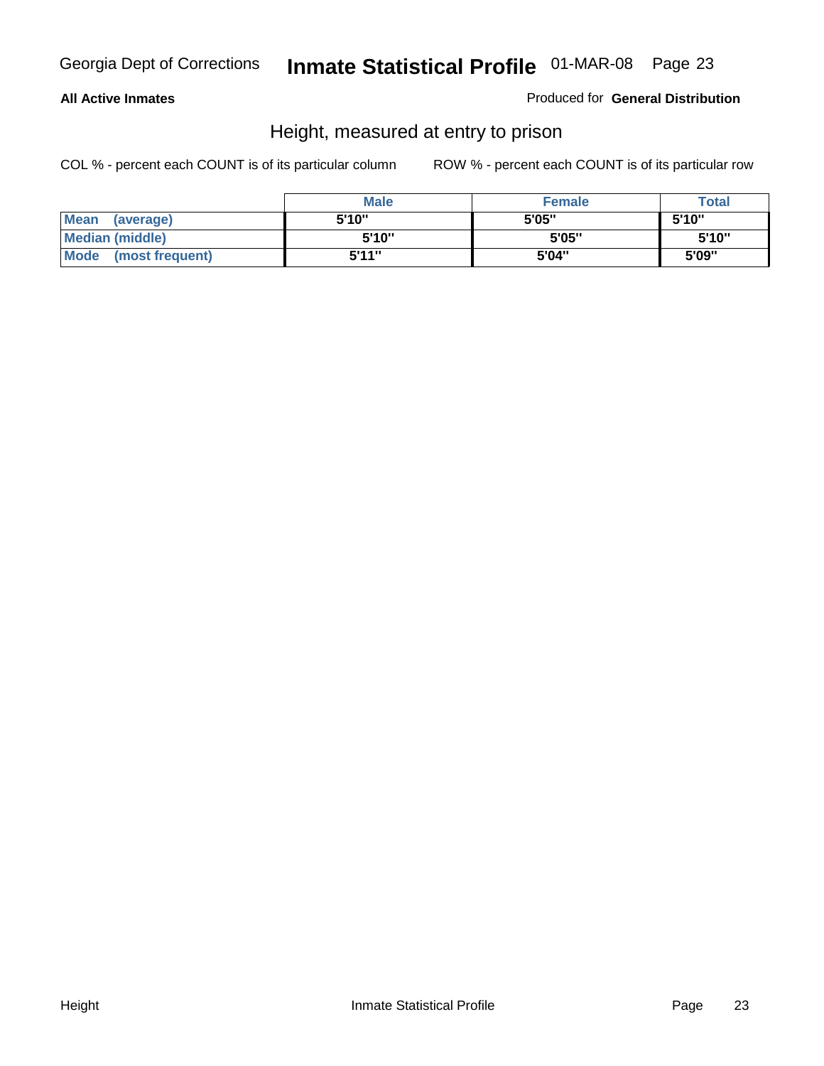**All Active Inmates**

Produced for **General Distribution**

## Height, measured at entry to prison

COL % - percent each COUNT is of its particular column ROW % - percent each COUNT is of its particular row

| | Male | Female | Total |
|---|---|---|---|
| Mean (average) | 5'10" | 5'05" | 5'10" |
| Median (middle) | 5'10" | 5'05" | 5'10" |
| Mode (most frequent) | 5'11" | 5'04" | 5'09" |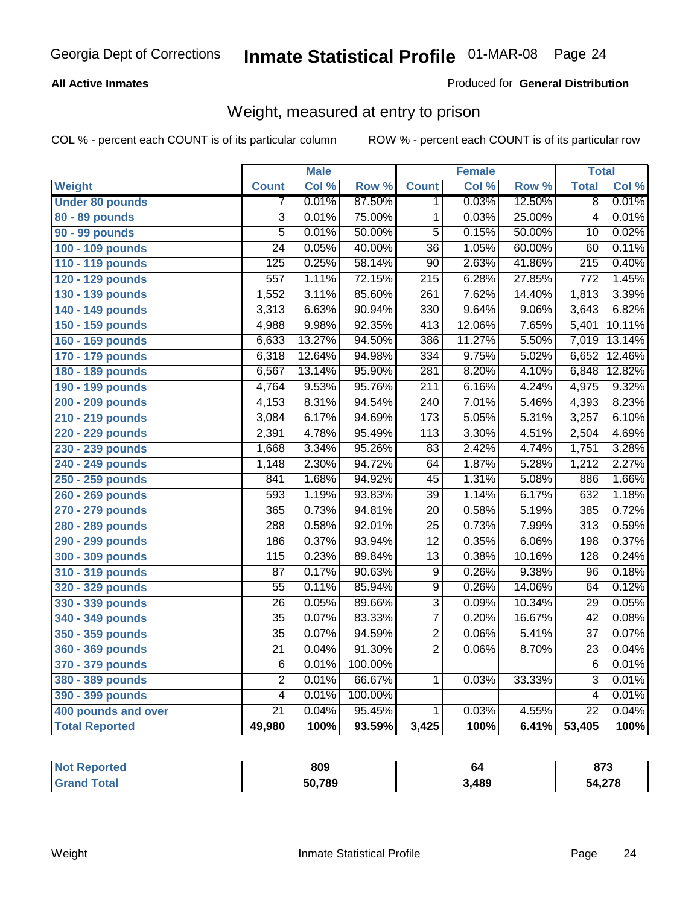# Inmate Statistical Profile

Georgia Dept of Corrections — 01-MAR-08

**All Active Inmates** — Produced for **General Distribution**

## Weight, measured at entry to prison

COL % - percent each COUNT is of its particular column — ROW % - percent each COUNT is of its particular row

| Weight | Male | | | Female | | | Total | |
|---|---|---|---|---|---|---|---|---|
| | Count | Col % | Row % | Count | Col % | Row % | Total | Col % |
| Under 80 pounds | 7 | 0.01% | 87.50% | 1 | 0.03% | 12.50% | 8 | 0.01% |
| 80 - 89 pounds | 3 | 0.01% | 75.00% | 1 | 0.03% | 25.00% | 4 | 0.01% |
| 90 - 99 pounds | 5 | 0.01% | 50.00% | 5 | 0.15% | 50.00% | 10 | 0.02% |
| 100 - 109 pounds | 24 | 0.05% | 40.00% | 36 | 1.05% | 60.00% | 60 | 0.11% |
| 110 - 119 pounds | 125 | 0.25% | 58.14% | 90 | 2.63% | 41.86% | 215 | 0.40% |
| 120 - 129 pounds | 557 | 1.11% | 72.15% | 215 | 6.28% | 27.85% | 772 | 1.45% |
| 130 - 139 pounds | 1,552 | 3.11% | 85.60% | 261 | 7.62% | 14.40% | 1,813 | 3.39% |
| 140 - 149 pounds | 3,313 | 6.63% | 90.94% | 330 | 9.64% | 9.06% | 3,643 | 6.82% |
| 150 - 159 pounds | 4,988 | 9.98% | 92.35% | 413 | 12.06% | 7.65% | 5,401 | 10.11% |
| 160 - 169 pounds | 6,633 | 13.27% | 94.50% | 386 | 11.27% | 5.50% | 7,019 | 13.14% |
| 170 - 179 pounds | 6,318 | 12.64% | 94.98% | 334 | 9.75% | 5.02% | 6,652 | 12.46% |
| 180 - 189 pounds | 6,567 | 13.14% | 95.90% | 281 | 8.20% | 4.10% | 6,848 | 12.82% |
| 190 - 199 pounds | 4,764 | 9.53% | 95.76% | 211 | 6.16% | 4.24% | 4,975 | 9.32% |
| 200 - 209 pounds | 4,153 | 8.31% | 94.54% | 240 | 7.01% | 5.46% | 4,393 | 8.23% |
| 210 - 219 pounds | 3,084 | 6.17% | 94.69% | 173 | 5.05% | 5.31% | 3,257 | 6.10% |
| 220 - 229 pounds | 2,391 | 4.78% | 95.49% | 113 | 3.30% | 4.51% | 2,504 | 4.69% |
| 230 - 239 pounds | 1,668 | 3.34% | 95.26% | 83 | 2.42% | 4.74% | 1,751 | 3.28% |
| 240 - 249 pounds | 1,148 | 2.30% | 94.72% | 64 | 1.87% | 5.28% | 1,212 | 2.27% |
| 250 - 259 pounds | 841 | 1.68% | 94.92% | 45 | 1.31% | 5.08% | 886 | 1.66% |
| 260 - 269 pounds | 593 | 1.19% | 93.83% | 39 | 1.14% | 6.17% | 632 | 1.18% |
| 270 - 279 pounds | 365 | 0.73% | 94.81% | 20 | 0.58% | 5.19% | 385 | 0.72% |
| 280 - 289 pounds | 288 | 0.58% | 92.01% | 25 | 0.73% | 7.99% | 313 | 0.59% |
| 290 - 299 pounds | 186 | 0.37% | 93.94% | 12 | 0.35% | 6.06% | 198 | 0.37% |
| 300 - 309 pounds | 115 | 0.23% | 89.84% | 13 | 0.38% | 10.16% | 128 | 0.24% |
| 310 - 319 pounds | 87 | 0.17% | 90.63% | 9 | 0.26% | 9.38% | 96 | 0.18% |
| 320 - 329 pounds | 55 | 0.11% | 85.94% | 9 | 0.26% | 14.06% | 64 | 0.12% |
| 330 - 339 pounds | 26 | 0.05% | 89.66% | 3 | 0.09% | 10.34% | 29 | 0.05% |
| 340 - 349 pounds | 35 | 0.07% | 83.33% | 7 | 0.20% | 16.67% | 42 | 0.08% |
| 350 - 359 pounds | 35 | 0.07% | 94.59% | 2 | 0.06% | 5.41% | 37 | 0.07% |
| 360 - 369 pounds | 21 | 0.04% | 91.30% | 2 | 0.06% | 8.70% | 23 | 0.04% |
| 370 - 379 pounds | 6 | 0.01% | 100.00% | | | | 6 | 0.01% |
| 380 - 389 pounds | 2 | 0.01% | 66.67% | 1 | 0.03% | 33.33% | 3 | 0.01% |
| 390 - 399 pounds | 4 | 0.01% | 100.00% | | | | 4 | 0.01% |
| 400 pounds and over | 21 | 0.04% | 95.45% | 1 | 0.03% | 4.55% | 22 | 0.04% |
| **Total Reported** | **49,980** | **100%** | **93.59%** | **3,425** | **100%** | **6.41%** | **53,405** | **100%** |

| | Male | Female | Total |
|---|---|---|---|
| Not Reported | 809 | 64 | 873 |
| Grand Total | 50,789 | 3,489 | 54,278 |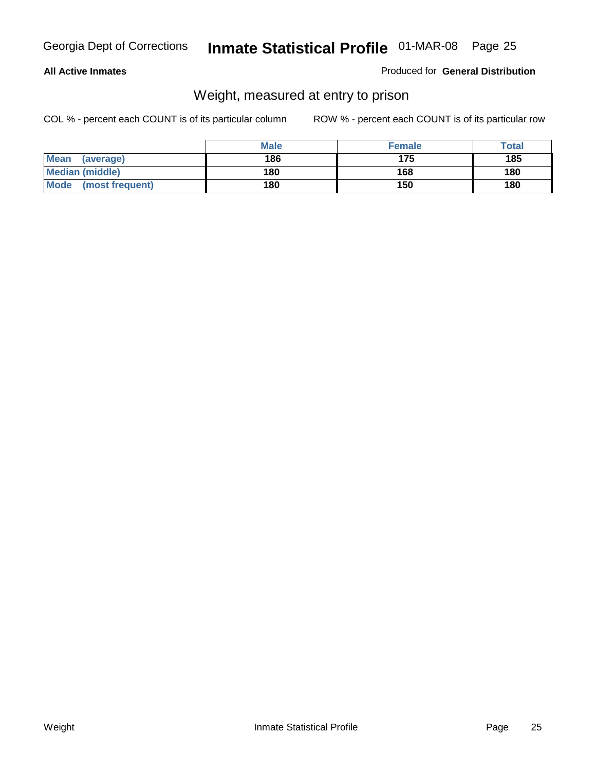**All Active Inmates**

Produced for **General Distribution**

## Weight, measured at entry to prison

COL % - percent each COUNT is of its particular column

ROW % - percent each COUNT is of its particular row

| | Male | Female | Total |
|---|---|---|---|
| **Mean (average)** | **186** | **175** | **185** |
| **Median (middle)** | **180** | **168** | **180** |
| **Mode (most frequent)** | **180** | **150** | **180** |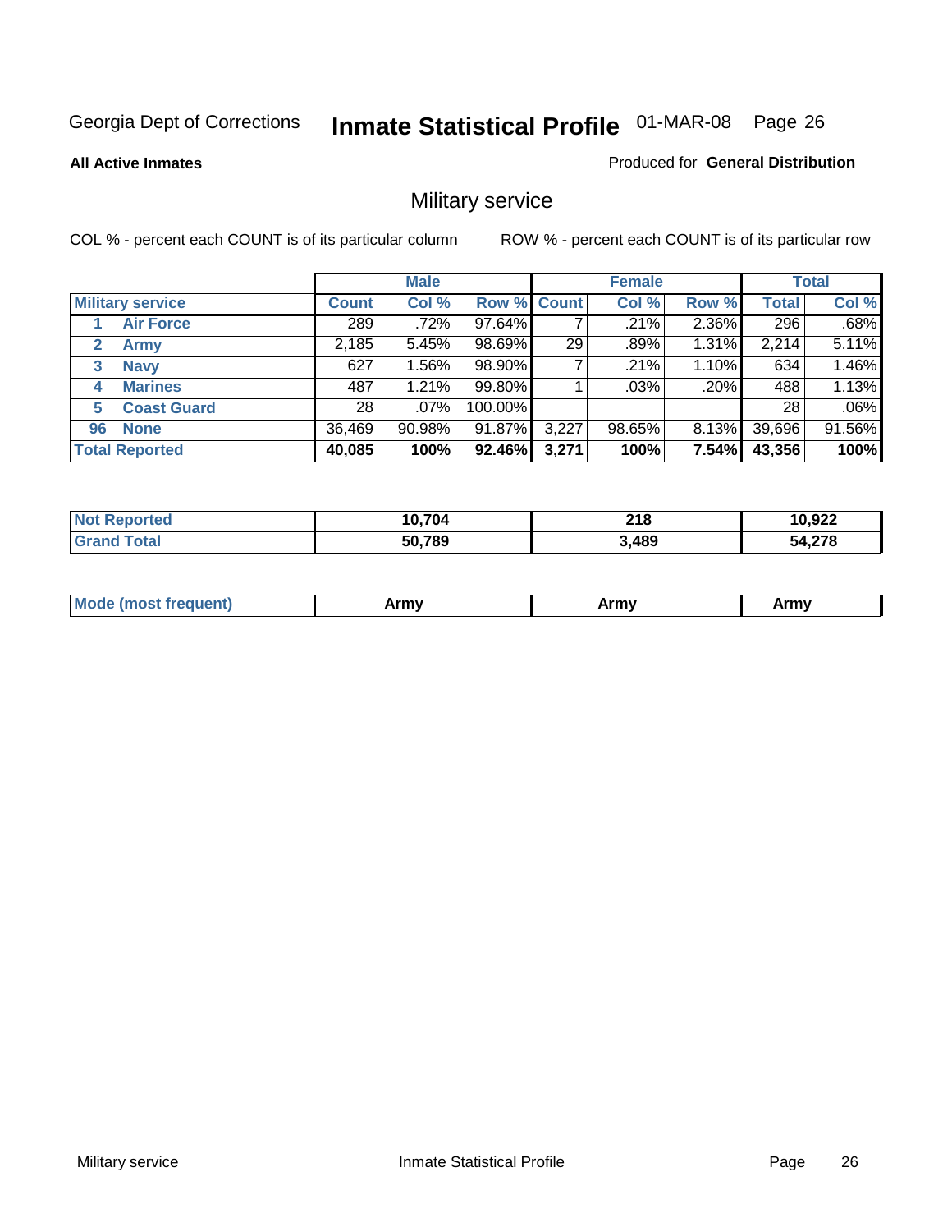Georgia Dept of Corrections **Inmate Statistical Profile** 01-MAR-08 Page 26

**All Active Inmates**

Produced for **General Distribution**

## Military service

COL % - percent each COUNT is of its particular column

ROW % - percent each COUNT is of its particular row

| | Male | | | Female | | | Total | |
|---|---|---|---|---|---|---|---|---|
| **Military service** | **Count** | **Col %** | **Row %** | **Count** | **Col %** | **Row %** | **Total** | **Col %** |
| 1 **Air Force** | 289 | .72% | 97.64% | 7 | .21% | 2.36% | 296 | .68% |
| 2 **Army** | 2,185 | 5.45% | 98.69% | 29 | .89% | 1.31% | 2,214 | 5.11% |
| 3 **Navy** | 627 | 1.56% | 98.90% | 7 | .21% | 1.10% | 634 | 1.46% |
| 4 **Marines** | 487 | 1.21% | 99.80% | 1 | .03% | .20% | 488 | 1.13% |
| 5 **Coast Guard** | 28 | .07% | 100.00% | | | | 28 | .06% |
| 96 **None** | 36,469 | 90.98% | 91.87% | 3,227 | 98.65% | 8.13% | 39,696 | 91.56% |
| **Total Reported** | **40,085** | **100%** | **92.46%** | **3,271** | **100%** | **7.54%** | **43,356** | **100%** |

| | Male | Female | Total |
|---|---|---|---|
| **Not Reported** | **10,704** | **218** | **10,922** |
| **Grand Total** | **50,789** | **3,489** | **54,278** |

| | Male | Female | Total |
|---|---|---|---|
| **Mode (most frequent)** | **Army** | **Army** | **Army** |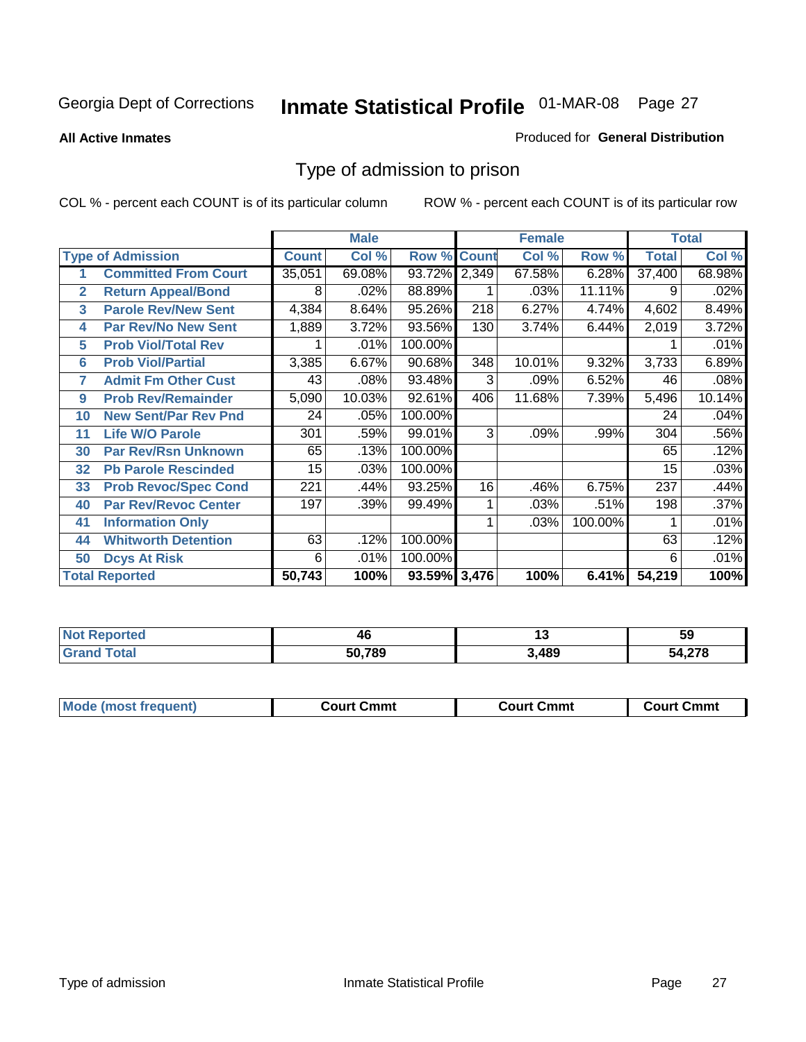Georgia Dept of Corrections **Inmate Statistical Profile** 01-MAR-08

**All Active Inmates**

Produced for **General Distribution**

## Type of admission to prison

COL % - percent each COUNT is of its particular column

ROW % - percent each COUNT is of its particular row

| | | Male | | | Female | | | Total | |
|---|---|---|---|---|---|---|---|---|---|
| **Type of Admission** | | **Count** | **Col %** | **Row %** | **Count** | **Col %** | **Row %** | **Total** | **Col %** |
| 1 | Committed From Court | 35,051 | 69.08% | 93.72% | 2,349 | 67.58% | 6.28% | 37,400 | 68.98% |
| 2 | Return Appeal/Bond | 8 | .02% | 88.89% | 1 | .03% | 11.11% | 9 | .02% |
| 3 | Parole Rev/New Sent | 4,384 | 8.64% | 95.26% | 218 | 6.27% | 4.74% | 4,602 | 8.49% |
| 4 | Par Rev/No New Sent | 1,889 | 3.72% | 93.56% | 130 | 3.74% | 6.44% | 2,019 | 3.72% |
| 5 | Prob Viol/Total Rev | 1 | .01% | 100.00% | | | | 1 | .01% |
| 6 | Prob Viol/Partial | 3,385 | 6.67% | 90.68% | 348 | 10.01% | 9.32% | 3,733 | 6.89% |
| 7 | Admit Fm Other Cust | 43 | .08% | 93.48% | 3 | .09% | 6.52% | 46 | .08% |
| 9 | Prob Rev/Remainder | 5,090 | 10.03% | 92.61% | 406 | 11.68% | 7.39% | 5,496 | 10.14% |
| 10 | New Sent/Par Rev Pnd | 24 | .05% | 100.00% | | | | 24 | .04% |
| 11 | Life W/O Parole | 301 | .59% | 99.01% | 3 | .09% | .99% | 304 | .56% |
| 30 | Par Rev/Rsn Unknown | 65 | .13% | 100.00% | | | | 65 | .12% |
| 32 | Pb Parole Rescinded | 15 | .03% | 100.00% | | | | 15 | .03% |
| 33 | Prob Revoc/Spec Cond | 221 | .44% | 93.25% | 16 | .46% | 6.75% | 237 | .44% |
| 40 | Par Rev/Revoc Center | 197 | .39% | 99.49% | 1 | .03% | .51% | 198 | .37% |
| 41 | Information Only | | | | 1 | .03% | 100.00% | 1 | .01% |
| 44 | Whitworth Detention | 63 | .12% | 100.00% | | | | 63 | .12% |
| 50 | Dcys At Risk | 6 | .01% | 100.00% | | | | 6 | .01% |
| **Total Reported** | | **50,743** | **100%** | **93.59%** | **3,476** | **100%** | **6.41%** | **54,219** | **100%** |

| | Male | Female | Total |
|---|---|---|---|
| Not Reported | 46 | 13 | 59 |
| Grand Total | 50,789 | 3,489 | 54,278 |

| | Male | Female | Total |
|---|---|---|---|
| Mode (most frequent) | Court Cmmt | Court Cmmt | Court Cmmt |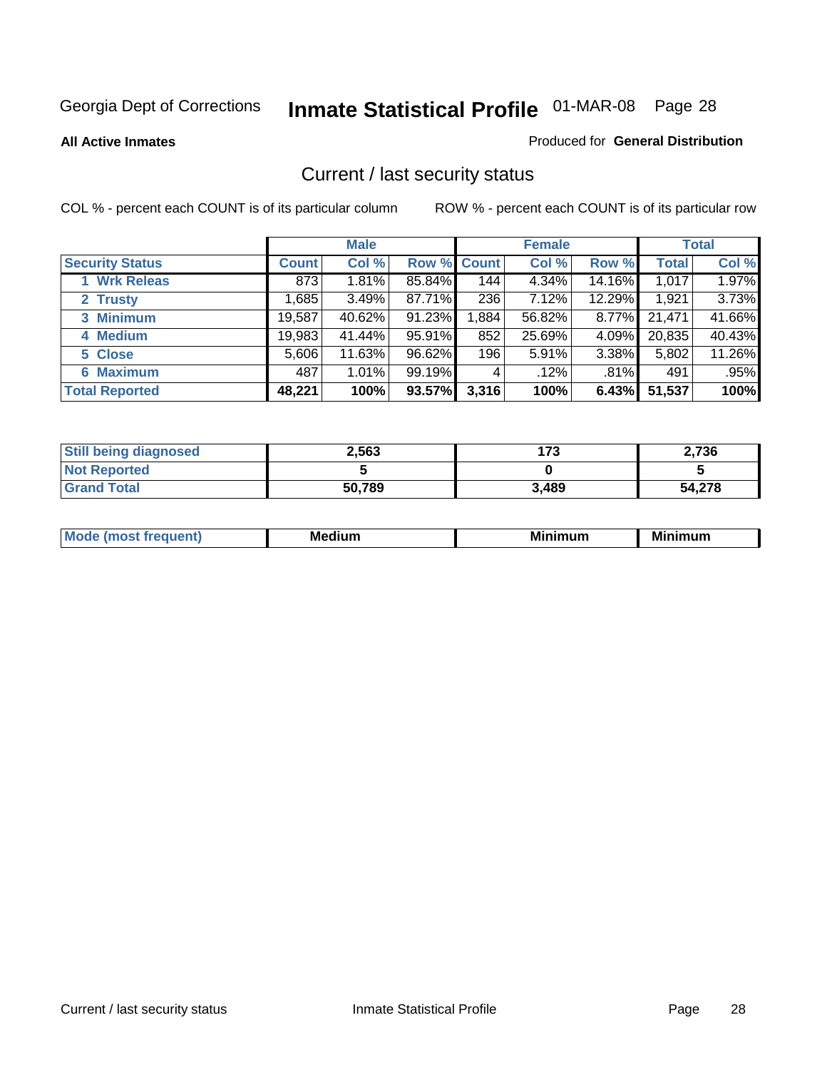Georgia Dept of Corrections **Inmate Statistical Profile** 01-MAR-08 Page 28

**All Active Inmates**

Produced for **General Distribution**

## Current / last security status

COL % - percent each COUNT is of its particular column

ROW % - percent each COUNT is of its particular row

| | Male | | | Female | | | Total | |
|---|---|---|---|---|---|---|---|---|
| **Security Status** | **Count** | **Col %** | **Row %** | **Count** | **Col %** | **Row %** | **Total** | **Col %** |
| 1 Wrk Releas | 873 | 1.81% | 85.84% | 144 | 4.34% | 14.16% | 1,017 | 1.97% |
| 2 Trusty | 1,685 | 3.49% | 87.71% | 236 | 7.12% | 12.29% | 1,921 | 3.73% |
| 3 Minimum | 19,587 | 40.62% | 91.23% | 1,884 | 56.82% | 8.77% | 21,471 | 41.66% |
| 4 Medium | 19,983 | 41.44% | 95.91% | 852 | 25.69% | 4.09% | 20,835 | 40.43% |
| 5 Close | 5,606 | 11.63% | 96.62% | 196 | 5.91% | 3.38% | 5,802 | 11.26% |
| 6 Maximum | 487 | 1.01% | 99.19% | 4 | .12% | .81% | 491 | .95% |
| **Total Reported** | **48,221** | **100%** | **93.57%** | **3,316** | **100%** | **6.43%** | **51,537** | **100%** |

| | Male | Female | Total |
|---|---|---|---|
| Still being diagnosed | 2,563 | 173 | 2,736 |
| Not Reported | 5 | 0 | 5 |
| Grand Total | 50,789 | 3,489 | 54,278 |

| | Male | Female | Total |
|---|---|---|---|
| Mode (most frequent) | Medium | Minimum | Minimum |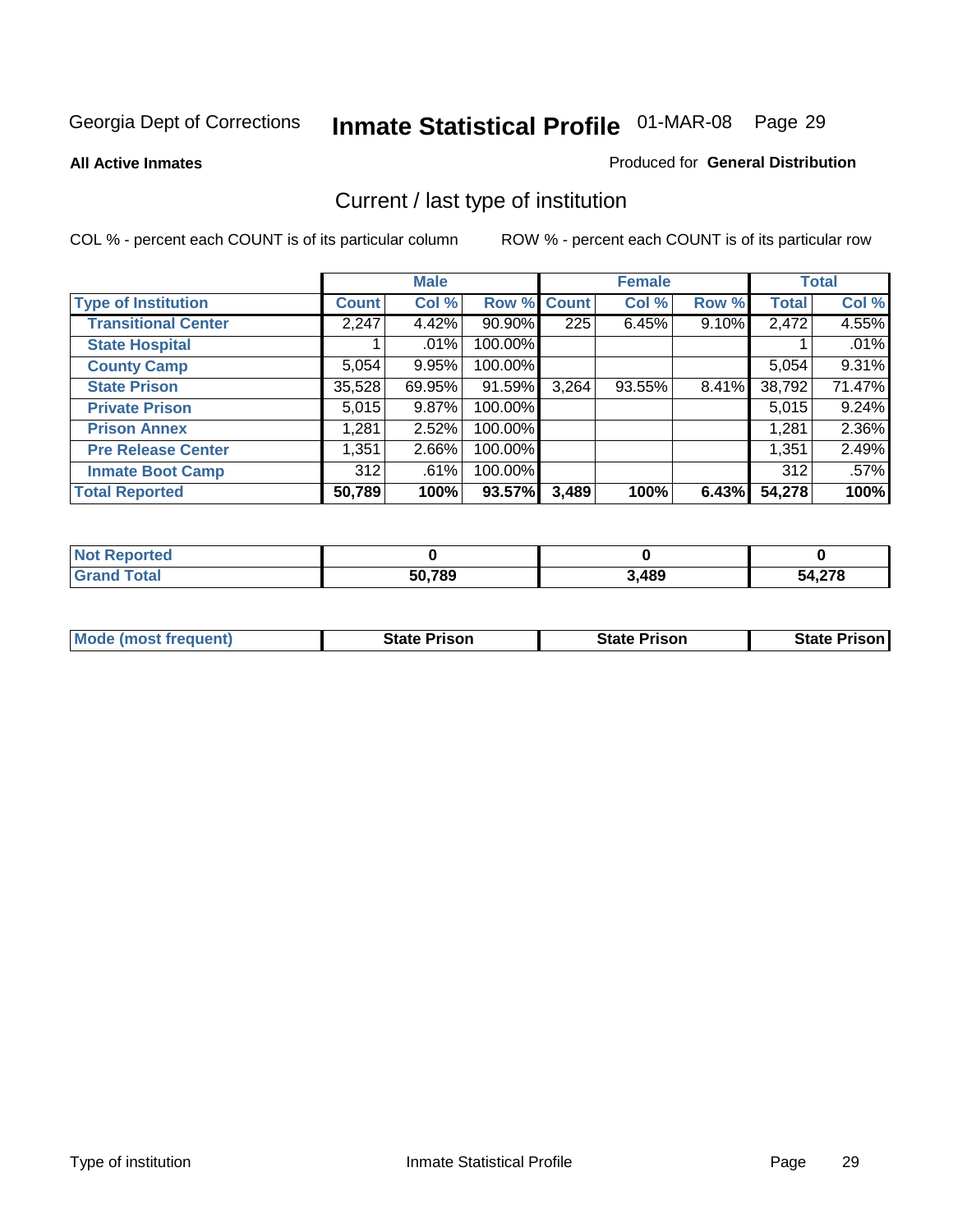Georgia Dept of Corrections **Inmate Statistical Profile** 01-MAR-08

**All Active Inmates**

Produced for **General Distribution**

## Current / last type of institution

COL % - percent each COUNT is of its particular column

ROW % - percent each COUNT is of its particular row

| | Male | | | Female | | | Total | |
|---|---|---|---|---|---|---|---|---|
| **Type of Institution** | **Count** | **Col %** | **Row %** | **Count** | **Col %** | **Row %** | **Total** | **Col %** |
| **Transitional Center** | 2,247 | 4.42% | 90.90% | 225 | 6.45% | 9.10% | 2,472 | 4.55% |
| **State Hospital** | 1 | .01% | 100.00% | | | | 1 | .01% |
| **County Camp** | 5,054 | 9.95% | 100.00% | | | | 5,054 | 9.31% |
| **State Prison** | 35,528 | 69.95% | 91.59% | 3,264 | 93.55% | 8.41% | 38,792 | 71.47% |
| **Private Prison** | 5,015 | 9.87% | 100.00% | | | | 5,015 | 9.24% |
| **Prison Annex** | 1,281 | 2.52% | 100.00% | | | | 1,281 | 2.36% |
| **Pre Release Center** | 1,351 | 2.66% | 100.00% | | | | 1,351 | 2.49% |
| **Inmate Boot Camp** | 312 | .61% | 100.00% | | | | 312 | .57% |
| **Total Reported** | **50,789** | **100%** | **93.57%** | **3,489** | **100%** | **6.43%** | **54,278** | **100%** |

| | Male | Female | Total |
|---|---|---|---|
| **Not Reported** | **0** | **0** | **0** |
| **Grand Total** | **50,789** | **3,489** | **54,278** |

| | Male | Female | Total |
|---|---|---|---|
| **Mode (most frequent)** | **State Prison** | **State Prison** | **State Prison** |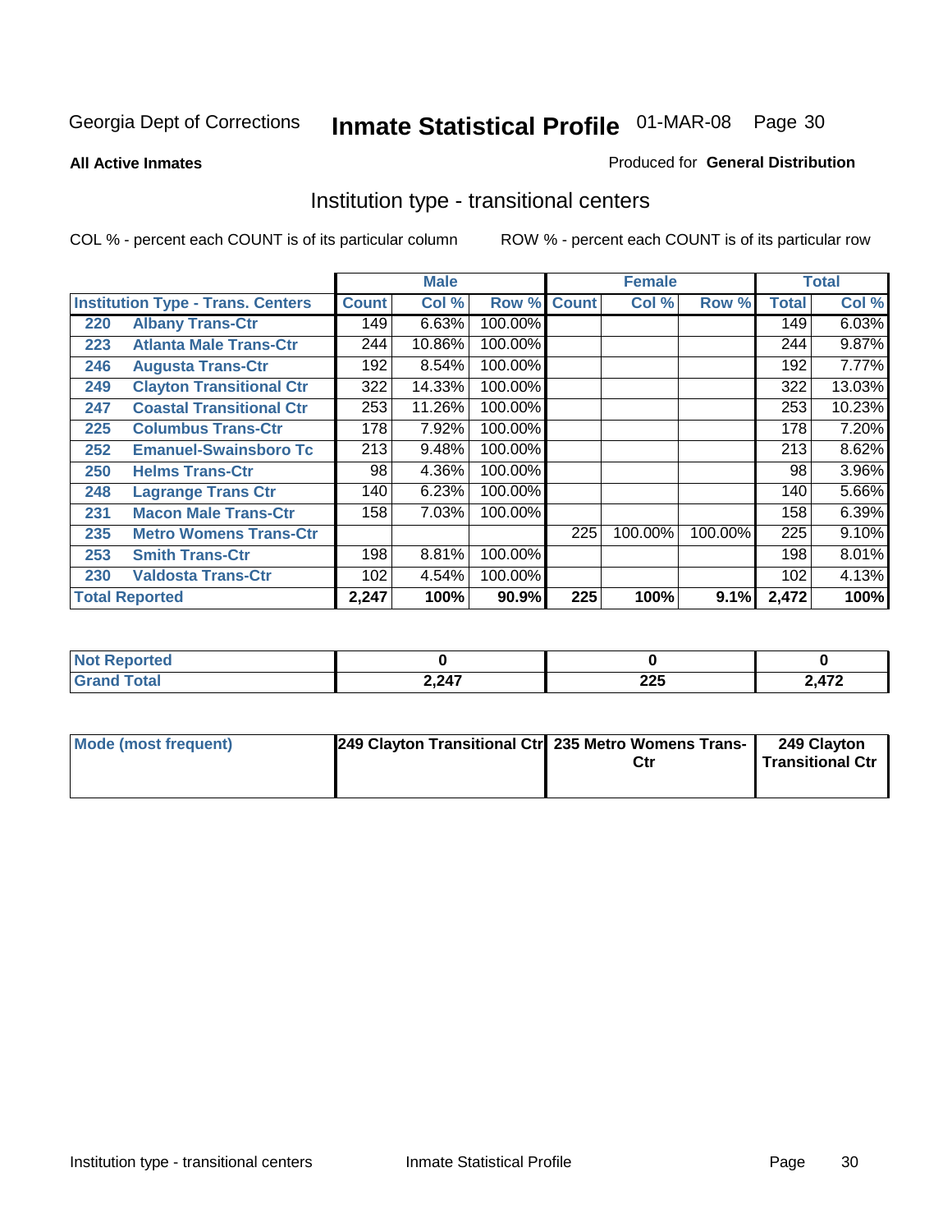Georgia Dept of Corrections **Inmate Statistical Profile** 01-MAR-08

**All Active Inmates**

Produced for **General Distribution**

## Institution type - transitional centers

COL % - percent each COUNT is of its particular column

ROW % - percent each COUNT is of its particular row

| | | Male | | | Female | | | Total | |
|---|---|---|---|---|---|---|---|---|---|
| **Institution Type - Trans. Centers** | | **Count** | **Col %** | **Row %** | **Count** | **Col %** | **Row %** | **Total** | **Col %** |
| 220 | Albany Trans-Ctr | 149 | 6.63% | 100.00% | | | | 149 | 6.03% |
| 223 | Atlanta Male Trans-Ctr | 244 | 10.86% | 100.00% | | | | 244 | 9.87% |
| 246 | Augusta Trans-Ctr | 192 | 8.54% | 100.00% | | | | 192 | 7.77% |
| 249 | Clayton Transitional Ctr | 322 | 14.33% | 100.00% | | | | 322 | 13.03% |
| 247 | Coastal Transitional Ctr | 253 | 11.26% | 100.00% | | | | 253 | 10.23% |
| 225 | Columbus Trans-Ctr | 178 | 7.92% | 100.00% | | | | 178 | 7.20% |
| 252 | Emanuel-Swainsboro Tc | 213 | 9.48% | 100.00% | | | | 213 | 8.62% |
| 250 | Helms Trans-Ctr | 98 | 4.36% | 100.00% | | | | 98 | 3.96% |
| 248 | Lagrange Trans Ctr | 140 | 6.23% | 100.00% | | | | 140 | 5.66% |
| 231 | Macon Male Trans-Ctr | 158 | 7.03% | 100.00% | | | | 158 | 6.39% |
| 235 | Metro Womens Trans-Ctr | | | | 225 | 100.00% | 100.00% | 225 | 9.10% |
| 253 | Smith Trans-Ctr | 198 | 8.81% | 100.00% | | | | 198 | 8.01% |
| 230 | Valdosta Trans-Ctr | 102 | 4.54% | 100.00% | | | | 102 | 4.13% |
| **Total Reported** | | **2,247** | **100%** | **90.9%** | **225** | **100%** | **9.1%** | **2,472** | **100%** |

| | Male | Female | Total |
|---|---|---|---|
| **Not Reported** | 0 | 0 | 0 |
| **Grand Total** | 2,247 | 225 | 2,472 |

| | Male | Female | Total |
|---|---|---|---|
| **Mode (most frequent)** | 249 Clayton Transitional Ctr | 235 Metro Womens Trans-Ctr | 249 Clayton Transitional Ctr |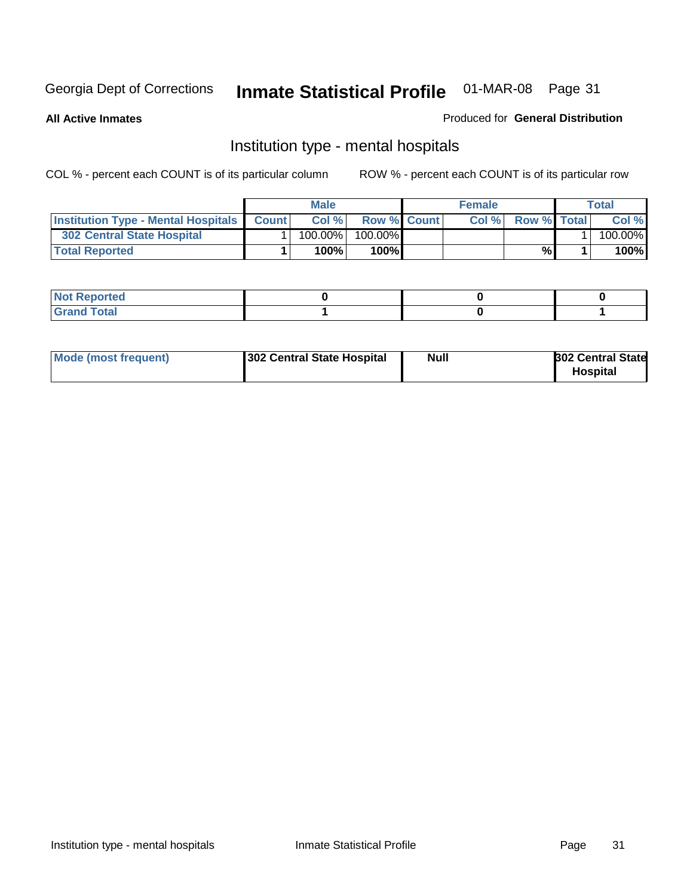Georgia Dept of Corrections **Inmate Statistical Profile** 01-MAR-08

**All Active Inmates**

Produced for **General Distribution**

## Institution type - mental hospitals

COL % - percent each COUNT is of its particular column

ROW % - percent each COUNT is of its particular row

| | Male | | | Female | | | Total | |
|---|---|---|---|---|---|---|---|---|
| **Institution Type - Mental Hospitals** | **Count** | **Col %** | **Row %** | **Count** | **Col %** | **Row %** | **Total** | **Col %** |
| **302 Central State Hospital** | 1 | 100.00% | 100.00% | | | | 1 | 100.00% |
| **Total Reported** | **1** | **100%** | **100%** | | | **%** | **1** | **100%** |

| | Male | Female | Total |
|---|---|---|---|
| **Not Reported** | **0** | **0** | **0** |
| **Grand Total** | **1** | **0** | **1** |

| | Male | Female | Total |
|---|---|---|---|
| **Mode (most frequent)** | **302 Central State Hospital** | **Null** | **302 Central State Hospital** |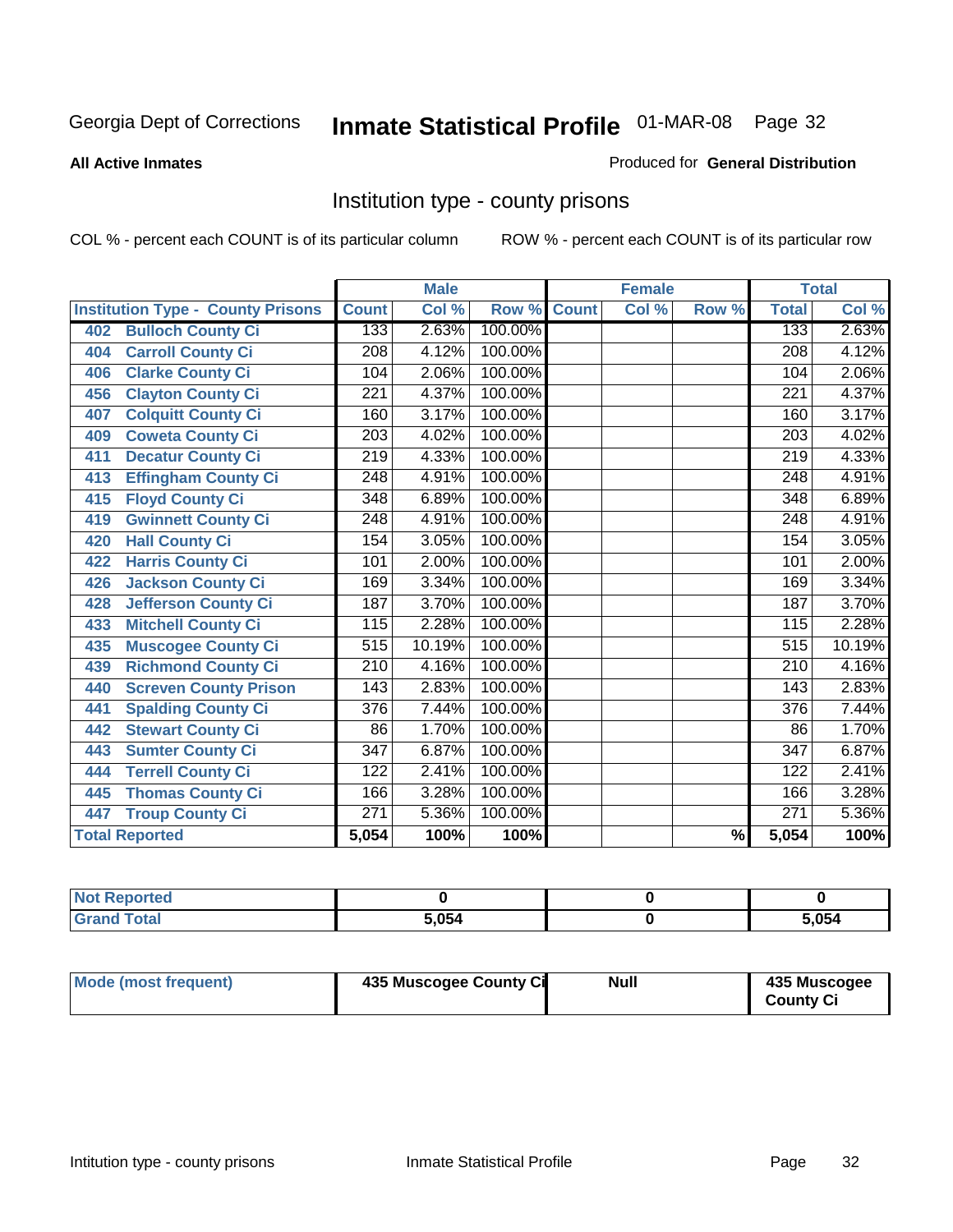Georgia Dept of Corrections **Inmate Statistical Profile** 01-MAR-08

**All Active Inmates**

Produced for **General Distribution**

## Institution type - county prisons

COL % - percent each COUNT is of its particular column

ROW % - percent each COUNT is of its particular row

| | | Male | | | Female | | | Total | |
|---|---|---|---|---|---|---|---|---|---|
| **Institution Type - County Prisons** | | **Count** | **Col %** | **Row %** | **Count** | **Col %** | **Row %** | **Total** | **Col %** |
| 402 | Bulloch County Ci | 133 | 2.63% | 100.00% | | | | 133 | 2.63% |
| 404 | Carroll County Ci | 208 | 4.12% | 100.00% | | | | 208 | 4.12% |
| 406 | Clarke County Ci | 104 | 2.06% | 100.00% | | | | 104 | 2.06% |
| 456 | Clayton County Ci | 221 | 4.37% | 100.00% | | | | 221 | 4.37% |
| 407 | Colquitt County Ci | 160 | 3.17% | 100.00% | | | | 160 | 3.17% |
| 409 | Coweta County Ci | 203 | 4.02% | 100.00% | | | | 203 | 4.02% |
| 411 | Decatur County Ci | 219 | 4.33% | 100.00% | | | | 219 | 4.33% |
| 413 | Effingham County Ci | 248 | 4.91% | 100.00% | | | | 248 | 4.91% |
| 415 | Floyd County Ci | 348 | 6.89% | 100.00% | | | | 348 | 6.89% |
| 419 | Gwinnett County Ci | 248 | 4.91% | 100.00% | | | | 248 | 4.91% |
| 420 | Hall County Ci | 154 | 3.05% | 100.00% | | | | 154 | 3.05% |
| 422 | Harris County Ci | 101 | 2.00% | 100.00% | | | | 101 | 2.00% |
| 426 | Jackson County Ci | 169 | 3.34% | 100.00% | | | | 169 | 3.34% |
| 428 | Jefferson County Ci | 187 | 3.70% | 100.00% | | | | 187 | 3.70% |
| 433 | Mitchell County Ci | 115 | 2.28% | 100.00% | | | | 115 | 2.28% |
| 435 | Muscogee County Ci | 515 | 10.19% | 100.00% | | | | 515 | 10.19% |
| 439 | Richmond County Ci | 210 | 4.16% | 100.00% | | | | 210 | 4.16% |
| 440 | Screven County Prison | 143 | 2.83% | 100.00% | | | | 143 | 2.83% |
| 441 | Spalding County Ci | 376 | 7.44% | 100.00% | | | | 376 | 7.44% |
| 442 | Stewart County Ci | 86 | 1.70% | 100.00% | | | | 86 | 1.70% |
| 443 | Sumter County Ci | 347 | 6.87% | 100.00% | | | | 347 | 6.87% |
| 444 | Terrell County Ci | 122 | 2.41% | 100.00% | | | | 122 | 2.41% |
| 445 | Thomas County Ci | 166 | 3.28% | 100.00% | | | | 166 | 3.28% |
| 447 | Troup County Ci | 271 | 5.36% | 100.00% | | | | 271 | 5.36% |
| **Total Reported** | | **5,054** | **100%** | **100%** | | | **%** | **5,054** | **100%** |

| | Male | Female | Total |
|---|---|---|---|
| **Not Reported** | **0** | **0** | **0** |
| **Grand Total** | **5,054** | **0** | **5,054** |

| | Male | Female | Total |
|---|---|---|---|
| **Mode (most frequent)** | **435 Muscogee County Ci** | **Null** | **435 Muscogee County Ci** |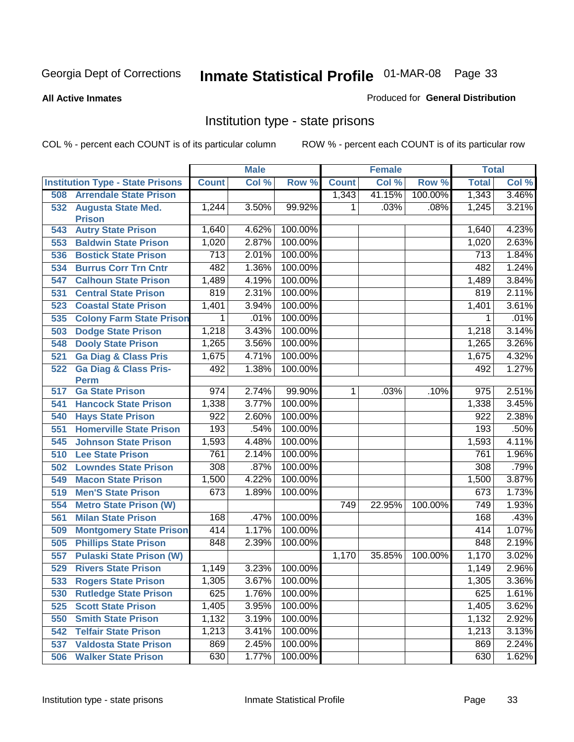Georgia Dept of Corrections **Inmate Statistical Profile** 01-MAR-08

**All Active Inmates**

Produced for **General Distribution**

## Institution type - state prisons

COL % - percent each COUNT is of its particular column    ROW % - percent each COUNT is of its particular row

| Institution Type - State Prisons | Male | | | Female | | | Total | |
|---|---|---|---|---|---|---|---|---|
| | Count | Col % | Row % | Count | Col % | Row % | Total | Col % |
| 508 Arrendale State Prison | | | | 1,343 | 41.15% | 100.00% | 1,343 | 3.46% |
| 532 Augusta State Med. Prison | 1,244 | 3.50% | 99.92% | 1 | .03% | .08% | 1,245 | 3.21% |
| 543 Autry State Prison | 1,640 | 4.62% | 100.00% | | | | 1,640 | 4.23% |
| 553 Baldwin State Prison | 1,020 | 2.87% | 100.00% | | | | 1,020 | 2.63% |
| 536 Bostick State Prison | 713 | 2.01% | 100.00% | | | | 713 | 1.84% |
| 534 Burrus Corr Trn Cntr | 482 | 1.36% | 100.00% | | | | 482 | 1.24% |
| 547 Calhoun State Prison | 1,489 | 4.19% | 100.00% | | | | 1,489 | 3.84% |
| 531 Central State Prison | 819 | 2.31% | 100.00% | | | | 819 | 2.11% |
| 523 Coastal State Prison | 1,401 | 3.94% | 100.00% | | | | 1,401 | 3.61% |
| 535 Colony Farm State Prison | 1 | .01% | 100.00% | | | | 1 | .01% |
| 503 Dodge State Prison | 1,218 | 3.43% | 100.00% | | | | 1,218 | 3.14% |
| 548 Dooly State Prison | 1,265 | 3.56% | 100.00% | | | | 1,265 | 3.26% |
| 521 Ga Diag & Class Pris | 1,675 | 4.71% | 100.00% | | | | 1,675 | 4.32% |
| 522 Ga Diag & Class Pris-Perm | 492 | 1.38% | 100.00% | | | | 492 | 1.27% |
| 517 Ga State Prison | 974 | 2.74% | 99.90% | 1 | .03% | .10% | 975 | 2.51% |
| 541 Hancock State Prison | 1,338 | 3.77% | 100.00% | | | | 1,338 | 3.45% |
| 540 Hays State Prison | 922 | 2.60% | 100.00% | | | | 922 | 2.38% |
| 551 Homerville State Prison | 193 | .54% | 100.00% | | | | 193 | .50% |
| 545 Johnson State Prison | 1,593 | 4.48% | 100.00% | | | | 1,593 | 4.11% |
| 510 Lee State Prison | 761 | 2.14% | 100.00% | | | | 761 | 1.96% |
| 502 Lowndes State Prison | 308 | .87% | 100.00% | | | | 308 | .79% |
| 549 Macon State Prison | 1,500 | 4.22% | 100.00% | | | | 1,500 | 3.87% |
| 519 Men'S State Prison | 673 | 1.89% | 100.00% | | | | 673 | 1.73% |
| 554 Metro State Prison (W) | | | | 749 | 22.95% | 100.00% | 749 | 1.93% |
| 561 Milan State Prison | 168 | .47% | 100.00% | | | | 168 | .43% |
| 509 Montgomery State Prison | 414 | 1.17% | 100.00% | | | | 414 | 1.07% |
| 505 Phillips State Prison | 848 | 2.39% | 100.00% | | | | 848 | 2.19% |
| 557 Pulaski State Prison (W) | | | | 1,170 | 35.85% | 100.00% | 1,170 | 3.02% |
| 529 Rivers State Prison | 1,149 | 3.23% | 100.00% | | | | 1,149 | 2.96% |
| 533 Rogers State Prison | 1,305 | 3.67% | 100.00% | | | | 1,305 | 3.36% |
| 530 Rutledge State Prison | 625 | 1.76% | 100.00% | | | | 625 | 1.61% |
| 525 Scott State Prison | 1,405 | 3.95% | 100.00% | | | | 1,405 | 3.62% |
| 550 Smith State Prison | 1,132 | 3.19% | 100.00% | | | | 1,132 | 2.92% |
| 542 Telfair State Prison | 1,213 | 3.41% | 100.00% | | | | 1,213 | 3.13% |
| 537 Valdosta State Prison | 869 | 2.45% | 100.00% | | | | 869 | 2.24% |
| 506 Walker State Prison | 630 | 1.77% | 100.00% | | | | 630 | 1.62% |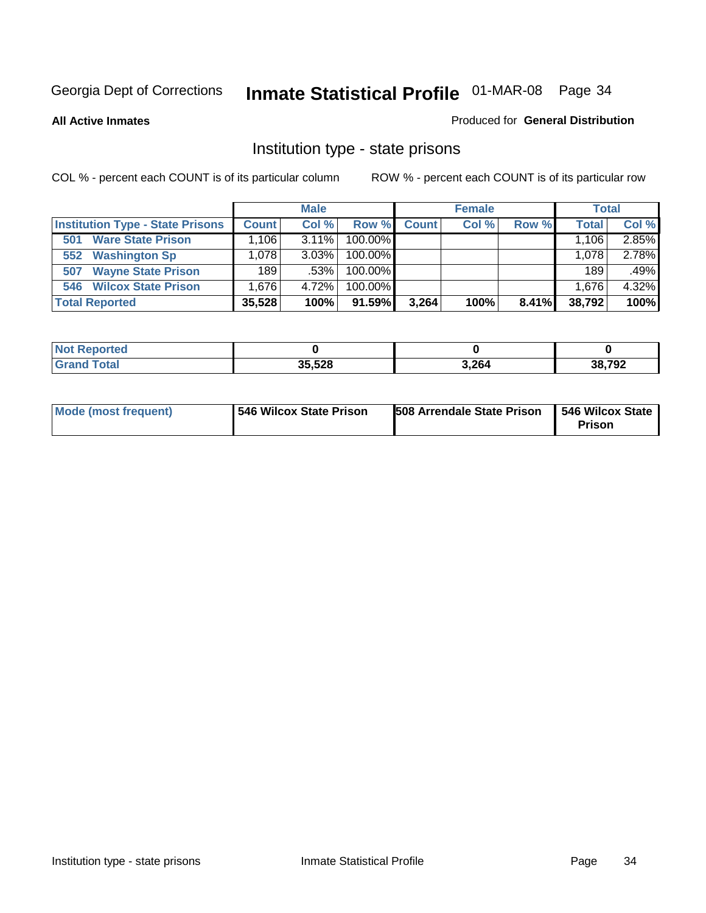Georgia Dept of Corrections **Inmate Statistical Profile** 01-MAR-08

**All Active Inmates**

Produced for **General Distribution**

## Institution type - state prisons

COL % - percent each COUNT is of its particular column

ROW % - percent each COUNT is of its particular row

| | Male | | | Female | | | Total | |
|---|---|---|---|---|---|---|---|---|
| **Institution Type - State Prisons** | **Count** | **Col %** | **Row %** | **Count** | **Col %** | **Row %** | **Total** | **Col %** |
| 501 Ware State Prison | 1,106 | 3.11% | 100.00% | | | | 1,106 | 2.85% |
| 552 Washington Sp | 1,078 | 3.03% | 100.00% | | | | 1,078 | 2.78% |
| 507 Wayne State Prison | 189 | .53% | 100.00% | | | | 189 | .49% |
| 546 Wilcox State Prison | 1,676 | 4.72% | 100.00% | | | | 1,676 | 4.32% |
| **Total Reported** | **35,528** | **100%** | **91.59%** | **3,264** | **100%** | **8.41%** | **38,792** | **100%** |

| | Male | Female | Total |
|---|---|---|---|
| **Not Reported** | **0** | **0** | **0** |
| **Grand Total** | **35,528** | **3,264** | **38,792** |

| | Male | Female | Total |
|---|---|---|---|
| **Mode (most frequent)** | **546 Wilcox State Prison** | **508 Arrendale State Prison** | **546 Wilcox State Prison** |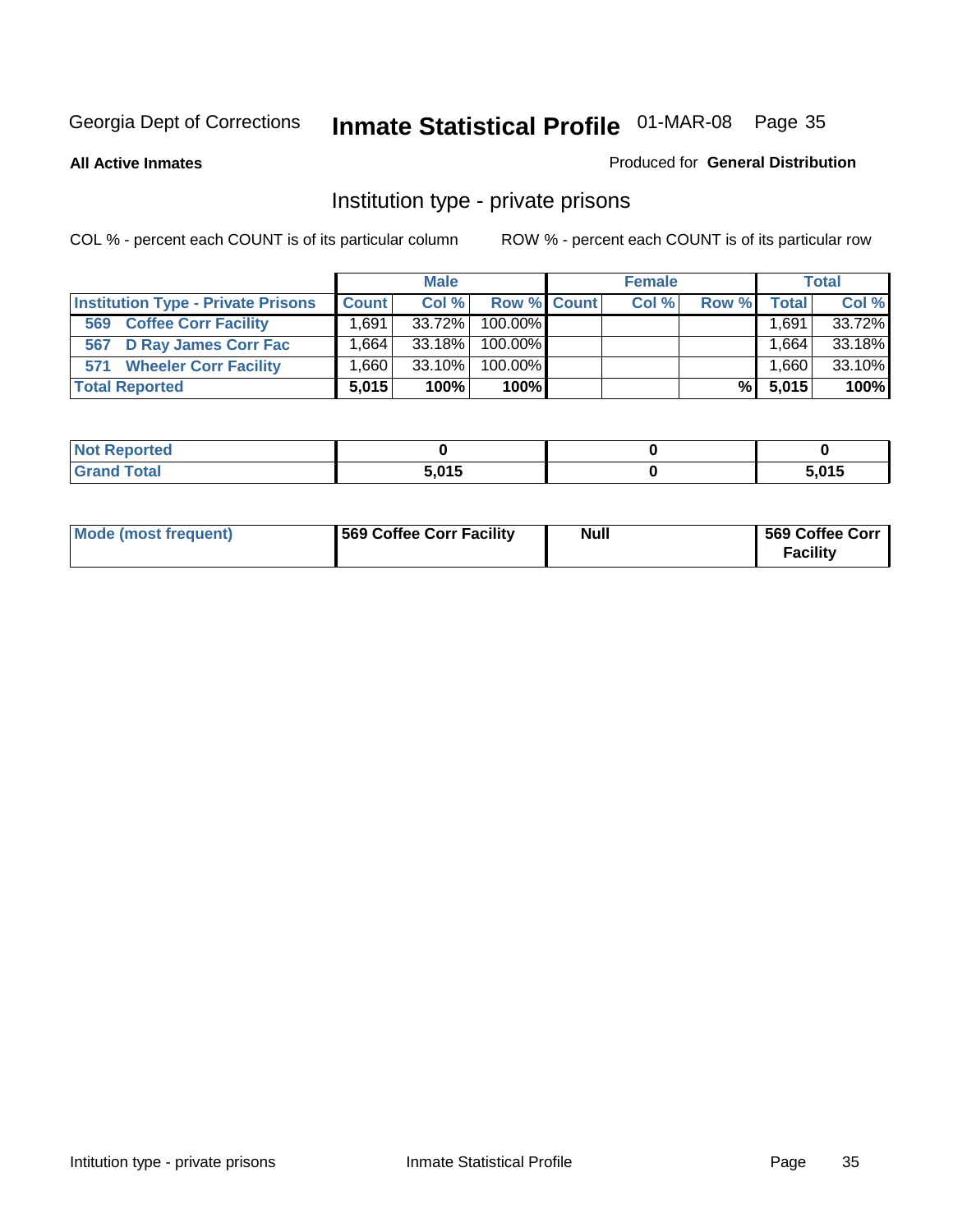Georgia Dept of Corrections **Inmate Statistical Profile** 01-MAR-08 Page 35

**All Active Inmates**

Produced for **General Distribution**

## Institution type - private prisons

COL % - percent each COUNT is of its particular column

ROW % - percent each COUNT is of its particular row

| | Male | | | Female | | | Total | |
|---|---|---|---|---|---|---|---|---|
| **Institution Type - Private Prisons** | **Count** | **Col %** | **Row %** | **Count** | **Col %** | **Row %** | **Total** | **Col %** |
| **569 Coffee Corr Facility** | 1,691 | 33.72% | 100.00% | | | | 1,691 | 33.72% |
| **567 D Ray James Corr Fac** | 1,664 | 33.18% | 100.00% | | | | 1,664 | 33.18% |
| **571 Wheeler Corr Facility** | 1,660 | 33.10% | 100.00% | | | | 1,660 | 33.10% |
| **Total Reported** | **5,015** | **100%** | **100%** | | | **%** | **5,015** | **100%** |

| | Male | Female | Total |
|---|---|---|---|
| **Not Reported** | **0** | **0** | **0** |
| **Grand Total** | **5,015** | **0** | **5,015** |

| | Male | Female | Total |
|---|---|---|---|
| **Mode (most frequent)** | **569 Coffee Corr Facility** | **Null** | **569 Coffee Corr Facility** |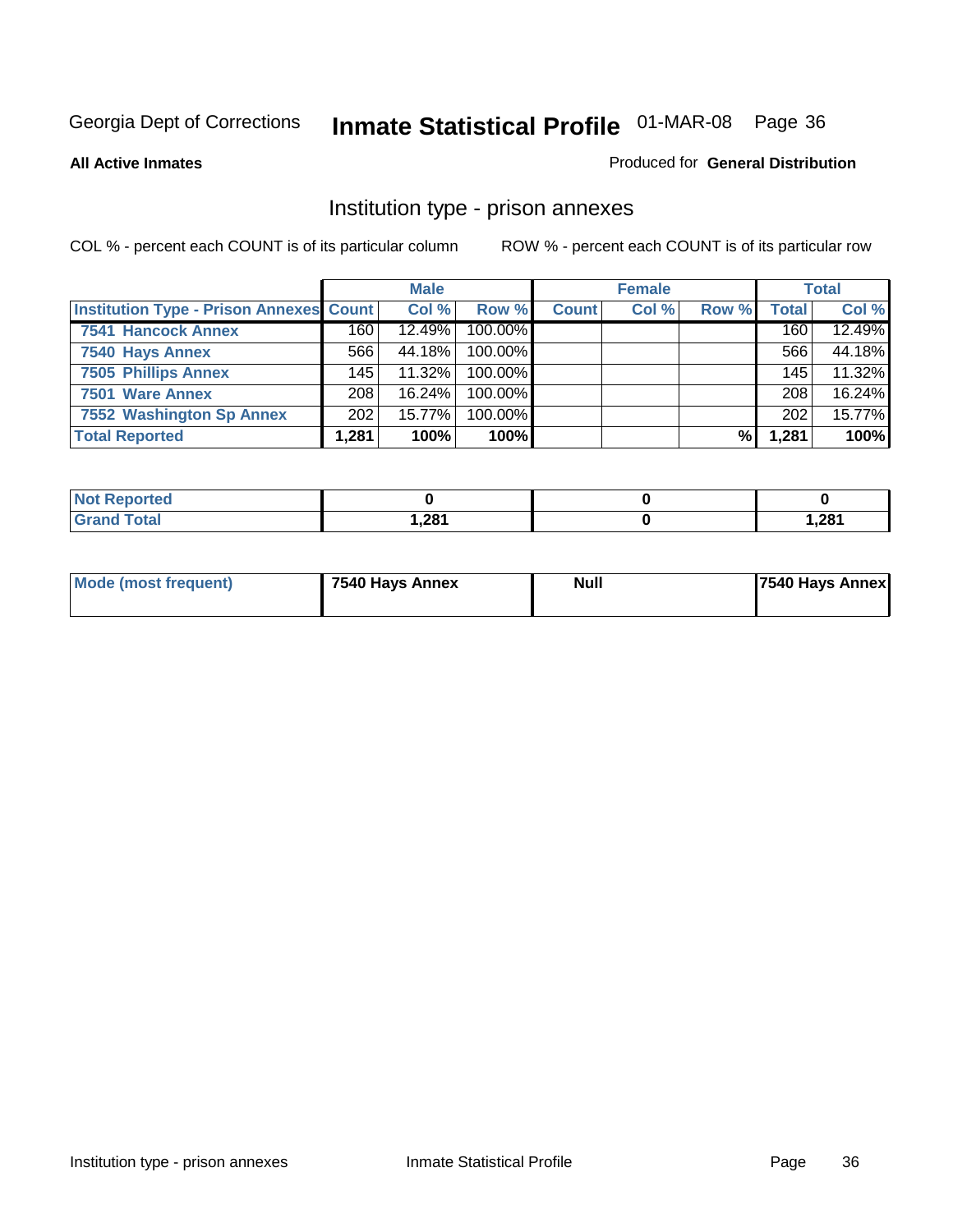Georgia Dept of Corrections **Inmate Statistical Profile** 01-MAR-08

**All Active Inmates**

Produced for **General Distribution**

## Institution type - prison annexes

COL % - percent each COUNT is of its particular column

ROW % - percent each COUNT is of its particular row

| | Male | | | Female | | | Total | |
|---|---|---|---|---|---|---|---|---|
| **Institution Type - Prison Annexes** | **Count** | **Col %** | **Row %** | **Count** | **Col %** | **Row %** | **Total** | **Col %** |
| **7541 Hancock Annex** | 160 | 12.49% | 100.00% | | | | 160 | 12.49% |
| **7540 Hays Annex** | 566 | 44.18% | 100.00% | | | | 566 | 44.18% |
| **7505 Phillips Annex** | 145 | 11.32% | 100.00% | | | | 145 | 11.32% |
| **7501 Ware Annex** | 208 | 16.24% | 100.00% | | | | 208 | 16.24% |
| **7552 Washington Sp Annex** | 202 | 15.77% | 100.00% | | | | 202 | 15.77% |
| **Total Reported** | **1,281** | **100%** | **100%** | | | **%** | **1,281** | **100%** |

| | Male | Female | Total |
|---|---|---|---|
| **Not Reported** | **0** | **0** | **0** |
| **Grand Total** | **1,281** | **0** | **1,281** |

| | Male | Female | Total |
|---|---|---|---|
| **Mode (most frequent)** | **7540 Hays Annex** | **Null** | **7540 Hays Annex** |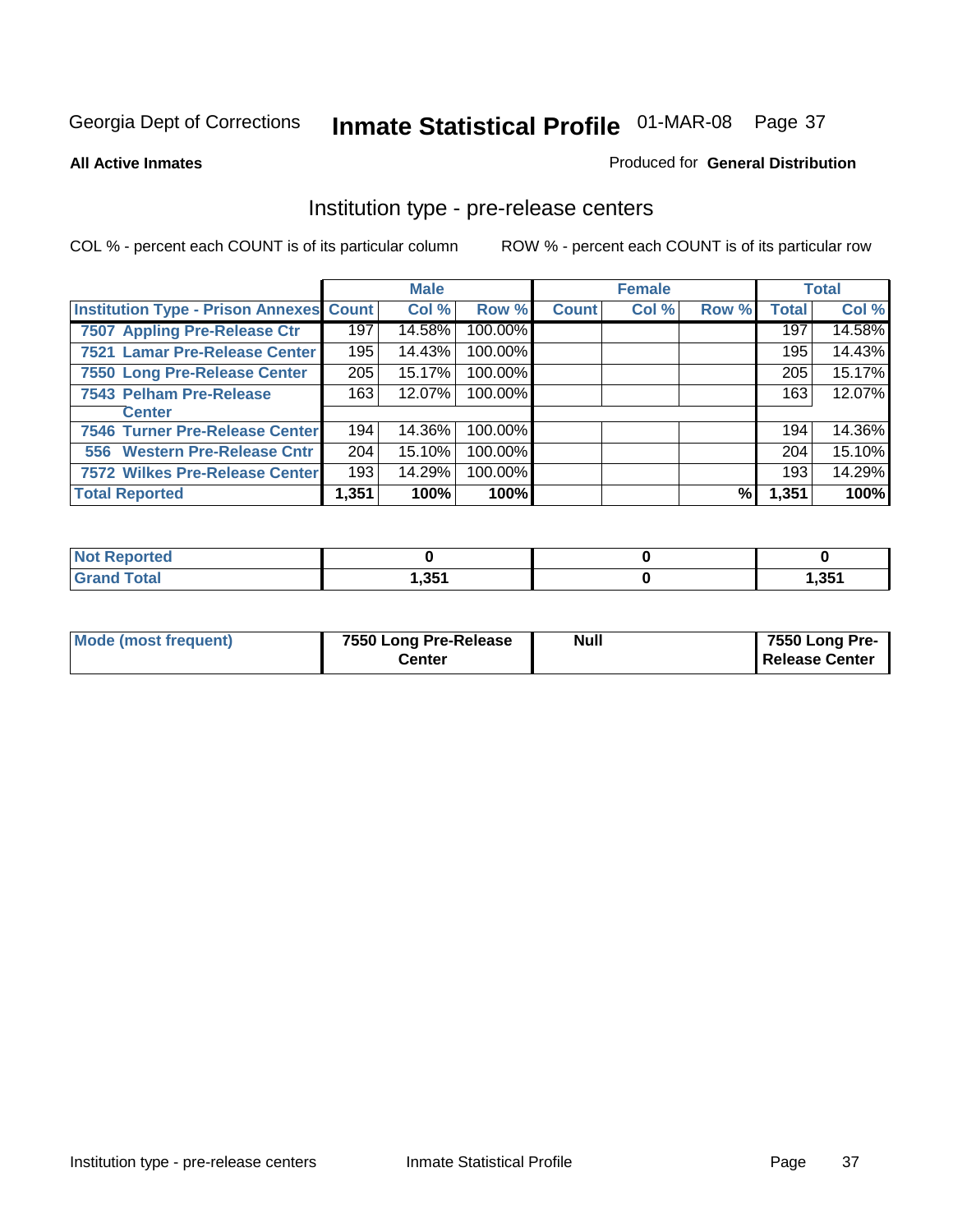Georgia Dept of Corrections **Inmate Statistical Profile** 01-MAR-08

**All Active Inmates**

Produced for **General Distribution**

## Institution type - pre-release centers

COL % - percent each COUNT is of its particular column ROW % - percent each COUNT is of its particular row

| | Male | | | Female | | | Total | |
|---|---|---|---|---|---|---|---|---|
| Institution Type - Prison Annexes | Count | Col % | Row % | Count | Col % | Row % | Total | Col % |
| 7507 Appling Pre-Release Ctr | 197 | 14.58% | 100.00% | | | | 197 | 14.58% |
| 7521 Lamar Pre-Release Center | 195 | 14.43% | 100.00% | | | | 195 | 14.43% |
| 7550 Long Pre-Release Center | 205 | 15.17% | 100.00% | | | | 205 | 15.17% |
| 7543 Pelham Pre-Release Center | 163 | 12.07% | 100.00% | | | | 163 | 12.07% |
| 7546 Turner Pre-Release Center | 194 | 14.36% | 100.00% | | | | 194 | 14.36% |
| 556 Western Pre-Release Cntr | 204 | 15.10% | 100.00% | | | | 204 | 15.10% |
| 7572 Wilkes Pre-Release Center | 193 | 14.29% | 100.00% | | | | 193 | 14.29% |
| Total Reported | 1,351 | 100% | 100% | | | % | 1,351 | 100% |

| | Male | Female | Total |
|---|---|---|---|
| Not Reported | 0 | 0 | 0 |
| Grand Total | 1,351 | 0 | 1,351 |

| | Male | Female | Total |
|---|---|---|---|
| Mode (most frequent) | 7550 Long Pre-Release Center | Null | 7550 Long Pre-Release Center |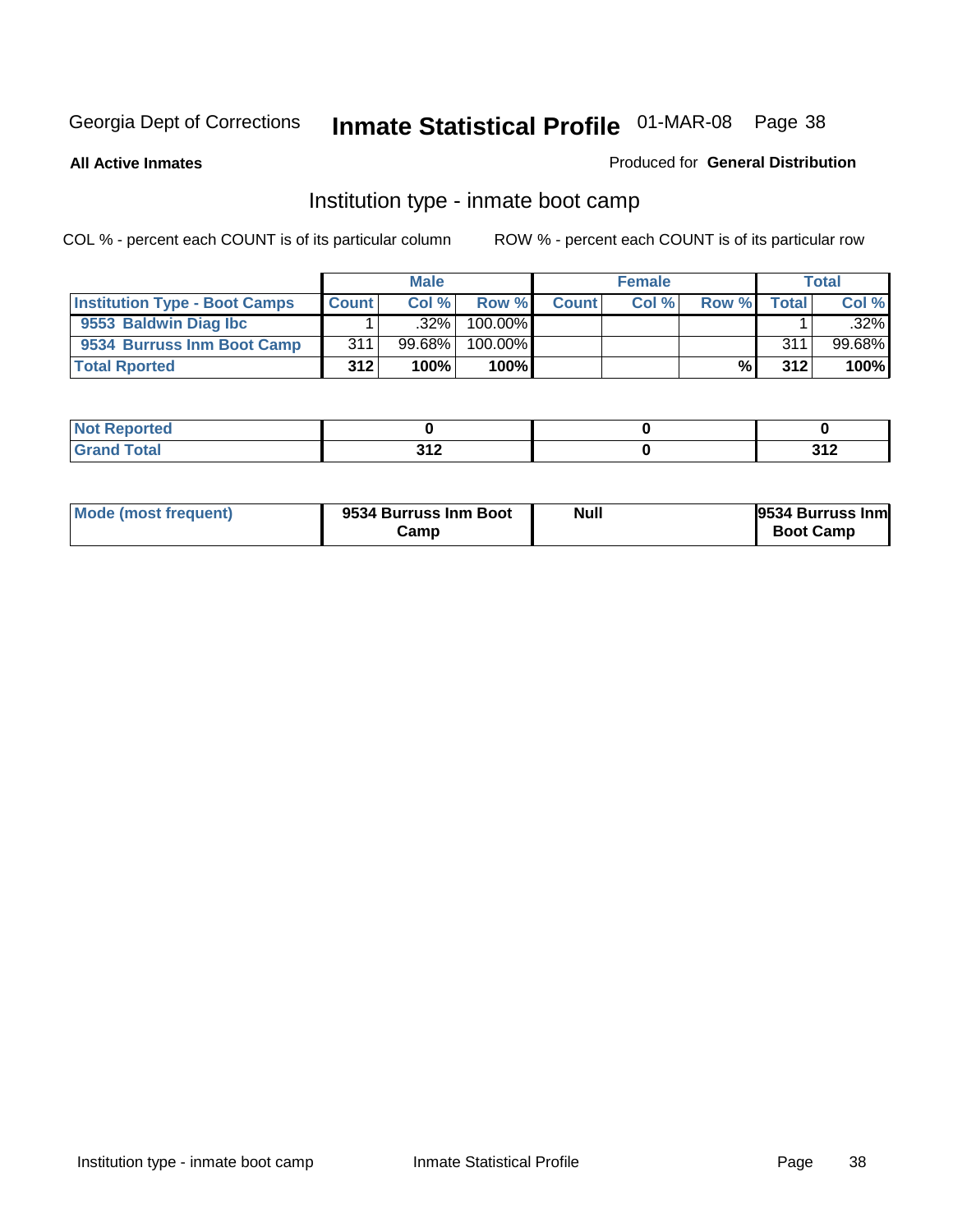Georgia Dept of Corrections **Inmate Statistical Profile** 01-MAR-08

**All Active Inmates**

Produced for **General Distribution**

## Institution type - inmate boot camp

COL % - percent each COUNT is of its particular column

ROW % - percent each COUNT is of its particular row

| | Male | | | Female | | | Total | |
|---|---|---|---|---|---|---|---|---|
| **Institution Type - Boot Camps** | **Count** | **Col %** | **Row %** | **Count** | **Col %** | **Row %** | **Total** | **Col %** |
| **9553 Baldwin Diag Ibc** | 1 | .32% | 100.00% | | | | 1 | .32% |
| **9534 Burruss Inm Boot Camp** | 311 | 99.68% | 100.00% | | | | 311 | 99.68% |
| **Total Rported** | **312** | **100%** | **100%** | | | **%** | **312** | **100%** |

| | Male | Female | Total |
|---|---|---|---|
| **Not Reported** | **0** | **0** | **0** |
| **Grand Total** | **312** | **0** | **312** |

| | Male | Female | Total |
|---|---|---|---|
| **Mode (most frequent)** | **9534 Burruss Inm Boot Camp** | **Null** | **9534 Burruss Inm Boot Camp** |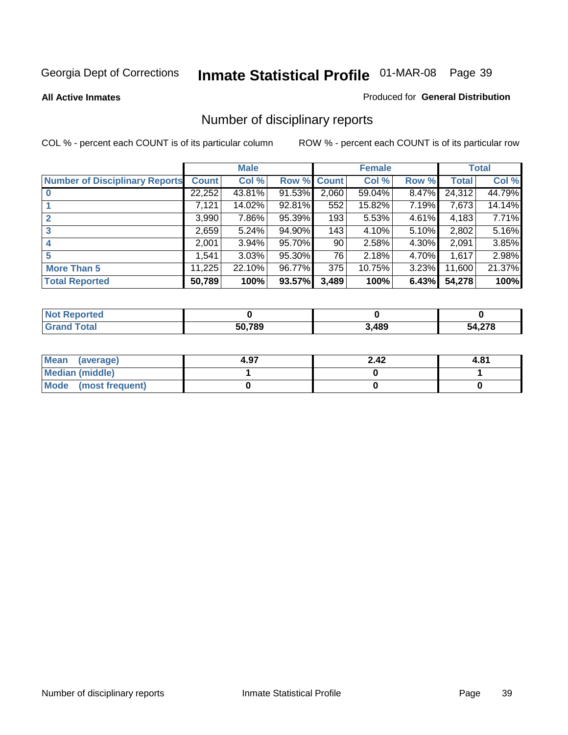Georgia Dept of Corrections **Inmate Statistical Profile** 01-MAR-08

**All Active Inmates**

Produced for **General Distribution**

## Number of disciplinary reports

COL % - percent each COUNT is of its particular column

ROW % - percent each COUNT is of its particular row

| | Male | | | Female | | | Total | |
|---|---|---|---|---|---|---|---|---|
| **Number of Disciplinary Reports** | **Count** | **Col %** | **Row %** | **Count** | **Col %** | **Row %** | **Total** | **Col %** |
| **0** | 22,252 | 43.81% | 91.53% | 2,060 | 59.04% | 8.47% | 24,312 | 44.79% |
| **1** | 7,121 | 14.02% | 92.81% | 552 | 15.82% | 7.19% | 7,673 | 14.14% |
| **2** | 3,990 | 7.86% | 95.39% | 193 | 5.53% | 4.61% | 4,183 | 7.71% |
| **3** | 2,659 | 5.24% | 94.90% | 143 | 4.10% | 5.10% | 2,802 | 5.16% |
| **4** | 2,001 | 3.94% | 95.70% | 90 | 2.58% | 4.30% | 2,091 | 3.85% |
| **5** | 1,541 | 3.03% | 95.30% | 76 | 2.18% | 4.70% | 1,617 | 2.98% |
| **More Than 5** | 11,225 | 22.10% | 96.77% | 375 | 10.75% | 3.23% | 11,600 | 21.37% |
| **Total Reported** | **50,789** | **100%** | **93.57%** | **3,489** | **100%** | **6.43%** | **54,278** | **100%** |

| | Male | Female | Total |
|---|---|---|---|
| **Not Reported** | **0** | **0** | **0** |
| **Grand Total** | **50,789** | **3,489** | **54,278** |

| | Male | Female | Total |
|---|---|---|---|
| **Mean (average)** | **4.97** | **2.42** | **4.81** |
| **Median (middle)** | **1** | **0** | **1** |
| **Mode (most frequent)** | **0** | **0** | **0** |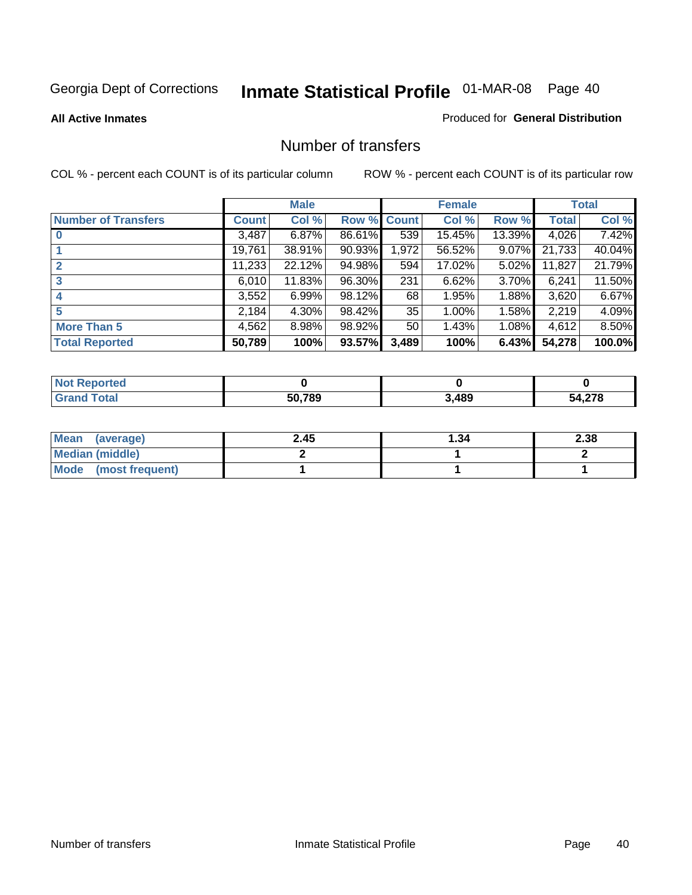Georgia Dept of Corrections **Inmate Statistical Profile** 01-MAR-08 Page 40

**All Active Inmates**

Produced for **General Distribution**

# Number of transfers

COL % - percent each COUNT is of its particular column

ROW % - percent each COUNT is of its particular row

| | Male | | | Female | | | Total | |
|---|---|---|---|---|---|---|---|---|
| **Number of Transfers** | **Count** | **Col %** | **Row %** | **Count** | **Col %** | **Row %** | **Total** | **Col %** |
| **0** | 3,487 | 6.87% | 86.61% | 539 | 15.45% | 13.39% | 4,026 | 7.42% |
| **1** | 19,761 | 38.91% | 90.93% | 1,972 | 56.52% | 9.07% | 21,733 | 40.04% |
| **2** | 11,233 | 22.12% | 94.98% | 594 | 17.02% | 5.02% | 11,827 | 21.79% |
| **3** | 6,010 | 11.83% | 96.30% | 231 | 6.62% | 3.70% | 6,241 | 11.50% |
| **4** | 3,552 | 6.99% | 98.12% | 68 | 1.95% | 1.88% | 3,620 | 6.67% |
| **5** | 2,184 | 4.30% | 98.42% | 35 | 1.00% | 1.58% | 2,219 | 4.09% |
| **More Than 5** | 4,562 | 8.98% | 98.92% | 50 | 1.43% | 1.08% | 4,612 | 8.50% |
| **Total Reported** | **50,789** | **100%** | **93.57%** | **3,489** | **100%** | **6.43%** | **54,278** | **100.0%** |

| | Male | Female | Total |
|---|---|---|---|
| **Not Reported** | **0** | **0** | **0** |
| **Grand Total** | **50,789** | **3,489** | **54,278** |

| | Male | Female | Total |
|---|---|---|---|
| **Mean (average)** | **2.45** | **1.34** | **2.38** |
| **Median (middle)** | **2** | **1** | **2** |
| **Mode (most frequent)** | **1** | **1** | **1** |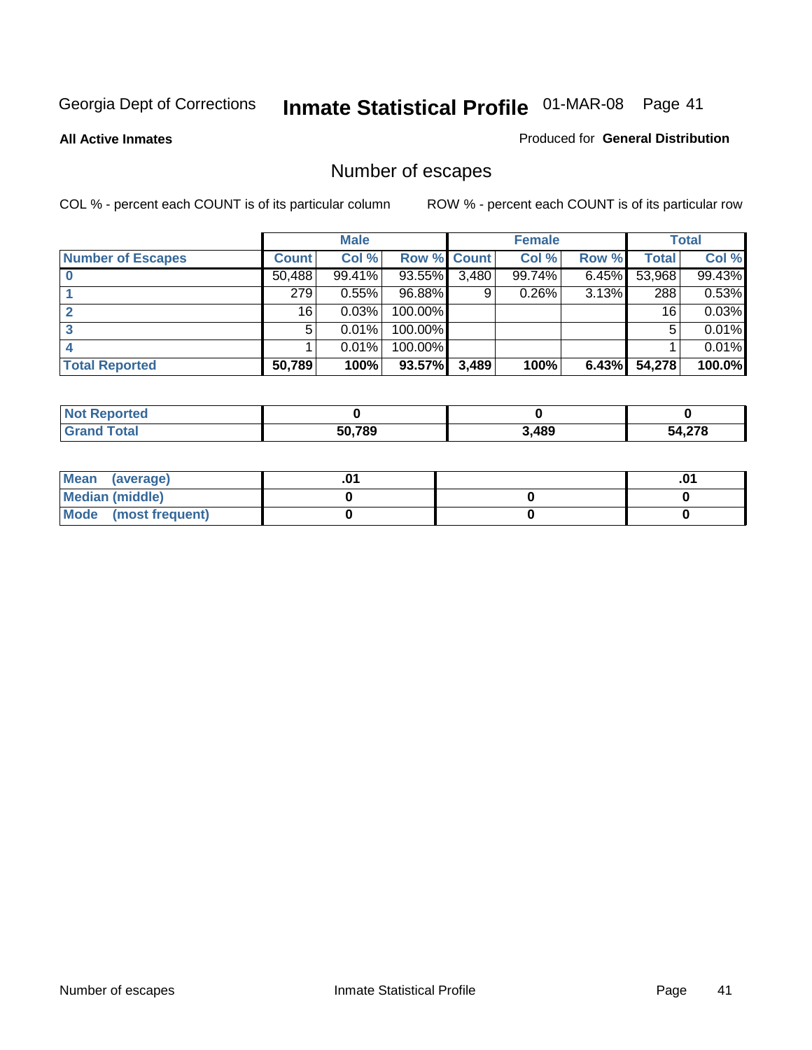Georgia Dept of Corrections **Inmate Statistical Profile** 01-MAR-08

**All Active Inmates**

Produced for **General Distribution**

## Number of escapes

COL % - percent each COUNT is of its particular column ROW % - percent each COUNT is of its particular row

| | Male | | | Female | | | Total | |
|---|---|---|---|---|---|---|---|---|
| **Number of Escapes** | **Count** | **Col %** | **Row %** | **Count** | **Col %** | **Row %** | **Total** | **Col %** |
| **0** | 50,488 | 99.41% | 93.55% | 3,480 | 99.74% | 6.45% | 53,968 | 99.43% |
| **1** | 279 | 0.55% | 96.88% | 9 | 0.26% | 3.13% | 288 | 0.53% |
| **2** | 16 | 0.03% | 100.00% | | | | 16 | 0.03% |
| **3** | 5 | 0.01% | 100.00% | | | | 5 | 0.01% |
| **4** | 1 | 0.01% | 100.00% | | | | 1 | 0.01% |
| **Total Reported** | **50,789** | **100%** | **93.57%** | **3,489** | **100%** | **6.43%** | **54,278** | **100.0%** |

| | Male | Female | Total |
|---|---|---|---|
| **Not Reported** | **0** | **0** | **0** |
| **Grand Total** | **50,789** | **3,489** | **54,278** |

| | Male | Female | Total |
|---|---|---|---|
| **Mean (average)** | **.01** | | **.01** |
| **Median (middle)** | **0** | **0** | **0** |
| **Mode (most frequent)** | **0** | **0** | **0** |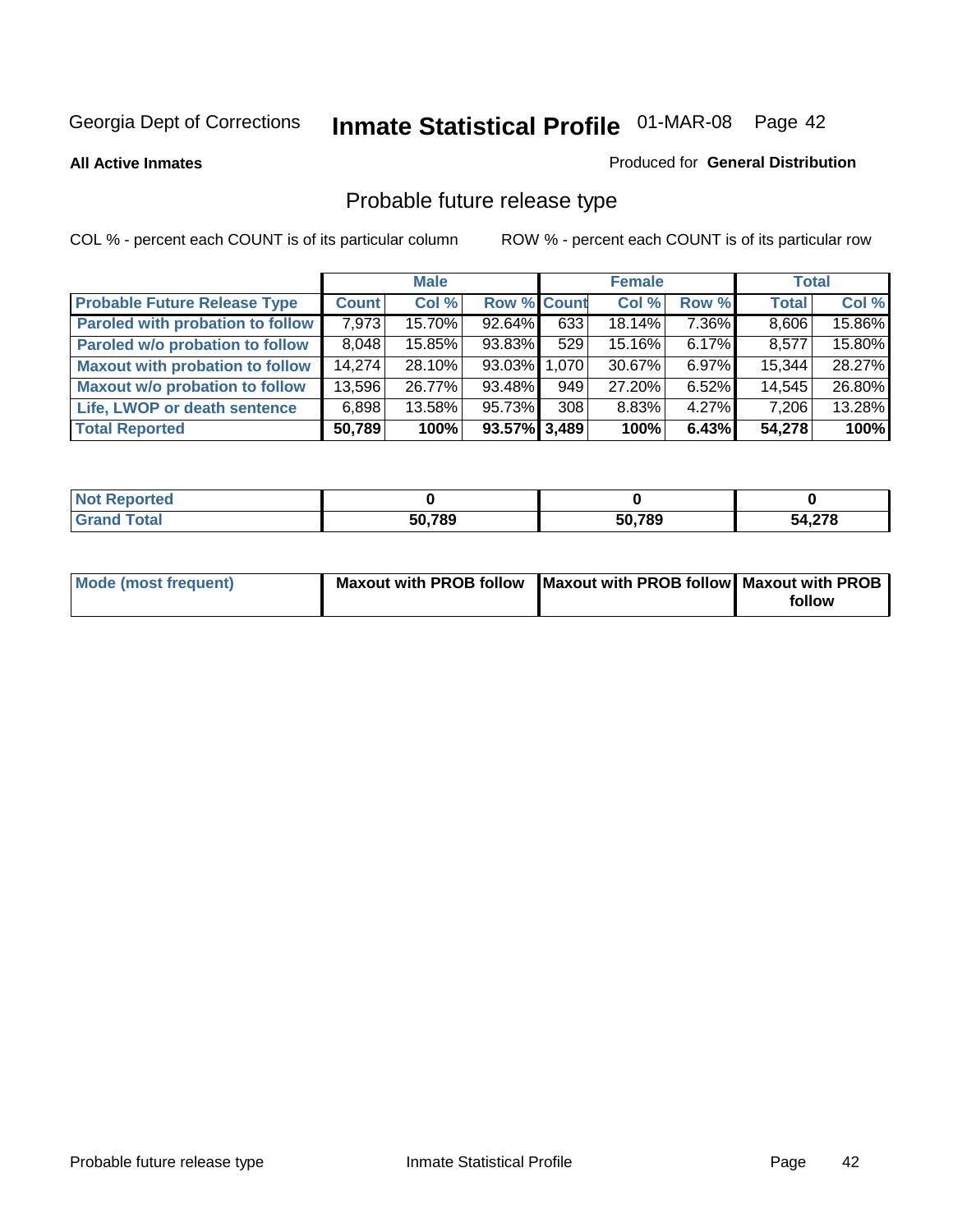Georgia Dept of Corrections **Inmate Statistical Profile** 01-MAR-08 Page 42

**All Active Inmates**

Produced for **General Distribution**

## Probable future release type

COL % - percent each COUNT is of its particular column

ROW % - percent each COUNT is of its particular row

| | Male | | | Female | | | Total | |
|---|---|---|---|---|---|---|---|---|
| **Probable Future Release Type** | **Count** | **Col %** | **Row %** | **Count** | **Col %** | **Row %** | **Total** | **Col %** |
| **Paroled with probation to follow** | 7,973 | 15.70% | 92.64% | 633 | 18.14% | 7.36% | 8,606 | 15.86% |
| **Paroled w/o probation to follow** | 8,048 | 15.85% | 93.83% | 529 | 15.16% | 6.17% | 8,577 | 15.80% |
| **Maxout with probation to follow** | 14,274 | 28.10% | 93.03% | 1,070 | 30.67% | 6.97% | 15,344 | 28.27% |
| **Maxout w/o probation to follow** | 13,596 | 26.77% | 93.48% | 949 | 27.20% | 6.52% | 14,545 | 26.80% |
| **Life, LWOP or death sentence** | 6,898 | 13.58% | 95.73% | 308 | 8.83% | 4.27% | 7,206 | 13.28% |
| **Total Reported** | **50,789** | **100%** | **93.57%** | **3,489** | **100%** | **6.43%** | **54,278** | **100%** |

| | Male | Female | Total |
|---|---|---|---|
| **Not Reported** | **0** | **0** | **0** |
| **Grand Total** | **50,789** | **50,789** | **54,278** |

| | Male | Female | Total |
|---|---|---|---|
| **Mode (most frequent)** | **Maxout with PROB follow** | **Maxout with PROB follow** | **Maxout with PROB follow** |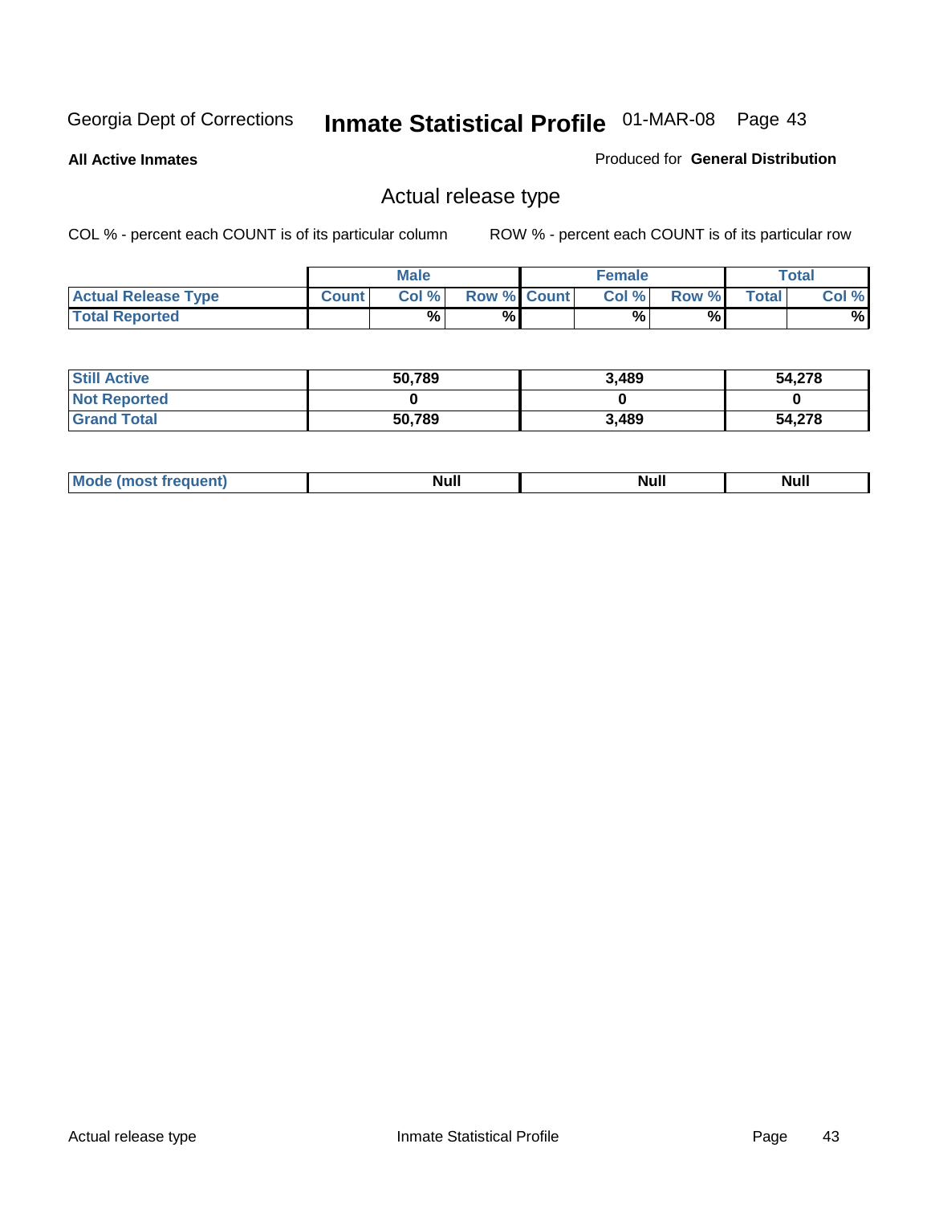Georgia Dept of Corrections **Inmate Statistical Profile** 01-MAR-08

**All Active Inmates**

Produced for **General Distribution**

## Actual release type

COL % - percent each COUNT is of its particular column

ROW % - percent each COUNT is of its particular row

| | Male | | | Female | | | Total | |
|---|---|---|---|---|---|---|---|---|
| Actual Release Type | Count | Col % | Row % | Count | Col % | Row % | Total | Col % |
| Total Reported | | % | % | | % | % | | % |

| | Male | Female | Total |
|---|---|---|---|
| Still Active | 50,789 | 3,489 | 54,278 |
| Not Reported | 0 | 0 | 0 |
| Grand Total | 50,789 | 3,489 | 54,278 |

| | Male | Female | Total |
|---|---|---|---|
| Mode (most frequent) | Null | Null | Null |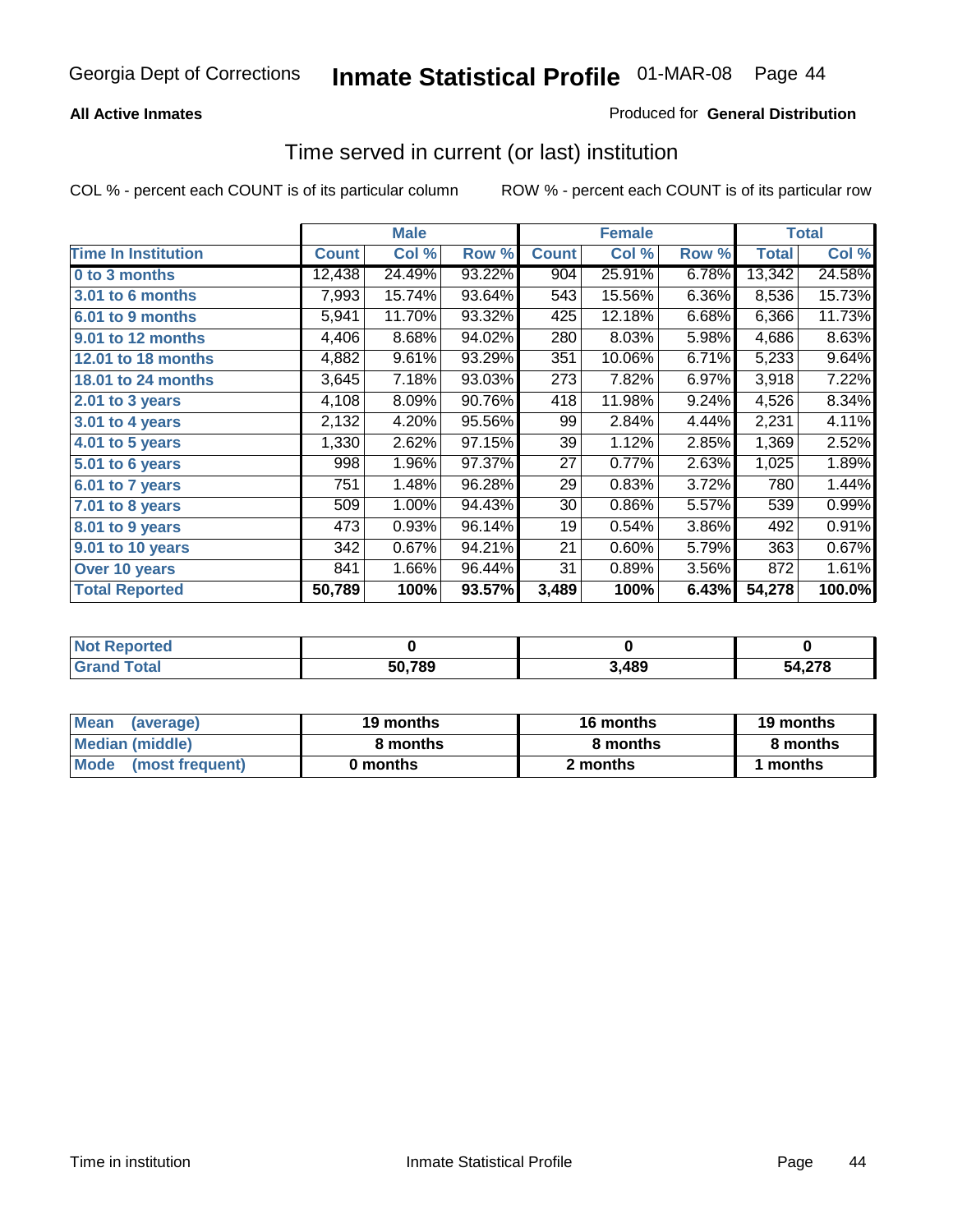Georgia Dept of Corrections **Inmate Statistical Profile** 01-MAR-08

**All Active Inmates**

Produced for **General Distribution**

## Time served in current (or last) institution

COL % - percent each COUNT is of its particular column

ROW % - percent each COUNT is of its particular row

| | Male | | | Female | | | Total | |
|---|---|---|---|---|---|---|---|---|
| **Time In Institution** | **Count** | **Col %** | **Row %** | **Count** | **Col %** | **Row %** | **Total** | **Col %** |
| 0 to 3 months | 12,438 | 24.49% | 93.22% | 904 | 25.91% | 6.78% | 13,342 | 24.58% |
| 3.01 to 6 months | 7,993 | 15.74% | 93.64% | 543 | 15.56% | 6.36% | 8,536 | 15.73% |
| 6.01 to 9 months | 5,941 | 11.70% | 93.32% | 425 | 12.18% | 6.68% | 6,366 | 11.73% |
| 9.01 to 12 months | 4,406 | 8.68% | 94.02% | 280 | 8.03% | 5.98% | 4,686 | 8.63% |
| 12.01 to 18 months | 4,882 | 9.61% | 93.29% | 351 | 10.06% | 6.71% | 5,233 | 9.64% |
| 18.01 to 24 months | 3,645 | 7.18% | 93.03% | 273 | 7.82% | 6.97% | 3,918 | 7.22% |
| 2.01 to 3 years | 4,108 | 8.09% | 90.76% | 418 | 11.98% | 9.24% | 4,526 | 8.34% |
| 3.01 to 4 years | 2,132 | 4.20% | 95.56% | 99 | 2.84% | 4.44% | 2,231 | 4.11% |
| 4.01 to 5 years | 1,330 | 2.62% | 97.15% | 39 | 1.12% | 2.85% | 1,369 | 2.52% |
| 5.01 to 6 years | 998 | 1.96% | 97.37% | 27 | 0.77% | 2.63% | 1,025 | 1.89% |
| 6.01 to 7 years | 751 | 1.48% | 96.28% | 29 | 0.83% | 3.72% | 780 | 1.44% |
| 7.01 to 8 years | 509 | 1.00% | 94.43% | 30 | 0.86% | 5.57% | 539 | 0.99% |
| 8.01 to 9 years | 473 | 0.93% | 96.14% | 19 | 0.54% | 3.86% | 492 | 0.91% |
| 9.01 to 10 years | 342 | 0.67% | 94.21% | 21 | 0.60% | 5.79% | 363 | 0.67% |
| Over 10 years | 841 | 1.66% | 96.44% | 31 | 0.89% | 3.56% | 872 | 1.61% |
| **Total Reported** | **50,789** | **100%** | **93.57%** | **3,489** | **100%** | **6.43%** | **54,278** | **100.0%** |

| | Male | Female | Total |
|---|---|---|---|
| **Not Reported** | **0** | **0** | **0** |
| **Grand Total** | **50,789** | **3,489** | **54,278** |

| | Male | Female | Total |
|---|---|---|---|
| **Mean (average)** | **19 months** | **16 months** | **19 months** |
| **Median (middle)** | **8 months** | **8 months** | **8 months** |
| **Mode (most frequent)** | **0 months** | **2 months** | **1 months** |

Time in institution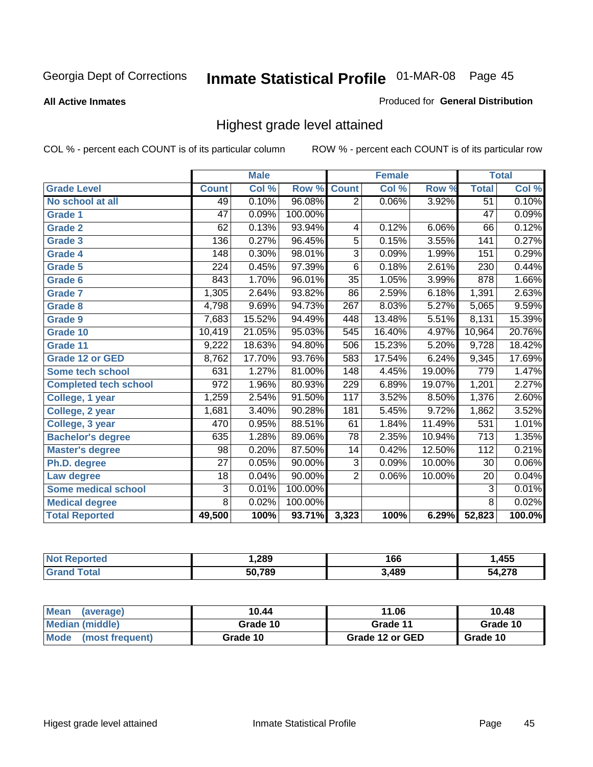Georgia Dept of Corrections **Inmate Statistical Profile** 01-MAR-08 Page 45

**All Active Inmates**

Produced for **General Distribution**

## Highest grade level attained

COL % - percent each COUNT is of its particular column

ROW % - percent each COUNT is of its particular row

| | Male | | | Female | | | Total | |
|---|---|---|---|---|---|---|---|---|
| Grade Level | Count | Col % | Row % | Count | Col % | Row % | Total | Col % |
| No school at all | 49 | 0.10% | 96.08% | 2 | 0.06% | 3.92% | 51 | 0.10% |
| Grade 1 | 47 | 0.09% | 100.00% | | | | 47 | 0.09% |
| Grade 2 | 62 | 0.13% | 93.94% | 4 | 0.12% | 6.06% | 66 | 0.12% |
| Grade 3 | 136 | 0.27% | 96.45% | 5 | 0.15% | 3.55% | 141 | 0.27% |
| Grade 4 | 148 | 0.30% | 98.01% | 3 | 0.09% | 1.99% | 151 | 0.29% |
| Grade 5 | 224 | 0.45% | 97.39% | 6 | 0.18% | 2.61% | 230 | 0.44% |
| Grade 6 | 843 | 1.70% | 96.01% | 35 | 1.05% | 3.99% | 878 | 1.66% |
| Grade 7 | 1,305 | 2.64% | 93.82% | 86 | 2.59% | 6.18% | 1,391 | 2.63% |
| Grade 8 | 4,798 | 9.69% | 94.73% | 267 | 8.03% | 5.27% | 5,065 | 9.59% |
| Grade 9 | 7,683 | 15.52% | 94.49% | 448 | 13.48% | 5.51% | 8,131 | 15.39% |
| Grade 10 | 10,419 | 21.05% | 95.03% | 545 | 16.40% | 4.97% | 10,964 | 20.76% |
| Grade 11 | 9,222 | 18.63% | 94.80% | 506 | 15.23% | 5.20% | 9,728 | 18.42% |
| Grade 12 or GED | 8,762 | 17.70% | 93.76% | 583 | 17.54% | 6.24% | 9,345 | 17.69% |
| Some tech school | 631 | 1.27% | 81.00% | 148 | 4.45% | 19.00% | 779 | 1.47% |
| Completed tech school | 972 | 1.96% | 80.93% | 229 | 6.89% | 19.07% | 1,201 | 2.27% |
| College, 1 year | 1,259 | 2.54% | 91.50% | 117 | 3.52% | 8.50% | 1,376 | 2.60% |
| College, 2 year | 1,681 | 3.40% | 90.28% | 181 | 5.45% | 9.72% | 1,862 | 3.52% |
| College, 3 year | 470 | 0.95% | 88.51% | 61 | 1.84% | 11.49% | 531 | 1.01% |
| Bachelor's degree | 635 | 1.28% | 89.06% | 78 | 2.35% | 10.94% | 713 | 1.35% |
| Master's degree | 98 | 0.20% | 87.50% | 14 | 0.42% | 12.50% | 112 | 0.21% |
| Ph.D. degree | 27 | 0.05% | 90.00% | 3 | 0.09% | 10.00% | 30 | 0.06% |
| Law degree | 18 | 0.04% | 90.00% | 2 | 0.06% | 10.00% | 20 | 0.04% |
| Some medical school | 3 | 0.01% | 100.00% | | | | 3 | 0.01% |
| Medical degree | 8 | 0.02% | 100.00% | | | | 8 | 0.02% |
| **Total Reported** | **49,500** | **100%** | **93.71%** | **3,323** | **100%** | **6.29%** | **52,823** | **100.0%** |

| | Male | Female | Total |
|---|---|---|---|
| Not Reported | 1,289 | 166 | 1,455 |
| Grand Total | 50,789 | 3,489 | 54,278 |

| | Male | Female | Total |
|---|---|---|---|
| Mean (average) | 10.44 | 11.06 | 10.48 |
| Median (middle) | Grade 10 | Grade 11 | Grade 10 |
| Mode (most frequent) | Grade 10 | Grade 12 or GED | Grade 10 |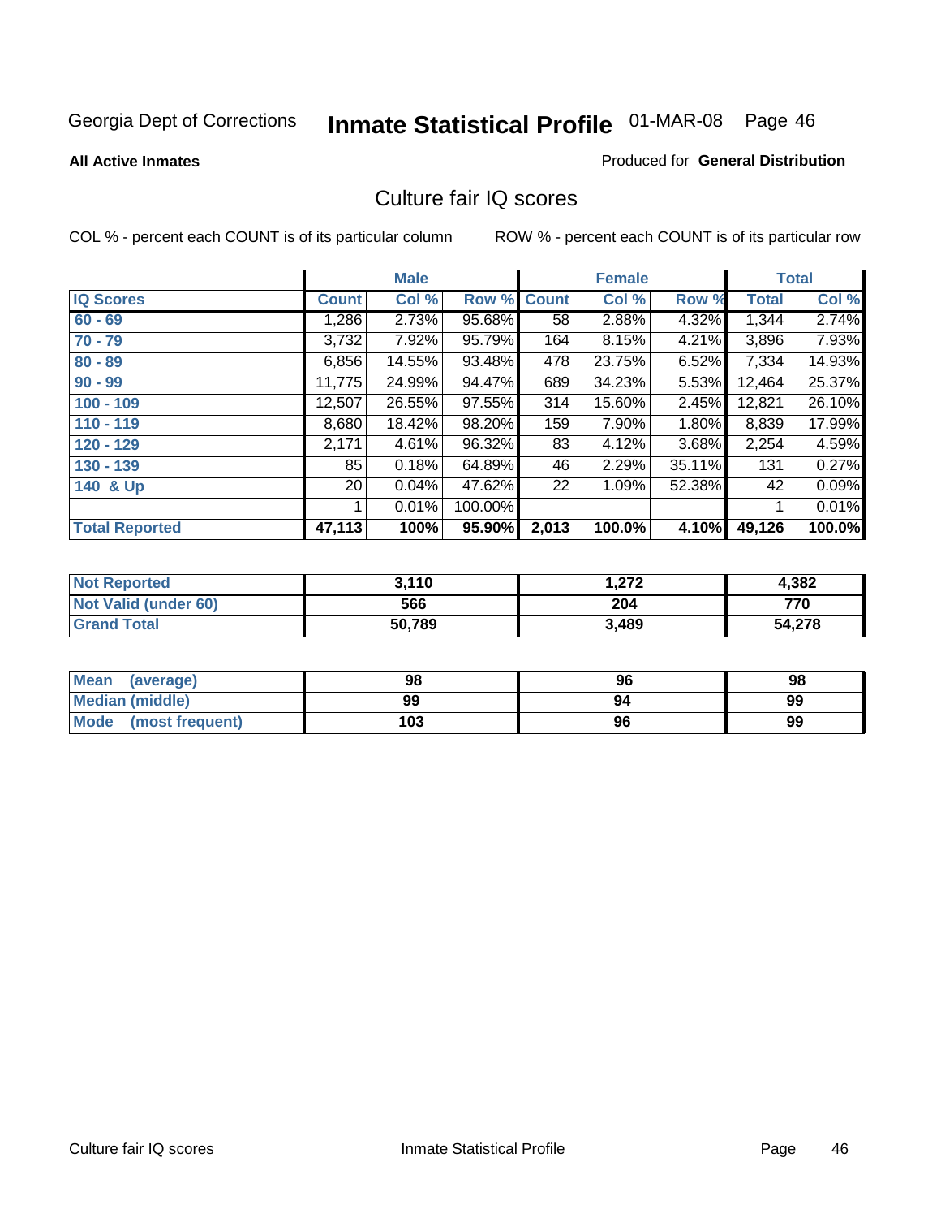Georgia Dept of Corrections **Inmate Statistical Profile** 01-MAR-08

**All Active Inmates**

Produced for **General Distribution**

## Culture fair IQ scores

COL % - percent each COUNT is of its particular column

ROW % - percent each COUNT is of its particular row

| | Male | | | Female | | | Total | |
|---|---|---|---|---|---|---|---|---|
| **IQ Scores** | **Count** | **Col %** | **Row %** | **Count** | **Col %** | **Row %** | **Total** | **Col %** |
| 60 - 69 | 1,286 | 2.73% | 95.68% | 58 | 2.88% | 4.32% | 1,344 | 2.74% |
| 70 - 79 | 3,732 | 7.92% | 95.79% | 164 | 8.15% | 4.21% | 3,896 | 7.93% |
| 80 - 89 | 6,856 | 14.55% | 93.48% | 478 | 23.75% | 6.52% | 7,334 | 14.93% |
| 90 - 99 | 11,775 | 24.99% | 94.47% | 689 | 34.23% | 5.53% | 12,464 | 25.37% |
| 100 - 109 | 12,507 | 26.55% | 97.55% | 314 | 15.60% | 2.45% | 12,821 | 26.10% |
| 110 - 119 | 8,680 | 18.42% | 98.20% | 159 | 7.90% | 1.80% | 8,839 | 17.99% |
| 120 - 129 | 2,171 | 4.61% | 96.32% | 83 | 4.12% | 3.68% | 2,254 | 4.59% |
| 130 - 139 | 85 | 0.18% | 64.89% | 46 | 2.29% | 35.11% | 131 | 0.27% |
| 140 & Up | 20 | 0.04% | 47.62% | 22 | 1.09% | 52.38% | 42 | 0.09% |
| | 1 | 0.01% | 100.00% | | | | 1 | 0.01% |
| **Total Reported** | **47,113** | **100%** | **95.90%** | **2,013** | **100.0%** | **4.10%** | **49,126** | **100.0%** |

| | Male | Female | Total |
|---|---|---|---|
| Not Reported | 3,110 | 1,272 | 4,382 |
| Not Valid (under 60) | 566 | 204 | 770 |
| Grand Total | 50,789 | 3,489 | 54,278 |

| | Male | Female | Total |
|---|---|---|---|
| Mean (average) | 98 | 96 | 98 |
| Median (middle) | 99 | 94 | 99 |
| Mode (most frequent) | 103 | 96 | 99 |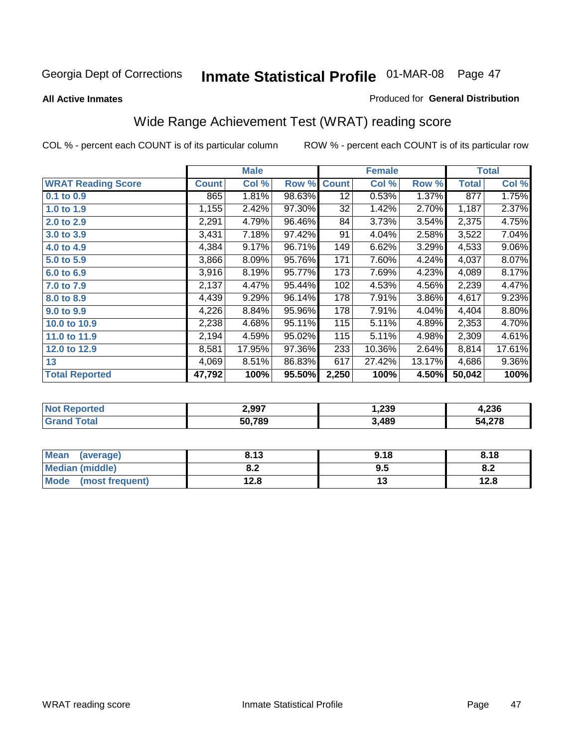Georgia Dept of Corrections **Inmate Statistical Profile** 01-MAR-08

**All Active Inmates**

Produced for **General Distribution**

## Wide Range Achievement Test (WRAT) reading score

COL % - percent each COUNT is of its particular column

ROW % - percent each COUNT is of its particular row

| | Male | | | Female | | | Total | |
|---|---|---|---|---|---|---|---|---|
| **WRAT Reading Score** | **Count** | **Col %** | **Row %** | **Count** | **Col %** | **Row %** | **Total** | **Col %** |
| 0.1 to 0.9 | 865 | 1.81% | 98.63% | 12 | 0.53% | 1.37% | 877 | 1.75% |
| 1.0 to 1.9 | 1,155 | 2.42% | 97.30% | 32 | 1.42% | 2.70% | 1,187 | 2.37% |
| 2.0 to 2.9 | 2,291 | 4.79% | 96.46% | 84 | 3.73% | 3.54% | 2,375 | 4.75% |
| 3.0 to 3.9 | 3,431 | 7.18% | 97.42% | 91 | 4.04% | 2.58% | 3,522 | 7.04% |
| 4.0 to 4.9 | 4,384 | 9.17% | 96.71% | 149 | 6.62% | 3.29% | 4,533 | 9.06% |
| 5.0 to 5.9 | 3,866 | 8.09% | 95.76% | 171 | 7.60% | 4.24% | 4,037 | 8.07% |
| 6.0 to 6.9 | 3,916 | 8.19% | 95.77% | 173 | 7.69% | 4.23% | 4,089 | 8.17% |
| 7.0 to 7.9 | 2,137 | 4.47% | 95.44% | 102 | 4.53% | 4.56% | 2,239 | 4.47% |
| 8.0 to 8.9 | 4,439 | 9.29% | 96.14% | 178 | 7.91% | 3.86% | 4,617 | 9.23% |
| 9.0 to 9.9 | 4,226 | 8.84% | 95.96% | 178 | 7.91% | 4.04% | 4,404 | 8.80% |
| 10.0 to 10.9 | 2,238 | 4.68% | 95.11% | 115 | 5.11% | 4.89% | 2,353 | 4.70% |
| 11.0 to 11.9 | 2,194 | 4.59% | 95.02% | 115 | 5.11% | 4.98% | 2,309 | 4.61% |
| 12.0 to 12.9 | 8,581 | 17.95% | 97.36% | 233 | 10.36% | 2.64% | 8,814 | 17.61% |
| 13 | 4,069 | 8.51% | 86.83% | 617 | 27.42% | 13.17% | 4,686 | 9.36% |
| **Total Reported** | **47,792** | **100%** | **95.50%** | **2,250** | **100%** | **4.50%** | **50,042** | **100%** |

| | Male | Female | Total |
|---|---|---|---|
| Not Reported | 2,997 | 1,239 | 4,236 |
| Grand Total | 50,789 | 3,489 | 54,278 |

| | Male | Female | Total |
|---|---|---|---|
| Mean (average) | 8.13 | 9.18 | 8.18 |
| Median (middle) | 8.2 | 9.5 | 8.2 |
| Mode (most frequent) | 12.8 | 13 | 12.8 |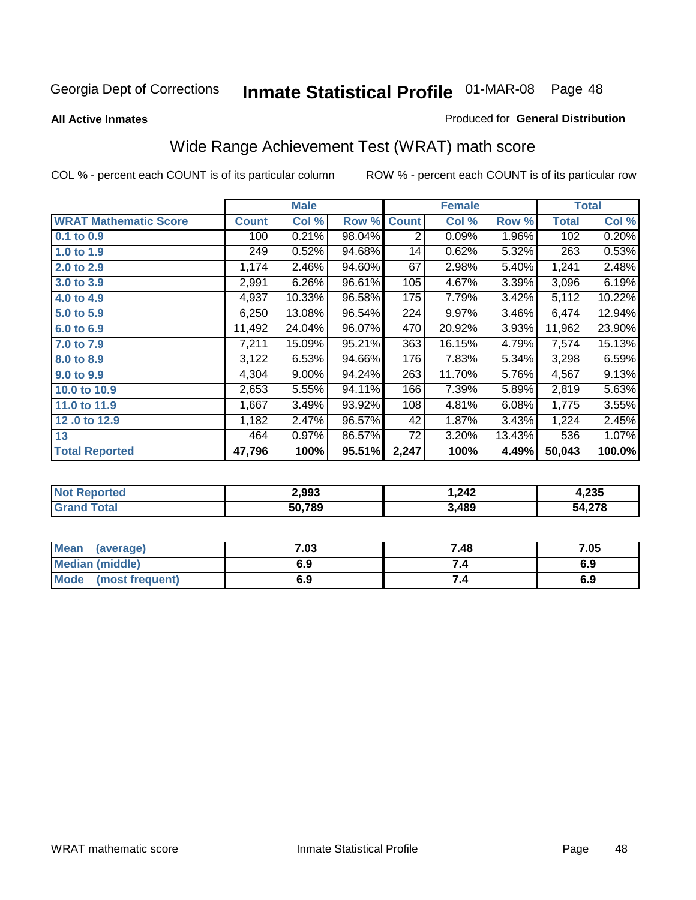Georgia Dept of Corrections **Inmate Statistical Profile** 01-MAR-08

**All Active Inmates**

Produced for **General Distribution**

## Wide Range Achievement Test (WRAT) math score

COL % - percent each COUNT is of its particular column

ROW % - percent each COUNT is of its particular row

| | Male | | | Female | | | Total | |
|---|---|---|---|---|---|---|---|---|
| **WRAT Mathematic Score** | **Count** | **Col %** | **Row %** | **Count** | **Col %** | **Row %** | **Total** | **Col %** |
| 0.1 to 0.9 | 100 | 0.21% | 98.04% | 2 | 0.09% | 1.96% | 102 | 0.20% |
| 1.0 to 1.9 | 249 | 0.52% | 94.68% | 14 | 0.62% | 5.32% | 263 | 0.53% |
| 2.0 to 2.9 | 1,174 | 2.46% | 94.60% | 67 | 2.98% | 5.40% | 1,241 | 2.48% |
| 3.0 to 3.9 | 2,991 | 6.26% | 96.61% | 105 | 4.67% | 3.39% | 3,096 | 6.19% |
| 4.0 to 4.9 | 4,937 | 10.33% | 96.58% | 175 | 7.79% | 3.42% | 5,112 | 10.22% |
| 5.0 to 5.9 | 6,250 | 13.08% | 96.54% | 224 | 9.97% | 3.46% | 6,474 | 12.94% |
| 6.0 to 6.9 | 11,492 | 24.04% | 96.07% | 470 | 20.92% | 3.93% | 11,962 | 23.90% |
| 7.0 to 7.9 | 7,211 | 15.09% | 95.21% | 363 | 16.15% | 4.79% | 7,574 | 15.13% |
| 8.0 to 8.9 | 3,122 | 6.53% | 94.66% | 176 | 7.83% | 5.34% | 3,298 | 6.59% |
| 9.0 to 9.9 | 4,304 | 9.00% | 94.24% | 263 | 11.70% | 5.76% | 4,567 | 9.13% |
| 10.0 to 10.9 | 2,653 | 5.55% | 94.11% | 166 | 7.39% | 5.89% | 2,819 | 5.63% |
| 11.0 to 11.9 | 1,667 | 3.49% | 93.92% | 108 | 4.81% | 6.08% | 1,775 | 3.55% |
| 12 .0 to 12.9 | 1,182 | 2.47% | 96.57% | 42 | 1.87% | 3.43% | 1,224 | 2.45% |
| 13 | 464 | 0.97% | 86.57% | 72 | 3.20% | 13.43% | 536 | 1.07% |
| **Total Reported** | **47,796** | **100%** | **95.51%** | **2,247** | **100%** | **4.49%** | **50,043** | **100.0%** |

| | Male | Female | Total |
|---|---|---|---|
| Not Reported | 2,993 | 1,242 | 4,235 |
| Grand Total | 50,789 | 3,489 | 54,278 |

| | Male | Female | Total |
|---|---|---|---|
| Mean (average) | 7.03 | 7.48 | 7.05 |
| Median (middle) | 6.9 | 7.4 | 6.9 |
| Mode (most frequent) | 6.9 | 7.4 | 6.9 |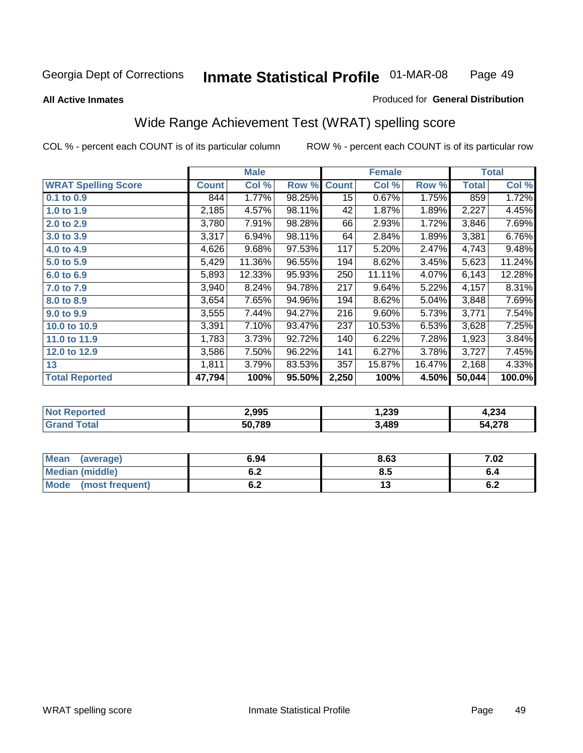Georgia Dept of Corrections **Inmate Statistical Profile** 01-MAR-08

**All Active Inmates**

Produced for **General Distribution**

## Wide Range Achievement Test (WRAT) spelling score

COL % - percent each COUNT is of its particular column ROW % - percent each COUNT is of its particular row

| | Male | | | Female | | | Total | |
|---|---|---|---|---|---|---|---|---|
| **WRAT Spelling Score** | **Count** | **Col %** | **Row %** | **Count** | **Col %** | **Row %** | **Total** | **Col %** |
| **0.1 to 0.9** | 844 | 1.77% | 98.25% | 15 | 0.67% | 1.75% | 859 | 1.72% |
| **1.0 to 1.9** | 2,185 | 4.57% | 98.11% | 42 | 1.87% | 1.89% | 2,227 | 4.45% |
| **2.0 to 2.9** | 3,780 | 7.91% | 98.28% | 66 | 2.93% | 1.72% | 3,846 | 7.69% |
| **3.0 to 3.9** | 3,317 | 6.94% | 98.11% | 64 | 2.84% | 1.89% | 3,381 | 6.76% |
| **4.0 to 4.9** | 4,626 | 9.68% | 97.53% | 117 | 5.20% | 2.47% | 4,743 | 9.48% |
| **5.0 to 5.9** | 5,429 | 11.36% | 96.55% | 194 | 8.62% | 3.45% | 5,623 | 11.24% |
| **6.0 to 6.9** | 5,893 | 12.33% | 95.93% | 250 | 11.11% | 4.07% | 6,143 | 12.28% |
| **7.0 to 7.9** | 3,940 | 8.24% | 94.78% | 217 | 9.64% | 5.22% | 4,157 | 8.31% |
| **8.0 to 8.9** | 3,654 | 7.65% | 94.96% | 194 | 8.62% | 5.04% | 3,848 | 7.69% |
| **9.0 to 9.9** | 3,555 | 7.44% | 94.27% | 216 | 9.60% | 5.73% | 3,771 | 7.54% |
| **10.0 to 10.9** | 3,391 | 7.10% | 93.47% | 237 | 10.53% | 6.53% | 3,628 | 7.25% |
| **11.0 to 11.9** | 1,783 | 3.73% | 92.72% | 140 | 6.22% | 7.28% | 1,923 | 3.84% |
| **12.0 to 12.9** | 3,586 | 7.50% | 96.22% | 141 | 6.27% | 3.78% | 3,727 | 7.45% |
| **13** | 1,811 | 3.79% | 83.53% | 357 | 15.87% | 16.47% | 2,168 | 4.33% |
| **Total Reported** | **47,794** | **100%** | **95.50%** | **2,250** | **100%** | **4.50%** | **50,044** | **100.0%** |

| | Male | Female | Total |
|---|---|---|---|
| **Not Reported** | **2,995** | **1,239** | **4,234** |
| **Grand Total** | **50,789** | **3,489** | **54,278** |

| | Male | Female | Total |
|---|---|---|---|
| **Mean (average)** | **6.94** | **8.63** | **7.02** |
| **Median (middle)** | **6.2** | **8.5** | **6.4** |
| **Mode (most frequent)** | **6.2** | **13** | **6.2** |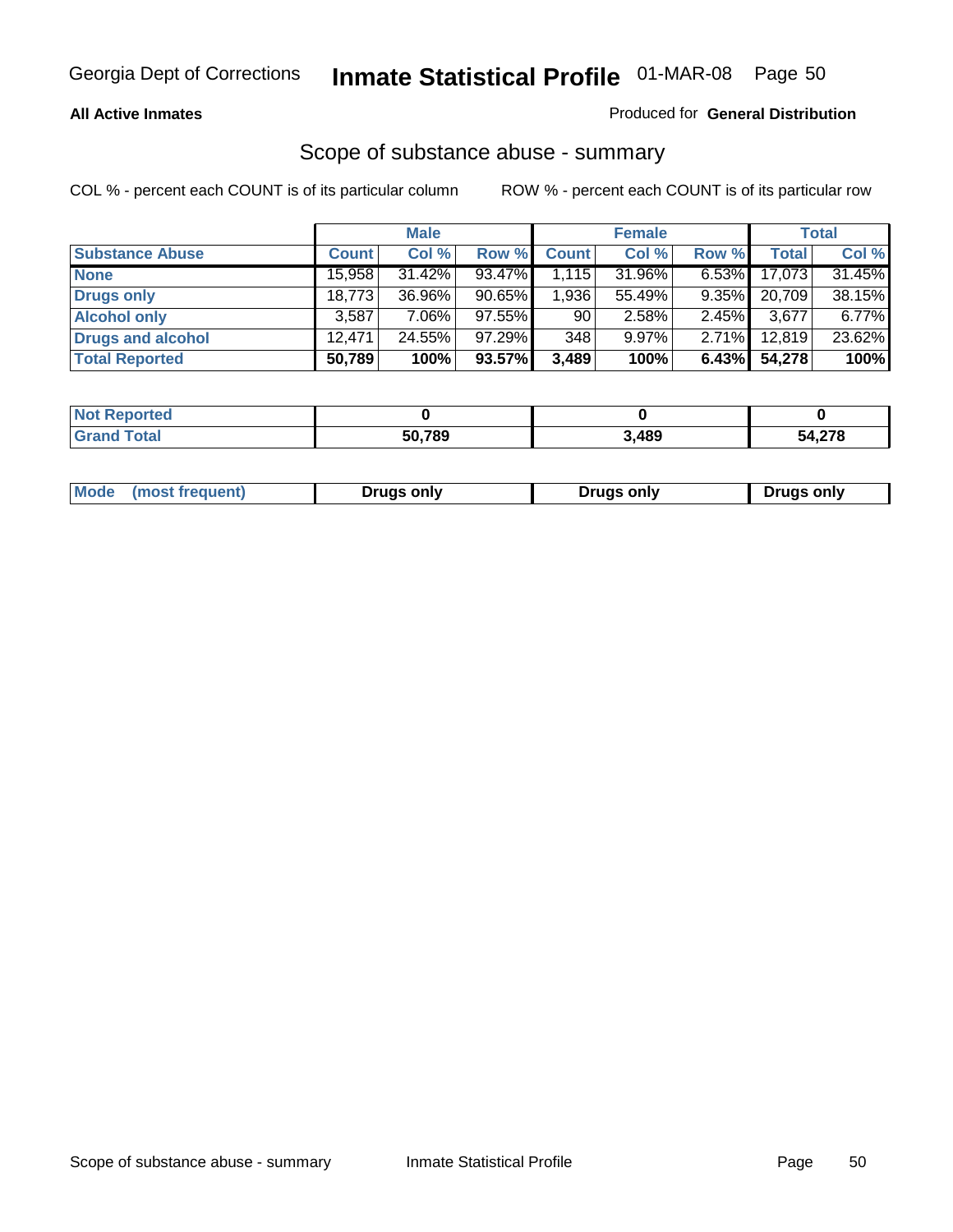Georgia Dept of Corrections **Inmate Statistical Profile** 01-MAR-08

**All Active Inmates**

Produced for **General Distribution**

## Scope of substance abuse - summary

COL % - percent each COUNT is of its particular column        ROW % - percent each COUNT is of its particular row

| | Male | | | Female | | | Total | |
|---|---|---|---|---|---|---|---|---|
| **Substance Abuse** | **Count** | **Col %** | **Row %** | **Count** | **Col %** | **Row %** | **Total** | **Col %** |
| **None** | 15,958 | 31.42% | 93.47% | 1,115 | 31.96% | 6.53% | 17,073 | 31.45% |
| **Drugs only** | 18,773 | 36.96% | 90.65% | 1,936 | 55.49% | 9.35% | 20,709 | 38.15% |
| **Alcohol only** | 3,587 | 7.06% | 97.55% | 90 | 2.58% | 2.45% | 3,677 | 6.77% |
| **Drugs and alcohol** | 12,471 | 24.55% | 97.29% | 348 | 9.97% | 2.71% | 12,819 | 23.62% |
| **Total Reported** | **50,789** | **100%** | **93.57%** | **3,489** | **100%** | **6.43%** | **54,278** | **100%** |

| | Male | Female | Total |
|---|---|---|---|
| **Not Reported** | **0** | **0** | **0** |
| **Grand Total** | **50,789** | **3,489** | **54,278** |

| | Male | Female | Total |
|---|---|---|---|
| **Mode (most frequent)** | **Drugs only** | **Drugs only** | **Drugs only** |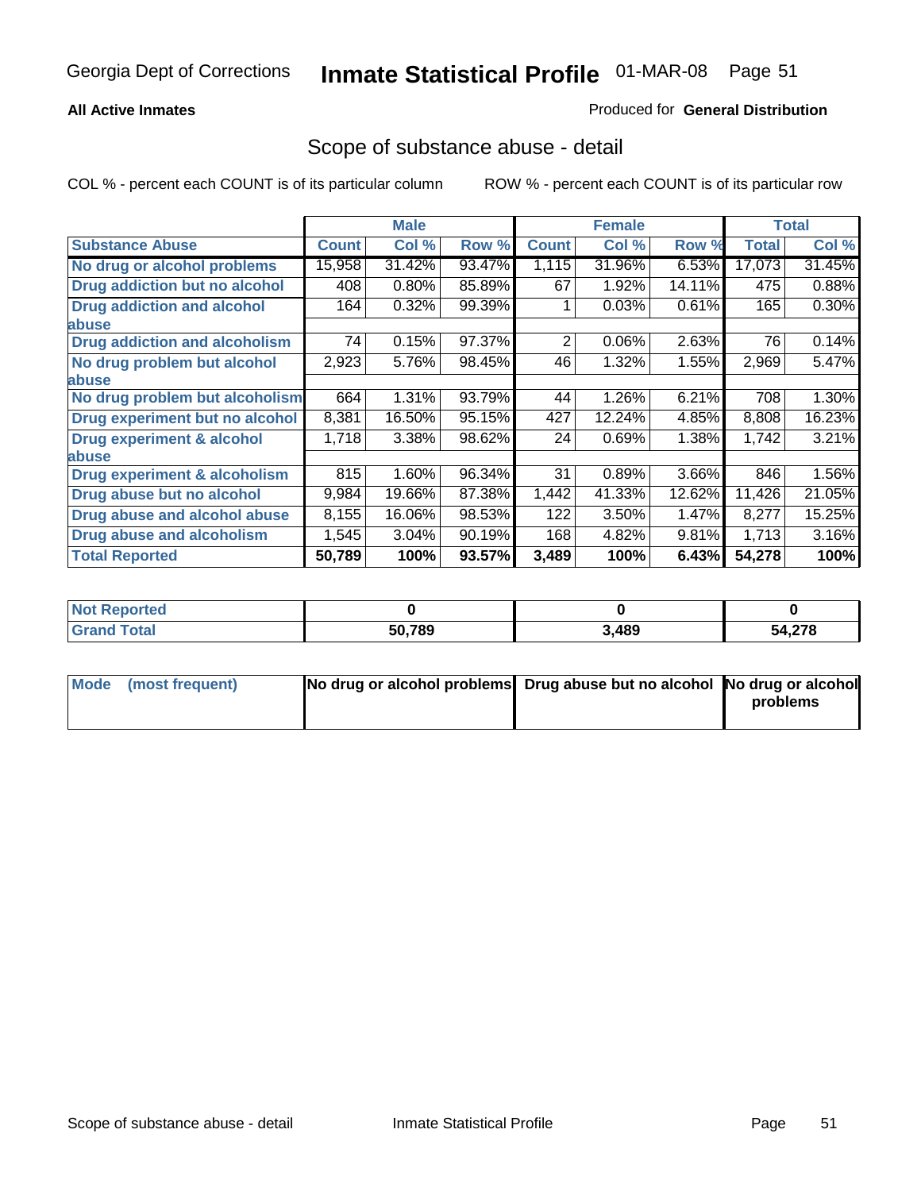Georgia Dept of Corrections **Inmate Statistical Profile** 01-MAR-08

**All Active Inmates**

Produced for **General Distribution**

## Scope of substance abuse - detail

COL % - percent each COUNT is of its particular column ROW % - percent each COUNT is of its particular row

| | Male | | | Female | | | Total | |
|---|---|---|---|---|---|---|---|---|
| **Substance Abuse** | **Count** | **Col %** | **Row %** | **Count** | **Col %** | **Row %** | **Total** | **Col %** |
| **No drug or alcohol problems** | 15,958 | 31.42% | 93.47% | 1,115 | 31.96% | 6.53% | 17,073 | 31.45% |
| **Drug addiction but no alcohol** | 408 | 0.80% | 85.89% | 67 | 1.92% | 14.11% | 475 | 0.88% |
| **Drug addiction and alcohol abuse** | 164 | 0.32% | 99.39% | 1 | 0.03% | 0.61% | 165 | 0.30% |
| **Drug addiction and alcoholism** | 74 | 0.15% | 97.37% | 2 | 0.06% | 2.63% | 76 | 0.14% |
| **No drug problem but alcohol abuse** | 2,923 | 5.76% | 98.45% | 46 | 1.32% | 1.55% | 2,969 | 5.47% |
| **No drug problem but alcoholism** | 664 | 1.31% | 93.79% | 44 | 1.26% | 6.21% | 708 | 1.30% |
| **Drug experiment but no alcohol** | 8,381 | 16.50% | 95.15% | 427 | 12.24% | 4.85% | 8,808 | 16.23% |
| **Drug experiment & alcohol abuse** | 1,718 | 3.38% | 98.62% | 24 | 0.69% | 1.38% | 1,742 | 3.21% |
| **Drug experiment & alcoholism** | 815 | 1.60% | 96.34% | 31 | 0.89% | 3.66% | 846 | 1.56% |
| **Drug abuse but no alcohol** | 9,984 | 19.66% | 87.38% | 1,442 | 41.33% | 12.62% | 11,426 | 21.05% |
| **Drug abuse and alcohol abuse** | 8,155 | 16.06% | 98.53% | 122 | 3.50% | 1.47% | 8,277 | 15.25% |
| **Drug abuse and alcoholism** | 1,545 | 3.04% | 90.19% | 168 | 4.82% | 9.81% | 1,713 | 3.16% |
| **Total Reported** | **50,789** | **100%** | **93.57%** | **3,489** | **100%** | **6.43%** | **54,278** | **100%** |

| | Male | Female | Total |
|---|---|---|---|
| **Not Reported** | **0** | **0** | **0** |
| **Grand Total** | **50,789** | **3,489** | **54,278** |

| | Male | Female | Total |
|---|---|---|---|
| **Mode (most frequent)** | **No drug or alcohol problems** | **Drug abuse but no alcohol** | **No drug or alcohol problems** |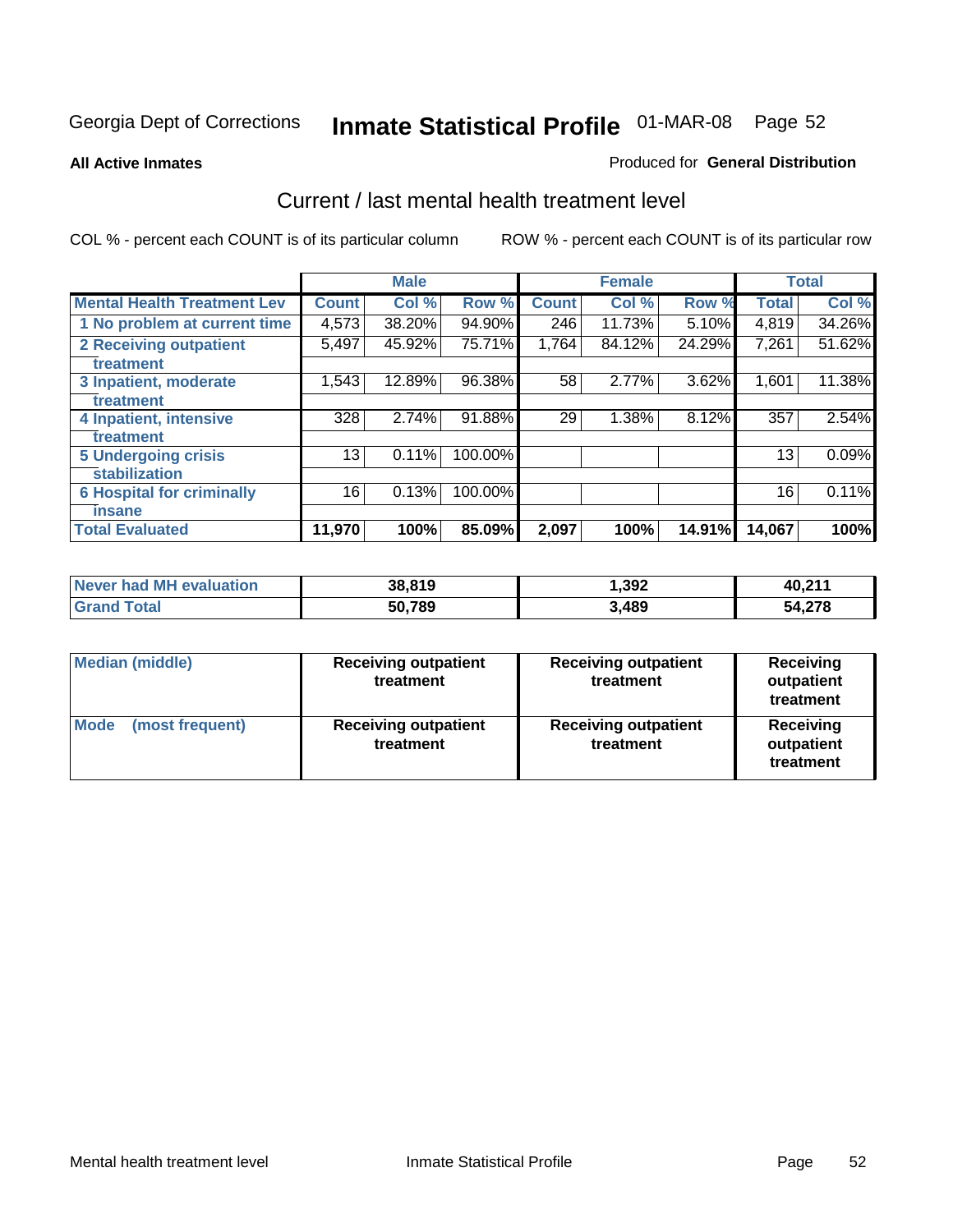Georgia Dept of Corrections **Inmate Statistical Profile** 01-MAR-08

**All Active Inmates**

Produced for **General Distribution**

## Current / last mental health treatment level

COL % - percent each COUNT is of its particular column

ROW % - percent each COUNT is of its particular row

| | Male | | | Female | | | Total | |
|---|---|---|---|---|---|---|---|---|
| **Mental Health Treatment Lev** | **Count** | **Col %** | **Row %** | **Count** | **Col %** | **Row %** | **Total** | **Col %** |
| 1 No problem at current time | 4,573 | 38.20% | 94.90% | 246 | 11.73% | 5.10% | 4,819 | 34.26% |
| 2 Receiving outpatient treatment | 5,497 | 45.92% | 75.71% | 1,764 | 84.12% | 24.29% | 7,261 | 51.62% |
| 3 Inpatient, moderate treatment | 1,543 | 12.89% | 96.38% | 58 | 2.77% | 3.62% | 1,601 | 11.38% |
| 4 Inpatient, intensive treatment | 328 | 2.74% | 91.88% | 29 | 1.38% | 8.12% | 357 | 2.54% |
| 5 Undergoing crisis stabilization | 13 | 0.11% | 100.00% | | | | 13 | 0.09% |
| 6 Hospital for criminally insane | 16 | 0.13% | 100.00% | | | | 16 | 0.11% |
| **Total Evaluated** | **11,970** | **100%** | **85.09%** | **2,097** | **100%** | **14.91%** | **14,067** | **100%** |

| | Male | Female | Total |
|---|---|---|---|
| **Never had MH evaluation** | **38,819** | **1,392** | **40,211** |
| **Grand Total** | **50,789** | **3,489** | **54,278** |

| | Male | Female | Total |
|---|---|---|---|
| **Median (middle)** | **Receiving outpatient treatment** | **Receiving outpatient treatment** | **Receiving outpatient treatment** |
| **Mode (most frequent)** | **Receiving outpatient treatment** | **Receiving outpatient treatment** | **Receiving outpatient treatment** |

Mental health treatment level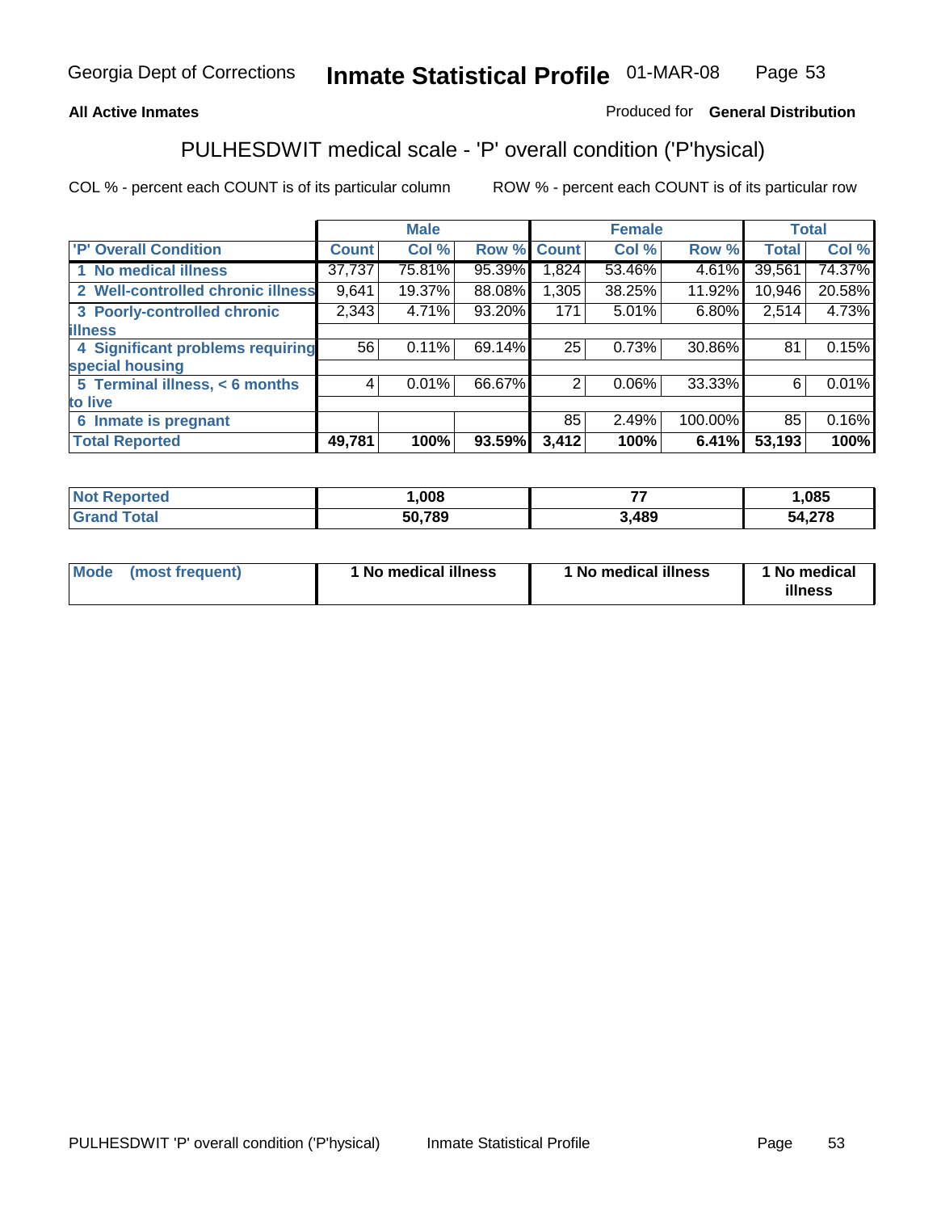Georgia Dept of Corrections **Inmate Statistical Profile** 01-MAR-08

**All Active Inmates** Produced for **General Distribution**

## PULHESDWIT medical scale - 'P' overall condition ('P'hysical)

COL % - percent each COUNT is of its particular column ROW % - percent each COUNT is of its particular row

| | Male | | | Female | | | Total | |
|---|---|---|---|---|---|---|---|---|
| 'P' Overall Condition | Count | Col % | Row % | Count | Col % | Row % | Total | Col % |
| 1 No medical illness | 37,737 | 75.81% | 95.39% | 1,824 | 53.46% | 4.61% | 39,561 | 74.37% |
| 2 Well-controlled chronic illness | 9,641 | 19.37% | 88.08% | 1,305 | 38.25% | 11.92% | 10,946 | 20.58% |
| 3 Poorly-controlled chronic illness | 2,343 | 4.71% | 93.20% | 171 | 5.01% | 6.80% | 2,514 | 4.73% |
| 4 Significant problems requiring special housing | 56 | 0.11% | 69.14% | 25 | 0.73% | 30.86% | 81 | 0.15% |
| 5 Terminal illness, < 6 months to live | 4 | 0.01% | 66.67% | 2 | 0.06% | 33.33% | 6 | 0.01% |
| 6 Inmate is pregnant | | | | 85 | 2.49% | 100.00% | 85 | 0.16% |
| **Total Reported** | **49,781** | **100%** | **93.59%** | **3,412** | **100%** | **6.41%** | **53,193** | **100%** |

| | Male | Female | Total |
|---|---|---|---|
| Not Reported | 1,008 | 77 | 1,085 |
| Grand Total | 50,789 | 3,489 | 54,278 |

| | Male | Female | Total |
|---|---|---|---|
| Mode (most frequent) | 1 No medical illness | 1 No medical illness | 1 No medical illness |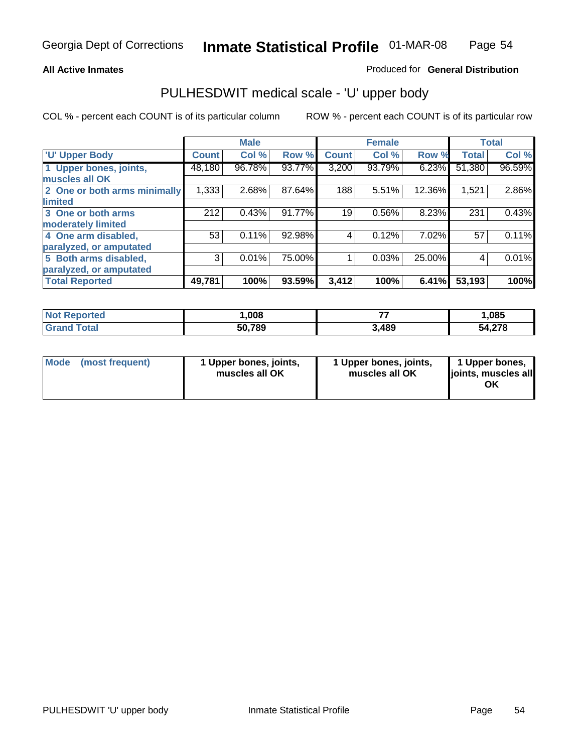**All Active Inmates**

Produced for **General Distribution**

## PULHESDWIT medical scale - 'U' upper body

COL % - percent each COUNT is of its particular column

ROW % - percent each COUNT is of its particular row

| | Male | | | Female | | | Total | |
|---|---|---|---|---|---|---|---|---|
| 'U' Upper Body | Count | Col % | Row % | Count | Col % | Row % | Total | Col % |
| 1 Upper bones, joints, muscles all OK | 48,180 | 96.78% | 93.77% | 3,200 | 93.79% | 6.23% | 51,380 | 96.59% |
| 2 One or both arms minimally limited | 1,333 | 2.68% | 87.64% | 188 | 5.51% | 12.36% | 1,521 | 2.86% |
| 3 One or both arms moderately limited | 212 | 0.43% | 91.77% | 19 | 0.56% | 8.23% | 231 | 0.43% |
| 4 One arm disabled, paralyzed, or amputated | 53 | 0.11% | 92.98% | 4 | 0.12% | 7.02% | 57 | 0.11% |
| 5 Both arms disabled, paralyzed, or amputated | 3 | 0.01% | 75.00% | 1 | 0.03% | 25.00% | 4 | 0.01% |
| **Total Reported** | **49,781** | **100%** | **93.59%** | **3,412** | **100%** | **6.41%** | **53,193** | **100%** |

| | Male | Female | Total |
|---|---|---|---|
| Not Reported | 1,008 | 77 | 1,085 |
| Grand Total | 50,789 | 3,489 | 54,278 |

| | Male | Female | Total |
|---|---|---|---|
| Mode (most frequent) | 1 Upper bones, joints, muscles all OK | 1 Upper bones, joints, muscles all OK | 1 Upper bones, joints, muscles all OK |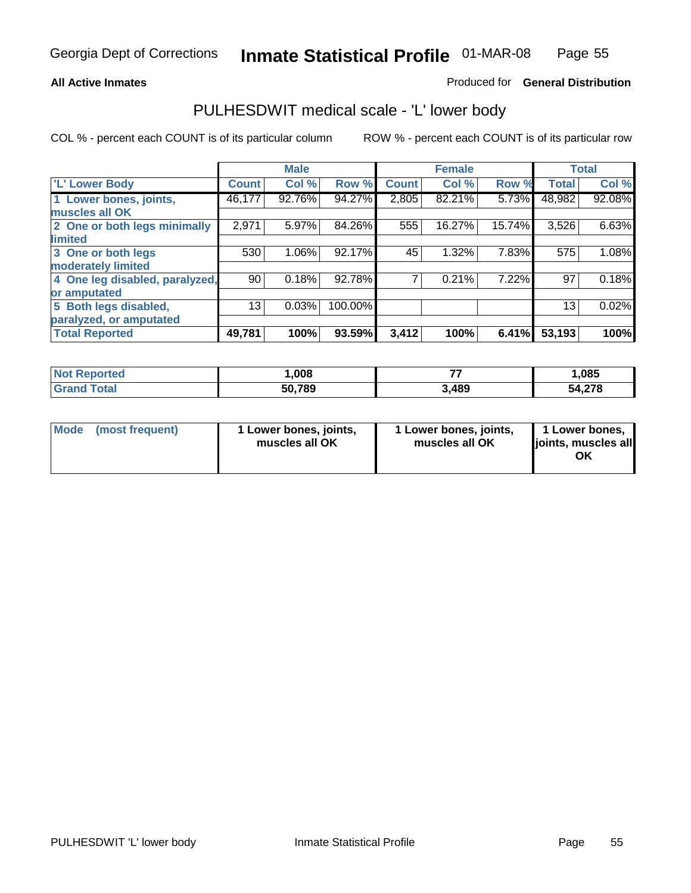**All Active Inmates**

Produced for **General Distribution**

## PULHESDWIT medical scale - 'L' lower body

COL % - percent each COUNT is of its particular column

ROW % - percent each COUNT is of its particular row

| | Male | | | Female | | | Total | |
|---|---|---|---|---|---|---|---|---|
| 'L' Lower Body | Count | Col % | Row % | Count | Col % | Row % | Total | Col % |
| 1 Lower bones, joints, muscles all OK | 46,177 | 92.76% | 94.27% | 2,805 | 82.21% | 5.73% | 48,982 | 92.08% |
| 2 One or both legs minimally limited | 2,971 | 5.97% | 84.26% | 555 | 16.27% | 15.74% | 3,526 | 6.63% |
| 3 One or both legs moderately limited | 530 | 1.06% | 92.17% | 45 | 1.32% | 7.83% | 575 | 1.08% |
| 4 One leg disabled, paralyzed, or amputated | 90 | 0.18% | 92.78% | 7 | 0.21% | 7.22% | 97 | 0.18% |
| 5 Both legs disabled, paralyzed, or amputated | 13 | 0.03% | 100.00% | | | | 13 | 0.02% |
| **Total Reported** | **49,781** | **100%** | **93.59%** | **3,412** | **100%** | **6.41%** | **53,193** | **100%** |

| | Male | Female | Total |
|---|---|---|---|
| Not Reported | 1,008 | 77 | 1,085 |
| Grand Total | 50,789 | 3,489 | 54,278 |

| | Male | Female | Total |
|---|---|---|---|
| Mode (most frequent) | 1 Lower bones, joints, muscles all OK | 1 Lower bones, joints, muscles all OK | 1 Lower bones, joints, muscles all OK |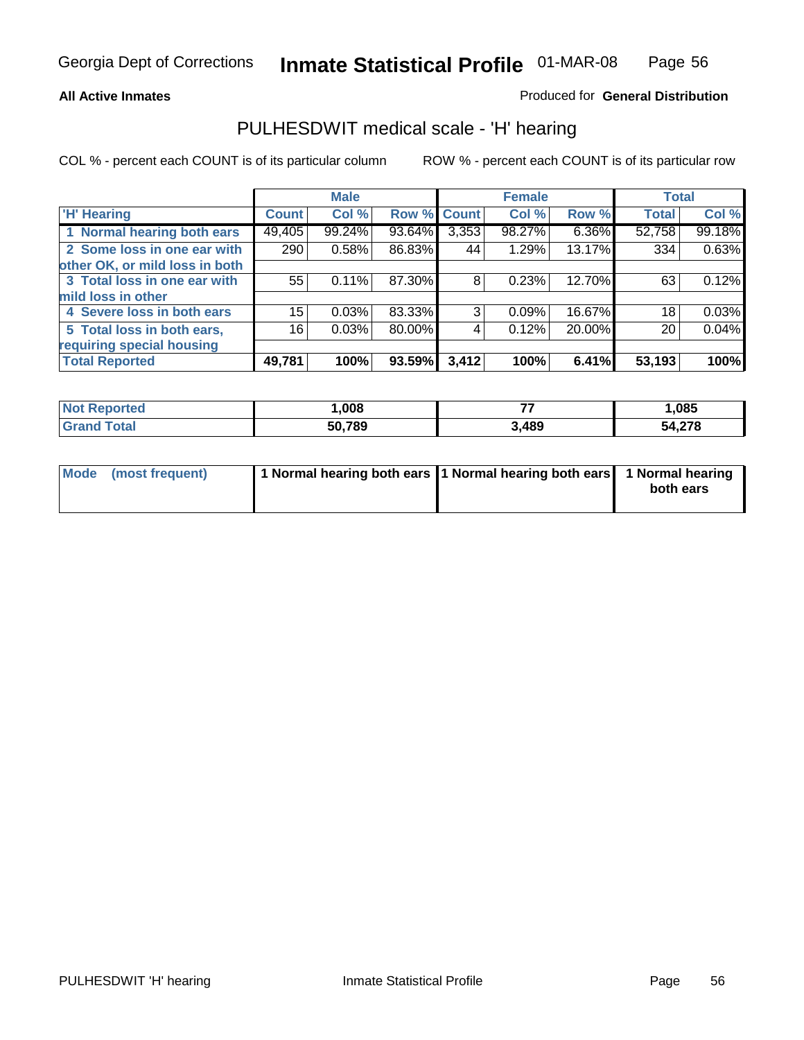Georgia Dept of Corrections **Inmate Statistical Profile** 01-MAR-08

**All Active Inmates**

Produced for **General Distribution**

## PULHESDWIT medical scale - 'H' hearing

COL % - percent each COUNT is of its particular column

ROW % - percent each COUNT is of its particular row

| | Male | | | Female | | | Total | |
|---|---|---|---|---|---|---|---|---|
| 'H' Hearing | Count | Col % | Row % | Count | Col % | Row % | Total | Col % |
| 1 Normal hearing both ears | 49,405 | 99.24% | 93.64% | 3,353 | 98.27% | 6.36% | 52,758 | 99.18% |
| 2 Some loss in one ear with other OK, or mild loss in both | 290 | 0.58% | 86.83% | 44 | 1.29% | 13.17% | 334 | 0.63% |
| 3 Total loss in one ear with mild loss in other | 55 | 0.11% | 87.30% | 8 | 0.23% | 12.70% | 63 | 0.12% |
| 4 Severe loss in both ears | 15 | 0.03% | 83.33% | 3 | 0.09% | 16.67% | 18 | 0.03% |
| 5 Total loss in both ears, requiring special housing | 16 | 0.03% | 80.00% | 4 | 0.12% | 20.00% | 20 | 0.04% |
| **Total Reported** | **49,781** | **100%** | **93.59%** | **3,412** | **100%** | **6.41%** | **53,193** | **100%** |

| | Male | Female | Total |
|---|---|---|---|
| Not Reported | 1,008 | 77 | 1,085 |
| Grand Total | 50,789 | 3,489 | 54,278 |

| | Male | Female | Total |
|---|---|---|---|
| Mode (most frequent) | 1 Normal hearing both ears | 1 Normal hearing both ears | 1 Normal hearing both ears |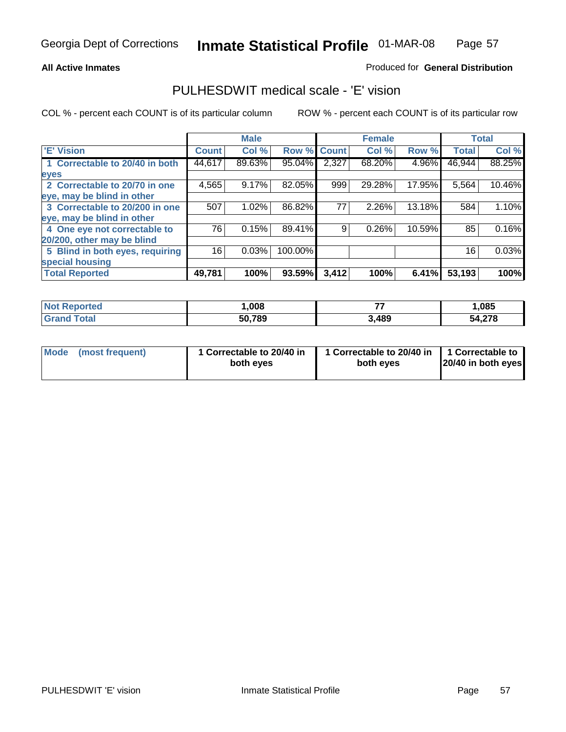Georgia Dept of Corrections **Inmate Statistical Profile** 01-MAR-08

**All Active Inmates**

Produced for **General Distribution**

## PULHESDWIT medical scale - 'E' vision

COL % - percent each COUNT is of its particular column ROW % - percent each COUNT is of its particular row

| | Male | | | Female | | | Total | |
|---|---|---|---|---|---|---|---|---|
| 'E' Vision | Count | Col % | Row % | Count | Col % | Row % | Total | Col % |
| 1 Correctable to 20/40 in both eyes | 44,617 | 89.63% | 95.04% | 2,327 | 68.20% | 4.96% | 46,944 | 88.25% |
| 2 Correctable to 20/70 in one eye, may be blind in other | 4,565 | 9.17% | 82.05% | 999 | 29.28% | 17.95% | 5,564 | 10.46% |
| 3 Correctable to 20/200 in one eye, may be blind in other | 507 | 1.02% | 86.82% | 77 | 2.26% | 13.18% | 584 | 1.10% |
| 4 One eye not correctable to 20/200, other may be blind | 76 | 0.15% | 89.41% | 9 | 0.26% | 10.59% | 85 | 0.16% |
| 5 Blind in both eyes, requiring special housing | 16 | 0.03% | 100.00% | | | | 16 | 0.03% |
| **Total Reported** | **49,781** | **100%** | **93.59%** | **3,412** | **100%** | **6.41%** | **53,193** | **100%** |

| | Male | Female | Total |
|---|---|---|---|
| Not Reported | 1,008 | 77 | 1,085 |
| Grand Total | 50,789 | 3,489 | 54,278 |

| | Male | Female | Total |
|---|---|---|---|
| Mode (most frequent) | 1 Correctable to 20/40 in both eyes | 1 Correctable to 20/40 in both eyes | 1 Correctable to 20/40 in both eyes |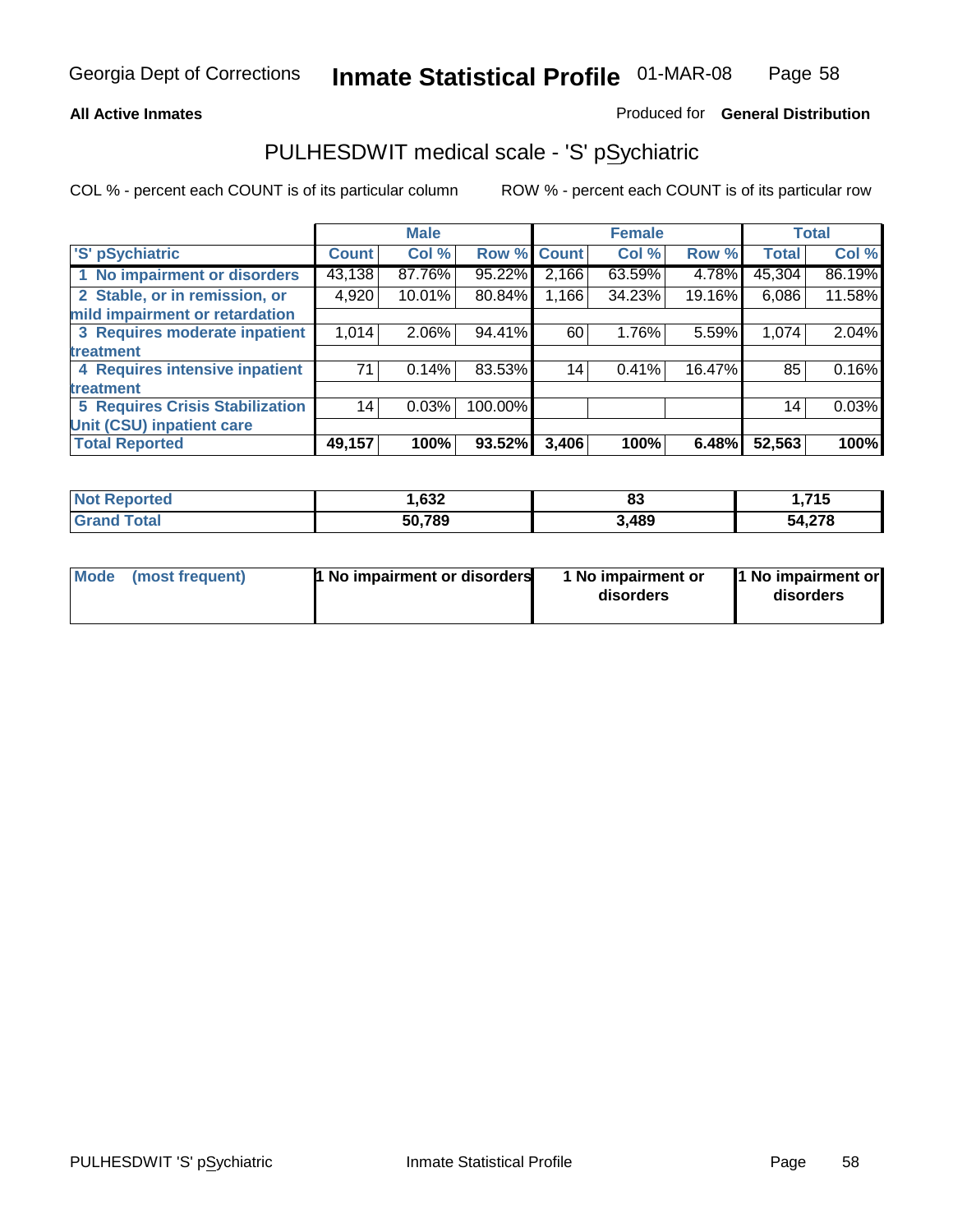Georgia Dept of Corrections **Inmate Statistical Profile** 01-MAR-08

**All Active Inmates**

Produced for **General Distribution**

## PULHESDWIT medical scale - 'S' pSychiatric

COL % - percent each COUNT is of its particular column

ROW % - percent each COUNT is of its particular row

| | Male | | | Female | | | Total | |
|---|---|---|---|---|---|---|---|---|
| 'S' pSychiatric | Count | Col % | Row % | Count | Col % | Row % | Total | Col % |
| 1 No impairment or disorders | 43,138 | 87.76% | 95.22% | 2,166 | 63.59% | 4.78% | 45,304 | 86.19% |
| 2 Stable, or in remission, or mild impairment or retardation | 4,920 | 10.01% | 80.84% | 1,166 | 34.23% | 19.16% | 6,086 | 11.58% |
| 3 Requires moderate inpatient treatment | 1,014 | 2.06% | 94.41% | 60 | 1.76% | 5.59% | 1,074 | 2.04% |
| 4 Requires intensive inpatient treatment | 71 | 0.14% | 83.53% | 14 | 0.41% | 16.47% | 85 | 0.16% |
| 5 Requires Crisis Stabilization Unit (CSU) inpatient care | 14 | 0.03% | 100.00% | | | | 14 | 0.03% |
| **Total Reported** | **49,157** | **100%** | **93.52%** | **3,406** | **100%** | **6.48%** | **52,563** | **100%** |

| | Male | Female | Total |
|---|---|---|---|
| Not Reported | 1,632 | 83 | 1,715 |
| Grand Total | 50,789 | 3,489 | 54,278 |

| | Male | Female | Total |
|---|---|---|---|
| Mode (most frequent) | 1 No impairment or disorders | 1 No impairment or disorders | 1 No impairment or disorders |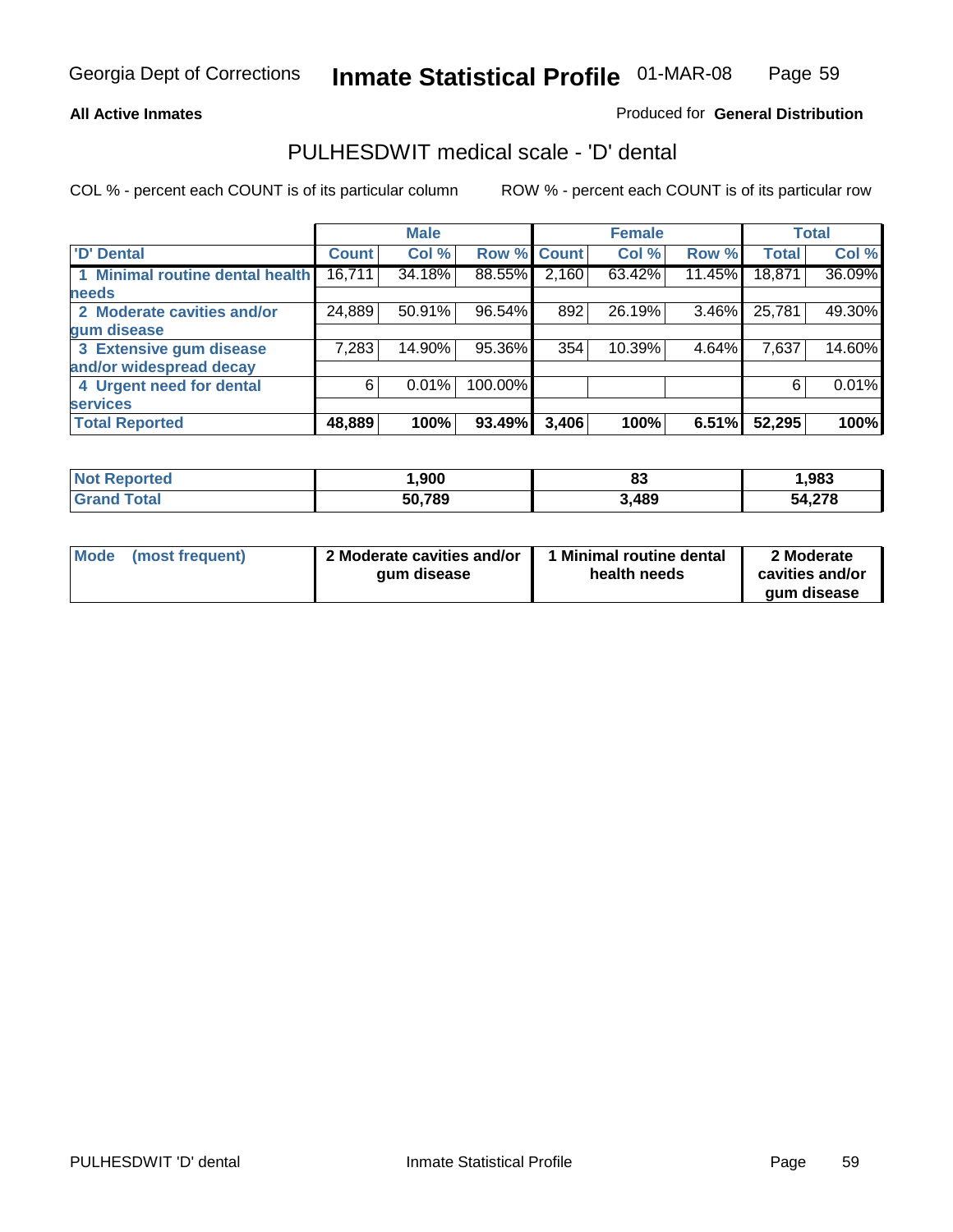Georgia Dept of Corrections **Inmate Statistical Profile** 01-MAR-08

**All Active Inmates**

Produced for **General Distribution**

## PULHESDWIT medical scale - 'D' dental

COL % - percent each COUNT is of its particular column    ROW % - percent each COUNT is of its particular row

| | Male | | | Female | | | Total | |
|---|---|---|---|---|---|---|---|---|
| 'D' Dental | Count | Col % | Row % | Count | Col % | Row % | Total | Col % |
| 1 Minimal routine dental health needs | 16,711 | 34.18% | 88.55% | 2,160 | 63.42% | 11.45% | 18,871 | 36.09% |
| 2 Moderate cavities and/or gum disease | 24,889 | 50.91% | 96.54% | 892 | 26.19% | 3.46% | 25,781 | 49.30% |
| 3 Extensive gum disease and/or widespread decay | 7,283 | 14.90% | 95.36% | 354 | 10.39% | 4.64% | 7,637 | 14.60% |
| 4 Urgent need for dental services | 6 | 0.01% | 100.00% | | | | 6 | 0.01% |
| **Total Reported** | **48,889** | **100%** | **93.49%** | **3,406** | **100%** | **6.51%** | **52,295** | **100%** |

| | Male | Female | Total |
|---|---|---|---|
| **Not Reported** | **1,900** | **83** | **1,983** |
| **Grand Total** | **50,789** | **3,489** | **54,278** |

| | Male | Female | Total |
|---|---|---|---|
| **Mode (most frequent)** | **2 Moderate cavities and/or gum disease** | **1 Minimal routine dental health needs** | **2 Moderate cavities and/or gum disease** |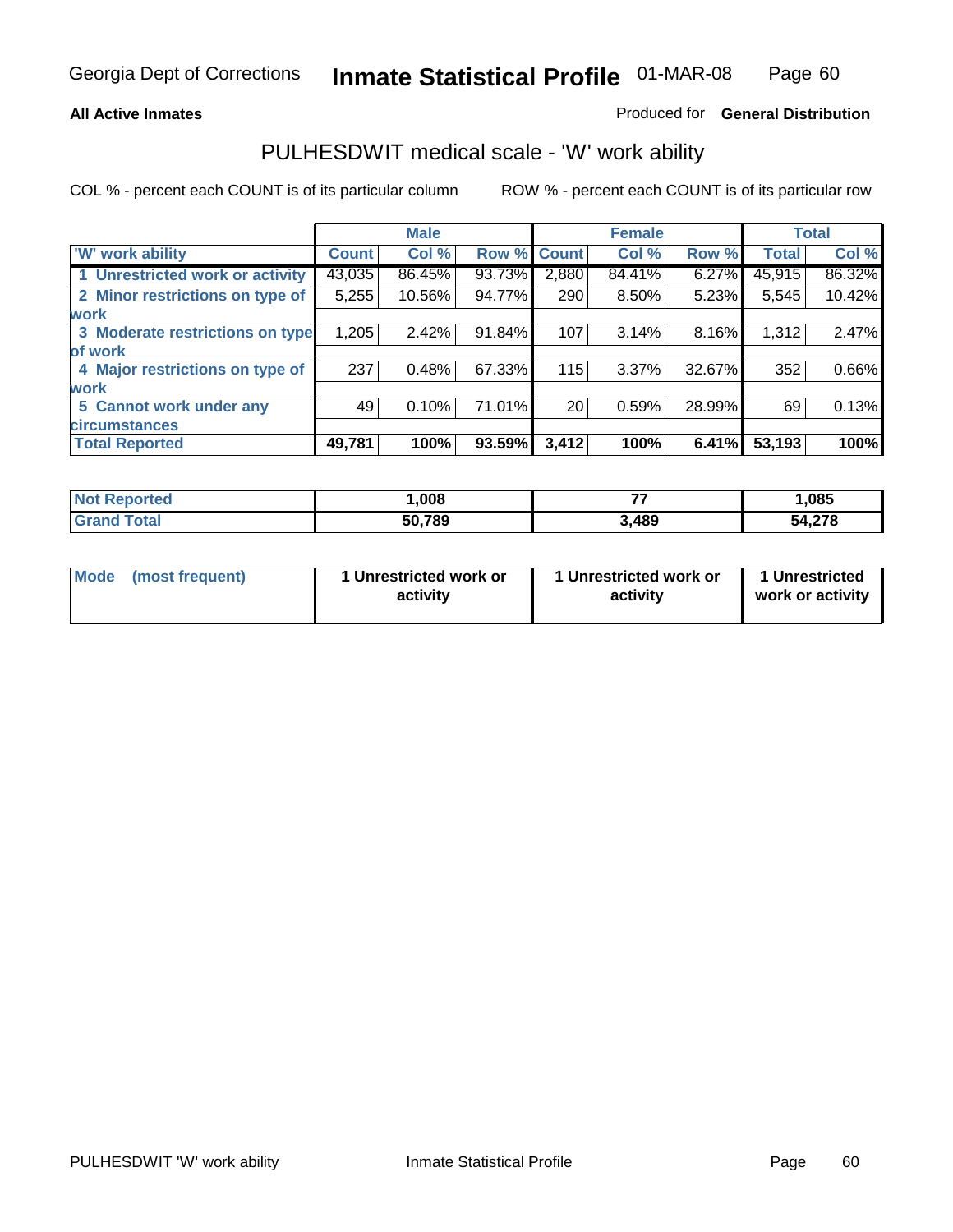Georgia Dept of Corrections **Inmate Statistical Profile** 01-MAR-08

**All Active Inmates** Produced for **General Distribution**

## PULHESDWIT medical scale - 'W' work ability

COL % - percent each COUNT is of its particular column ROW % - percent each COUNT is of its particular row

| | Male | | | Female | | | Total | |
|---|---|---|---|---|---|---|---|---|
| 'W' work ability | Count | Col % | Row % | Count | Col % | Row % | Total | Col % |
| 1 Unrestricted work or activity | 43,035 | 86.45% | 93.73% | 2,880 | 84.41% | 6.27% | 45,915 | 86.32% |
| 2 Minor restrictions on type of work | 5,255 | 10.56% | 94.77% | 290 | 8.50% | 5.23% | 5,545 | 10.42% |
| 3 Moderate restrictions on type of work | 1,205 | 2.42% | 91.84% | 107 | 3.14% | 8.16% | 1,312 | 2.47% |
| 4 Major restrictions on type of work | 237 | 0.48% | 67.33% | 115 | 3.37% | 32.67% | 352 | 0.66% |
| 5 Cannot work under any circumstances | 49 | 0.10% | 71.01% | 20 | 0.59% | 28.99% | 69 | 0.13% |
| **Total Reported** | **49,781** | **100%** | **93.59%** | **3,412** | **100%** | **6.41%** | **53,193** | **100%** |

| | Male | Female | Total |
|---|---|---|---|
| Not Reported | 1,008 | 77 | 1,085 |
| Grand Total | 50,789 | 3,489 | 54,278 |

| | Male | Female | Total |
|---|---|---|---|
| Mode (most frequent) | 1 Unrestricted work or activity | 1 Unrestricted work or activity | 1 Unrestricted work or activity |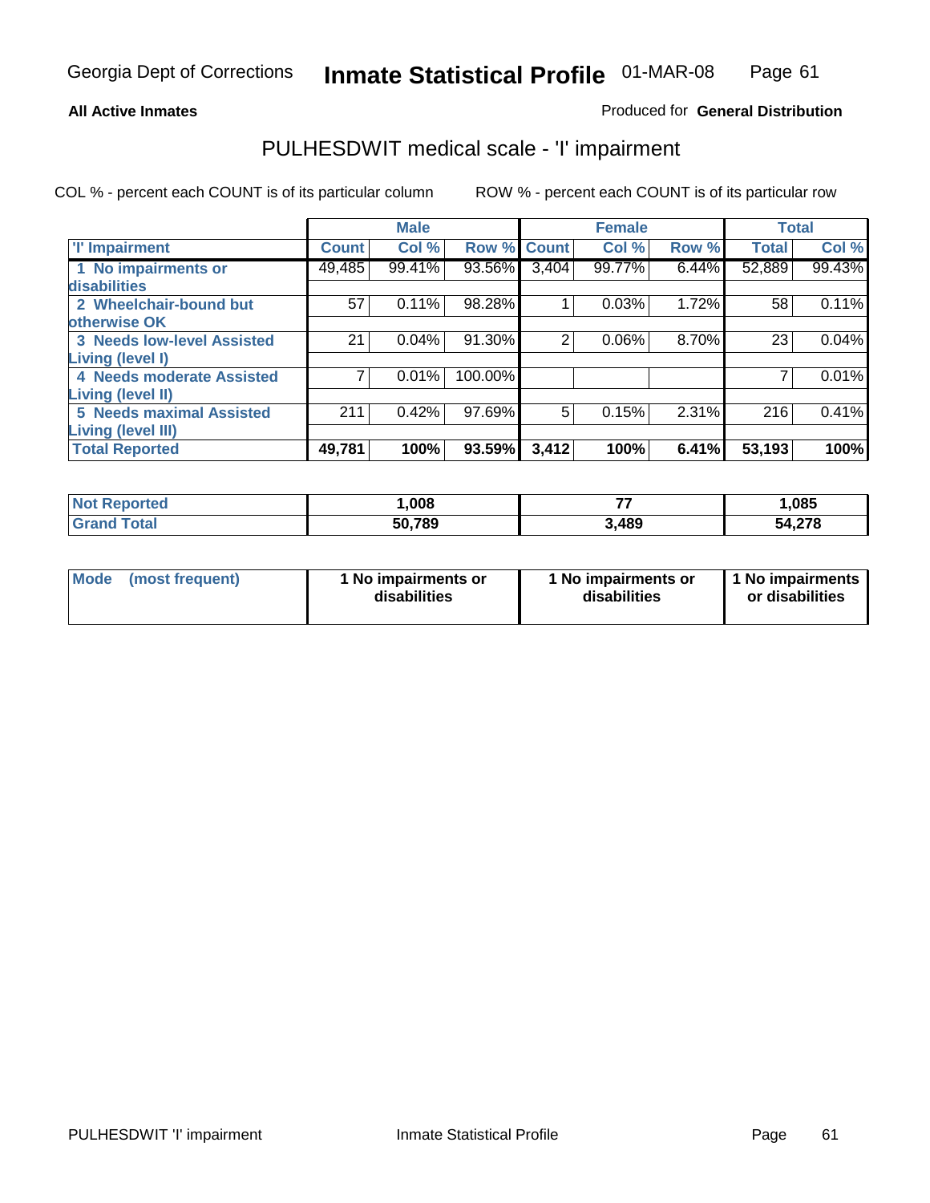**All Active Inmates**

Produced for **General Distribution**

## PULHESDWIT medical scale - 'I' impairment

COL % - percent each COUNT is of its particular column

ROW % - percent each COUNT is of its particular row

| | Male | | | Female | | | Total | |
|---|---|---|---|---|---|---|---|---|
| 'I' Impairment | Count | Col % | Row % | Count | Col % | Row % | Total | Col % |
| 1 No impairments or disabilities | 49,485 | 99.41% | 93.56% | 3,404 | 99.77% | 6.44% | 52,889 | 99.43% |
| 2 Wheelchair-bound but otherwise OK | 57 | 0.11% | 98.28% | 1 | 0.03% | 1.72% | 58 | 0.11% |
| 3 Needs low-level Assisted Living (level I) | 21 | 0.04% | 91.30% | 2 | 0.06% | 8.70% | 23 | 0.04% |
| 4 Needs moderate Assisted Living (level II) | 7 | 0.01% | 100.00% | | | | 7 | 0.01% |
| 5 Needs maximal Assisted Living (level III) | 211 | 0.42% | 97.69% | 5 | 0.15% | 2.31% | 216 | 0.41% |
| **Total Reported** | **49,781** | **100%** | **93.59%** | **3,412** | **100%** | **6.41%** | **53,193** | **100%** |

| | Male | Female | Total |
|---|---|---|---|
| Not Reported | 1,008 | 77 | 1,085 |
| Grand Total | 50,789 | 3,489 | 54,278 |

| | Male | Female | Total |
|---|---|---|---|
| Mode (most frequent) | 1 No impairments or disabilities | 1 No impairments or disabilities | 1 No impairments or disabilities |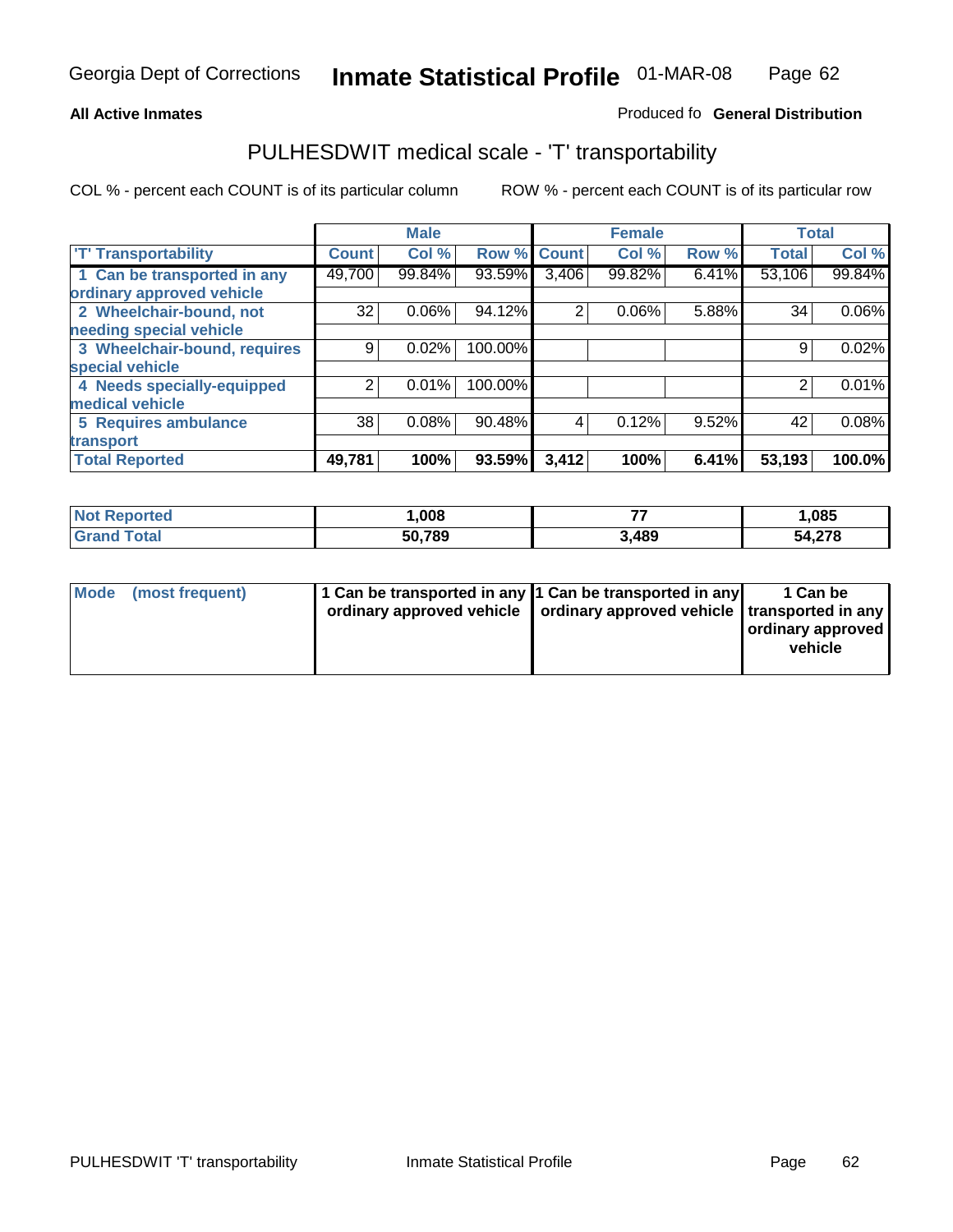**All Active Inmates**

Produced fo **General Distribution**

## PULHESDWIT medical scale - 'T' transportability

COL % - percent each COUNT is of its particular column

ROW % - percent each COUNT is of its particular row

| | Male | | | Female | | | Total | |
|---|---|---|---|---|---|---|---|---|
| 'T' Transportability | Count | Col % | Row % | Count | Col % | Row % | Total | Col % |
| 1 Can be transported in any ordinary approved vehicle | 49,700 | 99.84% | 93.59% | 3,406 | 99.82% | 6.41% | 53,106 | 99.84% |
| 2 Wheelchair-bound, not needing special vehicle | 32 | 0.06% | 94.12% | 2 | 0.06% | 5.88% | 34 | 0.06% |
| 3 Wheelchair-bound, requires special vehicle | 9 | 0.02% | 100.00% | | | | 9 | 0.02% |
| 4 Needs specially-equipped medical vehicle | 2 | 0.01% | 100.00% | | | | 2 | 0.01% |
| 5 Requires ambulance transport | 38 | 0.08% | 90.48% | 4 | 0.12% | 9.52% | 42 | 0.08% |
| **Total Reported** | **49,781** | **100%** | **93.59%** | **3,412** | **100%** | **6.41%** | **53,193** | **100.0%** |

| | Male | Female | Total |
|---|---|---|---|
| Not Reported | 1,008 | 77 | 1,085 |
| Grand Total | 50,789 | 3,489 | 54,278 |

| | Male | Female | Total |
|---|---|---|---|
| Mode (most frequent) | 1 Can be transported in any ordinary approved vehicle | 1 Can be transported in any ordinary approved vehicle | 1 Can be transported in any ordinary approved vehicle |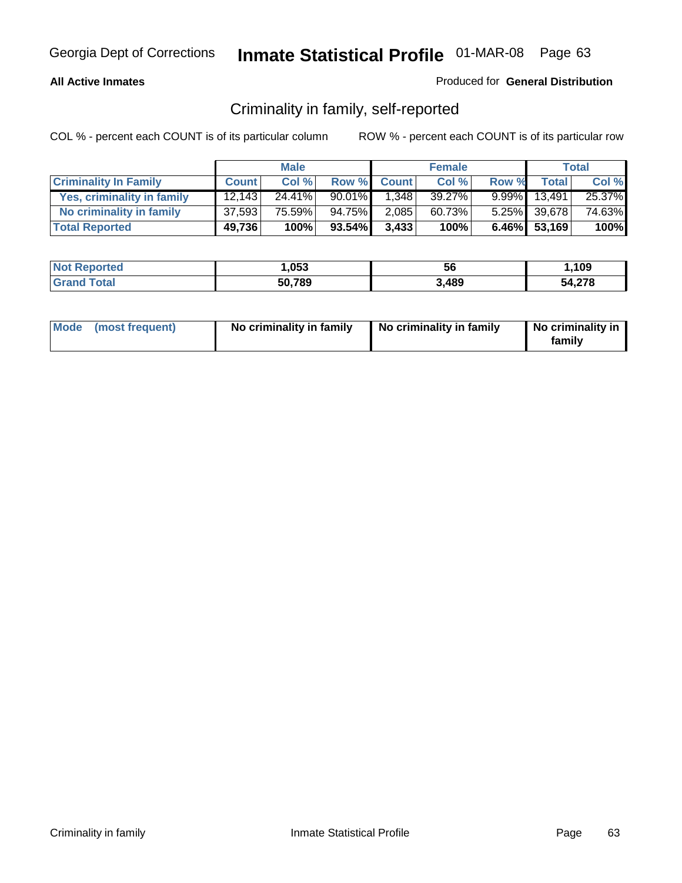Georgia Dept of Corrections **Inmate Statistical Profile** 01-MAR-08

**All Active Inmates**

Produced for **General Distribution**

## Criminality in family, self-reported

COL % - percent each COUNT is of its particular column ROW % - percent each COUNT is of its particular row

| | Male | | | Female | | | Total | |
|---|---|---|---|---|---|---|---|---|
| **Criminality In Family** | **Count** | **Col %** | **Row %** | **Count** | **Col %** | **Row %** | **Total** | **Col %** |
| **Yes, criminality in family** | 12,143 | 24.41% | 90.01% | 1,348 | 39.27% | 9.99% | 13,491 | 25.37% |
| **No criminality in family** | 37,593 | 75.59% | 94.75% | 2,085 | 60.73% | 5.25% | 39,678 | 74.63% |
| **Total Reported** | **49,736** | **100%** | **93.54%** | **3,433** | **100%** | **6.46%** | **53,169** | **100%** |

| | Male | Female | Total |
|---|---|---|---|
| **Not Reported** | **1,053** | **56** | **1,109** |
| **Grand Total** | **50,789** | **3,489** | **54,278** |

| | Male | Female | Total |
|---|---|---|---|
| **Mode (most frequent)** | **No criminality in family** | **No criminality in family** | **No criminality in family** |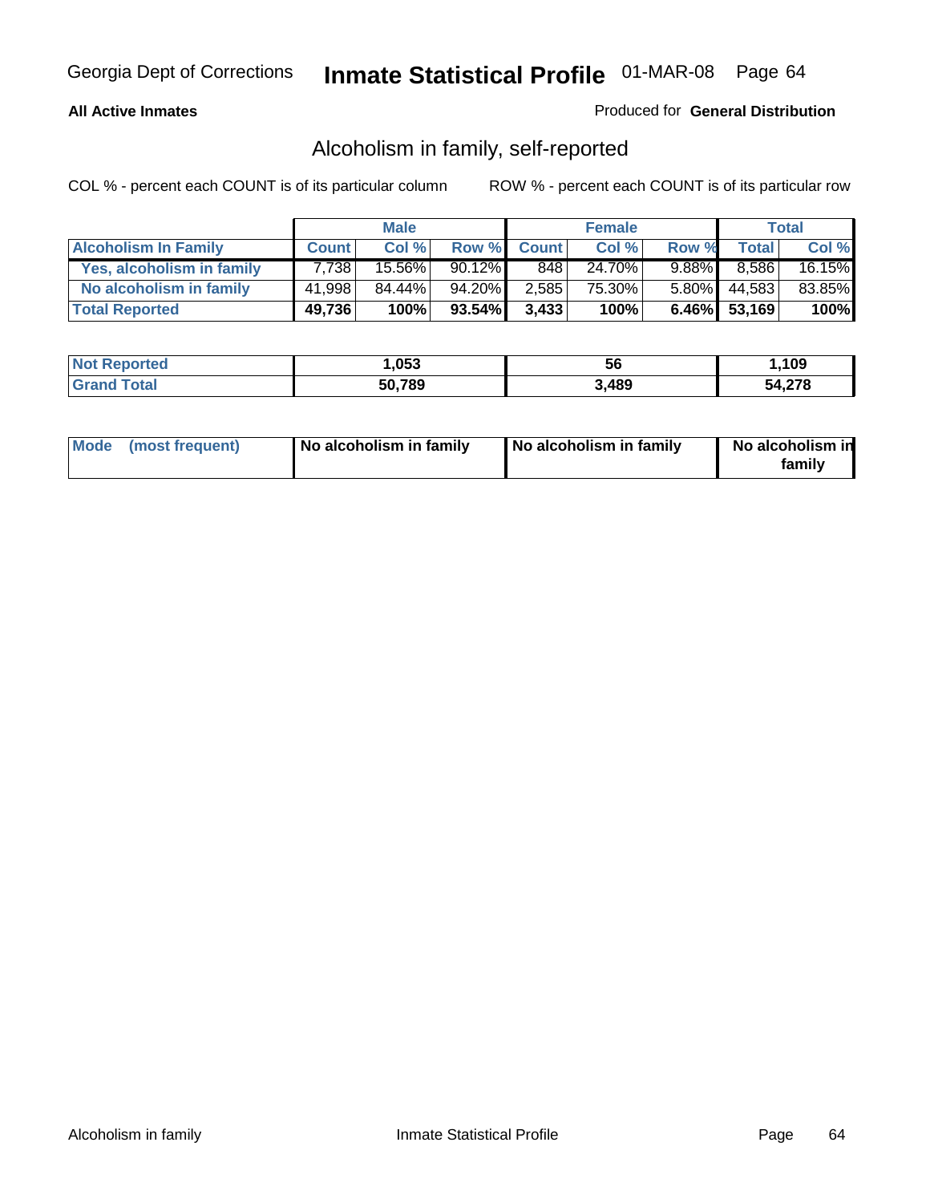Georgia Dept of Corrections **Inmate Statistical Profile** 01-MAR-08

**All Active Inmates**

Produced for **General Distribution**

## Alcoholism in family, self-reported

COL % - percent each COUNT is of its particular column     ROW % - percent each COUNT is of its particular row

| | Male | | | Female | | | Total | |
|---|---|---|---|---|---|---|---|---|
| **Alcoholism In Family** | **Count** | **Col %** | **Row %** | **Count** | **Col %** | **Row %** | **Total** | **Col %** |
| **Yes, alcoholism in family** | 7,738 | 15.56% | 90.12% | 848 | 24.70% | 9.88% | 8,586 | 16.15% |
| **No alcoholism in family** | 41,998 | 84.44% | 94.20% | 2,585 | 75.30% | 5.80% | 44,583 | 83.85% |
| **Total Reported** | **49,736** | **100%** | **93.54%** | **3,433** | **100%** | **6.46%** | **53,169** | **100%** |

| | Male | Female | Total |
|---|---|---|---|
| **Not Reported** | **1,053** | **56** | **1,109** |
| **Grand Total** | **50,789** | **3,489** | **54,278** |

| | Male | Female | Total |
|---|---|---|---|
| **Mode (most frequent)** | **No alcoholism in family** | **No alcoholism in family** | **No alcoholism in family** |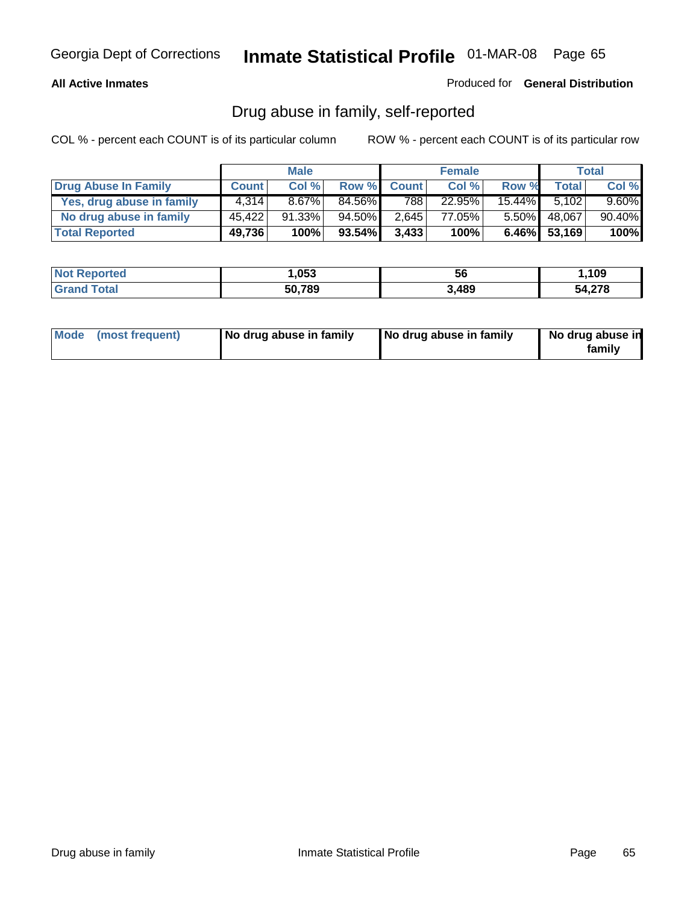Georgia Dept of Corrections **Inmate Statistical Profile** 01-MAR-08

**All Active Inmates**

Produced for **General Distribution**

## Drug abuse in family, self-reported

COL % - percent each COUNT is of its particular column ROW % - percent each COUNT is of its particular row

| | Male | | | Female | | | Total | |
|---|---|---|---|---|---|---|---|---|
| **Drug Abuse In Family** | **Count** | **Col %** | **Row %** | **Count** | **Col %** | **Row %** | **Total** | **Col %** |
| **Yes, drug abuse in family** | 4,314 | 8.67% | 84.56% | 788 | 22.95% | 15.44% | 5,102 | 9.60% |
| **No drug abuse in family** | 45,422 | 91.33% | 94.50% | 2,645 | 77.05% | 5.50% | 48,067 | 90.40% |
| **Total Reported** | **49,736** | **100%** | **93.54%** | **3,433** | **100%** | **6.46%** | **53,169** | **100%** |

| | Male | Female | Total |
|---|---|---|---|
| **Not Reported** | **1,053** | **56** | **1,109** |
| **Grand Total** | **50,789** | **3,489** | **54,278** |

| | Male | Female | Total |
|---|---|---|---|
| **Mode (most frequent)** | **No drug abuse in family** | **No drug abuse in family** | **No drug abuse in family** |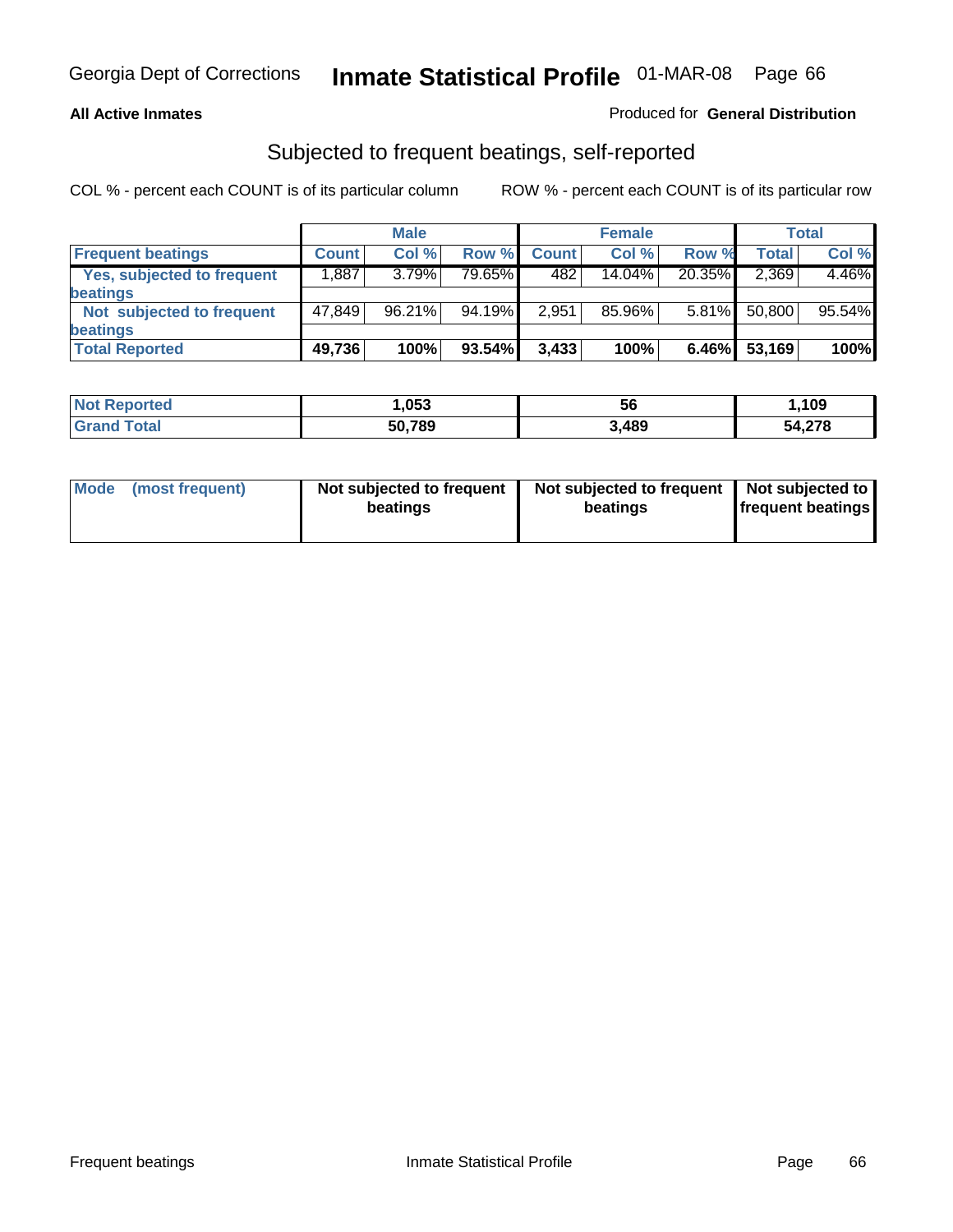Georgia Dept of Corrections **Inmate Statistical Profile** 01-MAR-08

**All Active Inmates**

Produced for **General Distribution**

## Subjected to frequent beatings, self-reported

COL % - percent each COUNT is of its particular column

ROW % - percent each COUNT is of its particular row

| | Male | | | Female | | | Total | |
|---|---|---|---|---|---|---|---|---|
| **Frequent beatings** | **Count** | **Col %** | **Row %** | **Count** | **Col %** | **Row %** | **Total** | **Col %** |
| **Yes, subjected to frequent beatings** | 1,887 | 3.79% | 79.65% | 482 | 14.04% | 20.35% | 2,369 | 4.46% |
| **Not subjected to frequent beatings** | 47,849 | 96.21% | 94.19% | 2,951 | 85.96% | 5.81% | 50,800 | 95.54% |
| **Total Reported** | **49,736** | **100%** | **93.54%** | **3,433** | **100%** | **6.46%** | **53,169** | **100%** |

| | Male | Female | Total |
|---|---|---|---|
| **Not Reported** | **1,053** | **56** | **1,109** |
| **Grand Total** | **50,789** | **3,489** | **54,278** |

| | Male | Female | Total |
|---|---|---|---|
| **Mode (most frequent)** | **Not subjected to frequent beatings** | **Not subjected to frequent beatings** | **Not subjected to frequent beatings** |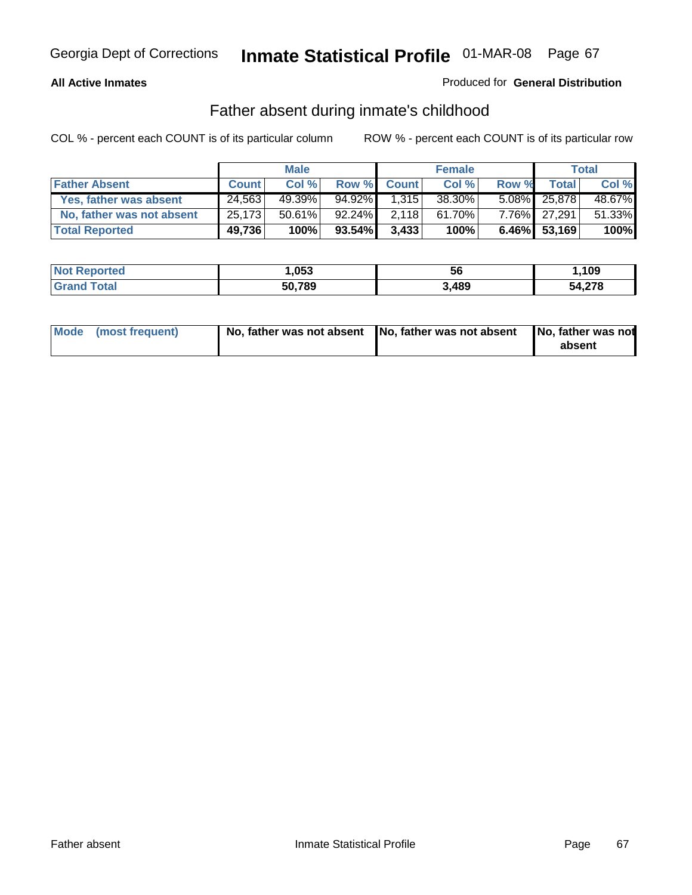Georgia Dept of Corrections **Inmate Statistical Profile** 01-MAR-08

**All Active Inmates**

Produced for **General Distribution**

## Father absent during inmate's childhood

COL % - percent each COUNT is of its particular column

ROW % - percent each COUNT is of its particular row

| | Male | | | Female | | | Total | |
|---|---|---|---|---|---|---|---|---|
| **Father Absent** | **Count** | **Col %** | **Row %** | **Count** | **Col %** | **Row %** | **Total** | **Col %** |
| **Yes, father was absent** | 24,563 | 49.39% | 94.92% | 1,315 | 38.30% | 5.08% | 25,878 | 48.67% |
| **No, father was not absent** | 25,173 | 50.61% | 92.24% | 2,118 | 61.70% | 7.76% | 27,291 | 51.33% |
| **Total Reported** | **49,736** | **100%** | **93.54%** | **3,433** | **100%** | **6.46%** | **53,169** | **100%** |

| | Male | Female | Total |
|---|---|---|---|
| **Not Reported** | **1,053** | **56** | **1,109** |
| **Grand Total** | **50,789** | **3,489** | **54,278** |

| | Male | Female | Total |
|---|---|---|---|
| **Mode (most frequent)** | **No, father was not absent** | **No, father was not absent** | **No, father was not absent** |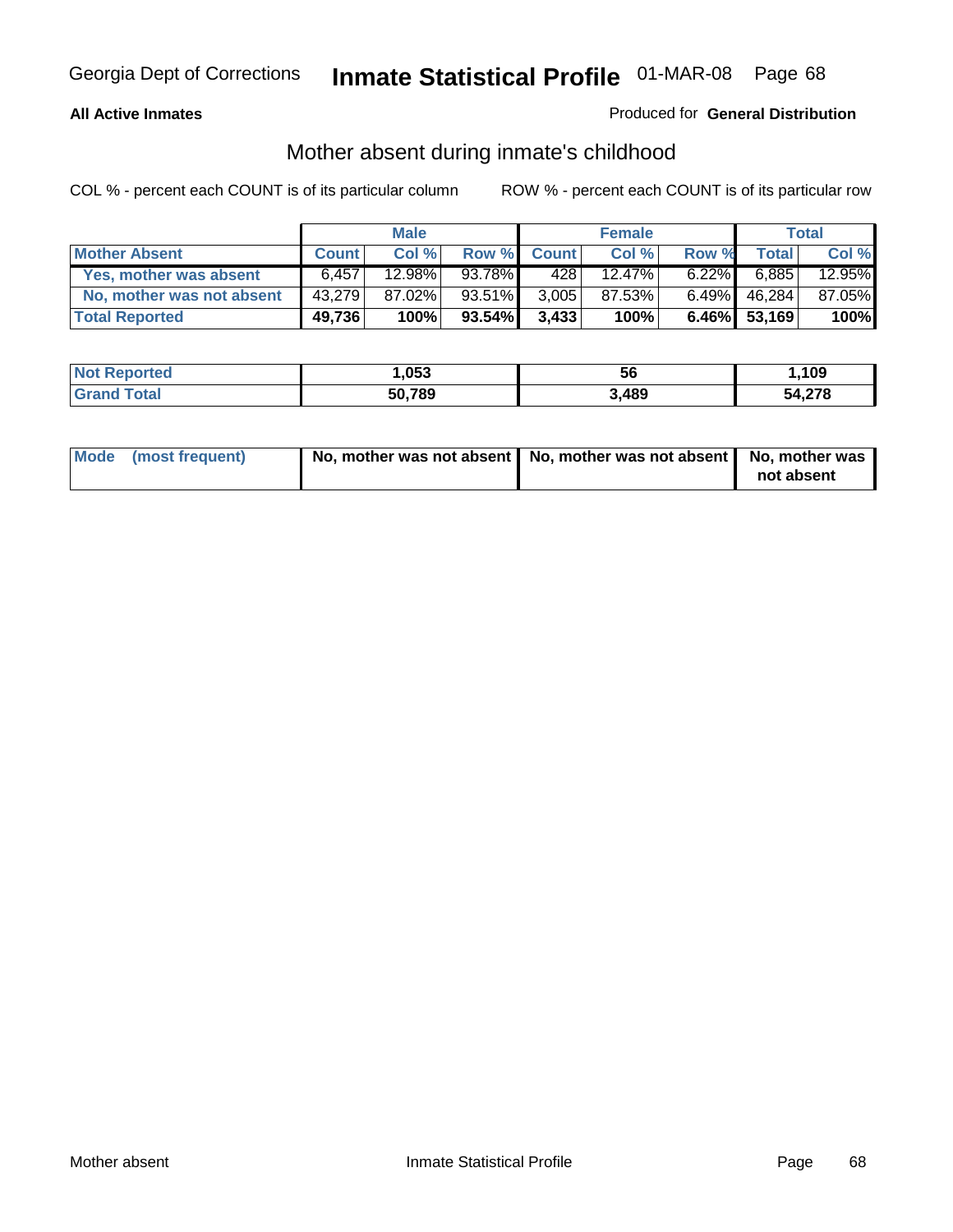Georgia Dept of Corrections **Inmate Statistical Profile** 01-MAR-08

**All Active Inmates**

Produced for **General Distribution**

## Mother absent during inmate's childhood

COL % - percent each COUNT is of its particular column

ROW % - percent each COUNT is of its particular row

| | Male | | | Female | | | Total | |
|---|---|---|---|---|---|---|---|---|
| **Mother Absent** | **Count** | **Col %** | **Row %** | **Count** | **Col %** | **Row %** | **Total** | **Col %** |
| **Yes, mother was absent** | 6,457 | 12.98% | 93.78% | 428 | 12.47% | 6.22% | 6,885 | 12.95% |
| **No, mother was not absent** | 43,279 | 87.02% | 93.51% | 3,005 | 87.53% | 6.49% | 46,284 | 87.05% |
| **Total Reported** | **49,736** | **100%** | **93.54%** | **3,433** | **100%** | **6.46%** | **53,169** | **100%** |

| | Male | Female | Total |
|---|---|---|---|
| **Not Reported** | **1,053** | **56** | **1,109** |
| **Grand Total** | **50,789** | **3,489** | **54,278** |

| | Male | Female | Total |
|---|---|---|---|
| **Mode (most frequent)** | **No, mother was not absent** | **No, mother was not absent** | **No, mother was not absent** |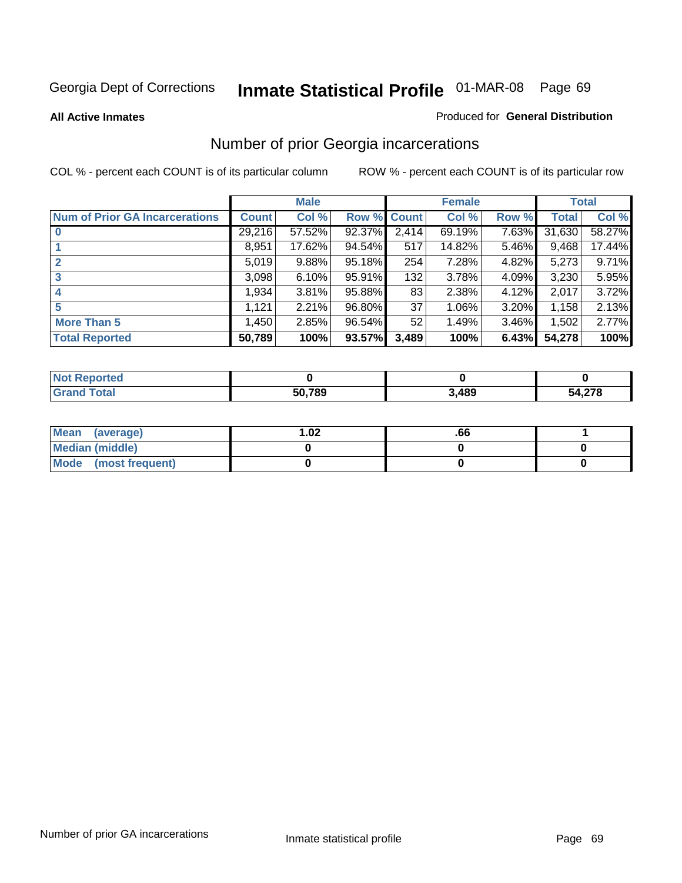Georgia Dept of Corrections **Inmate Statistical Profile** 01-MAR-08

**All Active Inmates**

Produced for **General Distribution**

## Number of prior Georgia incarcerations

COL % - percent each COUNT is of its particular column

ROW % - percent each COUNT is of its particular row

| | Male | | | Female | | | Total | |
|---|---|---|---|---|---|---|---|---|
| **Num of Prior GA Incarcerations** | **Count** | **Col %** | **Row %** | **Count** | **Col %** | **Row %** | **Total** | **Col %** |
| **0** | 29,216 | 57.52% | 92.37% | 2,414 | 69.19% | 7.63% | 31,630 | 58.27% |
| **1** | 8,951 | 17.62% | 94.54% | 517 | 14.82% | 5.46% | 9,468 | 17.44% |
| **2** | 5,019 | 9.88% | 95.18% | 254 | 7.28% | 4.82% | 5,273 | 9.71% |
| **3** | 3,098 | 6.10% | 95.91% | 132 | 3.78% | 4.09% | 3,230 | 5.95% |
| **4** | 1,934 | 3.81% | 95.88% | 83 | 2.38% | 4.12% | 2,017 | 3.72% |
| **5** | 1,121 | 2.21% | 96.80% | 37 | 1.06% | 3.20% | 1,158 | 2.13% |
| **More Than 5** | 1,450 | 2.85% | 96.54% | 52 | 1.49% | 3.46% | 1,502 | 2.77% |
| **Total Reported** | **50,789** | **100%** | **93.57%** | **3,489** | **100%** | **6.43%** | **54,278** | **100%** |

| | Male | Female | Total |
|---|---|---|---|
| **Not Reported** | **0** | **0** | **0** |
| **Grand Total** | **50,789** | **3,489** | **54,278** |

| | Male | Female | Total |
|---|---|---|---|
| **Mean (average)** | **1.02** | **.66** | **1** |
| **Median (middle)** | **0** | **0** | **0** |
| **Mode (most frequent)** | **0** | **0** | **0** |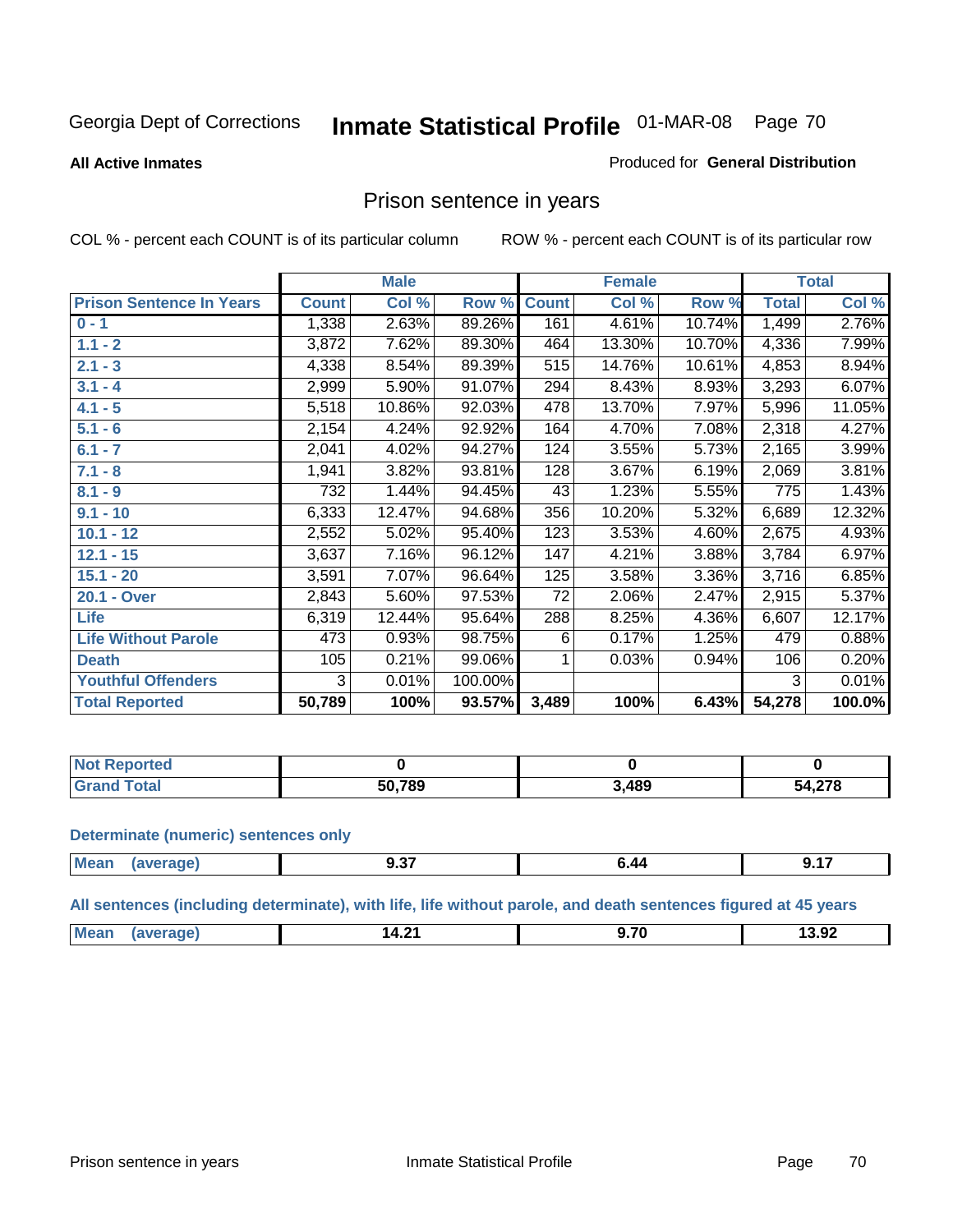Georgia Dept of Corrections **Inmate Statistical Profile** 01-MAR-08 Page 70

**All Active Inmates**

Produced for **General Distribution**

## Prison sentence in years

COL % - percent each COUNT is of its particular column

ROW % - percent each COUNT is of its particular row

| | Male | | | Female | | | Total | |
|---|---|---|---|---|---|---|---|---|
| **Prison Sentence In Years** | **Count** | **Col %** | **Row %** | **Count** | **Col %** | **Row %** | **Total** | **Col %** |
| **0 - 1** | 1,338 | 2.63% | 89.26% | 161 | 4.61% | 10.74% | 1,499 | 2.76% |
| **1.1 - 2** | 3,872 | 7.62% | 89.30% | 464 | 13.30% | 10.70% | 4,336 | 7.99% |
| **2.1 - 3** | 4,338 | 8.54% | 89.39% | 515 | 14.76% | 10.61% | 4,853 | 8.94% |
| **3.1 - 4** | 2,999 | 5.90% | 91.07% | 294 | 8.43% | 8.93% | 3,293 | 6.07% |
| **4.1 - 5** | 5,518 | 10.86% | 92.03% | 478 | 13.70% | 7.97% | 5,996 | 11.05% |
| **5.1 - 6** | 2,154 | 4.24% | 92.92% | 164 | 4.70% | 7.08% | 2,318 | 4.27% |
| **6.1 - 7** | 2,041 | 4.02% | 94.27% | 124 | 3.55% | 5.73% | 2,165 | 3.99% |
| **7.1 - 8** | 1,941 | 3.82% | 93.81% | 128 | 3.67% | 6.19% | 2,069 | 3.81% |
| **8.1 - 9** | 732 | 1.44% | 94.45% | 43 | 1.23% | 5.55% | 775 | 1.43% |
| **9.1 - 10** | 6,333 | 12.47% | 94.68% | 356 | 10.20% | 5.32% | 6,689 | 12.32% |
| **10.1 - 12** | 2,552 | 5.02% | 95.40% | 123 | 3.53% | 4.60% | 2,675 | 4.93% |
| **12.1 - 15** | 3,637 | 7.16% | 96.12% | 147 | 4.21% | 3.88% | 3,784 | 6.97% |
| **15.1 - 20** | 3,591 | 7.07% | 96.64% | 125 | 3.58% | 3.36% | 3,716 | 6.85% |
| **20.1 - Over** | 2,843 | 5.60% | 97.53% | 72 | 2.06% | 2.47% | 2,915 | 5.37% |
| **Life** | 6,319 | 12.44% | 95.64% | 288 | 8.25% | 4.36% | 6,607 | 12.17% |
| **Life Without Parole** | 473 | 0.93% | 98.75% | 6 | 0.17% | 1.25% | 479 | 0.88% |
| **Death** | 105 | 0.21% | 99.06% | 1 | 0.03% | 0.94% | 106 | 0.20% |
| **Youthful Offenders** | 3 | 0.01% | 100.00% | | | | 3 | 0.01% |
| **Total Reported** | **50,789** | **100%** | **93.57%** | **3,489** | **100%** | **6.43%** | **54,278** | **100.0%** |

| | Male | Female | Total |
|---|---|---|---|
| **Not Reported** | **0** | **0** | **0** |
| **Grand Total** | **50,789** | **3,489** | **54,278** |

**Determinate (numeric) sentences only**

| | Male | Female | Total |
|---|---|---|---|
| **Mean (average)** | **9.37** | **6.44** | **9.17** |

**All sentences (including determinate), with life, life without parole, and death sentences figured at 45 years**

| | Male | Female | Total |
|---|---|---|---|
| **Mean (average)** | **14.21** | **9.70** | **13.92** |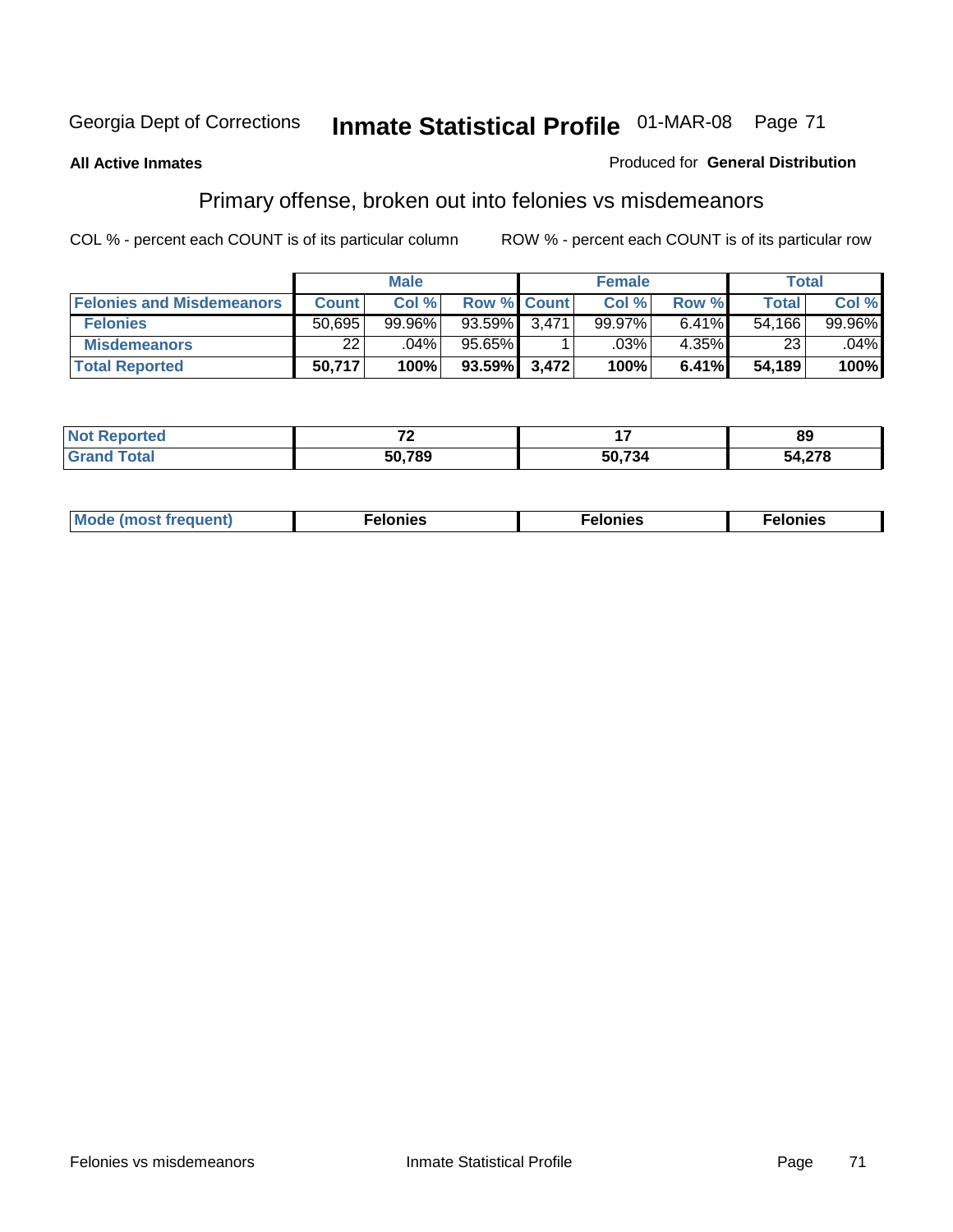Georgia Dept of Corrections **Inmate Statistical Profile** 01-MAR-08

**All Active Inmates**

Produced for **General Distribution**

## Primary offense, broken out into felonies vs misdemeanors

COL % - percent each COUNT is of its particular column

ROW % - percent each COUNT is of its particular row

| | Male | | | Female | | | Total | |
|---|---|---|---|---|---|---|---|---|
| **Felonies and Misdemeanors** | **Count** | **Col %** | **Row %** | **Count** | **Col %** | **Row %** | **Total** | **Col %** |
| **Felonies** | 50,695 | 99.96% | 93.59% | 3,471 | 99.97% | 6.41% | 54,166 | 99.96% |
| **Misdemeanors** | 22 | .04% | 95.65% | 1 | .03% | 4.35% | 23 | .04% |
| **Total Reported** | **50,717** | **100%** | **93.59%** | **3,472** | **100%** | **6.41%** | **54,189** | **100%** |

| | Male | Female | Total |
|---|---|---|---|
| **Not Reported** | **72** | **17** | **89** |
| **Grand Total** | **50,789** | **50,734** | **54,278** |

| | Male | Female | Total |
|---|---|---|---|
| **Mode (most frequent)** | **Felonies** | **Felonies** | **Felonies** |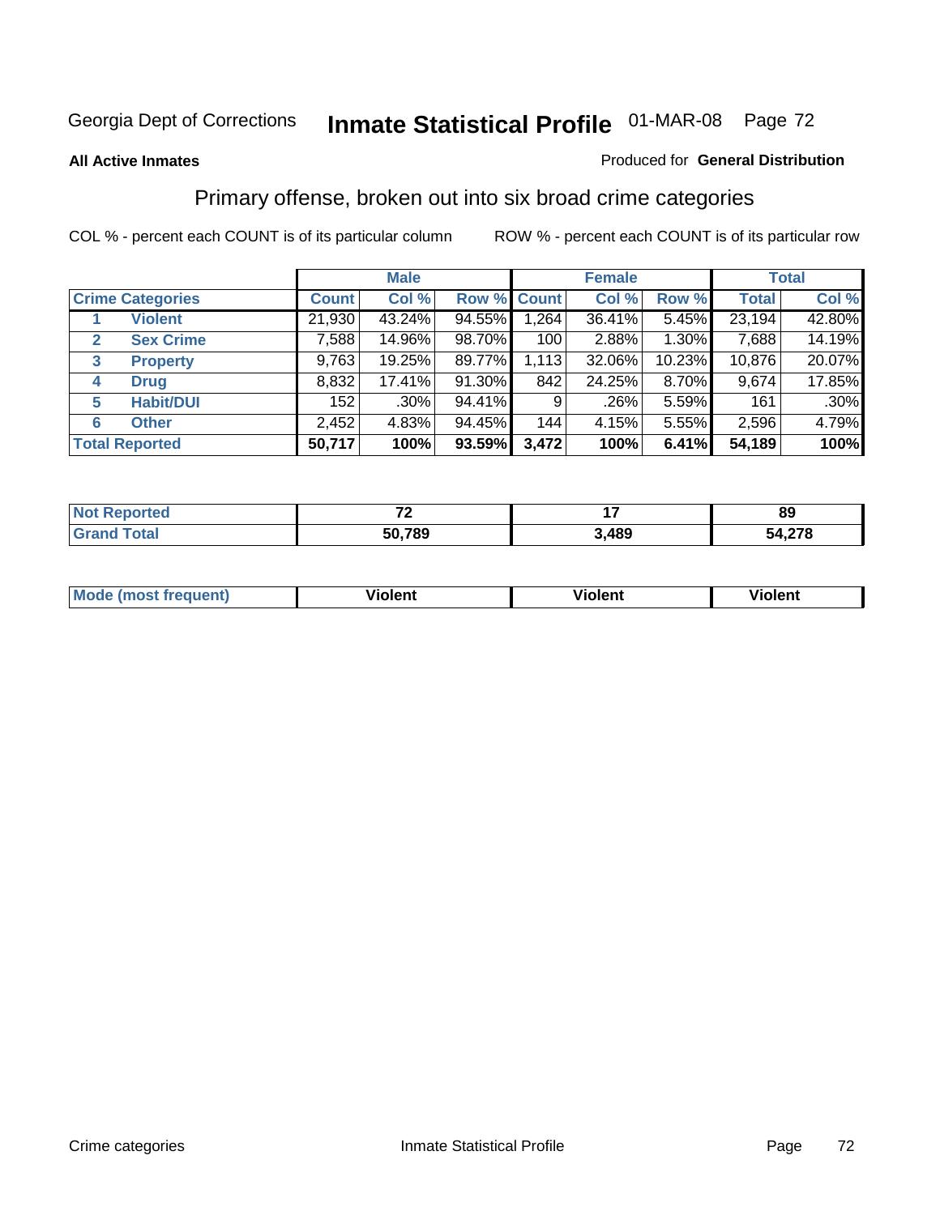Georgia Dept of Corrections **Inmate Statistical Profile** 01-MAR-08 Page 72

**All Active Inmates**

Produced for **General Distribution**

## Primary offense, broken out into six broad crime categories

COL % - percent each COUNT is of its particular column

ROW % - percent each COUNT is of its particular row

| Crime Categories | | Male | | | Female | | | Total | |
|---|---|---|---|---|---|---|---|---|---|
| | | Count | Col % | Row % | Count | Col % | Row % | Total | Col % |
| 1 | Violent | 21,930 | 43.24% | 94.55% | 1,264 | 36.41% | 5.45% | 23,194 | 42.80% |
| 2 | Sex Crime | 7,588 | 14.96% | 98.70% | 100 | 2.88% | 1.30% | 7,688 | 14.19% |
| 3 | Property | 9,763 | 19.25% | 89.77% | 1,113 | 32.06% | 10.23% | 10,876 | 20.07% |
| 4 | Drug | 8,832 | 17.41% | 91.30% | 842 | 24.25% | 8.70% | 9,674 | 17.85% |
| 5 | Habit/DUI | 152 | .30% | 94.41% | 9 | .26% | 5.59% | 161 | .30% |
| 6 | Other | 2,452 | 4.83% | 94.45% | 144 | 4.15% | 5.55% | 2,596 | 4.79% |
| **Total Reported** | | **50,717** | **100%** | **93.59%** | **3,472** | **100%** | **6.41%** | **54,189** | **100%** |

| | Male | Female | Total |
|---|---|---|---|
| Not Reported | 72 | 17 | 89 |
| Grand Total | 50,789 | 3,489 | 54,278 |

| | Male | Female | Total |
|---|---|---|---|
| Mode (most frequent) | Violent | Violent | Violent |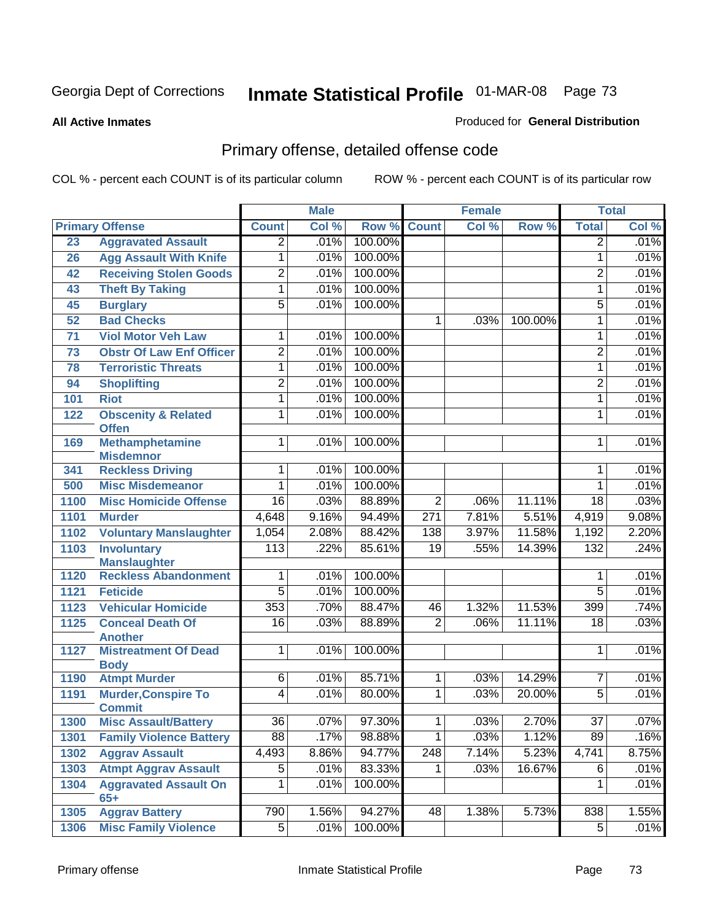Georgia Dept of Corrections

# Inmate Statistical Profile 01-MAR-08

**All Active Inmates**

Produced for **General Distribution**

## Primary offense, detailed offense code

COL % - percent each COUNT is of its particular column

ROW % - percent each COUNT is of its particular row

| Primary Offense | | Male | | | Female | | | Total | |
|---|---|---|---|---|---|---|---|---|---|
| | | Count | Col % | Row % | Count | Col % | Row % | Total | Col % |
| 23 | Aggravated Assault | 2 | .01% | 100.00% | | | | 2 | .01% |
| 26 | Agg Assault With Knife | 1 | .01% | 100.00% | | | | 1 | .01% |
| 42 | Receiving Stolen Goods | 2 | .01% | 100.00% | | | | 2 | .01% |
| 43 | Theft By Taking | 1 | .01% | 100.00% | | | | 1 | .01% |
| 45 | Burglary | 5 | .01% | 100.00% | | | | 5 | .01% |
| 52 | Bad Checks | | | | 1 | .03% | 100.00% | 1 | .01% |
| 71 | Viol Motor Veh Law | 1 | .01% | 100.00% | | | | 1 | .01% |
| 73 | Obstr Of Law Enf Officer | 2 | .01% | 100.00% | | | | 2 | .01% |
| 78 | Terroristic Threats | 1 | .01% | 100.00% | | | | 1 | .01% |
| 94 | Shoplifting | 2 | .01% | 100.00% | | | | 2 | .01% |
| 101 | Riot | 1 | .01% | 100.00% | | | | 1 | .01% |
| 122 | Obscenity & Related Offen | 1 | .01% | 100.00% | | | | 1 | .01% |
| 169 | Methamphetamine Misdemnor | 1 | .01% | 100.00% | | | | 1 | .01% |
| 341 | Reckless Driving | 1 | .01% | 100.00% | | | | 1 | .01% |
| 500 | Misc Misdemeanor | 1 | .01% | 100.00% | | | | 1 | .01% |
| 1100 | Misc Homicide Offense | 16 | .03% | 88.89% | 2 | .06% | 11.11% | 18 | .03% |
| 1101 | Murder | 4,648 | 9.16% | 94.49% | 271 | 7.81% | 5.51% | 4,919 | 9.08% |
| 1102 | Voluntary Manslaughter | 1,054 | 2.08% | 88.42% | 138 | 3.97% | 11.58% | 1,192 | 2.20% |
| 1103 | Involuntary Manslaughter | 113 | .22% | 85.61% | 19 | .55% | 14.39% | 132 | .24% |
| 1120 | Reckless Abandonment | 1 | .01% | 100.00% | | | | 1 | .01% |
| 1121 | Feticide | 5 | .01% | 100.00% | | | | 5 | .01% |
| 1123 | Vehicular Homicide | 353 | .70% | 88.47% | 46 | 1.32% | 11.53% | 399 | .74% |
| 1125 | Conceal Death Of Another | 16 | .03% | 88.89% | 2 | .06% | 11.11% | 18 | .03% |
| 1127 | Mistreatment Of Dead Body | 1 | .01% | 100.00% | | | | 1 | .01% |
| 1190 | Atmpt Murder | 6 | .01% | 85.71% | 1 | .03% | 14.29% | 7 | .01% |
| 1191 | Murder,Conspire To Commit | 4 | .01% | 80.00% | 1 | .03% | 20.00% | 5 | .01% |
| 1300 | Misc Assault/Battery | 36 | .07% | 97.30% | 1 | .03% | 2.70% | 37 | .07% |
| 1301 | Family Violence Battery | 88 | .17% | 98.88% | 1 | .03% | 1.12% | 89 | .16% |
| 1302 | Aggrav Assault | 4,493 | 8.86% | 94.77% | 248 | 7.14% | 5.23% | 4,741 | 8.75% |
| 1303 | Atmpt Aggrav Assault | 5 | .01% | 83.33% | 1 | .03% | 16.67% | 6 | .01% |
| 1304 | Aggravated Assault On 65+ | 1 | .01% | 100.00% | | | | 1 | .01% |
| 1305 | Aggrav Battery | 790 | 1.56% | 94.27% | 48 | 1.38% | 5.73% | 838 | 1.55% |
| 1306 | Misc Family Violence | 5 | .01% | 100.00% | | | | 5 | .01% |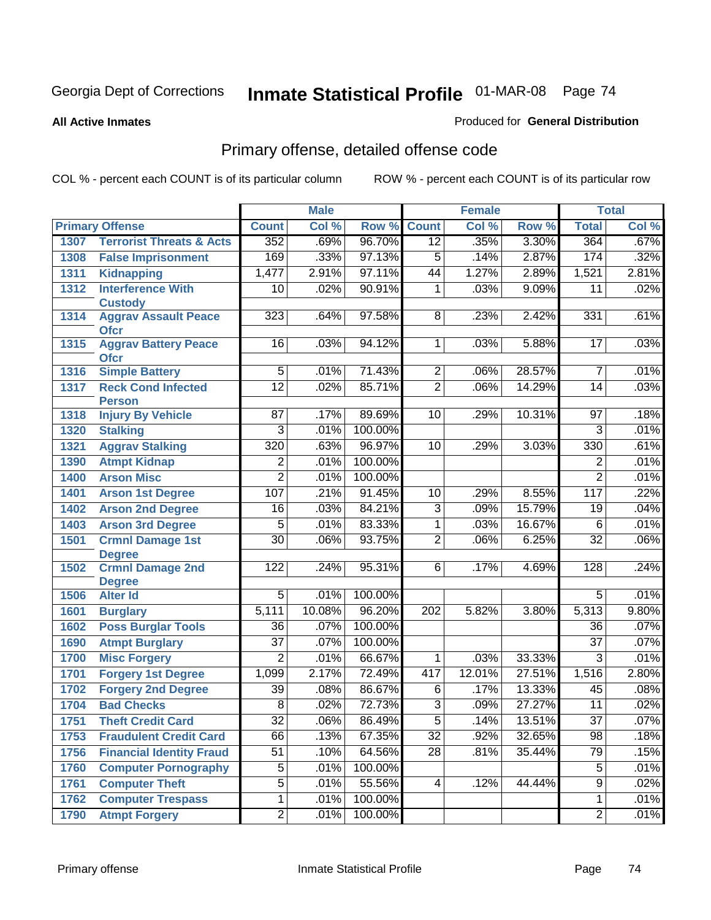Georgia Dept of Corrections **Inmate Statistical Profile** 01-MAR-08

**All Active Inmates**

Produced for **General Distribution**

## Primary offense, detailed offense code

COL % - percent each COUNT is of its particular column ROW % - percent each COUNT is of its particular row

| Primary Offense | | Male | | | Female | | | Total | |
|---|---|---|---|---|---|---|---|---|---|
| | | Count | Col % | Row % | Count | Col % | Row % | Total | Col % |
| 1307 | Terrorist Threats & Acts | 352 | .69% | 96.70% | 12 | .35% | 3.30% | 364 | .67% |
| 1308 | False Imprisonment | 169 | .33% | 97.13% | 5 | .14% | 2.87% | 174 | .32% |
| 1311 | Kidnapping | 1,477 | 2.91% | 97.11% | 44 | 1.27% | 2.89% | 1,521 | 2.81% |
| 1312 | Interference With Custody | 10 | .02% | 90.91% | 1 | .03% | 9.09% | 11 | .02% |
| 1314 | Aggrav Assault Peace Ofcr | 323 | .64% | 97.58% | 8 | .23% | 2.42% | 331 | .61% |
| 1315 | Aggrav Battery Peace Ofcr | 16 | .03% | 94.12% | 1 | .03% | 5.88% | 17 | .03% |
| 1316 | Simple Battery | 5 | .01% | 71.43% | 2 | .06% | 28.57% | 7 | .01% |
| 1317 | Reck Cond Infected Person | 12 | .02% | 85.71% | 2 | .06% | 14.29% | 14 | .03% |
| 1318 | Injury By Vehicle | 87 | .17% | 89.69% | 10 | .29% | 10.31% | 97 | .18% |
| 1320 | Stalking | 3 | .01% | 100.00% | | | | 3 | .01% |
| 1321 | Aggrav Stalking | 320 | .63% | 96.97% | 10 | .29% | 3.03% | 330 | .61% |
| 1390 | Atmpt Kidnap | 2 | .01% | 100.00% | | | | 2 | .01% |
| 1400 | Arson Misc | 2 | .01% | 100.00% | | | | 2 | .01% |
| 1401 | Arson 1st Degree | 107 | .21% | 91.45% | 10 | .29% | 8.55% | 117 | .22% |
| 1402 | Arson 2nd Degree | 16 | .03% | 84.21% | 3 | .09% | 15.79% | 19 | .04% |
| 1403 | Arson 3rd Degree | 5 | .01% | 83.33% | 1 | .03% | 16.67% | 6 | .01% |
| 1501 | Crmnl Damage 1st Degree | 30 | .06% | 93.75% | 2 | .06% | 6.25% | 32 | .06% |
| 1502 | Crmnl Damage 2nd Degree | 122 | .24% | 95.31% | 6 | .17% | 4.69% | 128 | .24% |
| 1506 | Alter Id | 5 | .01% | 100.00% | | | | 5 | .01% |
| 1601 | Burglary | 5,111 | 10.08% | 96.20% | 202 | 5.82% | 3.80% | 5,313 | 9.80% |
| 1602 | Poss Burglar Tools | 36 | .07% | 100.00% | | | | 36 | .07% |
| 1690 | Atmpt Burglary | 37 | .07% | 100.00% | | | | 37 | .07% |
| 1700 | Misc Forgery | 2 | .01% | 66.67% | 1 | .03% | 33.33% | 3 | .01% |
| 1701 | Forgery 1st Degree | 1,099 | 2.17% | 72.49% | 417 | 12.01% | 27.51% | 1,516 | 2.80% |
| 1702 | Forgery 2nd Degree | 39 | .08% | 86.67% | 6 | .17% | 13.33% | 45 | .08% |
| 1704 | Bad Checks | 8 | .02% | 72.73% | 3 | .09% | 27.27% | 11 | .02% |
| 1751 | Theft Credit Card | 32 | .06% | 86.49% | 5 | .14% | 13.51% | 37 | .07% |
| 1753 | Fraudulent Credit Card | 66 | .13% | 67.35% | 32 | .92% | 32.65% | 98 | .18% |
| 1756 | Financial Identity Fraud | 51 | .10% | 64.56% | 28 | .81% | 35.44% | 79 | .15% |
| 1760 | Computer Pornography | 5 | .01% | 100.00% | | | | 5 | .01% |
| 1761 | Computer Theft | 5 | .01% | 55.56% | 4 | .12% | 44.44% | 9 | .02% |
| 1762 | Computer Trespass | 1 | .01% | 100.00% | | | | 1 | .01% |
| 1790 | Atmpt Forgery | 2 | .01% | 100.00% | | | | 2 | .01% |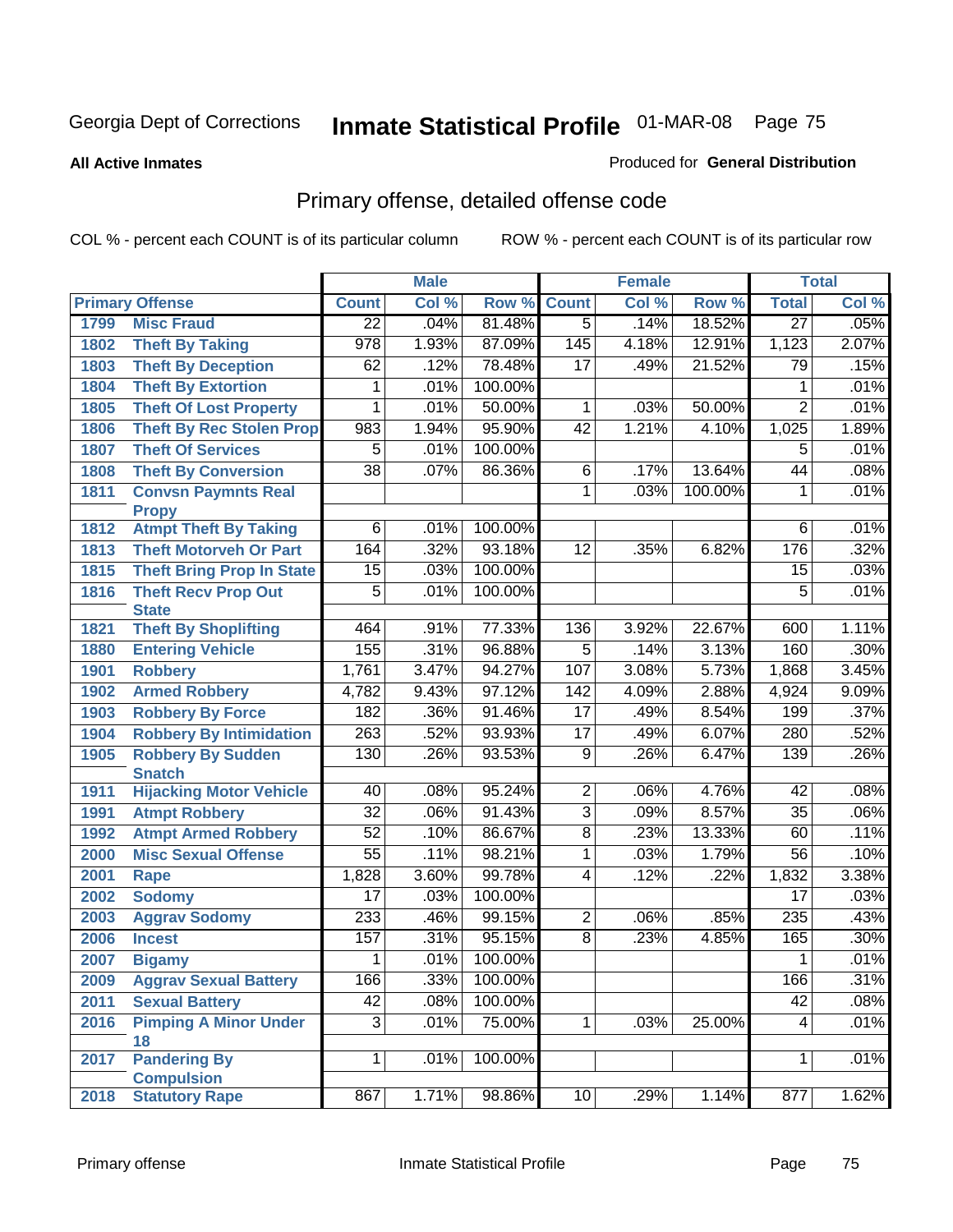Georgia Dept of Corrections **Inmate Statistical Profile** 01-MAR-08

**All Active Inmates**

Produced for **General Distribution**

## Primary offense, detailed offense code

COL % - percent each COUNT is of its particular column ROW % - percent each COUNT is of its particular row

| Primary Offense | | Male | | | Female | | | Total | |
|---|---|---|---|---|---|---|---|---|---|
| | | Count | Col % | Row % | Count | Col % | Row % | Total | Col % |
| 1799 | Misc Fraud | 22 | .04% | 81.48% | 5 | .14% | 18.52% | 27 | .05% |
| 1802 | Theft By Taking | 978 | 1.93% | 87.09% | 145 | 4.18% | 12.91% | 1,123 | 2.07% |
| 1803 | Theft By Deception | 62 | .12% | 78.48% | 17 | .49% | 21.52% | 79 | .15% |
| 1804 | Theft By Extortion | 1 | .01% | 100.00% | | | | 1 | .01% |
| 1805 | Theft Of Lost Property | 1 | .01% | 50.00% | 1 | .03% | 50.00% | 2 | .01% |
| 1806 | Theft By Rec Stolen Prop | 983 | 1.94% | 95.90% | 42 | 1.21% | 4.10% | 1,025 | 1.89% |
| 1807 | Theft Of Services | 5 | .01% | 100.00% | | | | 5 | .01% |
| 1808 | Theft By Conversion | 38 | .07% | 86.36% | 6 | .17% | 13.64% | 44 | .08% |
| 1811 | Convsn Paymnts Real Propy | | | | 1 | .03% | 100.00% | 1 | .01% |
| 1812 | Atmpt Theft By Taking | 6 | .01% | 100.00% | | | | 6 | .01% |
| 1813 | Theft Motorveh Or Part | 164 | .32% | 93.18% | 12 | .35% | 6.82% | 176 | .32% |
| 1815 | Theft Bring Prop In State | 15 | .03% | 100.00% | | | | 15 | .03% |
| 1816 | Theft Recv Prop Out State | 5 | .01% | 100.00% | | | | 5 | .01% |
| 1821 | Theft By Shoplifting | 464 | .91% | 77.33% | 136 | 3.92% | 22.67% | 600 | 1.11% |
| 1880 | Entering Vehicle | 155 | .31% | 96.88% | 5 | .14% | 3.13% | 160 | .30% |
| 1901 | Robbery | 1,761 | 3.47% | 94.27% | 107 | 3.08% | 5.73% | 1,868 | 3.45% |
| 1902 | Armed Robbery | 4,782 | 9.43% | 97.12% | 142 | 4.09% | 2.88% | 4,924 | 9.09% |
| 1903 | Robbery By Force | 182 | .36% | 91.46% | 17 | .49% | 8.54% | 199 | .37% |
| 1904 | Robbery By Intimidation | 263 | .52% | 93.93% | 17 | .49% | 6.07% | 280 | .52% |
| 1905 | Robbery By Sudden Snatch | 130 | .26% | 93.53% | 9 | .26% | 6.47% | 139 | .26% |
| 1911 | Hijacking Motor Vehicle | 40 | .08% | 95.24% | 2 | .06% | 4.76% | 42 | .08% |
| 1991 | Atmpt Robbery | 32 | .06% | 91.43% | 3 | .09% | 8.57% | 35 | .06% |
| 1992 | Atmpt Armed Robbery | 52 | .10% | 86.67% | 8 | .23% | 13.33% | 60 | .11% |
| 2000 | Misc Sexual Offense | 55 | .11% | 98.21% | 1 | .03% | 1.79% | 56 | .10% |
| 2001 | Rape | 1,828 | 3.60% | 99.78% | 4 | .12% | .22% | 1,832 | 3.38% |
| 2002 | Sodomy | 17 | .03% | 100.00% | | | | 17 | .03% |
| 2003 | Aggrav Sodomy | 233 | .46% | 99.15% | 2 | .06% | .85% | 235 | .43% |
| 2006 | Incest | 157 | .31% | 95.15% | 8 | .23% | 4.85% | 165 | .30% |
| 2007 | Bigamy | 1 | .01% | 100.00% | | | | 1 | .01% |
| 2009 | Aggrav Sexual Battery | 166 | .33% | 100.00% | | | | 166 | .31% |
| 2011 | Sexual Battery | 42 | .08% | 100.00% | | | | 42 | .08% |
| 2016 | Pimping A Minor Under 18 | 3 | .01% | 75.00% | 1 | .03% | 25.00% | 4 | .01% |
| 2017 | Pandering By Compulsion | 1 | .01% | 100.00% | | | | 1 | .01% |
| 2018 | Statutory Rape | 867 | 1.71% | 98.86% | 10 | .29% | 1.14% | 877 | 1.62% |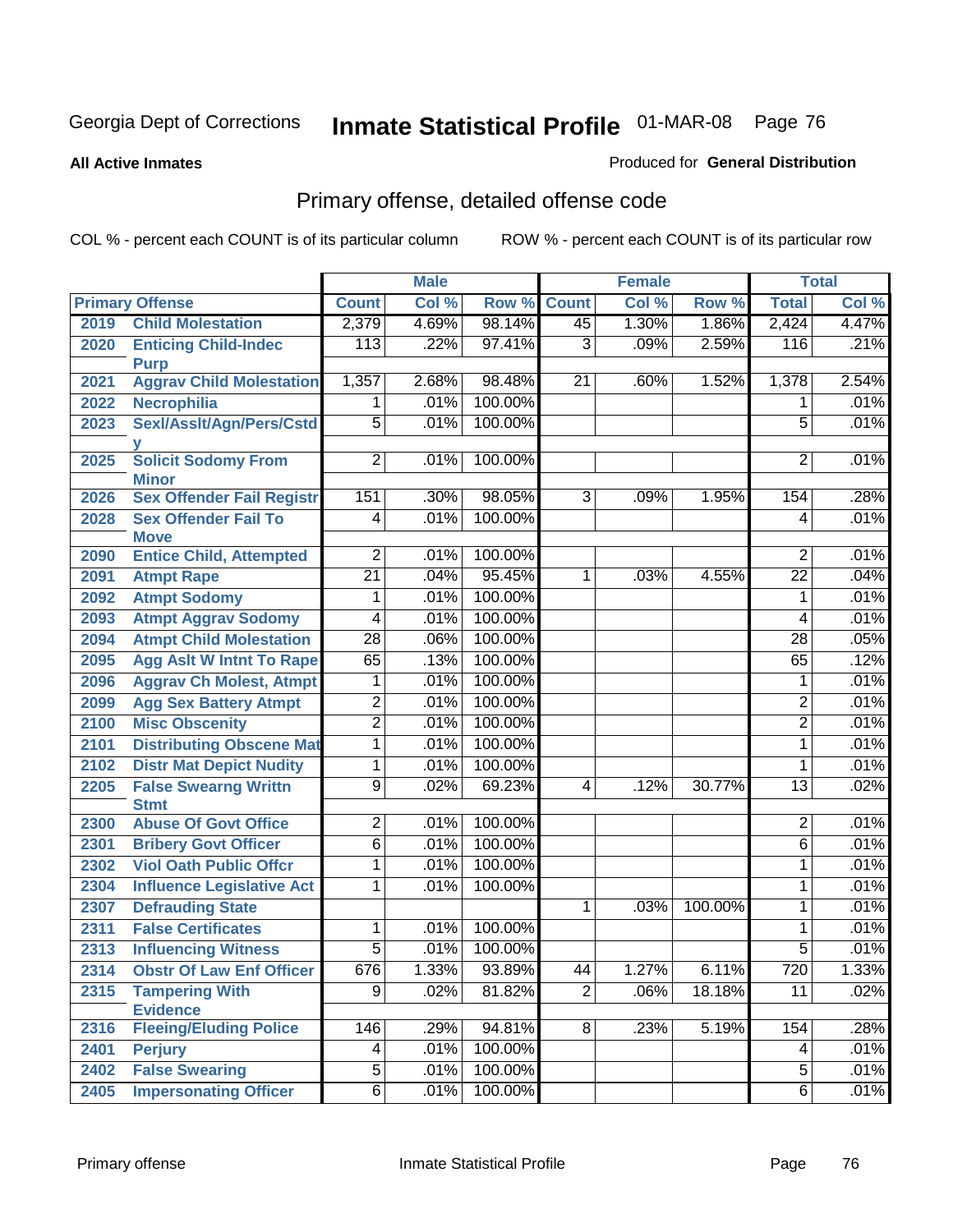Georgia Dept of Corrections **Inmate Statistical Profile** 01-MAR-08

**All Active Inmates**

Produced for **General Distribution**

## Primary offense, detailed offense code

COL % - percent each COUNT is of its particular column ROW % - percent each COUNT is of its particular row

| | | Male | | | Female | | | Total | |
|---|---|---|---|---|---|---|---|---|---|
| Primary Offense | | Count | Col % | Row % | Count | Col % | Row % | Total | Col % |
| 2019 | Child Molestation | 2,379 | 4.69% | 98.14% | 45 | 1.30% | 1.86% | 2,424 | 4.47% |
| 2020 | Enticing Child-Indec Purp | 113 | .22% | 97.41% | 3 | .09% | 2.59% | 116 | .21% |
| 2021 | Aggrav Child Molestation | 1,357 | 2.68% | 98.48% | 21 | .60% | 1.52% | 1,378 | 2.54% |
| 2022 | Necrophilia | 1 | .01% | 100.00% | | | | 1 | .01% |
| 2023 | Sexl/Asslt/Agn/Pers/Cstdy | 5 | .01% | 100.00% | | | | 5 | .01% |
| 2025 | Solicit Sodomy From Minor | 2 | .01% | 100.00% | | | | 2 | .01% |
| 2026 | Sex Offender Fail Registr | 151 | .30% | 98.05% | 3 | .09% | 1.95% | 154 | .28% |
| 2028 | Sex Offender Fail To Move | 4 | .01% | 100.00% | | | | 4 | .01% |
| 2090 | Entice Child, Attempted | 2 | .01% | 100.00% | | | | 2 | .01% |
| 2091 | Atmpt Rape | 21 | .04% | 95.45% | 1 | .03% | 4.55% | 22 | .04% |
| 2092 | Atmpt Sodomy | 1 | .01% | 100.00% | | | | 1 | .01% |
| 2093 | Atmpt Aggrav Sodomy | 4 | .01% | 100.00% | | | | 4 | .01% |
| 2094 | Atmpt Child Molestation | 28 | .06% | 100.00% | | | | 28 | .05% |
| 2095 | Agg Aslt W Intnt To Rape | 65 | .13% | 100.00% | | | | 65 | .12% |
| 2096 | Aggrav Ch Molest, Atmpt | 1 | .01% | 100.00% | | | | 1 | .01% |
| 2099 | Agg Sex Battery Atmpt | 2 | .01% | 100.00% | | | | 2 | .01% |
| 2100 | Misc Obscenity | 2 | .01% | 100.00% | | | | 2 | .01% |
| 2101 | Distributing Obscene Mat | 1 | .01% | 100.00% | | | | 1 | .01% |
| 2102 | Distr Mat Depict Nudity | 1 | .01% | 100.00% | | | | 1 | .01% |
| 2205 | False Swearng Writtn Stmt | 9 | .02% | 69.23% | 4 | .12% | 30.77% | 13 | .02% |
| 2300 | Abuse Of Govt Office | 2 | .01% | 100.00% | | | | 2 | .01% |
| 2301 | Bribery Govt Officer | 6 | .01% | 100.00% | | | | 6 | .01% |
| 2302 | Viol Oath Public Offcr | 1 | .01% | 100.00% | | | | 1 | .01% |
| 2304 | Influence Legislative Act | 1 | .01% | 100.00% | | | | 1 | .01% |
| 2307 | Defrauding State | | | | 1 | .03% | 100.00% | 1 | .01% |
| 2311 | False Certificates | 1 | .01% | 100.00% | | | | 1 | .01% |
| 2313 | Influencing Witness | 5 | .01% | 100.00% | | | | 5 | .01% |
| 2314 | Obstr Of Law Enf Officer | 676 | 1.33% | 93.89% | 44 | 1.27% | 6.11% | 720 | 1.33% |
| 2315 | Tampering With Evidence | 9 | .02% | 81.82% | 2 | .06% | 18.18% | 11 | .02% |
| 2316 | Fleeing/Eluding Police | 146 | .29% | 94.81% | 8 | .23% | 5.19% | 154 | .28% |
| 2401 | Perjury | 4 | .01% | 100.00% | | | | 4 | .01% |
| 2402 | False Swearing | 5 | .01% | 100.00% | | | | 5 | .01% |
| 2405 | Impersonating Officer | 6 | .01% | 100.00% | | | | 6 | .01% |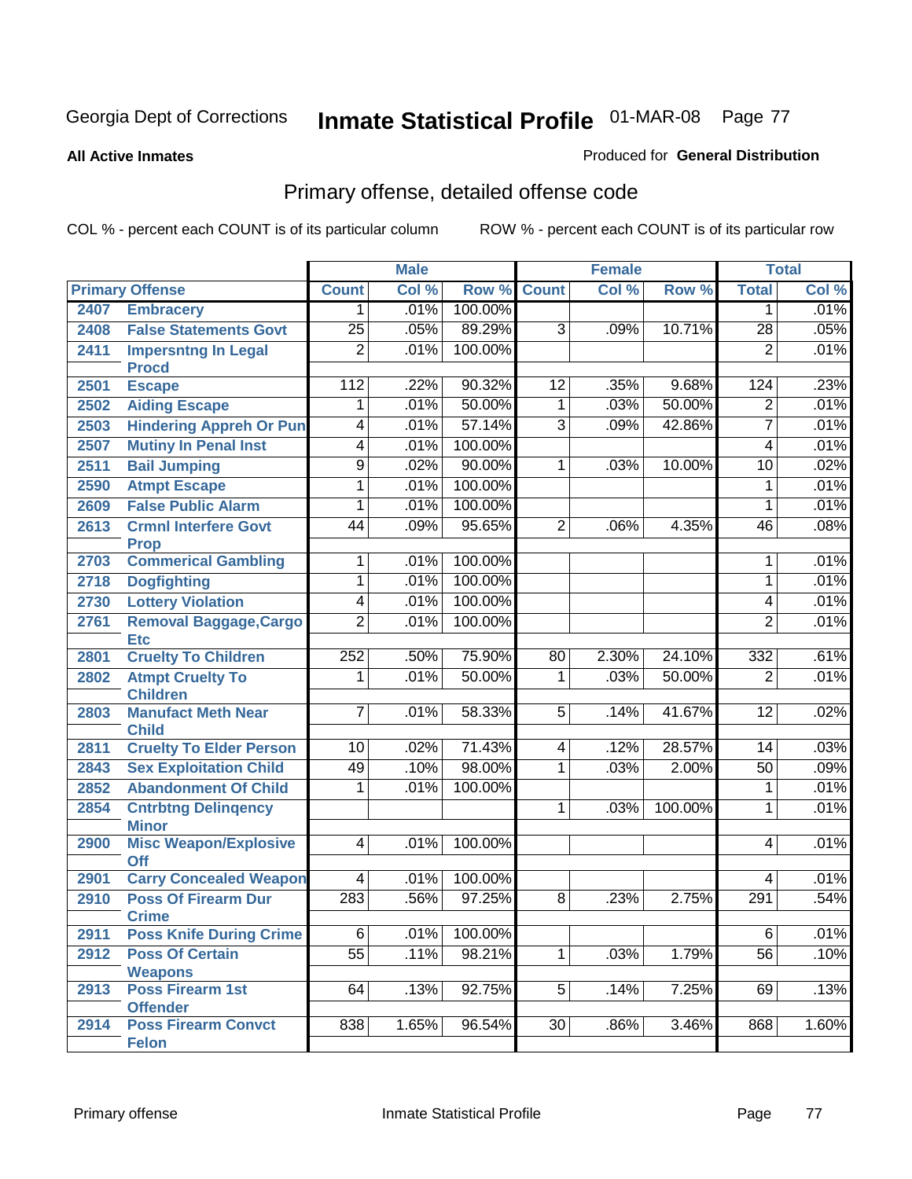Georgia Dept of Corrections

# Inmate Statistical Profile 01-MAR-08

**All Active Inmates**

Produced for **General Distribution**

## Primary offense, detailed offense code

COL % - percent each COUNT is of its particular column

ROW % - percent each COUNT is of its particular row

| Primary Offense | | Male | | | Female | | | Total | |
|---|---|---|---|---|---|---|---|---|---|
| | | Count | Col % | Row % | Count | Col % | Row % | Total | Col % |
| 2407 | Embracery | 1 | .01% | 100.00% | | | | 1 | .01% |
| 2408 | False Statements Govt | 25 | .05% | 89.29% | 3 | .09% | 10.71% | 28 | .05% |
| 2411 | Impersntng In Legal Procd | 2 | .01% | 100.00% | | | | 2 | .01% |
| 2501 | Escape | 112 | .22% | 90.32% | 12 | .35% | 9.68% | 124 | .23% |
| 2502 | Aiding Escape | 1 | .01% | 50.00% | 1 | .03% | 50.00% | 2 | .01% |
| 2503 | Hindering Appreh Or Pun | 4 | .01% | 57.14% | 3 | .09% | 42.86% | 7 | .01% |
| 2507 | Mutiny In Penal Inst | 4 | .01% | 100.00% | | | | 4 | .01% |
| 2511 | Bail Jumping | 9 | .02% | 90.00% | 1 | .03% | 10.00% | 10 | .02% |
| 2590 | Atmpt Escape | 1 | .01% | 100.00% | | | | 1 | .01% |
| 2609 | False Public Alarm | 1 | .01% | 100.00% | | | | 1 | .01% |
| 2613 | Crmnl Interfere Govt Prop | 44 | .09% | 95.65% | 2 | .06% | 4.35% | 46 | .08% |
| 2703 | Commerical Gambling | 1 | .01% | 100.00% | | | | 1 | .01% |
| 2718 | Dogfighting | 1 | .01% | 100.00% | | | | 1 | .01% |
| 2730 | Lottery Violation | 4 | .01% | 100.00% | | | | 4 | .01% |
| 2761 | Removal Baggage,Cargo Etc | 2 | .01% | 100.00% | | | | 2 | .01% |
| 2801 | Cruelty To Children | 252 | .50% | 75.90% | 80 | 2.30% | 24.10% | 332 | .61% |
| 2802 | Atmpt Cruelty To Children | 1 | .01% | 50.00% | 1 | .03% | 50.00% | 2 | .01% |
| 2803 | Manufact Meth Near Child | 7 | .01% | 58.33% | 5 | .14% | 41.67% | 12 | .02% |
| 2811 | Cruelty To Elder Person | 10 | .02% | 71.43% | 4 | .12% | 28.57% | 14 | .03% |
| 2843 | Sex Exploitation Child | 49 | .10% | 98.00% | 1 | .03% | 2.00% | 50 | .09% |
| 2852 | Abandonment Of Child | 1 | .01% | 100.00% | | | | 1 | .01% |
| 2854 | Cntrbtng Delinqency Minor | | | | 1 | .03% | 100.00% | 1 | .01% |
| 2900 | Misc Weapon/Explosive Off | 4 | .01% | 100.00% | | | | 4 | .01% |
| 2901 | Carry Concealed Weapon | 4 | .01% | 100.00% | | | | 4 | .01% |
| 2910 | Poss Of Firearm Dur Crime | 283 | .56% | 97.25% | 8 | .23% | 2.75% | 291 | .54% |
| 2911 | Poss Knife During Crime | 6 | .01% | 100.00% | | | | 6 | .01% |
| 2912 | Poss Of Certain Weapons | 55 | .11% | 98.21% | 1 | .03% | 1.79% | 56 | .10% |
| 2913 | Poss Firearm 1st Offender | 64 | .13% | 92.75% | 5 | .14% | 7.25% | 69 | .13% |
| 2914 | Poss Firearm Convct Felon | 838 | 1.65% | 96.54% | 30 | .86% | 3.46% | 868 | 1.60% |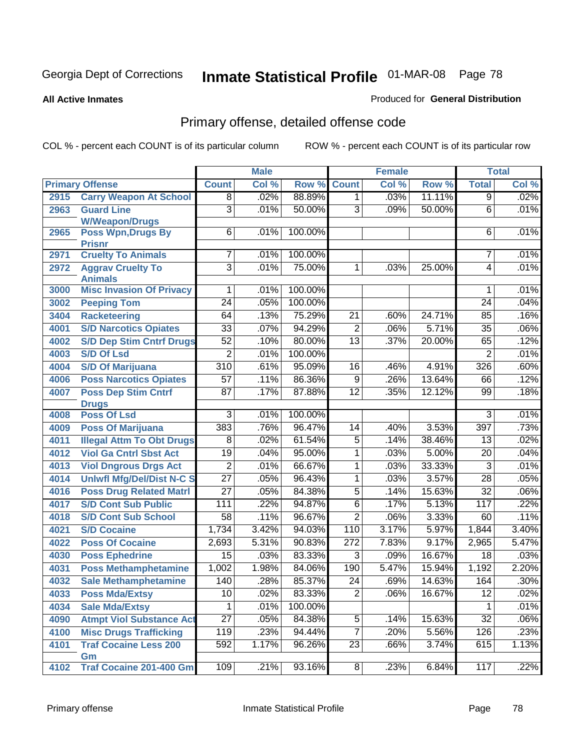Georgia Dept of Corrections **Inmate Statistical Profile** 01-MAR-08

**All Active Inmates**

Produced for **General Distribution**

## Primary offense, detailed offense code

COL % - percent each COUNT is of its particular column ROW % - percent each COUNT is of its particular row

| Primary Offense | | Male | | | Female | | | Total | |
|---|---|---|---|---|---|---|---|---|---|
| | | Count | Col % | Row % | Count | Col % | Row % | Total | Col % |
| 2915 | Carry Weapon At School | 8 | .02% | 88.89% | 1 | .03% | 11.11% | 9 | .02% |
| 2963 | Guard Line W/Weapon/Drugs | 3 | .01% | 50.00% | 3 | .09% | 50.00% | 6 | .01% |
| 2965 | Poss Wpn,Drugs By Prisnr | 6 | .01% | 100.00% | | | | 6 | .01% |
| 2971 | Cruelty To Animals | 7 | .01% | 100.00% | | | | 7 | .01% |
| 2972 | Aggrav Cruelty To Animals | 3 | .01% | 75.00% | 1 | .03% | 25.00% | 4 | .01% |
| 3000 | Misc Invasion Of Privacy | 1 | .01% | 100.00% | | | | 1 | .01% |
| 3002 | Peeping Tom | 24 | .05% | 100.00% | | | | 24 | .04% |
| 3404 | Racketeering | 64 | .13% | 75.29% | 21 | .60% | 24.71% | 85 | .16% |
| 4001 | S/D Narcotics Opiates | 33 | .07% | 94.29% | 2 | .06% | 5.71% | 35 | .06% |
| 4002 | S/D Dep Stim Cntrf Drugs | 52 | .10% | 80.00% | 13 | .37% | 20.00% | 65 | .12% |
| 4003 | S/D Of Lsd | 2 | .01% | 100.00% | | | | 2 | .01% |
| 4004 | S/D Of Marijuana | 310 | .61% | 95.09% | 16 | .46% | 4.91% | 326 | .60% |
| 4006 | Poss Narcotics Opiates | 57 | .11% | 86.36% | 9 | .26% | 13.64% | 66 | .12% |
| 4007 | Poss Dep Stim Cntrf Drugs | 87 | .17% | 87.88% | 12 | .35% | 12.12% | 99 | .18% |
| 4008 | Poss Of Lsd | 3 | .01% | 100.00% | | | | 3 | .01% |
| 4009 | Poss Of Marijuana | 383 | .76% | 96.47% | 14 | .40% | 3.53% | 397 | .73% |
| 4011 | Illegal Attm To Obt Drugs | 8 | .02% | 61.54% | 5 | .14% | 38.46% | 13 | .02% |
| 4012 | Viol Ga Cntrl Sbst Act | 19 | .04% | 95.00% | 1 | .03% | 5.00% | 20 | .04% |
| 4013 | Viol Dngrous Drgs Act | 2 | .01% | 66.67% | 1 | .03% | 33.33% | 3 | .01% |
| 4014 | Unlwfl Mfg/Del/Dist N-C S | 27 | .05% | 96.43% | 1 | .03% | 3.57% | 28 | .05% |
| 4016 | Poss Drug Related Matrl | 27 | .05% | 84.38% | 5 | .14% | 15.63% | 32 | .06% |
| 4017 | S/D Cont Sub Public | 111 | .22% | 94.87% | 6 | .17% | 5.13% | 117 | .22% |
| 4018 | S/D Cont Sub School | 58 | .11% | 96.67% | 2 | .06% | 3.33% | 60 | .11% |
| 4021 | S/D Cocaine | 1,734 | 3.42% | 94.03% | 110 | 3.17% | 5.97% | 1,844 | 3.40% |
| 4022 | Poss Of Cocaine | 2,693 | 5.31% | 90.83% | 272 | 7.83% | 9.17% | 2,965 | 5.47% |
| 4030 | Poss Ephedrine | 15 | .03% | 83.33% | 3 | .09% | 16.67% | 18 | .03% |
| 4031 | Poss Methamphetamine | 1,002 | 1.98% | 84.06% | 190 | 5.47% | 15.94% | 1,192 | 2.20% |
| 4032 | Sale Methamphetamine | 140 | .28% | 85.37% | 24 | .69% | 14.63% | 164 | .30% |
| 4033 | Poss Mda/Extsy | 10 | .02% | 83.33% | 2 | .06% | 16.67% | 12 | .02% |
| 4034 | Sale Mda/Extsy | 1 | .01% | 100.00% | | | | 1 | .01% |
| 4090 | Atmpt Viol Substance Act | 27 | .05% | 84.38% | 5 | .14% | 15.63% | 32 | .06% |
| 4100 | Misc Drugs Trafficking | 119 | .23% | 94.44% | 7 | .20% | 5.56% | 126 | .23% |
| 4101 | Traf Cocaine Less 200 Gm | 592 | 1.17% | 96.26% | 23 | .66% | 3.74% | 615 | 1.13% |
| 4102 | Traf Cocaine 201-400 Gm | 109 | .21% | 93.16% | 8 | .23% | 6.84% | 117 | .22% |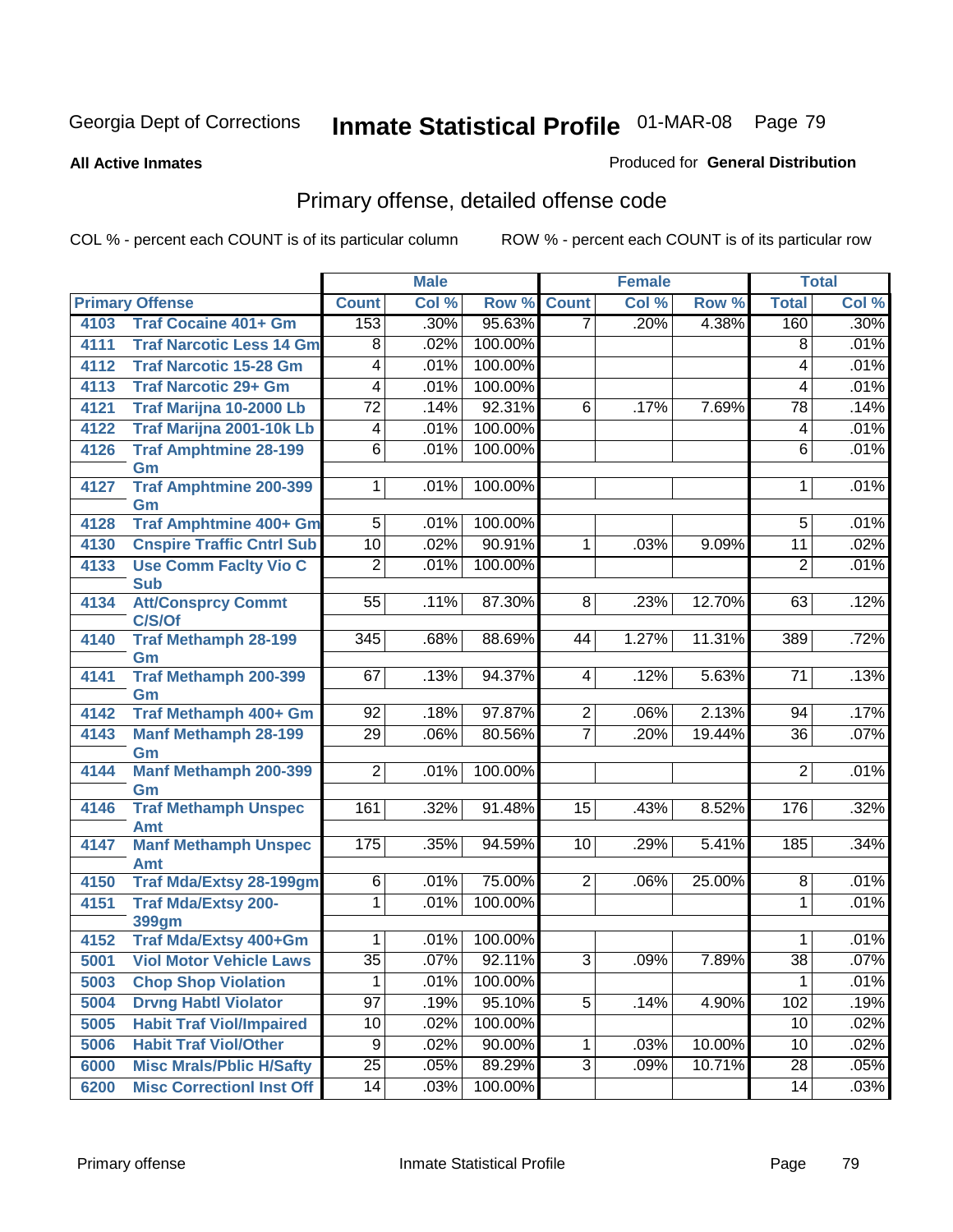Georgia Dept of Corrections **Inmate Statistical Profile** 01-MAR-08 Page 79

**All Active Inmates**

Produced for **General Distribution**

## Primary offense, detailed offense code

COL % - percent each COUNT is of its particular column ROW % - percent each COUNT is of its particular row

| Primary Offense | | Male | | | Female | | | Total | |
|---|---|---|---|---|---|---|---|---|---|
| | | Count | Col % | Row % | Count | Col % | Row % | Total | Col % |
| 4103 | Traf Cocaine 401+ Gm | 153 | .30% | 95.63% | 7 | .20% | 4.38% | 160 | .30% |
| 4111 | Traf Narcotic Less 14 Gm | 8 | .02% | 100.00% | | | | 8 | .01% |
| 4112 | Traf Narcotic 15-28 Gm | 4 | .01% | 100.00% | | | | 4 | .01% |
| 4113 | Traf Narcotic 29+ Gm | 4 | .01% | 100.00% | | | | 4 | .01% |
| 4121 | Traf Marijna 10-2000 Lb | 72 | .14% | 92.31% | 6 | .17% | 7.69% | 78 | .14% |
| 4122 | Traf Marijna 2001-10k Lb | 4 | .01% | 100.00% | | | | 4 | .01% |
| 4126 | Traf Amphtmine 28-199 Gm | 6 | .01% | 100.00% | | | | 6 | .01% |
| 4127 | Traf Amphtmine 200-399 Gm | 1 | .01% | 100.00% | | | | 1 | .01% |
| 4128 | Traf Amphtmine 400+ Gm | 5 | .01% | 100.00% | | | | 5 | .01% |
| 4130 | Cnspire Traffic Cntrl Sub | 10 | .02% | 90.91% | 1 | .03% | 9.09% | 11 | .02% |
| 4133 | Use Comm Faclty Vio C Sub | 2 | .01% | 100.00% | | | | 2 | .01% |
| 4134 | Att/Consprcy Commt C/S/Of | 55 | .11% | 87.30% | 8 | .23% | 12.70% | 63 | .12% |
| 4140 | Traf Methamph 28-199 Gm | 345 | .68% | 88.69% | 44 | 1.27% | 11.31% | 389 | .72% |
| 4141 | Traf Methamph 200-399 Gm | 67 | .13% | 94.37% | 4 | .12% | 5.63% | 71 | .13% |
| 4142 | Traf Methamph 400+ Gm | 92 | .18% | 97.87% | 2 | .06% | 2.13% | 94 | .17% |
| 4143 | Manf Methamph 28-199 Gm | 29 | .06% | 80.56% | 7 | .20% | 19.44% | 36 | .07% |
| 4144 | Manf Methamph 200-399 Gm | 2 | .01% | 100.00% | | | | 2 | .01% |
| 4146 | Traf Methamph Unspec Amt | 161 | .32% | 91.48% | 15 | .43% | 8.52% | 176 | .32% |
| 4147 | Manf Methamph Unspec Amt | 175 | .35% | 94.59% | 10 | .29% | 5.41% | 185 | .34% |
| 4150 | Traf Mda/Extsy 28-199gm | 6 | .01% | 75.00% | 2 | .06% | 25.00% | 8 | .01% |
| 4151 | Traf Mda/Extsy 200-399gm | 1 | .01% | 100.00% | | | | 1 | .01% |
| 4152 | Traf Mda/Extsy 400+Gm | 1 | .01% | 100.00% | | | | 1 | .01% |
| 5001 | Viol Motor Vehicle Laws | 35 | .07% | 92.11% | 3 | .09% | 7.89% | 38 | .07% |
| 5003 | Chop Shop Violation | 1 | .01% | 100.00% | | | | 1 | .01% |
| 5004 | Drvng Habtl Violator | 97 | .19% | 95.10% | 5 | .14% | 4.90% | 102 | .19% |
| 5005 | Habit Traf Viol/Impaired | 10 | .02% | 100.00% | | | | 10 | .02% |
| 5006 | Habit Traf Viol/Other | 9 | .02% | 90.00% | 1 | .03% | 10.00% | 10 | .02% |
| 6000 | Misc Mrals/Pblic H/Safty | 25 | .05% | 89.29% | 3 | .09% | 10.71% | 28 | .05% |
| 6200 | Misc Correctionl Inst Off | 14 | .03% | 100.00% | | | | 14 | .03% |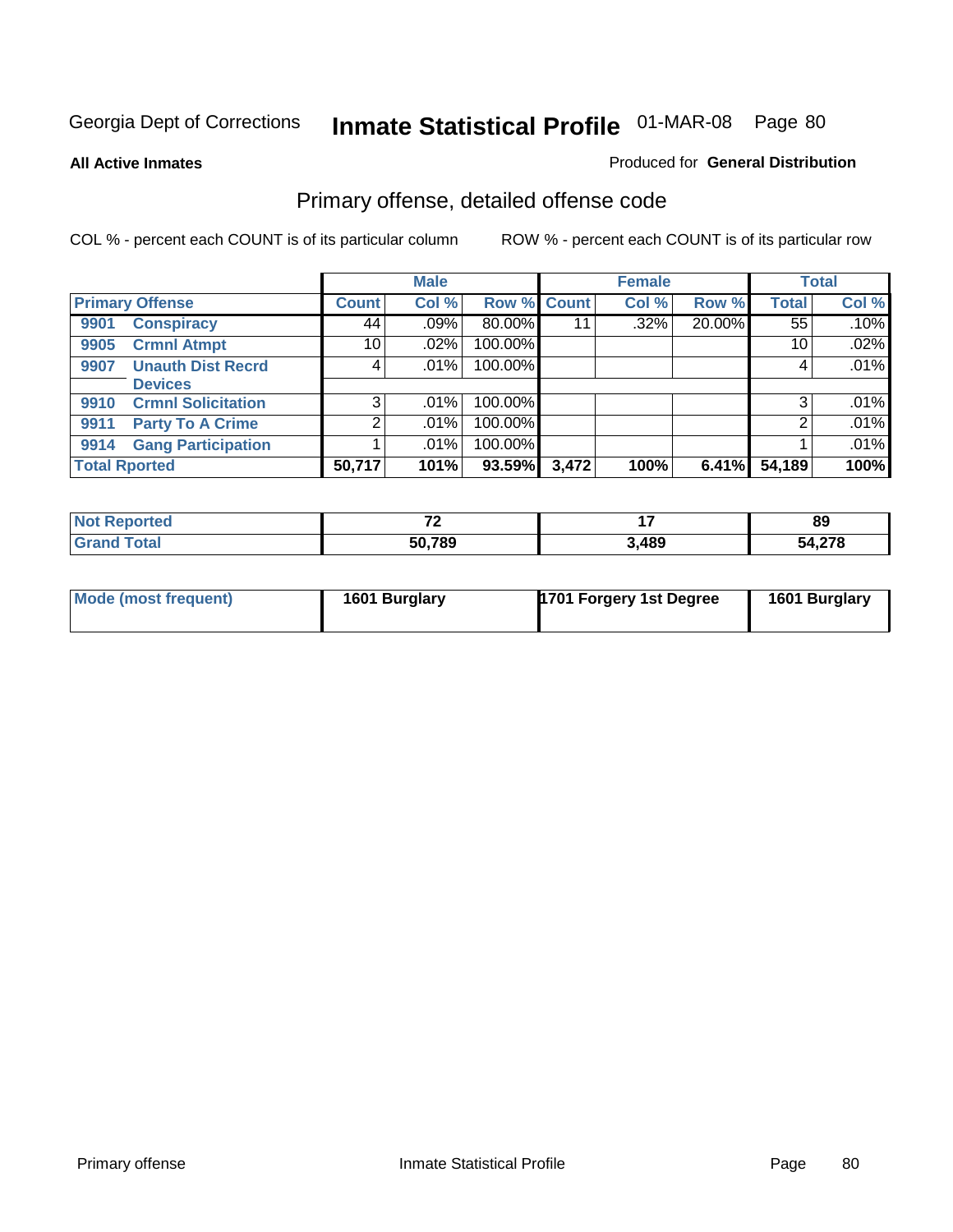Georgia Dept of Corrections **Inmate Statistical Profile** 01-MAR-08

**All Active Inmates**

Produced for **General Distribution**

## Primary offense, detailed offense code

COL % - percent each COUNT is of its particular column

ROW % - percent each COUNT is of its particular row

| Primary Offense | | Male | | | Female | | | Total | |
|---|---|---|---|---|---|---|---|---|---|
| | | Count | Col % | Row % | Count | Col % | Row % | Total | Col % |
| 9901 | Conspiracy | 44 | .09% | 80.00% | 11 | .32% | 20.00% | 55 | .10% |
| 9905 | Crmnl Atmpt | 10 | .02% | 100.00% | | | | 10 | .02% |
| 9907 | Unauth Dist Recrd Devices | 4 | .01% | 100.00% | | | | 4 | .01% |
| 9910 | Crmnl Solicitation | 3 | .01% | 100.00% | | | | 3 | .01% |
| 9911 | Party To A Crime | 2 | .01% | 100.00% | | | | 2 | .01% |
| 9914 | Gang Participation | 1 | .01% | 100.00% | | | | 1 | .01% |
| **Total Rported** | | **50,717** | **101%** | **93.59%** | **3,472** | **100%** | **6.41%** | **54,189** | **100%** |

| | Male | Female | Total |
|---|---|---|---|
| Not Reported | 72 | 17 | 89 |
| Grand Total | 50,789 | 3,489 | 54,278 |

| | Male | Female | Total |
|---|---|---|---|
| Mode (most frequent) | 1601 Burglary | 1701 Forgery 1st Degree | 1601 Burglary |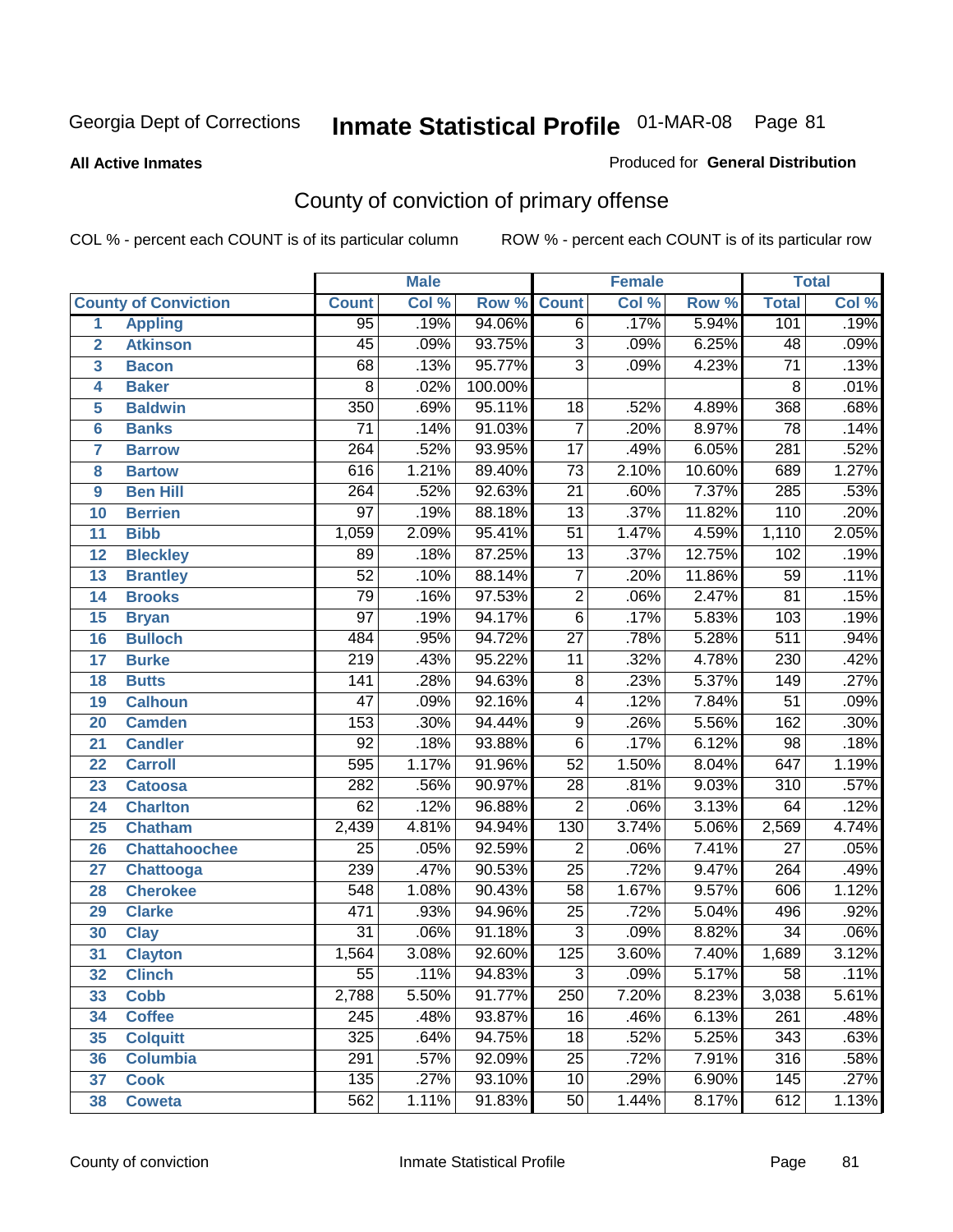Georgia Dept of Corrections **Inmate Statistical Profile** 01-MAR-08

**All Active Inmates**

Produced for **General Distribution**

## County of conviction of primary offense

COL % - percent each COUNT is of its particular column ROW % - percent each COUNT is of its particular row

| | | Male | | | Female | | | Total | |
|---|---|---|---|---|---|---|---|---|---|
| **County of Conviction** | | **Count** | **Col %** | **Row %** | **Count** | **Col %** | **Row %** | **Total** | **Col %** |
| 1 | **Appling** | 95 | .19% | 94.06% | 6 | .17% | 5.94% | 101 | .19% |
| 2 | **Atkinson** | 45 | .09% | 93.75% | 3 | .09% | 6.25% | 48 | .09% |
| 3 | **Bacon** | 68 | .13% | 95.77% | 3 | .09% | 4.23% | 71 | .13% |
| 4 | **Baker** | 8 | .02% | 100.00% | | | | 8 | .01% |
| 5 | **Baldwin** | 350 | .69% | 95.11% | 18 | .52% | 4.89% | 368 | .68% |
| 6 | **Banks** | 71 | .14% | 91.03% | 7 | .20% | 8.97% | 78 | .14% |
| 7 | **Barrow** | 264 | .52% | 93.95% | 17 | .49% | 6.05% | 281 | .52% |
| 8 | **Bartow** | 616 | 1.21% | 89.40% | 73 | 2.10% | 10.60% | 689 | 1.27% |
| 9 | **Ben Hill** | 264 | .52% | 92.63% | 21 | .60% | 7.37% | 285 | .53% |
| 10 | **Berrien** | 97 | .19% | 88.18% | 13 | .37% | 11.82% | 110 | .20% |
| 11 | **Bibb** | 1,059 | 2.09% | 95.41% | 51 | 1.47% | 4.59% | 1,110 | 2.05% |
| 12 | **Bleckley** | 89 | .18% | 87.25% | 13 | .37% | 12.75% | 102 | .19% |
| 13 | **Brantley** | 52 | .10% | 88.14% | 7 | .20% | 11.86% | 59 | .11% |
| 14 | **Brooks** | 79 | .16% | 97.53% | 2 | .06% | 2.47% | 81 | .15% |
| 15 | **Bryan** | 97 | .19% | 94.17% | 6 | .17% | 5.83% | 103 | .19% |
| 16 | **Bulloch** | 484 | .95% | 94.72% | 27 | .78% | 5.28% | 511 | .94% |
| 17 | **Burke** | 219 | .43% | 95.22% | 11 | .32% | 4.78% | 230 | .42% |
| 18 | **Butts** | 141 | .28% | 94.63% | 8 | .23% | 5.37% | 149 | .27% |
| 19 | **Calhoun** | 47 | .09% | 92.16% | 4 | .12% | 7.84% | 51 | .09% |
| 20 | **Camden** | 153 | .30% | 94.44% | 9 | .26% | 5.56% | 162 | .30% |
| 21 | **Candler** | 92 | .18% | 93.88% | 6 | .17% | 6.12% | 98 | .18% |
| 22 | **Carroll** | 595 | 1.17% | 91.96% | 52 | 1.50% | 8.04% | 647 | 1.19% |
| 23 | **Catoosa** | 282 | .56% | 90.97% | 28 | .81% | 9.03% | 310 | .57% |
| 24 | **Charlton** | 62 | .12% | 96.88% | 2 | .06% | 3.13% | 64 | .12% |
| 25 | **Chatham** | 2,439 | 4.81% | 94.94% | 130 | 3.74% | 5.06% | 2,569 | 4.74% |
| 26 | **Chattahoochee** | 25 | .05% | 92.59% | 2 | .06% | 7.41% | 27 | .05% |
| 27 | **Chattooga** | 239 | .47% | 90.53% | 25 | .72% | 9.47% | 264 | .49% |
| 28 | **Cherokee** | 548 | 1.08% | 90.43% | 58 | 1.67% | 9.57% | 606 | 1.12% |
| 29 | **Clarke** | 471 | .93% | 94.96% | 25 | .72% | 5.04% | 496 | .92% |
| 30 | **Clay** | 31 | .06% | 91.18% | 3 | .09% | 8.82% | 34 | .06% |
| 31 | **Clayton** | 1,564 | 3.08% | 92.60% | 125 | 3.60% | 7.40% | 1,689 | 3.12% |
| 32 | **Clinch** | 55 | .11% | 94.83% | 3 | .09% | 5.17% | 58 | .11% |
| 33 | **Cobb** | 2,788 | 5.50% | 91.77% | 250 | 7.20% | 8.23% | 3,038 | 5.61% |
| 34 | **Coffee** | 245 | .48% | 93.87% | 16 | .46% | 6.13% | 261 | .48% |
| 35 | **Colquitt** | 325 | .64% | 94.75% | 18 | .52% | 5.25% | 343 | .63% |
| 36 | **Columbia** | 291 | .57% | 92.09% | 25 | .72% | 7.91% | 316 | .58% |
| 37 | **Cook** | 135 | .27% | 93.10% | 10 | .29% | 6.90% | 145 | .27% |
| 38 | **Coweta** | 562 | 1.11% | 91.83% | 50 | 1.44% | 8.17% | 612 | 1.13% |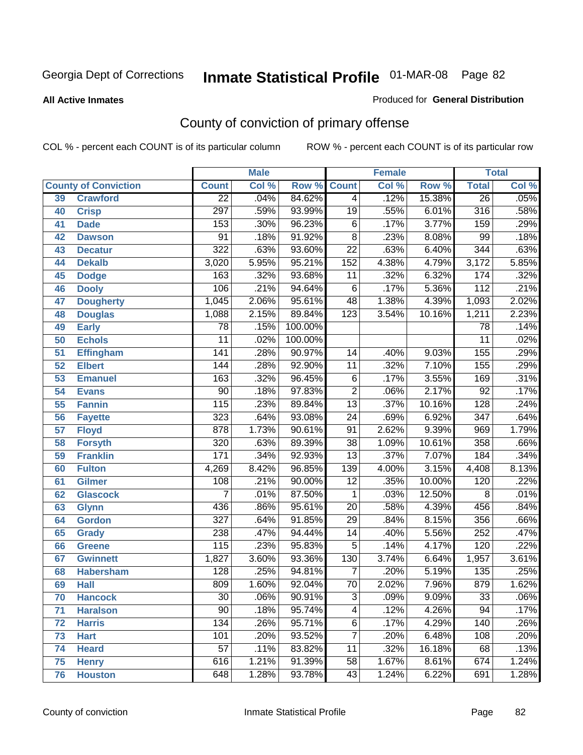Georgia Dept of Corrections **Inmate Statistical Profile** 01-MAR-08

**All Active Inmates**

Produced for **General Distribution**

## County of conviction of primary offense

COL % - percent each COUNT is of its particular column ROW % - percent each COUNT is of its particular row

| County of Conviction | | Male | | | Female | | | Total | |
|---|---|---|---|---|---|---|---|---|---|
| | | Count | Col % | Row % | Count | Col % | Row % | Total | Col % |
| 39 | Crawford | 22 | .04% | 84.62% | 4 | .12% | 15.38% | 26 | .05% |
| 40 | Crisp | 297 | .59% | 93.99% | 19 | .55% | 6.01% | 316 | .58% |
| 41 | Dade | 153 | .30% | 96.23% | 6 | .17% | 3.77% | 159 | .29% |
| 42 | Dawson | 91 | .18% | 91.92% | 8 | .23% | 8.08% | 99 | .18% |
| 43 | Decatur | 322 | .63% | 93.60% | 22 | .63% | 6.40% | 344 | .63% |
| 44 | Dekalb | 3,020 | 5.95% | 95.21% | 152 | 4.38% | 4.79% | 3,172 | 5.85% |
| 45 | Dodge | 163 | .32% | 93.68% | 11 | .32% | 6.32% | 174 | .32% |
| 46 | Dooly | 106 | .21% | 94.64% | 6 | .17% | 5.36% | 112 | .21% |
| 47 | Dougherty | 1,045 | 2.06% | 95.61% | 48 | 1.38% | 4.39% | 1,093 | 2.02% |
| 48 | Douglas | 1,088 | 2.15% | 89.84% | 123 | 3.54% | 10.16% | 1,211 | 2.23% |
| 49 | Early | 78 | .15% | 100.00% | | | | 78 | .14% |
| 50 | Echols | 11 | .02% | 100.00% | | | | 11 | .02% |
| 51 | Effingham | 141 | .28% | 90.97% | 14 | .40% | 9.03% | 155 | .29% |
| 52 | Elbert | 144 | .28% | 92.90% | 11 | .32% | 7.10% | 155 | .29% |
| 53 | Emanuel | 163 | .32% | 96.45% | 6 | .17% | 3.55% | 169 | .31% |
| 54 | Evans | 90 | .18% | 97.83% | 2 | .06% | 2.17% | 92 | .17% |
| 55 | Fannin | 115 | .23% | 89.84% | 13 | .37% | 10.16% | 128 | .24% |
| 56 | Fayette | 323 | .64% | 93.08% | 24 | .69% | 6.92% | 347 | .64% |
| 57 | Floyd | 878 | 1.73% | 90.61% | 91 | 2.62% | 9.39% | 969 | 1.79% |
| 58 | Forsyth | 320 | .63% | 89.39% | 38 | 1.09% | 10.61% | 358 | .66% |
| 59 | Franklin | 171 | .34% | 92.93% | 13 | .37% | 7.07% | 184 | .34% |
| 60 | Fulton | 4,269 | 8.42% | 96.85% | 139 | 4.00% | 3.15% | 4,408 | 8.13% |
| 61 | Gilmer | 108 | .21% | 90.00% | 12 | .35% | 10.00% | 120 | .22% |
| 62 | Glascock | 7 | .01% | 87.50% | 1 | .03% | 12.50% | 8 | .01% |
| 63 | Glynn | 436 | .86% | 95.61% | 20 | .58% | 4.39% | 456 | .84% |
| 64 | Gordon | 327 | .64% | 91.85% | 29 | .84% | 8.15% | 356 | .66% |
| 65 | Grady | 238 | .47% | 94.44% | 14 | .40% | 5.56% | 252 | .47% |
| 66 | Greene | 115 | .23% | 95.83% | 5 | .14% | 4.17% | 120 | .22% |
| 67 | Gwinnett | 1,827 | 3.60% | 93.36% | 130 | 3.74% | 6.64% | 1,957 | 3.61% |
| 68 | Habersham | 128 | .25% | 94.81% | 7 | .20% | 5.19% | 135 | .25% |
| 69 | Hall | 809 | 1.60% | 92.04% | 70 | 2.02% | 7.96% | 879 | 1.62% |
| 70 | Hancock | 30 | .06% | 90.91% | 3 | .09% | 9.09% | 33 | .06% |
| 71 | Haralson | 90 | .18% | 95.74% | 4 | .12% | 4.26% | 94 | .17% |
| 72 | Harris | 134 | .26% | 95.71% | 6 | .17% | 4.29% | 140 | .26% |
| 73 | Hart | 101 | .20% | 93.52% | 7 | .20% | 6.48% | 108 | .20% |
| 74 | Heard | 57 | .11% | 83.82% | 11 | .32% | 16.18% | 68 | .13% |
| 75 | Henry | 616 | 1.21% | 91.39% | 58 | 1.67% | 8.61% | 674 | 1.24% |
| 76 | Houston | 648 | 1.28% | 93.78% | 43 | 1.24% | 6.22% | 691 | 1.28% |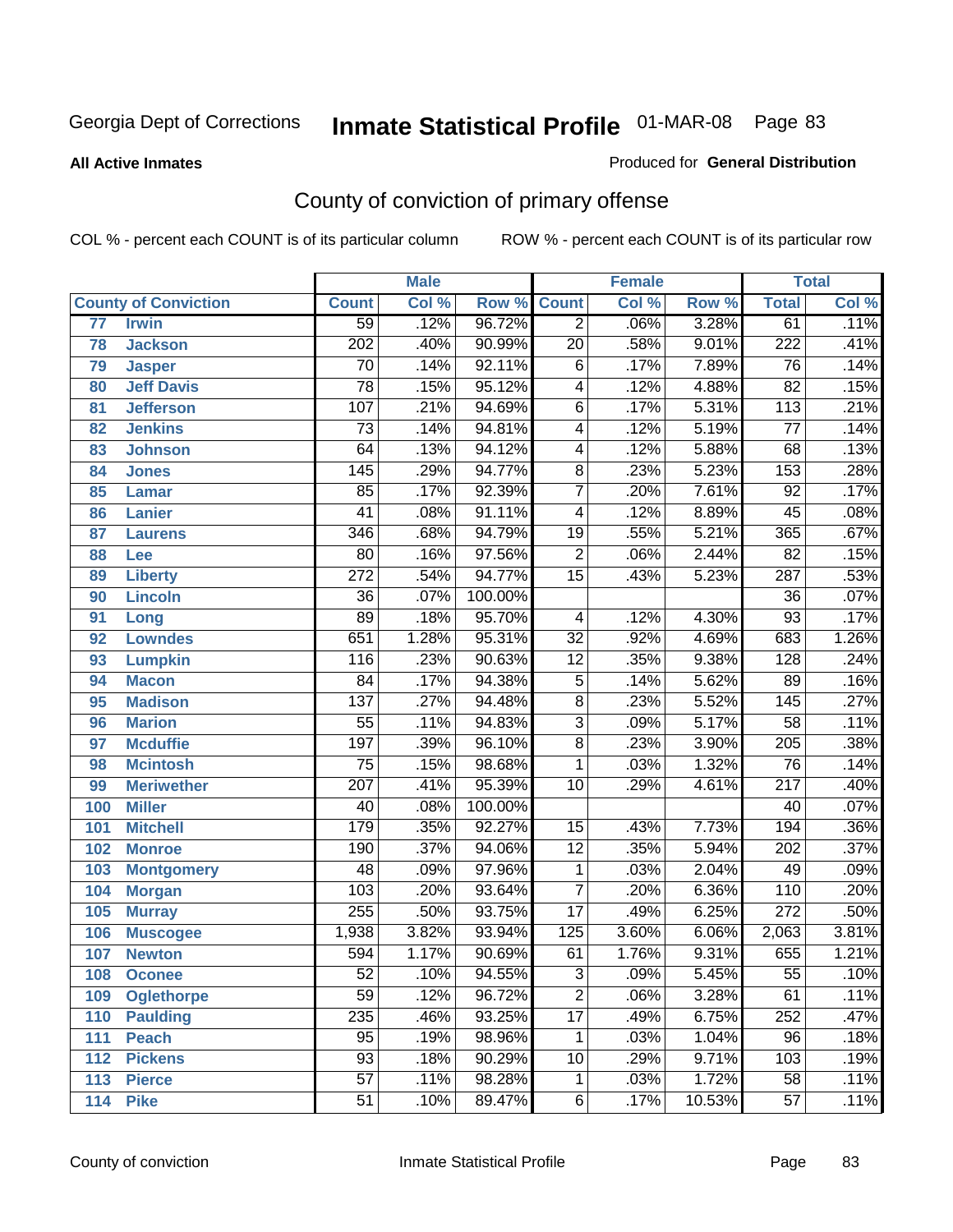Georgia Dept of Corrections **Inmate Statistical Profile** 01-MAR-08 Page 83

**All Active Inmates**

Produced for **General Distribution**

## County of conviction of primary offense

COL % - percent each COUNT is of its particular column ROW % - percent each COUNT is of its particular row

| County of Conviction | | Male | | | Female | | | Total | |
|---|---|---|---|---|---|---|---|---|---|
| | | Count | Col % | Row % | Count | Col % | Row % | Total | Col % |
| 77 | Irwin | 59 | .12% | 96.72% | 2 | .06% | 3.28% | 61 | .11% |
| 78 | Jackson | 202 | .40% | 90.99% | 20 | .58% | 9.01% | 222 | .41% |
| 79 | Jasper | 70 | .14% | 92.11% | 6 | .17% | 7.89% | 76 | .14% |
| 80 | Jeff Davis | 78 | .15% | 95.12% | 4 | .12% | 4.88% | 82 | .15% |
| 81 | Jefferson | 107 | .21% | 94.69% | 6 | .17% | 5.31% | 113 | .21% |
| 82 | Jenkins | 73 | .14% | 94.81% | 4 | .12% | 5.19% | 77 | .14% |
| 83 | Johnson | 64 | .13% | 94.12% | 4 | .12% | 5.88% | 68 | .13% |
| 84 | Jones | 145 | .29% | 94.77% | 8 | .23% | 5.23% | 153 | .28% |
| 85 | Lamar | 85 | .17% | 92.39% | 7 | .20% | 7.61% | 92 | .17% |
| 86 | Lanier | 41 | .08% | 91.11% | 4 | .12% | 8.89% | 45 | .08% |
| 87 | Laurens | 346 | .68% | 94.79% | 19 | .55% | 5.21% | 365 | .67% |
| 88 | Lee | 80 | .16% | 97.56% | 2 | .06% | 2.44% | 82 | .15% |
| 89 | Liberty | 272 | .54% | 94.77% | 15 | .43% | 5.23% | 287 | .53% |
| 90 | Lincoln | 36 | .07% | 100.00% | | | | 36 | .07% |
| 91 | Long | 89 | .18% | 95.70% | 4 | .12% | 4.30% | 93 | .17% |
| 92 | Lowndes | 651 | 1.28% | 95.31% | 32 | .92% | 4.69% | 683 | 1.26% |
| 93 | Lumpkin | 116 | .23% | 90.63% | 12 | .35% | 9.38% | 128 | .24% |
| 94 | Macon | 84 | .17% | 94.38% | 5 | .14% | 5.62% | 89 | .16% |
| 95 | Madison | 137 | .27% | 94.48% | 8 | .23% | 5.52% | 145 | .27% |
| 96 | Marion | 55 | .11% | 94.83% | 3 | .09% | 5.17% | 58 | .11% |
| 97 | Mcduffie | 197 | .39% | 96.10% | 8 | .23% | 3.90% | 205 | .38% |
| 98 | Mcintosh | 75 | .15% | 98.68% | 1 | .03% | 1.32% | 76 | .14% |
| 99 | Meriwether | 207 | .41% | 95.39% | 10 | .29% | 4.61% | 217 | .40% |
| 100 | Miller | 40 | .08% | 100.00% | | | | 40 | .07% |
| 101 | Mitchell | 179 | .35% | 92.27% | 15 | .43% | 7.73% | 194 | .36% |
| 102 | Monroe | 190 | .37% | 94.06% | 12 | .35% | 5.94% | 202 | .37% |
| 103 | Montgomery | 48 | .09% | 97.96% | 1 | .03% | 2.04% | 49 | .09% |
| 104 | Morgan | 103 | .20% | 93.64% | 7 | .20% | 6.36% | 110 | .20% |
| 105 | Murray | 255 | .50% | 93.75% | 17 | .49% | 6.25% | 272 | .50% |
| 106 | Muscogee | 1,938 | 3.82% | 93.94% | 125 | 3.60% | 6.06% | 2,063 | 3.81% |
| 107 | Newton | 594 | 1.17% | 90.69% | 61 | 1.76% | 9.31% | 655 | 1.21% |
| 108 | Oconee | 52 | .10% | 94.55% | 3 | .09% | 5.45% | 55 | .10% |
| 109 | Oglethorpe | 59 | .12% | 96.72% | 2 | .06% | 3.28% | 61 | .11% |
| 110 | Paulding | 235 | .46% | 93.25% | 17 | .49% | 6.75% | 252 | .47% |
| 111 | Peach | 95 | .19% | 98.96% | 1 | .03% | 1.04% | 96 | .18% |
| 112 | Pickens | 93 | .18% | 90.29% | 10 | .29% | 9.71% | 103 | .19% |
| 113 | Pierce | 57 | .11% | 98.28% | 1 | .03% | 1.72% | 58 | .11% |
| 114 | Pike | 51 | .10% | 89.47% | 6 | .17% | 10.53% | 57 | .11% |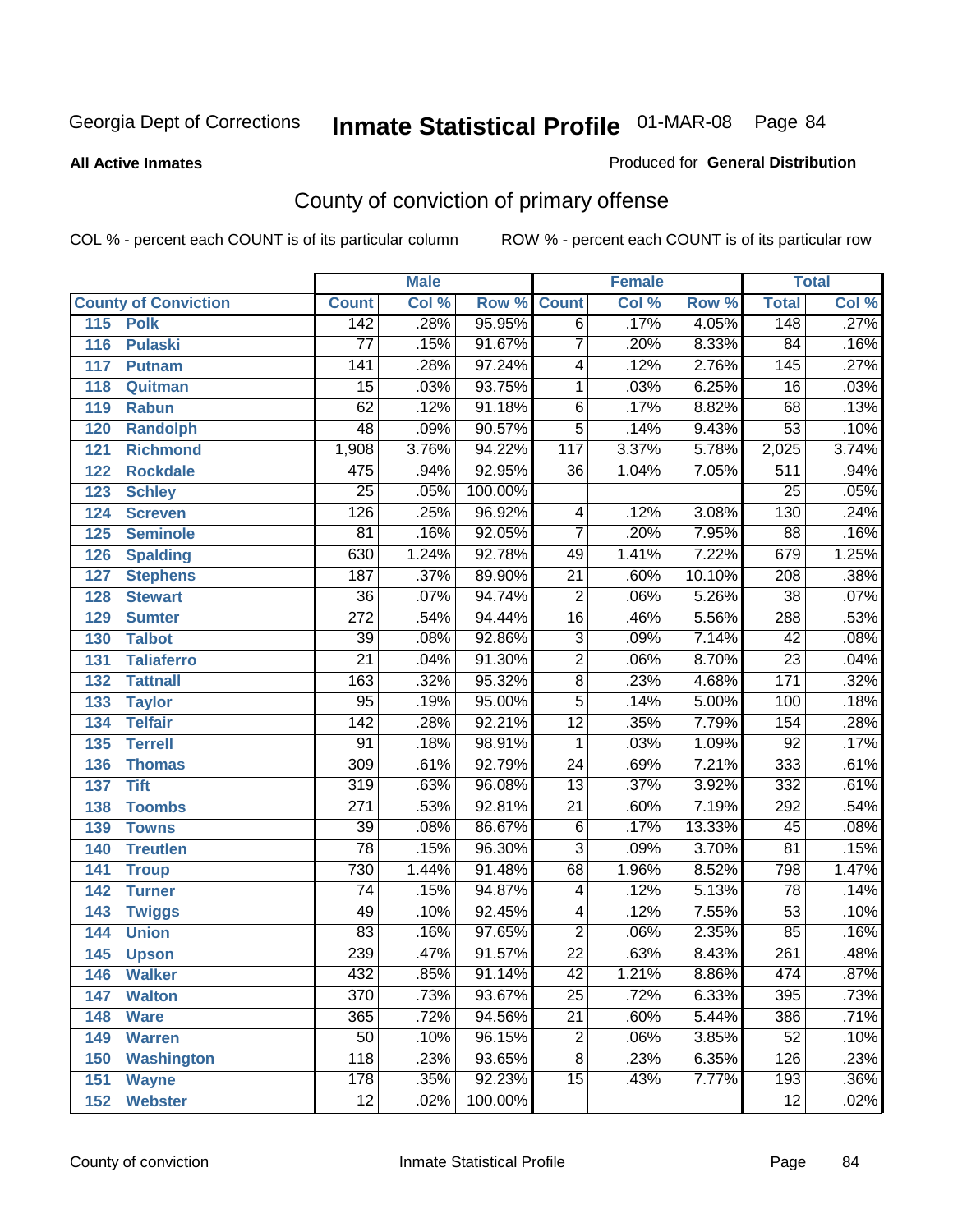Georgia Dept of Corrections **Inmate Statistical Profile** 01-MAR-08 Page 84

**All Active Inmates**

Produced for **General Distribution**

## County of conviction of primary offense

COL % - percent each COUNT is of its particular column ROW % - percent each COUNT is of its particular row

| | | Male | | | Female | | | Total | |
|---|---|---|---|---|---|---|---|---|---|
| **County of Conviction** | | **Count** | **Col %** | **Row %** | **Count** | **Col %** | **Row %** | **Total** | **Col %** |
| 115 | **Polk** | 142 | .28% | 95.95% | 6 | .17% | 4.05% | 148 | .27% |
| 116 | **Pulaski** | 77 | .15% | 91.67% | 7 | .20% | 8.33% | 84 | .16% |
| 117 | **Putnam** | 141 | .28% | 97.24% | 4 | .12% | 2.76% | 145 | .27% |
| 118 | **Quitman** | 15 | .03% | 93.75% | 1 | .03% | 6.25% | 16 | .03% |
| 119 | **Rabun** | 62 | .12% | 91.18% | 6 | .17% | 8.82% | 68 | .13% |
| 120 | **Randolph** | 48 | .09% | 90.57% | 5 | .14% | 9.43% | 53 | .10% |
| 121 | **Richmond** | 1,908 | 3.76% | 94.22% | 117 | 3.37% | 5.78% | 2,025 | 3.74% |
| 122 | **Rockdale** | 475 | .94% | 92.95% | 36 | 1.04% | 7.05% | 511 | .94% |
| 123 | **Schley** | 25 | .05% | 100.00% | | | | 25 | .05% |
| 124 | **Screven** | 126 | .25% | 96.92% | 4 | .12% | 3.08% | 130 | .24% |
| 125 | **Seminole** | 81 | .16% | 92.05% | 7 | .20% | 7.95% | 88 | .16% |
| 126 | **Spalding** | 630 | 1.24% | 92.78% | 49 | 1.41% | 7.22% | 679 | 1.25% |
| 127 | **Stephens** | 187 | .37% | 89.90% | 21 | .60% | 10.10% | 208 | .38% |
| 128 | **Stewart** | 36 | .07% | 94.74% | 2 | .06% | 5.26% | 38 | .07% |
| 129 | **Sumter** | 272 | .54% | 94.44% | 16 | .46% | 5.56% | 288 | .53% |
| 130 | **Talbot** | 39 | .08% | 92.86% | 3 | .09% | 7.14% | 42 | .08% |
| 131 | **Taliaferro** | 21 | .04% | 91.30% | 2 | .06% | 8.70% | 23 | .04% |
| 132 | **Tattnall** | 163 | .32% | 95.32% | 8 | .23% | 4.68% | 171 | .32% |
| 133 | **Taylor** | 95 | .19% | 95.00% | 5 | .14% | 5.00% | 100 | .18% |
| 134 | **Telfair** | 142 | .28% | 92.21% | 12 | .35% | 7.79% | 154 | .28% |
| 135 | **Terrell** | 91 | .18% | 98.91% | 1 | .03% | 1.09% | 92 | .17% |
| 136 | **Thomas** | 309 | .61% | 92.79% | 24 | .69% | 7.21% | 333 | .61% |
| 137 | **Tift** | 319 | .63% | 96.08% | 13 | .37% | 3.92% | 332 | .61% |
| 138 | **Toombs** | 271 | .53% | 92.81% | 21 | .60% | 7.19% | 292 | .54% |
| 139 | **Towns** | 39 | .08% | 86.67% | 6 | .17% | 13.33% | 45 | .08% |
| 140 | **Treutlen** | 78 | .15% | 96.30% | 3 | .09% | 3.70% | 81 | .15% |
| 141 | **Troup** | 730 | 1.44% | 91.48% | 68 | 1.96% | 8.52% | 798 | 1.47% |
| 142 | **Turner** | 74 | .15% | 94.87% | 4 | .12% | 5.13% | 78 | .14% |
| 143 | **Twiggs** | 49 | .10% | 92.45% | 4 | .12% | 7.55% | 53 | .10% |
| 144 | **Union** | 83 | .16% | 97.65% | 2 | .06% | 2.35% | 85 | .16% |
| 145 | **Upson** | 239 | .47% | 91.57% | 22 | .63% | 8.43% | 261 | .48% |
| 146 | **Walker** | 432 | .85% | 91.14% | 42 | 1.21% | 8.86% | 474 | .87% |
| 147 | **Walton** | 370 | .73% | 93.67% | 25 | .72% | 6.33% | 395 | .73% |
| 148 | **Ware** | 365 | .72% | 94.56% | 21 | .60% | 5.44% | 386 | .71% |
| 149 | **Warren** | 50 | .10% | 96.15% | 2 | .06% | 3.85% | 52 | .10% |
| 150 | **Washington** | 118 | .23% | 93.65% | 8 | .23% | 6.35% | 126 | .23% |
| 151 | **Wayne** | 178 | .35% | 92.23% | 15 | .43% | 7.77% | 193 | .36% |
| 152 | **Webster** | 12 | .02% | 100.00% | | | | 12 | .02% |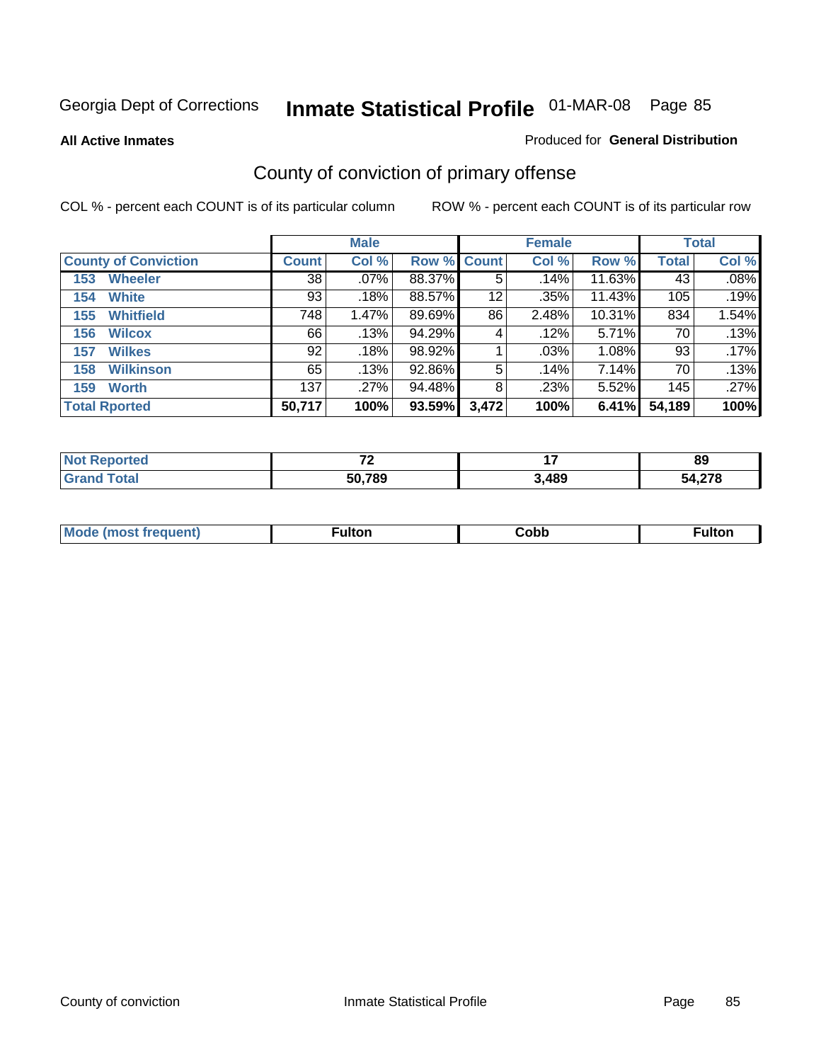Georgia Dept of Corrections **Inmate Statistical Profile** 01-MAR-08

**All Active Inmates** Produced for **General Distribution**

## County of conviction of primary offense

COL % - percent each COUNT is of its particular column ROW % - percent each COUNT is of its particular row

| | Male | | | Female | | | Total | |
|---|---|---|---|---|---|---|---|---|
| **County of Conviction** | **Count** | **Col %** | **Row %** | **Count** | **Col %** | **Row %** | **Total** | **Col %** |
| 153 Wheeler | 38 | .07% | 88.37% | 5 | .14% | 11.63% | 43 | .08% |
| 154 White | 93 | .18% | 88.57% | 12 | .35% | 11.43% | 105 | .19% |
| 155 Whitfield | 748 | 1.47% | 89.69% | 86 | 2.48% | 10.31% | 834 | 1.54% |
| 156 Wilcox | 66 | .13% | 94.29% | 4 | .12% | 5.71% | 70 | .13% |
| 157 Wilkes | 92 | .18% | 98.92% | 1 | .03% | 1.08% | 93 | .17% |
| 158 Wilkinson | 65 | .13% | 92.86% | 5 | .14% | 7.14% | 70 | .13% |
| 159 Worth | 137 | .27% | 94.48% | 8 | .23% | 5.52% | 145 | .27% |
| **Total Rported** | **50,717** | **100%** | **93.59%** | **3,472** | **100%** | **6.41%** | **54,189** | **100%** |

| | Male | Female | Total |
|---|---|---|---|
| **Not Reported** | **72** | **17** | **89** |
| **Grand Total** | **50,789** | **3,489** | **54,278** |

| | Male | Female | Total |
|---|---|---|---|
| **Mode (most frequent)** | **Fulton** | **Cobb** | **Fulton** |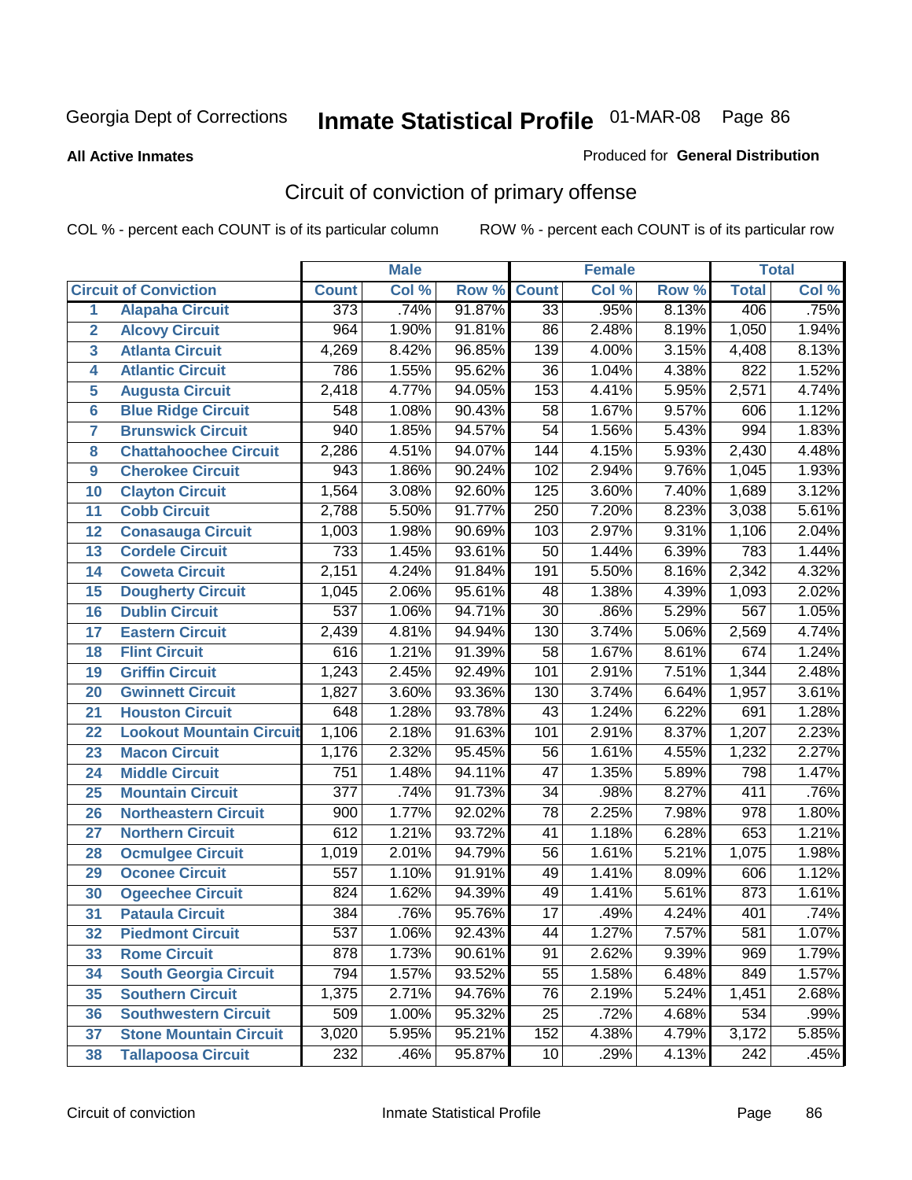Georgia Dept of Corrections **Inmate Statistical Profile** 01-MAR-08

**All Active Inmates**

Produced for **General Distribution**

## Circuit of conviction of primary offense

COL % - percent each COUNT is of its particular column ROW % - percent each COUNT is of its particular row

| | | Male | | | Female | | | Total | |
|---|---|---|---|---|---|---|---|---|---|
| **Circuit of Conviction** | | **Count** | **Col %** | **Row %** | **Count** | **Col %** | **Row %** | **Total** | **Col %** |
| 1 | **Alapaha Circuit** | 373 | .74% | 91.87% | 33 | .95% | 8.13% | 406 | .75% |
| 2 | **Alcovy Circuit** | 964 | 1.90% | 91.81% | 86 | 2.48% | 8.19% | 1,050 | 1.94% |
| 3 | **Atlanta Circuit** | 4,269 | 8.42% | 96.85% | 139 | 4.00% | 3.15% | 4,408 | 8.13% |
| 4 | **Atlantic Circuit** | 786 | 1.55% | 95.62% | 36 | 1.04% | 4.38% | 822 | 1.52% |
| 5 | **Augusta Circuit** | 2,418 | 4.77% | 94.05% | 153 | 4.41% | 5.95% | 2,571 | 4.74% |
| 6 | **Blue Ridge Circuit** | 548 | 1.08% | 90.43% | 58 | 1.67% | 9.57% | 606 | 1.12% |
| 7 | **Brunswick Circuit** | 940 | 1.85% | 94.57% | 54 | 1.56% | 5.43% | 994 | 1.83% |
| 8 | **Chattahoochee Circuit** | 2,286 | 4.51% | 94.07% | 144 | 4.15% | 5.93% | 2,430 | 4.48% |
| 9 | **Cherokee Circuit** | 943 | 1.86% | 90.24% | 102 | 2.94% | 9.76% | 1,045 | 1.93% |
| 10 | **Clayton Circuit** | 1,564 | 3.08% | 92.60% | 125 | 3.60% | 7.40% | 1,689 | 3.12% |
| 11 | **Cobb Circuit** | 2,788 | 5.50% | 91.77% | 250 | 7.20% | 8.23% | 3,038 | 5.61% |
| 12 | **Conasauga Circuit** | 1,003 | 1.98% | 90.69% | 103 | 2.97% | 9.31% | 1,106 | 2.04% |
| 13 | **Cordele Circuit** | 733 | 1.45% | 93.61% | 50 | 1.44% | 6.39% | 783 | 1.44% |
| 14 | **Coweta Circuit** | 2,151 | 4.24% | 91.84% | 191 | 5.50% | 8.16% | 2,342 | 4.32% |
| 15 | **Dougherty Circuit** | 1,045 | 2.06% | 95.61% | 48 | 1.38% | 4.39% | 1,093 | 2.02% |
| 16 | **Dublin Circuit** | 537 | 1.06% | 94.71% | 30 | .86% | 5.29% | 567 | 1.05% |
| 17 | **Eastern Circuit** | 2,439 | 4.81% | 94.94% | 130 | 3.74% | 5.06% | 2,569 | 4.74% |
| 18 | **Flint Circuit** | 616 | 1.21% | 91.39% | 58 | 1.67% | 8.61% | 674 | 1.24% |
| 19 | **Griffin Circuit** | 1,243 | 2.45% | 92.49% | 101 | 2.91% | 7.51% | 1,344 | 2.48% |
| 20 | **Gwinnett Circuit** | 1,827 | 3.60% | 93.36% | 130 | 3.74% | 6.64% | 1,957 | 3.61% |
| 21 | **Houston Circuit** | 648 | 1.28% | 93.78% | 43 | 1.24% | 6.22% | 691 | 1.28% |
| 22 | **Lookout Mountain Circuit** | 1,106 | 2.18% | 91.63% | 101 | 2.91% | 8.37% | 1,207 | 2.23% |
| 23 | **Macon Circuit** | 1,176 | 2.32% | 95.45% | 56 | 1.61% | 4.55% | 1,232 | 2.27% |
| 24 | **Middle Circuit** | 751 | 1.48% | 94.11% | 47 | 1.35% | 5.89% | 798 | 1.47% |
| 25 | **Mountain Circuit** | 377 | .74% | 91.73% | 34 | .98% | 8.27% | 411 | .76% |
| 26 | **Northeastern Circuit** | 900 | 1.77% | 92.02% | 78 | 2.25% | 7.98% | 978 | 1.80% |
| 27 | **Northern Circuit** | 612 | 1.21% | 93.72% | 41 | 1.18% | 6.28% | 653 | 1.21% |
| 28 | **Ocmulgee Circuit** | 1,019 | 2.01% | 94.79% | 56 | 1.61% | 5.21% | 1,075 | 1.98% |
| 29 | **Oconee Circuit** | 557 | 1.10% | 91.91% | 49 | 1.41% | 8.09% | 606 | 1.12% |
| 30 | **Ogeechee Circuit** | 824 | 1.62% | 94.39% | 49 | 1.41% | 5.61% | 873 | 1.61% |
| 31 | **Pataula Circuit** | 384 | .76% | 95.76% | 17 | .49% | 4.24% | 401 | .74% |
| 32 | **Piedmont Circuit** | 537 | 1.06% | 92.43% | 44 | 1.27% | 7.57% | 581 | 1.07% |
| 33 | **Rome Circuit** | 878 | 1.73% | 90.61% | 91 | 2.62% | 9.39% | 969 | 1.79% |
| 34 | **South Georgia Circuit** | 794 | 1.57% | 93.52% | 55 | 1.58% | 6.48% | 849 | 1.57% |
| 35 | **Southern Circuit** | 1,375 | 2.71% | 94.76% | 76 | 2.19% | 5.24% | 1,451 | 2.68% |
| 36 | **Southwestern Circuit** | 509 | 1.00% | 95.32% | 25 | .72% | 4.68% | 534 | .99% |
| 37 | **Stone Mountain Circuit** | 3,020 | 5.95% | 95.21% | 152 | 4.38% | 4.79% | 3,172 | 5.85% |
| 38 | **Tallapoosa Circuit** | 232 | .46% | 95.87% | 10 | .29% | 4.13% | 242 | .45% |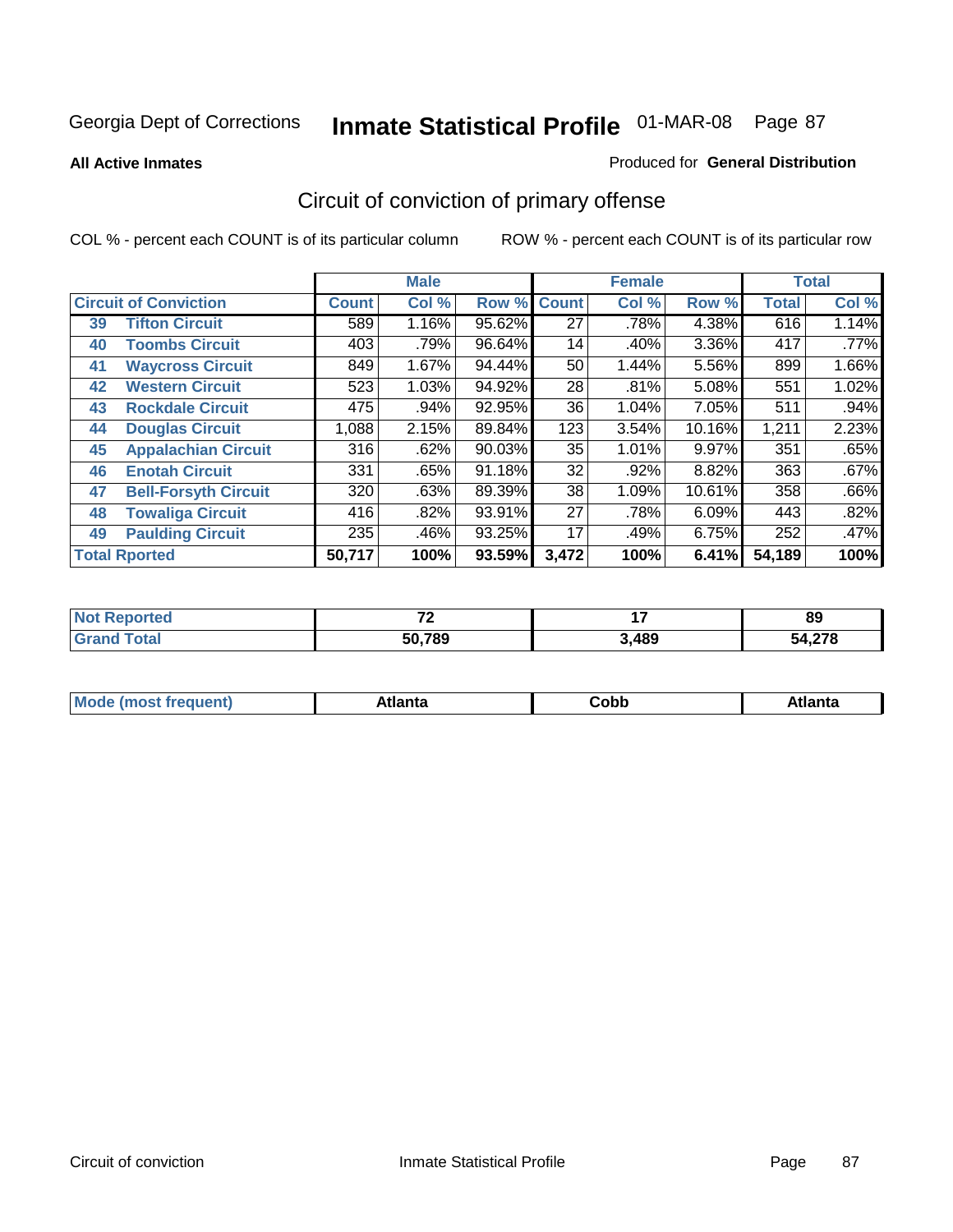Georgia Dept of Corrections

# Inmate Statistical Profile 01-MAR-08

**All Active Inmates**

Produced for **General Distribution**

## Circuit of conviction of primary offense

COL % - percent each COUNT is of its particular column

ROW % - percent each COUNT is of its particular row

| Circuit of Conviction | | Male | | | Female | | | Total | |
|---|---|---|---|---|---|---|---|---|---|
| | | Count | Col % | Row % | Count | Col % | Row % | Total | Col % |
| 39 | Tifton Circuit | 589 | 1.16% | 95.62% | 27 | .78% | 4.38% | 616 | 1.14% |
| 40 | Toombs Circuit | 403 | .79% | 96.64% | 14 | .40% | 3.36% | 417 | .77% |
| 41 | Waycross Circuit | 849 | 1.67% | 94.44% | 50 | 1.44% | 5.56% | 899 | 1.66% |
| 42 | Western Circuit | 523 | 1.03% | 94.92% | 28 | .81% | 5.08% | 551 | 1.02% |
| 43 | Rockdale Circuit | 475 | .94% | 92.95% | 36 | 1.04% | 7.05% | 511 | .94% |
| 44 | Douglas Circuit | 1,088 | 2.15% | 89.84% | 123 | 3.54% | 10.16% | 1,211 | 2.23% |
| 45 | Appalachian Circuit | 316 | .62% | 90.03% | 35 | 1.01% | 9.97% | 351 | .65% |
| 46 | Enotah Circuit | 331 | .65% | 91.18% | 32 | .92% | 8.82% | 363 | .67% |
| 47 | Bell-Forsyth Circuit | 320 | .63% | 89.39% | 38 | 1.09% | 10.61% | 358 | .66% |
| 48 | Towaliga Circuit | 416 | .82% | 93.91% | 27 | .78% | 6.09% | 443 | .82% |
| 49 | Paulding Circuit | 235 | .46% | 93.25% | 17 | .49% | 6.75% | 252 | .47% |
| Total Rported | | 50,717 | 100% | 93.59% | 3,472 | 100% | 6.41% | 54,189 | 100% |

| | Male | Female | Total |
|---|---|---|---|
| Not Reported | 72 | 17 | 89 |
| Grand Total | 50,789 | 3,489 | 54,278 |

| | Male | Female | Total |
|---|---|---|---|
| Mode (most frequent) | Atlanta | Cobb | Atlanta |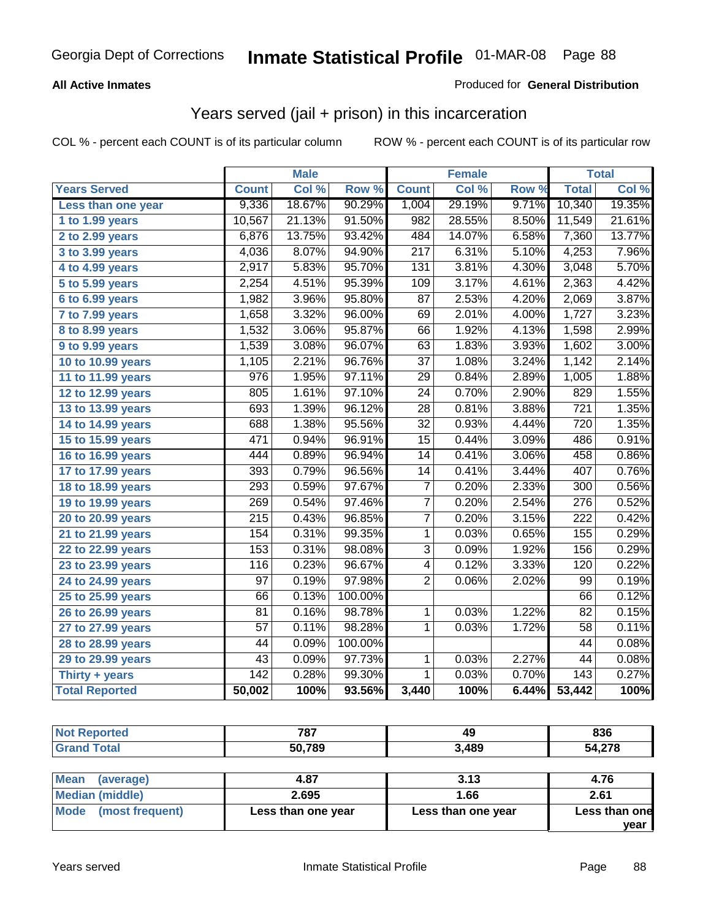Georgia Dept of Corrections **Inmate Statistical Profile** 01-MAR-08

**All Active Inmates**

Produced for **General Distribution**

## Years served (jail + prison) in this incarceration

COL % - percent each COUNT is of its particular column

ROW % - percent each COUNT is of its particular row

| | Male | | | Female | | | Total | |
|---|---|---|---|---|---|---|---|---|
| **Years Served** | **Count** | **Col %** | **Row %** | **Count** | **Col %** | **Row %** | **Total** | **Col %** |
| Less than one year | 9,336 | 18.67% | 90.29% | 1,004 | 29.19% | 9.71% | 10,340 | 19.35% |
| 1 to 1.99 years | 10,567 | 21.13% | 91.50% | 982 | 28.55% | 8.50% | 11,549 | 21.61% |
| 2 to 2.99 years | 6,876 | 13.75% | 93.42% | 484 | 14.07% | 6.58% | 7,360 | 13.77% |
| 3 to 3.99 years | 4,036 | 8.07% | 94.90% | 217 | 6.31% | 5.10% | 4,253 | 7.96% |
| 4 to 4.99 years | 2,917 | 5.83% | 95.70% | 131 | 3.81% | 4.30% | 3,048 | 5.70% |
| 5 to 5.99 years | 2,254 | 4.51% | 95.39% | 109 | 3.17% | 4.61% | 2,363 | 4.42% |
| 6 to 6.99 years | 1,982 | 3.96% | 95.80% | 87 | 2.53% | 4.20% | 2,069 | 3.87% |
| 7 to 7.99 years | 1,658 | 3.32% | 96.00% | 69 | 2.01% | 4.00% | 1,727 | 3.23% |
| 8 to 8.99 years | 1,532 | 3.06% | 95.87% | 66 | 1.92% | 4.13% | 1,598 | 2.99% |
| 9 to 9.99 years | 1,539 | 3.08% | 96.07% | 63 | 1.83% | 3.93% | 1,602 | 3.00% |
| 10 to 10.99 years | 1,105 | 2.21% | 96.76% | 37 | 1.08% | 3.24% | 1,142 | 2.14% |
| 11 to 11.99 years | 976 | 1.95% | 97.11% | 29 | 0.84% | 2.89% | 1,005 | 1.88% |
| 12 to 12.99 years | 805 | 1.61% | 97.10% | 24 | 0.70% | 2.90% | 829 | 1.55% |
| 13 to 13.99 years | 693 | 1.39% | 96.12% | 28 | 0.81% | 3.88% | 721 | 1.35% |
| 14 to 14.99 years | 688 | 1.38% | 95.56% | 32 | 0.93% | 4.44% | 720 | 1.35% |
| 15 to 15.99 years | 471 | 0.94% | 96.91% | 15 | 0.44% | 3.09% | 486 | 0.91% |
| 16 to 16.99 years | 444 | 0.89% | 96.94% | 14 | 0.41% | 3.06% | 458 | 0.86% |
| 17 to 17.99 years | 393 | 0.79% | 96.56% | 14 | 0.41% | 3.44% | 407 | 0.76% |
| 18 to 18.99 years | 293 | 0.59% | 97.67% | 7 | 0.20% | 2.33% | 300 | 0.56% |
| 19 to 19.99 years | 269 | 0.54% | 97.46% | 7 | 0.20% | 2.54% | 276 | 0.52% |
| 20 to 20.99 years | 215 | 0.43% | 96.85% | 7 | 0.20% | 3.15% | 222 | 0.42% |
| 21 to 21.99 years | 154 | 0.31% | 99.35% | 1 | 0.03% | 0.65% | 155 | 0.29% |
| 22 to 22.99 years | 153 | 0.31% | 98.08% | 3 | 0.09% | 1.92% | 156 | 0.29% |
| 23 to 23.99 years | 116 | 0.23% | 96.67% | 4 | 0.12% | 3.33% | 120 | 0.22% |
| 24 to 24.99 years | 97 | 0.19% | 97.98% | 2 | 0.06% | 2.02% | 99 | 0.19% |
| 25 to 25.99 years | 66 | 0.13% | 100.00% | | | | 66 | 0.12% |
| 26 to 26.99 years | 81 | 0.16% | 98.78% | 1 | 0.03% | 1.22% | 82 | 0.15% |
| 27 to 27.99 years | 57 | 0.11% | 98.28% | 1 | 0.03% | 1.72% | 58 | 0.11% |
| 28 to 28.99 years | 44 | 0.09% | 100.00% | | | | 44 | 0.08% |
| 29 to 29.99 years | 43 | 0.09% | 97.73% | 1 | 0.03% | 2.27% | 44 | 0.08% |
| Thirty + years | 142 | 0.28% | 99.30% | 1 | 0.03% | 0.70% | 143 | 0.27% |
| **Total Reported** | **50,002** | **100%** | **93.56%** | **3,440** | **100%** | **6.44%** | **53,442** | **100%** |

| | Male | Female | Total |
|---|---|---|---|
| Not Reported | 787 | 49 | 836 |
| Grand Total | 50,789 | 3,489 | 54,278 |

| | Male | Female | Total |
|---|---|---|---|
| Mean (average) | 4.87 | 3.13 | 4.76 |
| Median (middle) | 2.695 | 1.66 | 2.61 |
| Mode (most frequent) | Less than one year | Less than one year | Less than one year |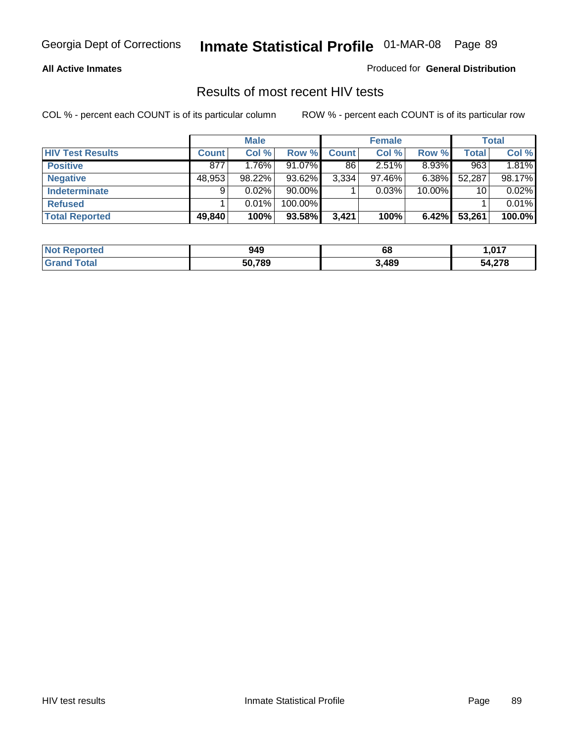Georgia Dept of Corrections **Inmate Statistical Profile** 01-MAR-08

**All Active Inmates**

Produced for **General Distribution**

## Results of most recent HIV tests

COL % - percent each COUNT is of its particular column

ROW % - percent each COUNT is of its particular row

| | Male | | | Female | | | Total | |
|---|---|---|---|---|---|---|---|---|
| **HIV Test Results** | **Count** | **Col %** | **Row %** | **Count** | **Col %** | **Row %** | **Total** | **Col %** |
| **Positive** | 877 | 1.76% | 91.07% | 86 | 2.51% | 8.93% | 963 | 1.81% |
| **Negative** | 48,953 | 98.22% | 93.62% | 3,334 | 97.46% | 6.38% | 52,287 | 98.17% |
| **Indeterminate** | 9 | 0.02% | 90.00% | 1 | 0.03% | 10.00% | 10 | 0.02% |
| **Refused** | 1 | 0.01% | 100.00% | | | | 1 | 0.01% |
| **Total Reported** | **49,840** | **100%** | **93.58%** | **3,421** | **100%** | **6.42%** | **53,261** | **100.0%** |

| | Male | Female | Total |
|---|---|---|---|
| **Not Reported** | **949** | **68** | **1,017** |
| **Grand Total** | **50,789** | **3,489** | **54,278** |

HIV test results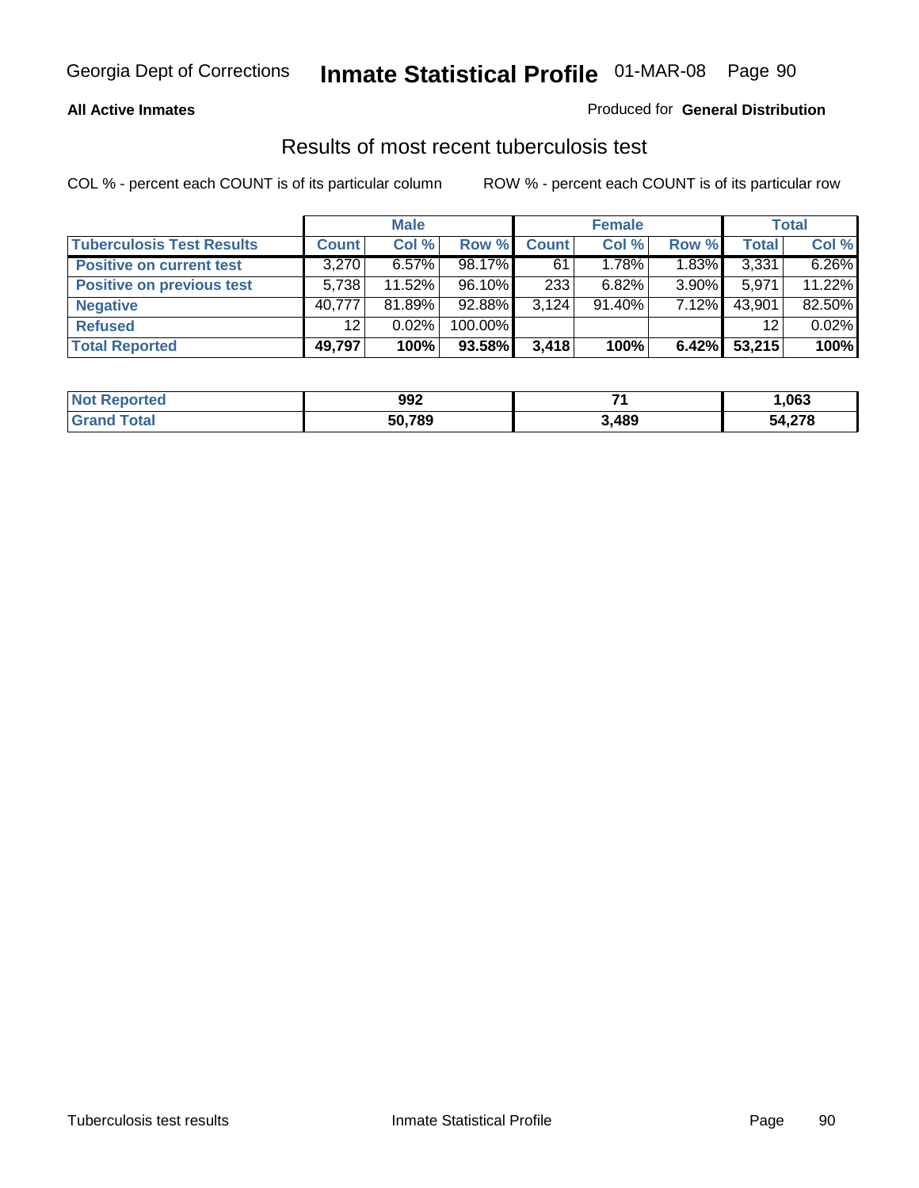Georgia Dept of Corrections **Inmate Statistical Profile** 01-MAR-08

**All Active Inmates**

Produced for **General Distribution**

## Results of most recent tuberculosis test

COL % - percent each COUNT is of its particular column

ROW % - percent each COUNT is of its particular row

| | Male | | | Female | | | Total | |
|---|---|---|---|---|---|---|---|---|
| **Tuberculosis Test Results** | **Count** | **Col %** | **Row %** | **Count** | **Col %** | **Row %** | **Total** | **Col %** |
| **Positive on current test** | 3,270 | 6.57% | 98.17% | 61 | 1.78% | 1.83% | 3,331 | 6.26% |
| **Positive on previous test** | 5,738 | 11.52% | 96.10% | 233 | 6.82% | 3.90% | 5,971 | 11.22% |
| **Negative** | 40,777 | 81.89% | 92.88% | 3,124 | 91.40% | 7.12% | 43,901 | 82.50% |
| **Refused** | 12 | 0.02% | 100.00% | | | | 12 | 0.02% |
| **Total Reported** | **49,797** | **100%** | **93.58%** | **3,418** | **100%** | **6.42%** | **53,215** | **100%** |

| | Male | Female | Total |
|---|---|---|---|
| **Not Reported** | **992** | **71** | **1,063** |
| **Grand Total** | **50,789** | **3,489** | **54,278** |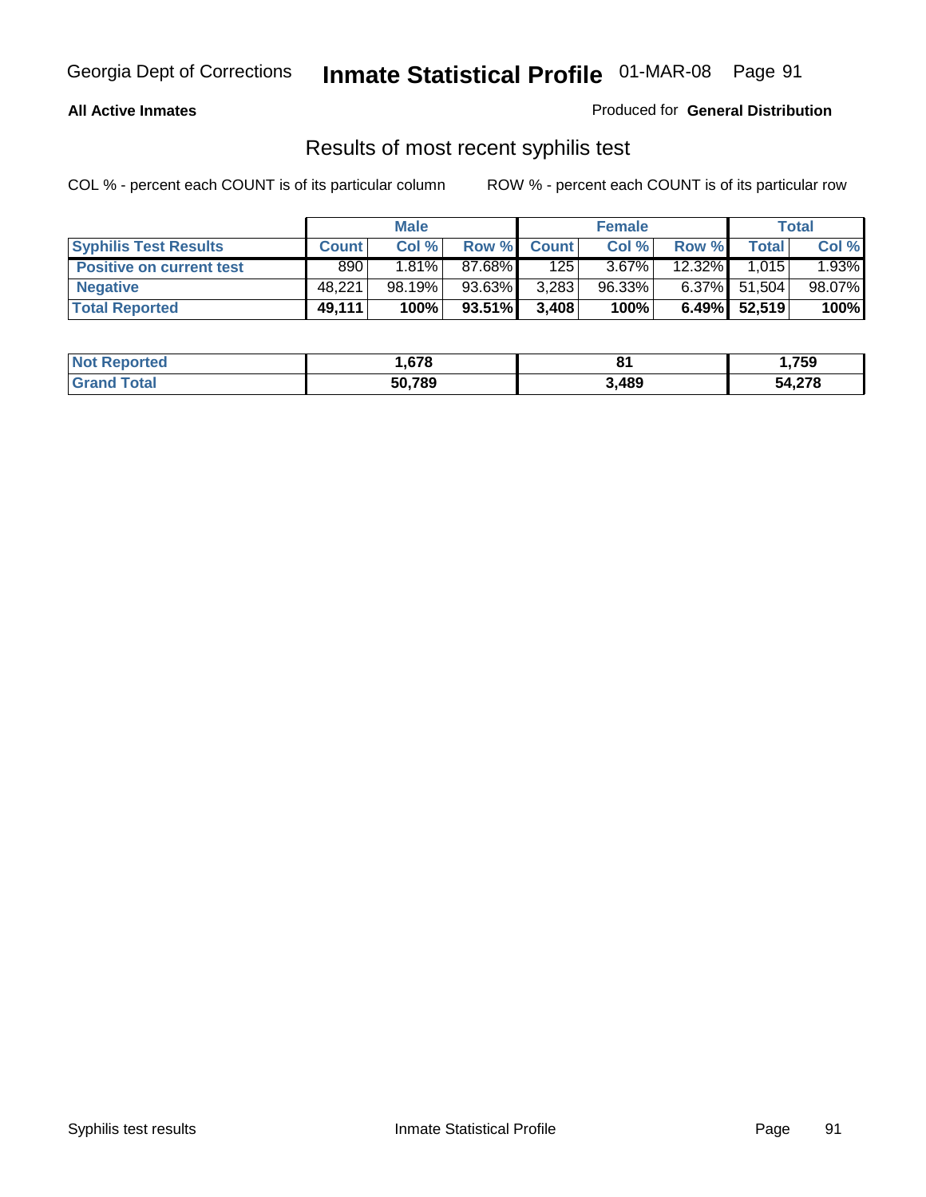**All Active Inmates** Produced for **General Distribution**

## Results of most recent syphilis test

COL % - percent each COUNT is of its particular column    ROW % - percent each COUNT is of its particular row

| | Male | | | Female | | | Total | |
|---|---|---|---|---|---|---|---|---|
| **Syphilis Test Results** | **Count** | **Col %** | **Row %** | **Count** | **Col %** | **Row %** | **Total** | **Col %** |
| **Positive on current test** | 890 | 1.81% | 87.68% | 125 | 3.67% | 12.32% | 1,015 | 1.93% |
| **Negative** | 48,221 | 98.19% | 93.63% | 3,283 | 96.33% | 6.37% | 51,504 | 98.07% |
| **Total Reported** | **49,111** | **100%** | **93.51%** | **3,408** | **100%** | **6.49%** | **52,519** | **100%** |

| | Male | Female | Total |
|---|---|---|---|
| **Not Reported** | **1,678** | **81** | **1,759** |
| **Grand Total** | **50,789** | **3,489** | **54,278** |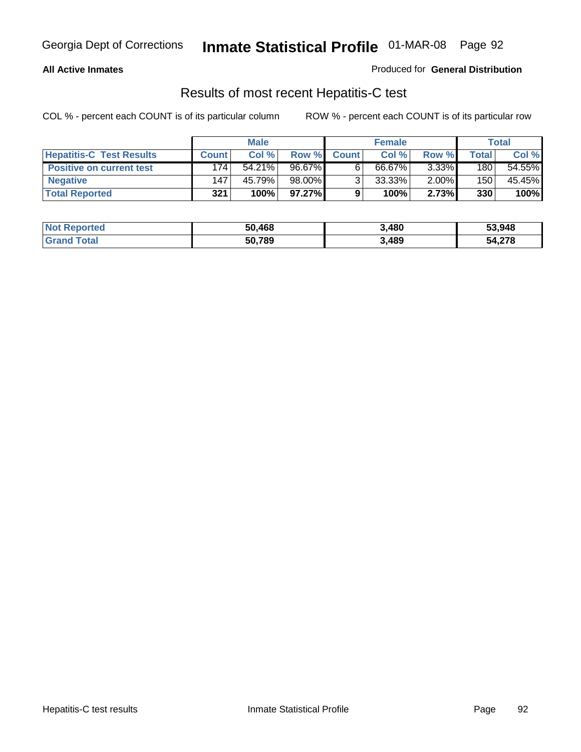**All Active Inmates**

Produced for **General Distribution**

## Results of most recent Hepatitis-C test

COL % - percent each COUNT is of its particular column

ROW % - percent each COUNT is of its particular row

| | Male | | | Female | | | Total | |
|---|---|---|---|---|---|---|---|---|
| **Hepatitis-C Test Results** | **Count** | **Col %** | **Row %** | **Count** | **Col %** | **Row %** | **Total** | **Col %** |
| **Positive on current test** | 174 | 54.21% | 96.67% | 6 | 66.67% | 3.33% | 180 | 54.55% |
| **Negative** | 147 | 45.79% | 98.00% | 3 | 33.33% | 2.00% | 150 | 45.45% |
| **Total Reported** | **321** | **100%** | **97.27%** | **9** | **100%** | **2.73%** | **330** | **100%** |

| | Male | Female | Total |
|---|---|---|---|
| **Not Reported** | **50,468** | **3,480** | **53,948** |
| **Grand Total** | **50,789** | **3,489** | **54,278** |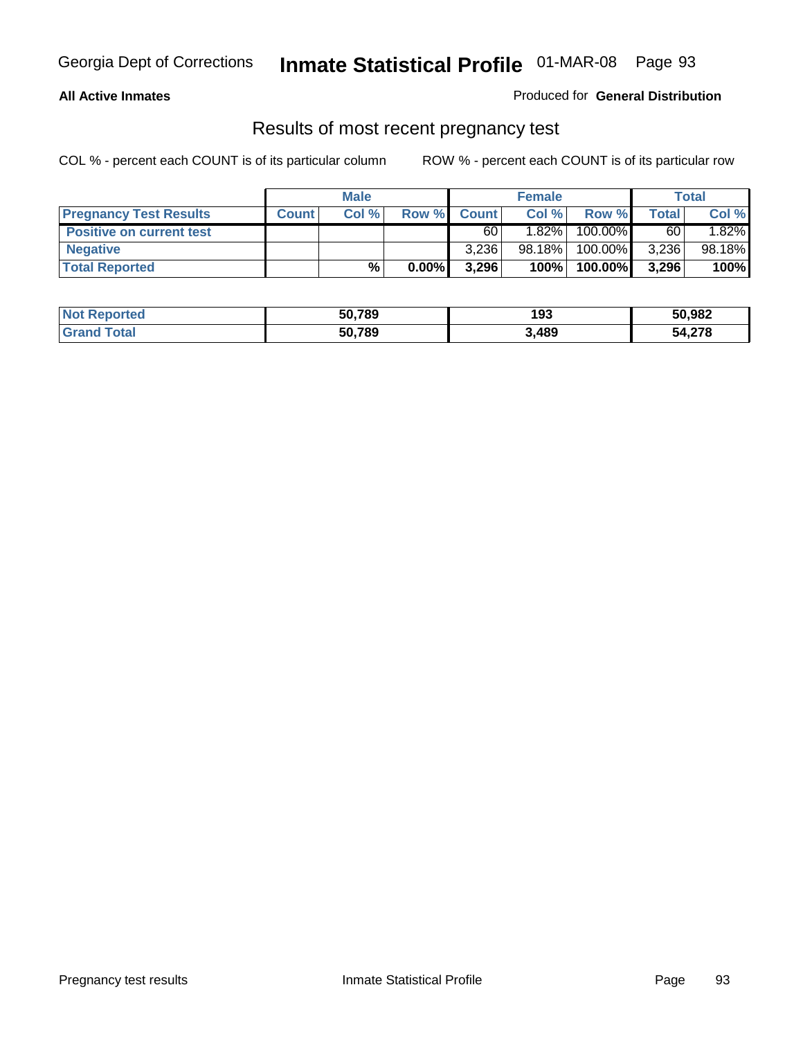Georgia Dept of Corrections **Inmate Statistical Profile** 01-MAR-08

**All Active Inmates**

Produced for **General Distribution**

## Results of most recent pregnancy test

COL % - percent each COUNT is of its particular column

ROW % - percent each COUNT is of its particular row

| | Male | | | Female | | | Total | |
|---|---|---|---|---|---|---|---|---|
| **Pregnancy Test Results** | **Count** | **Col %** | **Row %** | **Count** | **Col %** | **Row %** | **Total** | **Col %** |
| **Positive on current test** | | | | 60 | 1.82% | 100.00% | 60 | 1.82% |
| **Negative** | | | | 3,236 | 98.18% | 100.00% | 3,236 | 98.18% |
| **Total Reported** | | **%** | **0.00%** | **3,296** | **100%** | **100.00%** | **3,296** | **100%** |

| | Male | Female | Total |
|---|---|---|---|
| **Not Reported** | **50,789** | **193** | **50,982** |
| **Grand Total** | **50,789** | **3,489** | **54,278** |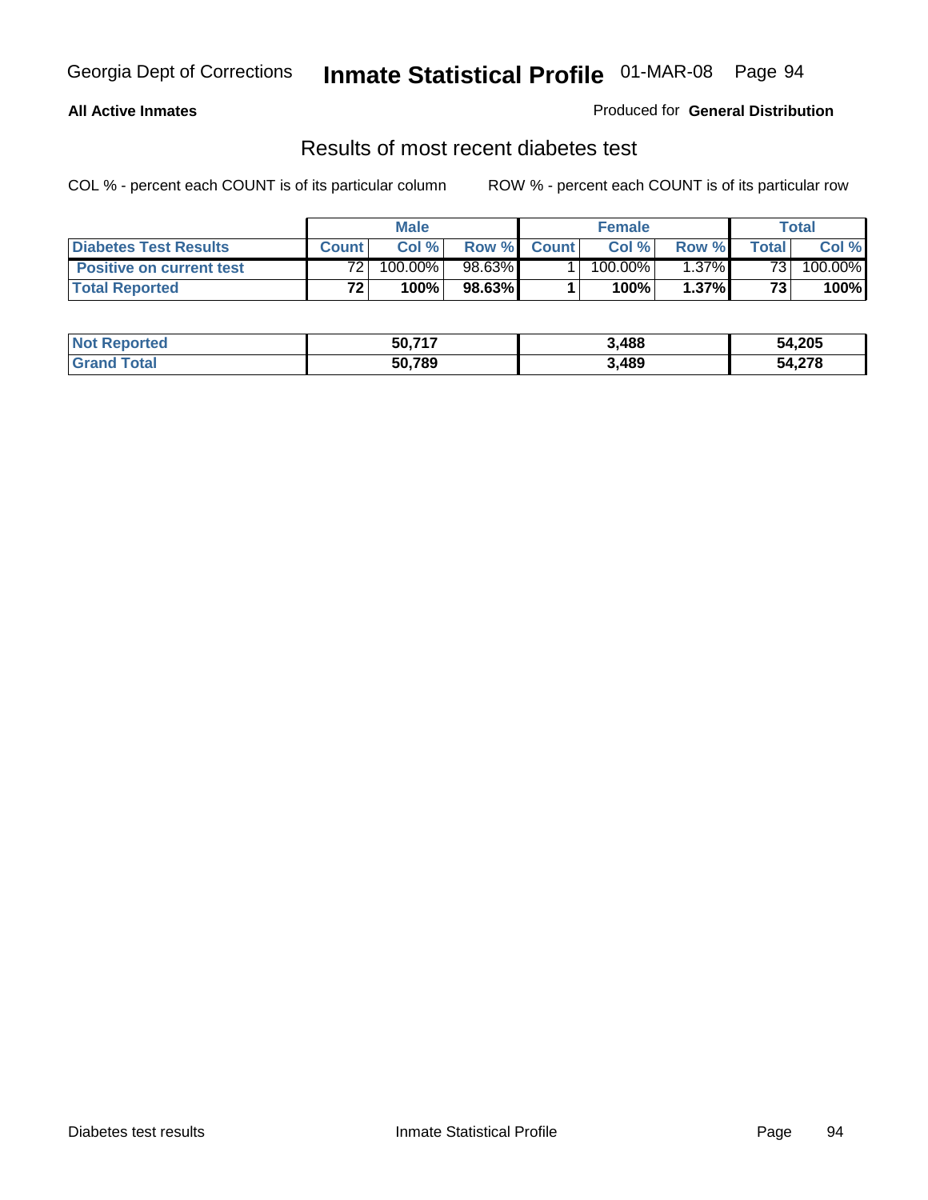Georgia Dept of Corrections **Inmate Statistical Profile** 01-MAR-08

**All Active Inmates**

Produced for **General Distribution**

## Results of most recent diabetes test

COL % - percent each COUNT is of its particular column

ROW % - percent each COUNT is of its particular row

| | Male | | | Female | | | Total | |
|---|---|---|---|---|---|---|---|---|
| **Diabetes Test Results** | **Count** | **Col %** | **Row %** | **Count** | **Col %** | **Row %** | **Total** | **Col %** |
| **Positive on current test** | 72 | 100.00% | 98.63% | 1 | 100.00% | 1.37% | 73 | 100.00% |
| **Total Reported** | **72** | **100%** | **98.63%** | **1** | **100%** | **1.37%** | **73** | **100%** |

| | Male | Female | Total |
|---|---|---|---|
| **Not Reported** | **50,717** | **3,488** | **54,205** |
| **Grand Total** | **50,789** | **3,489** | **54,278** |

Diabetes test results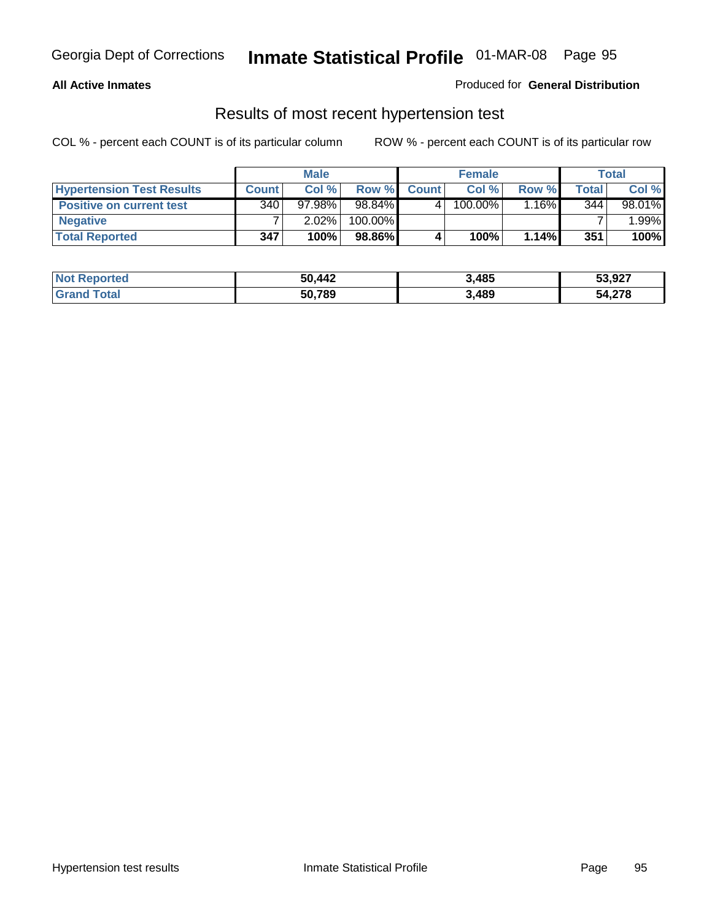Georgia Dept of Corrections **Inmate Statistical Profile** 01-MAR-08

**All Active Inmates**

Produced for **General Distribution**

## Results of most recent hypertension test

COL % - percent each COUNT is of its particular column

ROW % - percent each COUNT is of its particular row

| | Male | | | Female | | | Total | |
|---|---|---|---|---|---|---|---|---|
| **Hypertension Test Results** | **Count** | **Col %** | **Row %** | **Count** | **Col %** | **Row %** | **Total** | **Col %** |
| **Positive on current test** | 340 | 97.98% | 98.84% | 4 | 100.00% | 1.16% | 344 | 98.01% |
| **Negative** | 7 | 2.02% | 100.00% | | | | 7 | 1.99% |
| **Total Reported** | **347** | **100%** | **98.86%** | **4** | **100%** | **1.14%** | **351** | **100%** |

| | Male | Female | Total |
|---|---|---|---|
| **Not Reported** | **50,442** | **3,485** | **53,927** |
| **Grand Total** | **50,789** | **3,489** | **54,278** |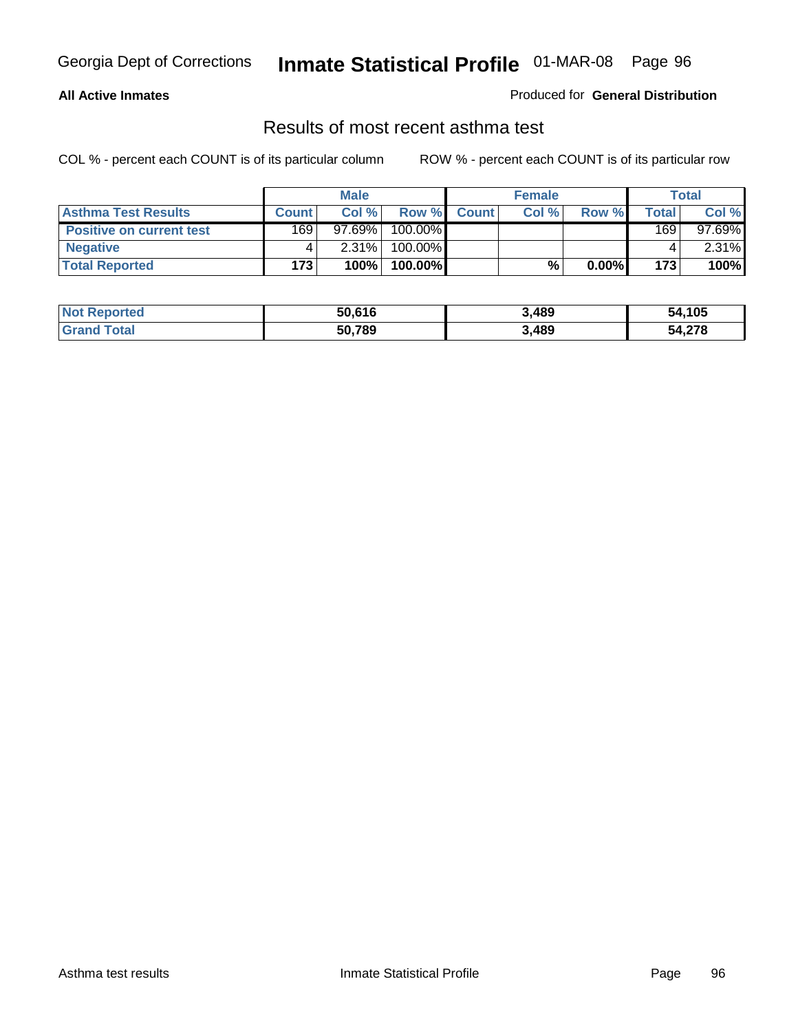Georgia Dept of Corrections **Inmate Statistical Profile** 01-MAR-08

**All Active Inmates**

Produced for **General Distribution**

## Results of most recent asthma test

COL % - percent each COUNT is of its particular column

ROW % - percent each COUNT is of its particular row

| | Male | | | Female | | | Total | |
|---|---|---|---|---|---|---|---|---|
| **Asthma Test Results** | **Count** | **Col %** | **Row %** | **Count** | **Col %** | **Row %** | **Total** | **Col %** |
| **Positive on current test** | 169 | 97.69% | 100.00% | | | | 169 | 97.69% |
| **Negative** | 4 | 2.31% | 100.00% | | | | 4 | 2.31% |
| **Total Reported** | **173** | **100%** | **100.00%** | | **%** | **0.00%** | **173** | **100%** |

| | Male | Female | Total |
|---|---|---|---|
| **Not Reported** | **50,616** | **3,489** | **54,105** |
| **Grand Total** | **50,789** | **3,489** | **54,278** |

Asthma test results